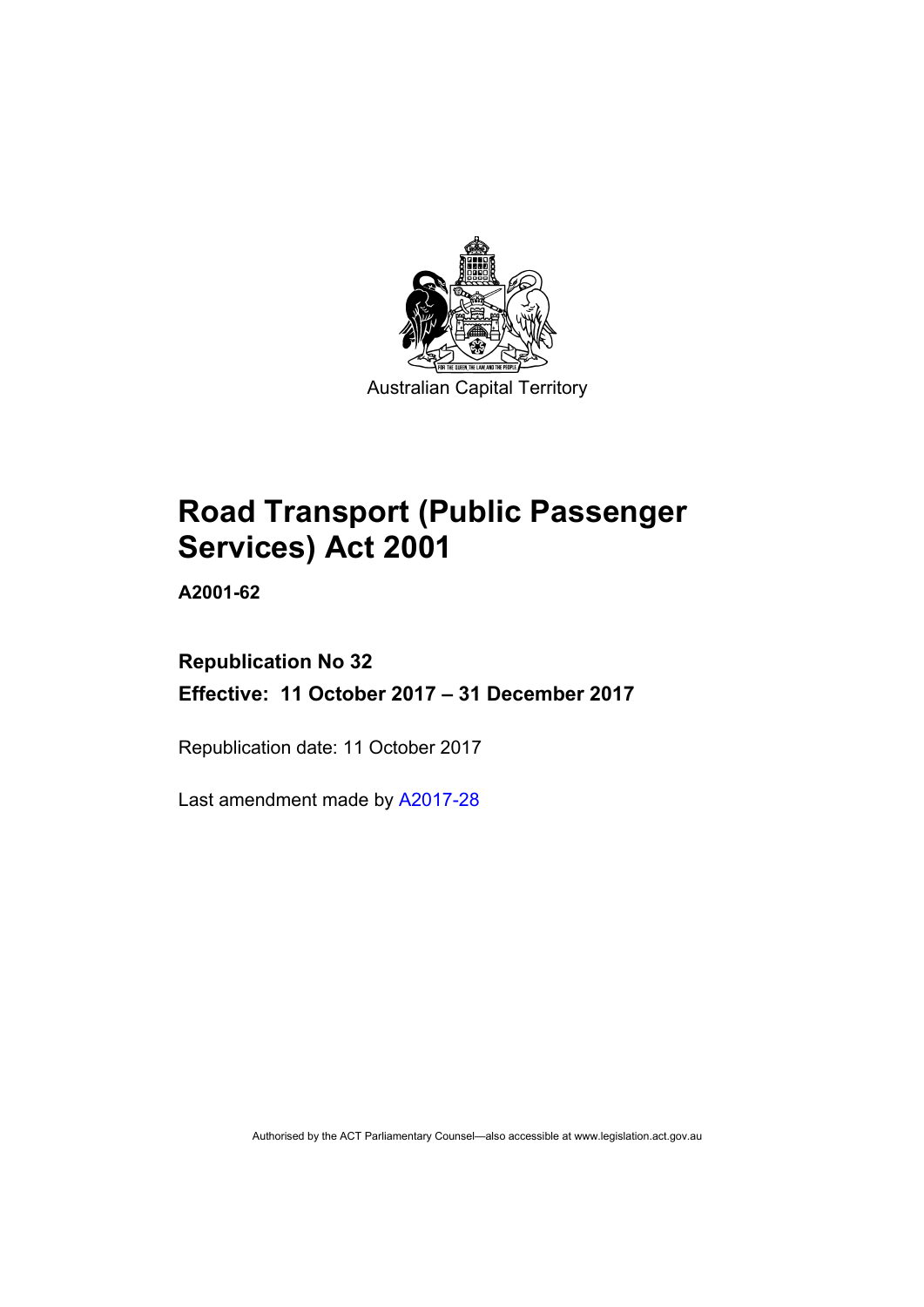Australian Capital Territory

# Road Transport (Public Passenger Services) Act 2001

**A2001-62**

**Republication No 32**

**Effective: 11 October 2017 – 31 December 2017**

Republication date: 11 October 2017

Last amendment made by A2017-28

Authorised by the ACT Parliamentary Counsel—also accessible at www.legislation.act.gov.au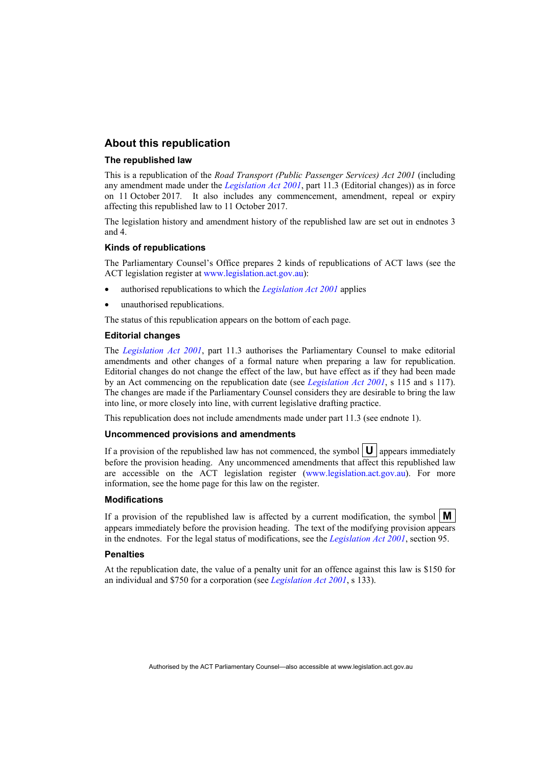## About this republication

### The republished law

This is a republication of the *Road Transport (Public Passenger Services) Act 2001* (including any amendment made under the *Legislation Act 2001*, part 11.3 (Editorial changes)) as in force on 11 October 2017*.* It also includes any commencement, amendment, repeal or expiry affecting this republished law to 11 October 2017.

The legislation history and amendment history of the republished law are set out in endnotes 3 and 4.

### Kinds of republications

The Parliamentary Counsel's Office prepares 2 kinds of republications of ACT laws (see the ACT legislation register at www.legislation.act.gov.au):

- authorised republications to which the *Legislation Act 2001* applies
- unauthorised republications.

The status of this republication appears on the bottom of each page.

### Editorial changes

The *Legislation Act 2001*, part 11.3 authorises the Parliamentary Counsel to make editorial amendments and other changes of a formal nature when preparing a law for republication. Editorial changes do not change the effect of the law, but have effect as if they had been made by an Act commencing on the republication date (see *Legislation Act 2001*, s 115 and s 117). The changes are made if the Parliamentary Counsel considers they are desirable to bring the law into line, or more closely into line, with current legislative drafting practice.

This republication does not include amendments made under part 11.3 (see endnote 1).

### Uncommenced provisions and amendments

If a provision of the republished law has not commenced, the symbol **U** appears immediately before the provision heading. Any uncommenced amendments that affect this republished law are accessible on the ACT legislation register (www.legislation.act.gov.au). For more information, see the home page for this law on the register.

### Modifications

If a provision of the republished law is affected by a current modification, the symbol **M** appears immediately before the provision heading. The text of the modifying provision appears in the endnotes. For the legal status of modifications, see the *Legislation Act 2001*, section 95.

### Penalties

At the republication date, the value of a penalty unit for an offence against this law is $150 for an individual and $750 for a corporation (see *Legislation Act 2001*, s 133).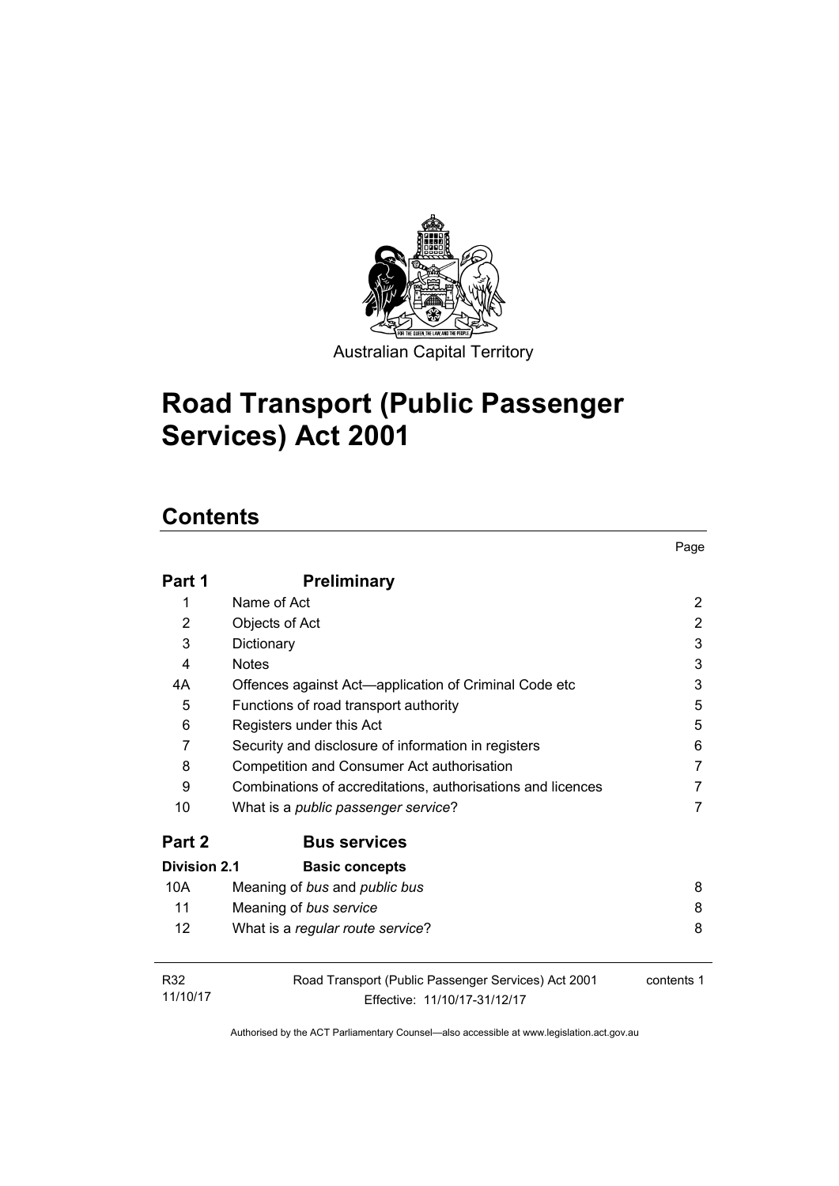Australian Capital Territory

# Road Transport (Public Passenger Services) Act 2001

## Contents

| | | Page |
|---|---|---|
| **Part 1** | **Preliminary** | |
| 1 | Name of Act | 2 |
| 2 | Objects of Act | 2 |
| 3 | Dictionary | 3 |
| 4 | Notes | 3 |
| 4A | Offences against Act—application of Criminal Code etc | 3 |
| 5 | Functions of road transport authority | 5 |
| 6 | Registers under this Act | 5 |
| 7 | Security and disclosure of information in registers | 6 |
| 8 | Competition and Consumer Act authorisation | 7 |
| 9 | Combinations of accreditations, authorisations and licences | 7 |
| 10 | What is a *public passenger service*? | 7 |
| **Part 2** | **Bus services** | |
| **Division 2.1** | **Basic concepts** | |
| 10A | Meaning of *bus* and *public bus* | 8 |
| 11 | Meaning of *bus service* | 8 |
| 12 | What is a *regular route service*? | 8 |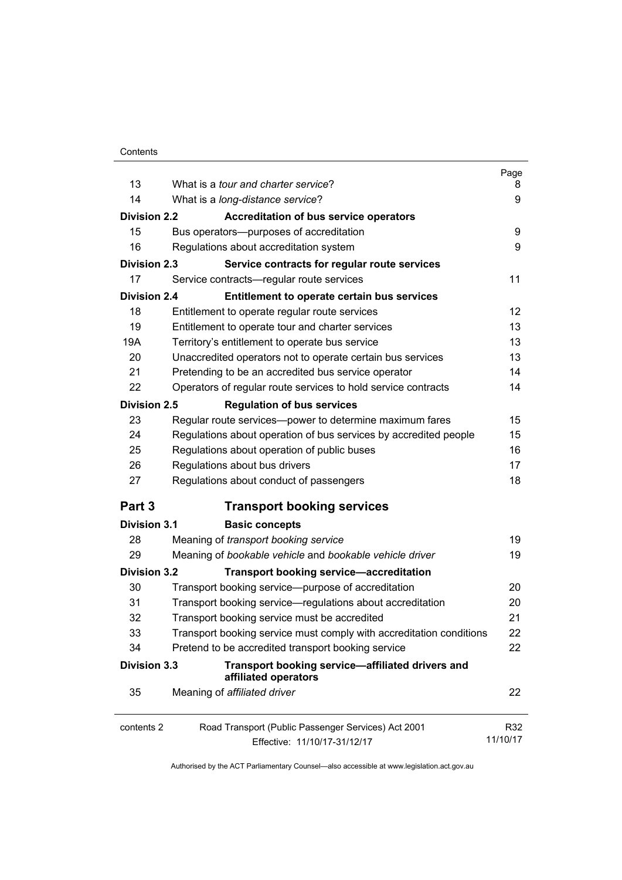| | | Page |
|---|---|---|
| 13 | What is a *tour and charter service*? | 8 |
| 14 | What is a *long-distance service*? | 9 |
| **Division 2.2** | **Accreditation of bus service operators** | |
| 15 | Bus operators—purposes of accreditation | 9 |
| 16 | Regulations about accreditation system | 9 |
| **Division 2.3** | **Service contracts for regular route services** | |
| 17 | Service contracts—regular route services | 11 |
| **Division 2.4** | **Entitlement to operate certain bus services** | |
| 18 | Entitlement to operate regular route services | 12 |
| 19 | Entitlement to operate tour and charter services | 13 |
| 19A | Territory's entitlement to operate bus service | 13 |
| 20 | Unaccredited operators not to operate certain bus services | 13 |
| 21 | Pretending to be an accredited bus service operator | 14 |
| 22 | Operators of regular route services to hold service contracts | 14 |
| **Division 2.5** | **Regulation of bus services** | |
| 23 | Regular route services—power to determine maximum fares | 15 |
| 24 | Regulations about operation of bus services by accredited people | 15 |
| 25 | Regulations about operation of public buses | 16 |
| 26 | Regulations about bus drivers | 17 |
| 27 | Regulations about conduct of passengers | 18 |

## Part 3 Transport booking services

| | | |
|---|---|---|
| **Division 3.1** | **Basic concepts** | |
| 28 | Meaning of *transport booking service* | 19 |
| 29 | Meaning of *bookable vehicle* and *bookable vehicle driver* | 19 |
| **Division 3.2** | **Transport booking service—accreditation** | |
| 30 | Transport booking service—purpose of accreditation | 20 |
| 31 | Transport booking service—regulations about accreditation | 20 |
| 32 | Transport booking service must be accredited | 21 |
| 33 | Transport booking service must comply with accreditation conditions | 22 |
| 34 | Pretend to be accredited transport booking service | 22 |
| **Division 3.3** | **Transport booking service—affiliated drivers and affiliated operators** | |
| 35 | Meaning of *affiliated driver* | 22 |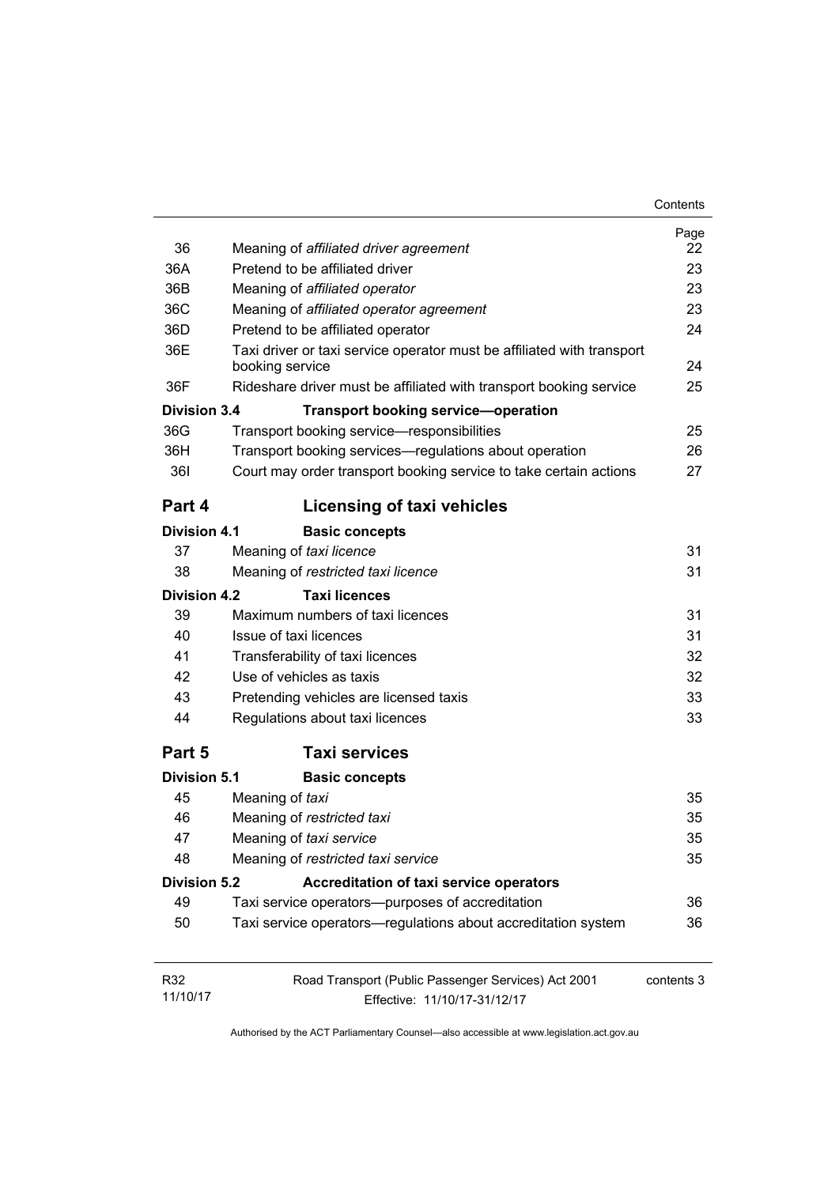| | | Page |
|---|---|---|
| 36 | Meaning of *affiliated driver agreement* | 22 |
| 36A | Pretend to be affiliated driver | 23 |
| 36B | Meaning of *affiliated operator* | 23 |
| 36C | Meaning of *affiliated operator agreement* | 23 |
| 36D | Pretend to be affiliated operator | 24 |
| 36E | Taxi driver or taxi service operator must be affiliated with transport booking service | 24 |
| 36F | Rideshare driver must be affiliated with transport booking service | 25 |
| **Division 3.4** | **Transport booking service—operation** | |
| 36G | Transport booking service—responsibilities | 25 |
| 36H | Transport booking services—regulations about operation | 26 |
| 36I | Court may order transport booking service to take certain actions | 27 |

## Part 4 Licensing of taxi vehicles

| | | |
|---|---|---|
| **Division 4.1** | **Basic concepts** | |
| 37 | Meaning of *taxi licence* | 31 |
| 38 | Meaning of *restricted taxi licence* | 31 |
| **Division 4.2** | **Taxi licences** | |
| 39 | Maximum numbers of taxi licences | 31 |
| 40 | Issue of taxi licences | 31 |
| 41 | Transferability of taxi licences | 32 |
| 42 | Use of vehicles as taxis | 32 |
| 43 | Pretending vehicles are licensed taxis | 33 |
| 44 | Regulations about taxi licences | 33 |

## Part 5 Taxi services

| | | |
|---|---|---|
| **Division 5.1** | **Basic concepts** | |
| 45 | Meaning of *taxi* | 35 |
| 46 | Meaning of *restricted taxi* | 35 |
| 47 | Meaning of *taxi service* | 35 |
| 48 | Meaning of *restricted taxi service* | 35 |
| **Division 5.2** | **Accreditation of taxi service operators** | |
| 49 | Taxi service operators—purposes of accreditation | 36 |
| 50 | Taxi service operators—regulations about accreditation system | 36 |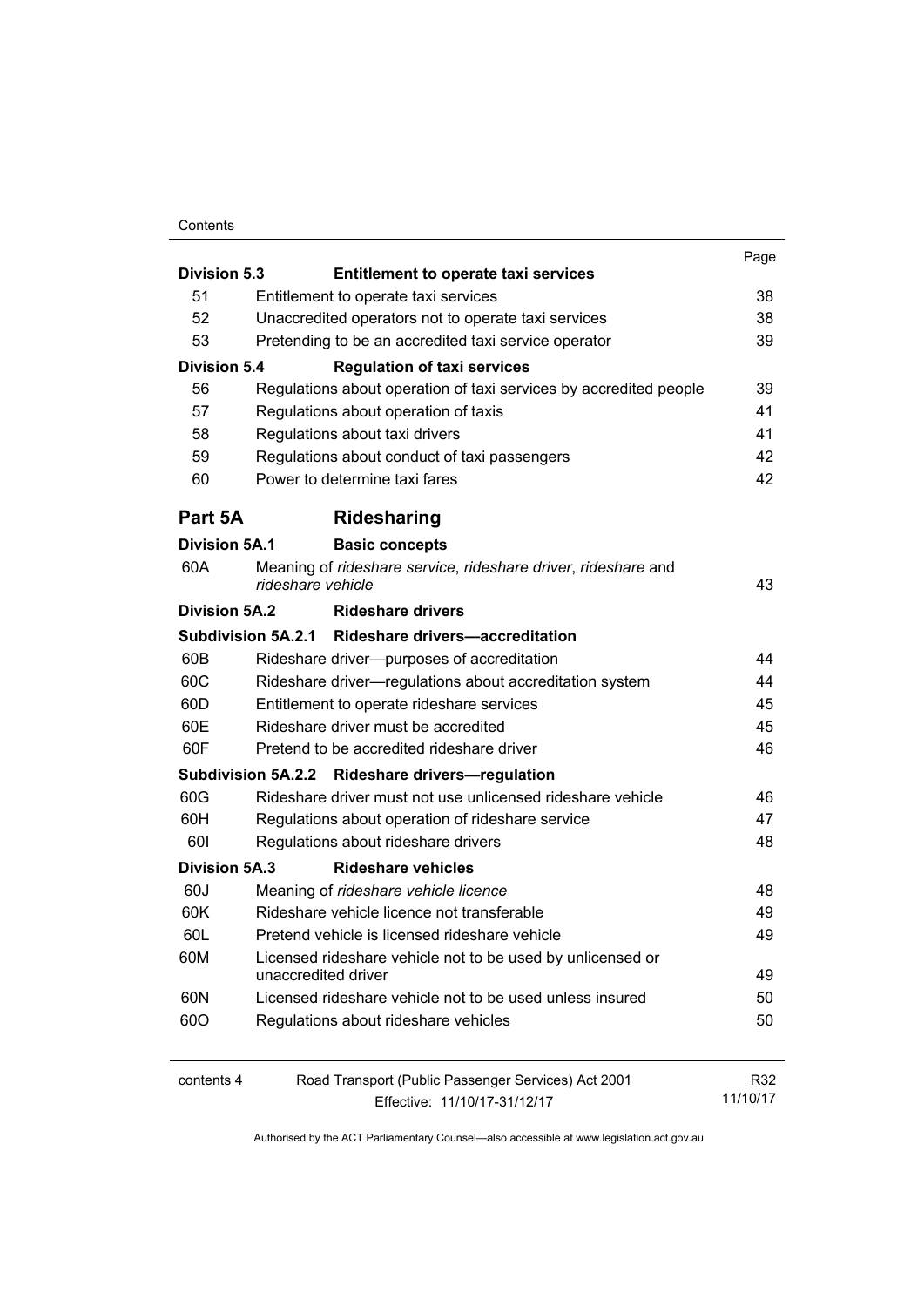| | | Page |
|---|---|---|
| **Division 5.3** | **Entitlement to operate taxi services** | |
| 51 | Entitlement to operate taxi services | 38 |
| 52 | Unaccredited operators not to operate taxi services | 38 |
| 53 | Pretending to be an accredited taxi service operator | 39 |
| **Division 5.4** | **Regulation of taxi services** | |
| 56 | Regulations about operation of taxi services by accredited people | 39 |
| 57 | Regulations about operation of taxis | 41 |
| 58 | Regulations about taxi drivers | 41 |
| 59 | Regulations about conduct of taxi passengers | 42 |
| 60 | Power to determine taxi fares | 42 |
| **Part 5A** | **Ridesharing** | |
| **Division 5A.1** | **Basic concepts** | |
| 60A | Meaning of *rideshare service*, *rideshare driver*, *rideshare* and *rideshare vehicle* | 43 |
| **Division 5A.2** | **Rideshare drivers** | |
| **Subdivision 5A.2.1** | **Rideshare drivers—accreditation** | |
| 60B | Rideshare driver—purposes of accreditation | 44 |
| 60C | Rideshare driver—regulations about accreditation system | 44 |
| 60D | Entitlement to operate rideshare services | 45 |
| 60E | Rideshare driver must be accredited | 45 |
| 60F | Pretend to be accredited rideshare driver | 46 |
| **Subdivision 5A.2.2** | **Rideshare drivers—regulation** | |
| 60G | Rideshare driver must not use unlicensed rideshare vehicle | 46 |
| 60H | Regulations about operation of rideshare service | 47 |
| 60I | Regulations about rideshare drivers | 48 |
| **Division 5A.3** | **Rideshare vehicles** | |
| 60J | Meaning of *rideshare vehicle licence* | 48 |
| 60K | Rideshare vehicle licence not transferable | 49 |
| 60L | Pretend vehicle is licensed rideshare vehicle | 49 |
| 60M | Licensed rideshare vehicle not to be used by unlicensed or unaccredited driver | 49 |
| 60N | Licensed rideshare vehicle not to be used unless insured | 50 |
| 60O | Regulations about rideshare vehicles | 50 |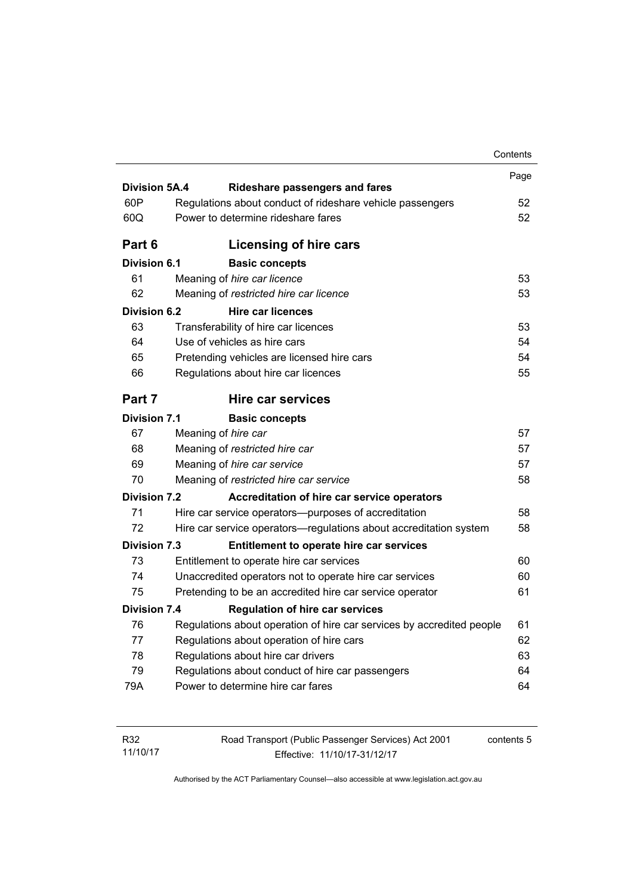| | | Page |
|---|---|---|
| **Division 5A.4** | **Rideshare passengers and fares** | |
| 60P | Regulations about conduct of rideshare vehicle passengers | 52 |
| 60Q | Power to determine rideshare fares | 52 |
| **Part 6** | **Licensing of hire cars** | |
| **Division 6.1** | **Basic concepts** | |
| 61 | Meaning of *hire car licence* | 53 |
| 62 | Meaning of *restricted hire car licence* | 53 |
| **Division 6.2** | **Hire car licences** | |
| 63 | Transferability of hire car licences | 53 |
| 64 | Use of vehicles as hire cars | 54 |
| 65 | Pretending vehicles are licensed hire cars | 54 |
| 66 | Regulations about hire car licences | 55 |
| **Part 7** | **Hire car services** | |
| **Division 7.1** | **Basic concepts** | |
| 67 | Meaning of *hire car* | 57 |
| 68 | Meaning of *restricted hire car* | 57 |
| 69 | Meaning of *hire car service* | 57 |
| 70 | Meaning of *restricted hire car service* | 58 |
| **Division 7.2** | **Accreditation of hire car service operators** | |
| 71 | Hire car service operators—purposes of accreditation | 58 |
| 72 | Hire car service operators—regulations about accreditation system | 58 |
| **Division 7.3** | **Entitlement to operate hire car services** | |
| 73 | Entitlement to operate hire car services | 60 |
| 74 | Unaccredited operators not to operate hire car services | 60 |
| 75 | Pretending to be an accredited hire car service operator | 61 |
| **Division 7.4** | **Regulation of hire car services** | |
| 76 | Regulations about operation of hire car services by accredited people | 61 |
| 77 | Regulations about operation of hire cars | 62 |
| 78 | Regulations about hire car drivers | 63 |
| 79 | Regulations about conduct of hire car passengers | 64 |
| 79A | Power to determine hire car fares | 64 |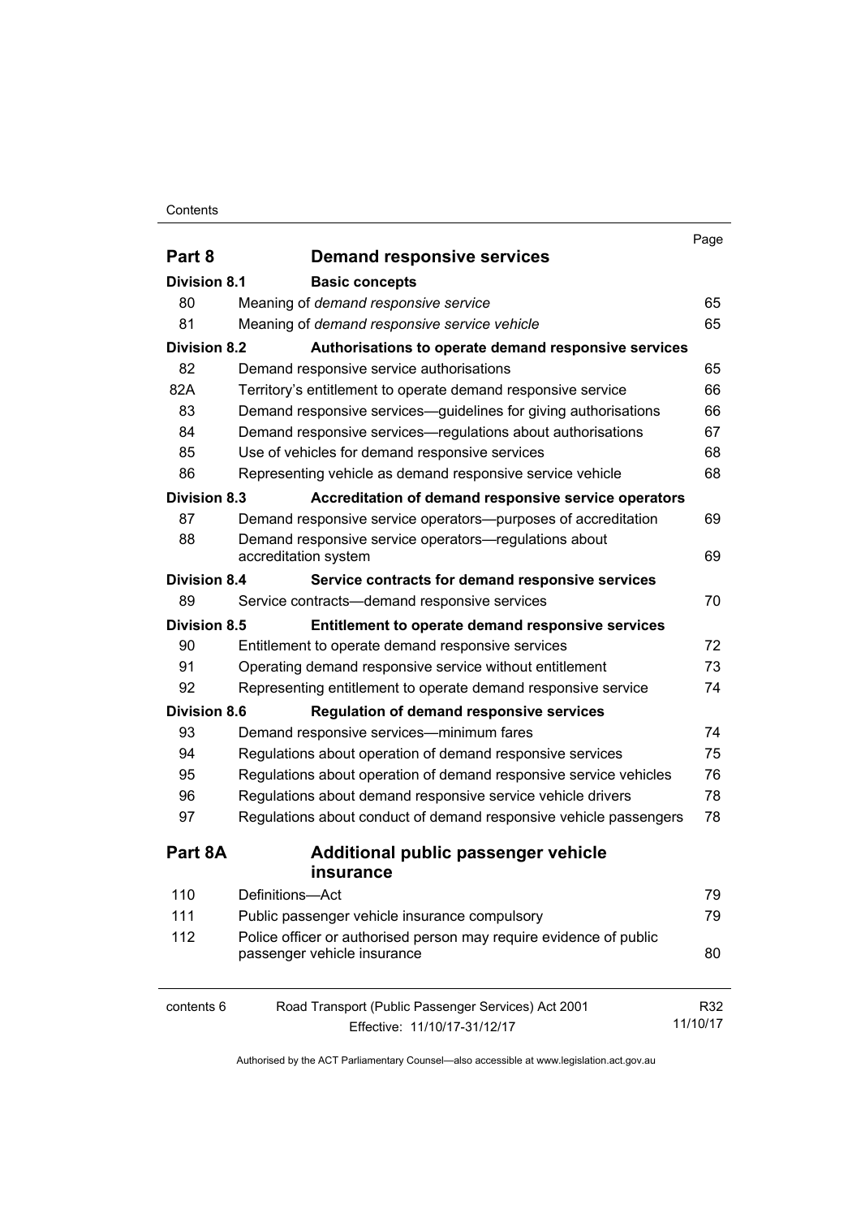| | | Page |
|---|---|---|
| **Part 8** | **Demand responsive services** | |
| **Division 8.1** | **Basic concepts** | |
| 80 | Meaning of *demand responsive service* | 65 |
| 81 | Meaning of *demand responsive service vehicle* | 65 |
| **Division 8.2** | **Authorisations to operate demand responsive services** | |
| 82 | Demand responsive service authorisations | 65 |
| 82A | Territory's entitlement to operate demand responsive service | 66 |
| 83 | Demand responsive services—guidelines for giving authorisations | 66 |
| 84 | Demand responsive services—regulations about authorisations | 67 |
| 85 | Use of vehicles for demand responsive services | 68 |
| 86 | Representing vehicle as demand responsive service vehicle | 68 |
| **Division 8.3** | **Accreditation of demand responsive service operators** | |
| 87 | Demand responsive service operators—purposes of accreditation | 69 |
| 88 | Demand responsive service operators—regulations about accreditation system | 69 |
| **Division 8.4** | **Service contracts for demand responsive services** | |
| 89 | Service contracts—demand responsive services | 70 |
| **Division 8.5** | **Entitlement to operate demand responsive services** | |
| 90 | Entitlement to operate demand responsive services | 72 |
| 91 | Operating demand responsive service without entitlement | 73 |
| 92 | Representing entitlement to operate demand responsive service | 74 |
| **Division 8.6** | **Regulation of demand responsive services** | |
| 93 | Demand responsive services—minimum fares | 74 |
| 94 | Regulations about operation of demand responsive services | 75 |
| 95 | Regulations about operation of demand responsive service vehicles | 76 |
| 96 | Regulations about demand responsive service vehicle drivers | 78 |
| 97 | Regulations about conduct of demand responsive vehicle passengers | 78 |
| **Part 8A** | **Additional public passenger vehicle insurance** | |
| 110 | Definitions—Act | 79 |
| 111 | Public passenger vehicle insurance compulsory | 79 |
| 112 | Police officer or authorised person may require evidence of public passenger vehicle insurance | 80 |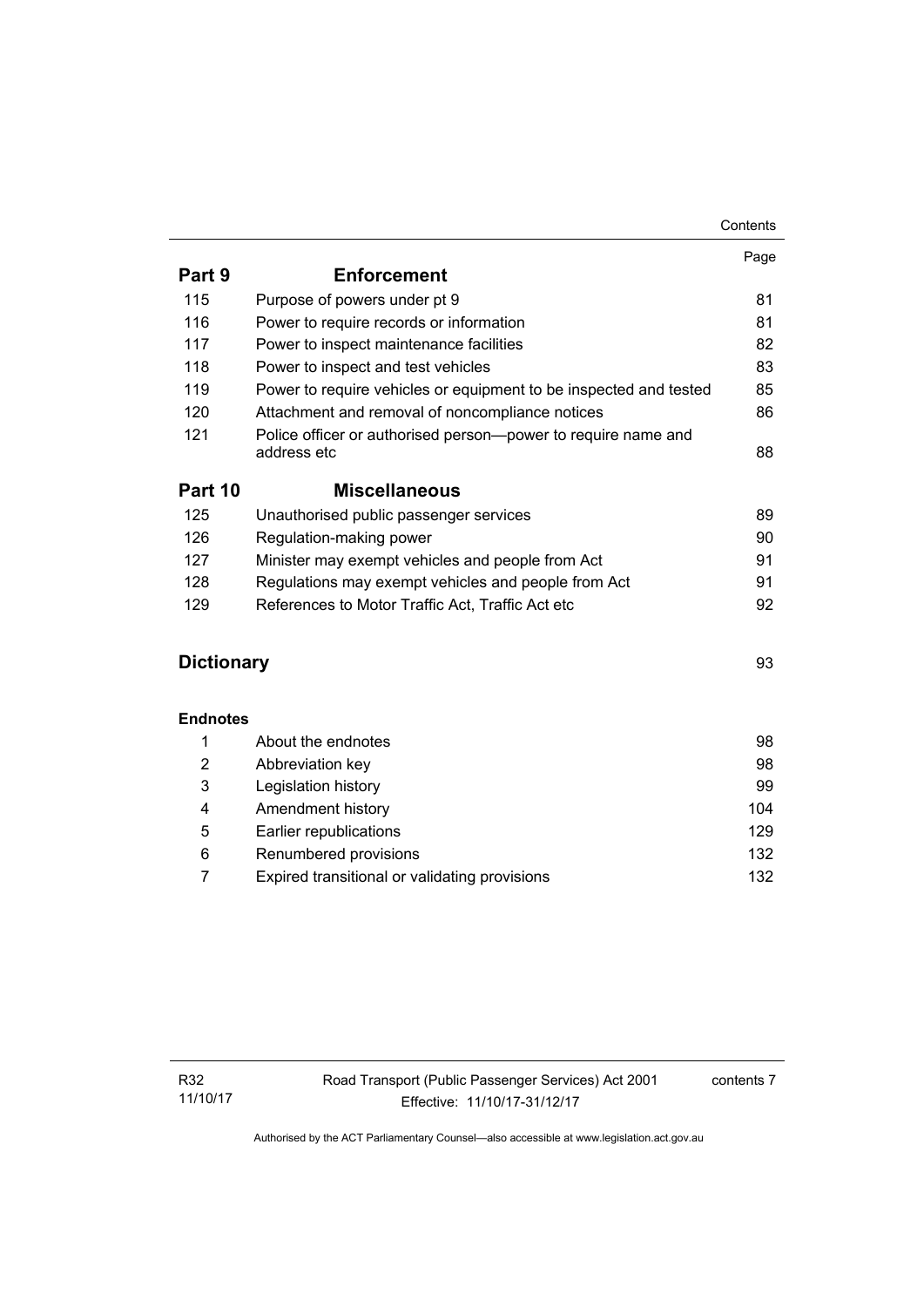| | | Page |
|---|---|---|
| **Part 9** | **Enforcement** | |
| 115 | Purpose of powers under pt 9 | 81 |
| 116 | Power to require records or information | 81 |
| 117 | Power to inspect maintenance facilities | 82 |
| 118 | Power to inspect and test vehicles | 83 |
| 119 | Power to require vehicles or equipment to be inspected and tested | 85 |
| 120 | Attachment and removal of noncompliance notices | 86 |
| 121 | Police officer or authorised person—power to require name and address etc | 88 |
| **Part 10** | **Miscellaneous** | |
| 125 | Unauthorised public passenger services | 89 |
| 126 | Regulation-making power | 90 |
| 127 | Minister may exempt vehicles and people from Act | 91 |
| 128 | Regulations may exempt vehicles and people from Act | 91 |
| 129 | References to Motor Traffic Act, Traffic Act etc | 92 |
| **Dictionary** | | 93 |
| **Endnotes** | | |
| 1 | About the endnotes | 98 |
| 2 | Abbreviation key | 98 |
| 3 | Legislation history | 99 |
| 4 | Amendment history | 104 |
| 5 | Earlier republications | 129 |
| 6 | Renumbered provisions | 132 |
| 7 | Expired transitional or validating provisions | 132 |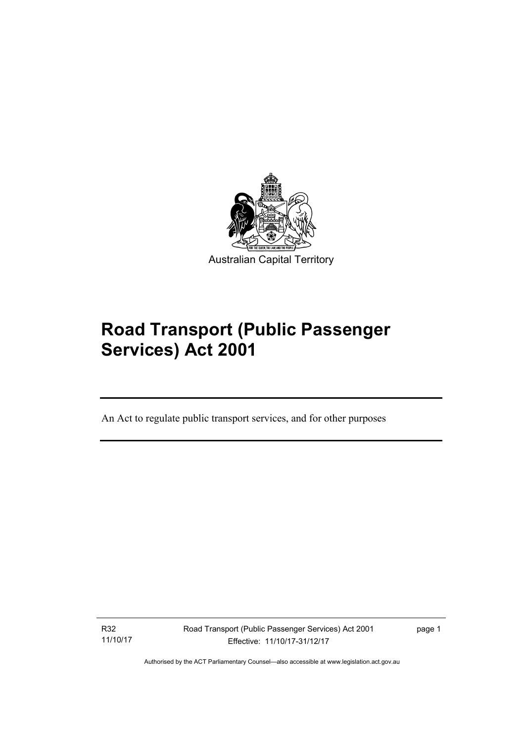Australian Capital Territory

# Road Transport (Public Passenger Services) Act 2001

An Act to regulate public transport services, and for other purposes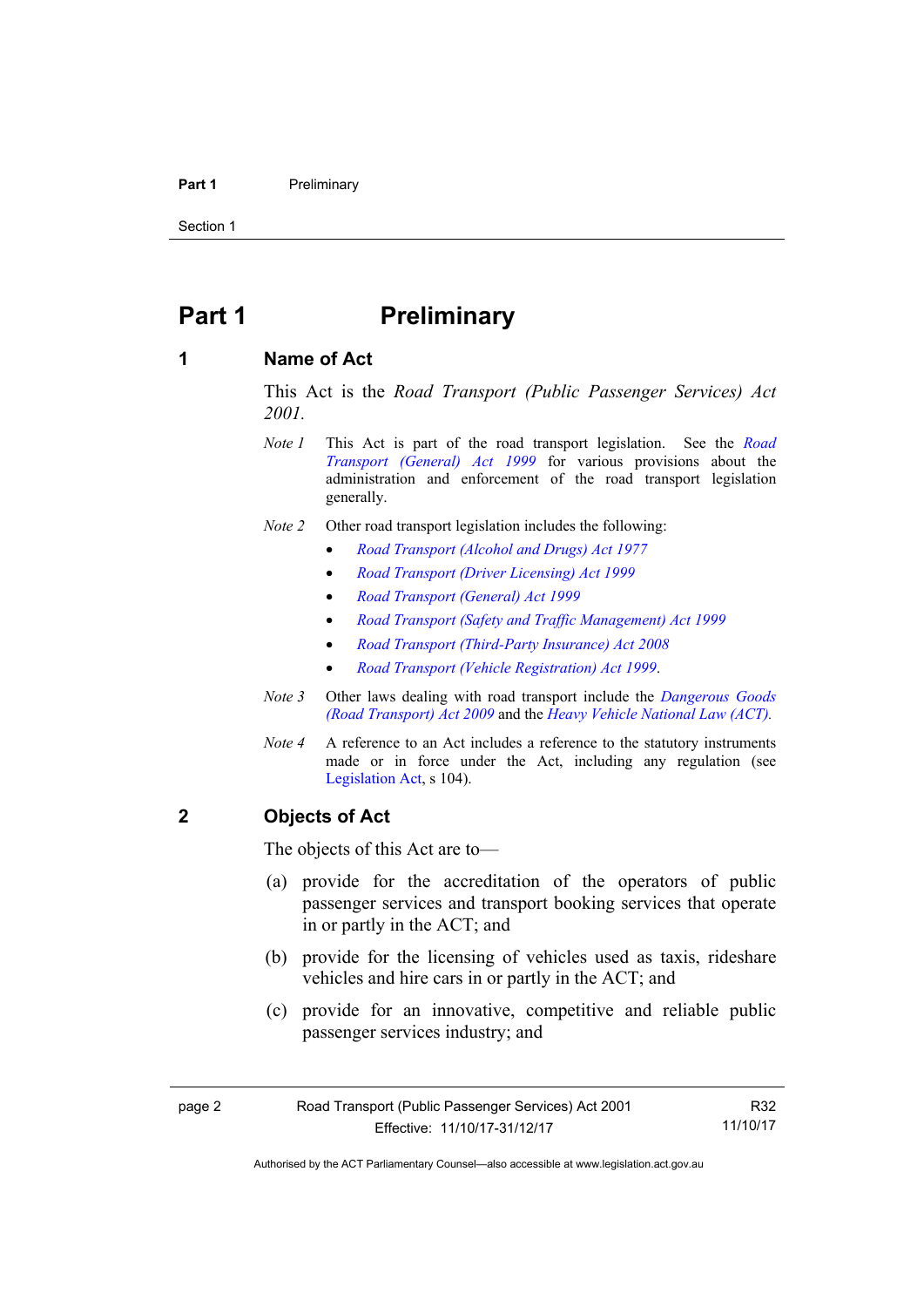# Part 1 Preliminary

## 1 Name of Act

This Act is the *Road Transport (Public Passenger Services) Act 2001*.

*Note 1* This Act is part of the road transport legislation. See the *Road Transport (General) Act 1999* for various provisions about the administration and enforcement of the road transport legislation generally.

*Note 2* Other road transport legislation includes the following:

- *Road Transport (Alcohol and Drugs) Act 1977*
- *Road Transport (Driver Licensing) Act 1999*
- *Road Transport (General) Act 1999*
- *Road Transport (Safety and Traffic Management) Act 1999*
- *Road Transport (Third-Party Insurance) Act 2008*
- *Road Transport (Vehicle Registration) Act 1999*.

*Note 3* Other laws dealing with road transport include the *Dangerous Goods (Road Transport) Act 2009* and the *Heavy Vehicle National Law (ACT).*

*Note 4* A reference to an Act includes a reference to the statutory instruments made or in force under the Act, including any regulation (see Legislation Act, s 104).

## 2 Objects of Act

The objects of this Act are to—

(a) provide for the accreditation of the operators of public passenger services and transport booking services that operate in or partly in the ACT; and

(b) provide for the licensing of vehicles used as taxis, rideshare vehicles and hire cars in or partly in the ACT; and

(c) provide for an innovative, competitive and reliable public passenger services industry; and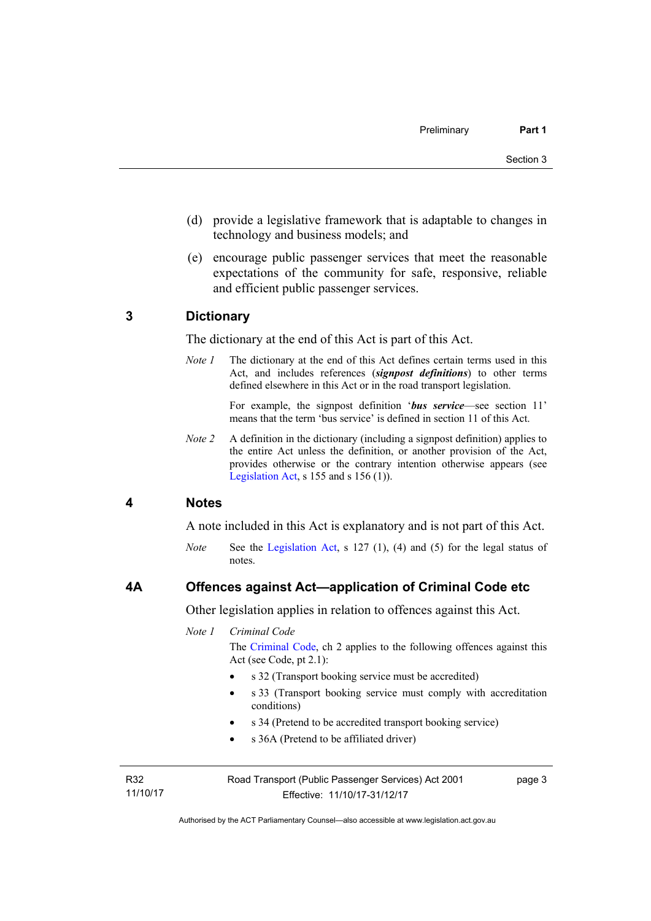(d) provide a legislative framework that is adaptable to changes in technology and business models; and

(e) encourage public passenger services that meet the reasonable expectations of the community for safe, responsive, reliable and efficient public passenger services.

## 3 Dictionary

The dictionary at the end of this Act is part of this Act.

*Note 1* The dictionary at the end of this Act defines certain terms used in this Act, and includes references (***signpost definitions***) to other terms defined elsewhere in this Act or in the road transport legislation.

For example, the signpost definition '***bus service***—see section 11' means that the term 'bus service' is defined in section 11 of this Act.

*Note 2* A definition in the dictionary (including a signpost definition) applies to the entire Act unless the definition, or another provision of the Act, provides otherwise or the contrary intention otherwise appears (see Legislation Act, s 155 and s 156 (1)).

## 4 Notes

A note included in this Act is explanatory and is not part of this Act.

*Note* See the Legislation Act, s 127 (1), (4) and (5) for the legal status of notes.

## 4A Offences against Act—application of Criminal Code etc

Other legislation applies in relation to offences against this Act.

*Note 1* *Criminal Code*

The Criminal Code, ch 2 applies to the following offences against this Act (see Code, pt 2.1):

- s 32 (Transport booking service must be accredited)
- s 33 (Transport booking service must comply with accreditation conditions)
- s 34 (Pretend to be accredited transport booking service)
- s 36A (Pretend to be affiliated driver)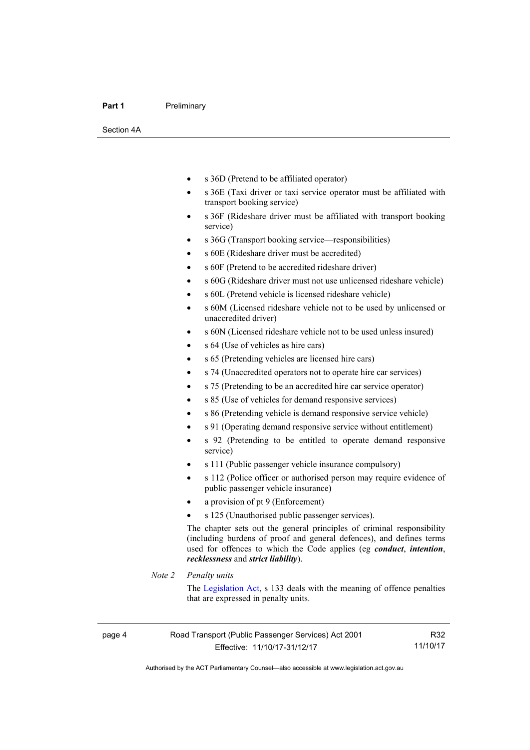- s 36D (Pretend to be affiliated operator)
- s 36E (Taxi driver or taxi service operator must be affiliated with transport booking service)
- s 36F (Rideshare driver must be affiliated with transport booking service)
- s 36G (Transport booking service—responsibilities)
- s 60E (Rideshare driver must be accredited)
- s 60F (Pretend to be accredited rideshare driver)
- s 60G (Rideshare driver must not use unlicensed rideshare vehicle)
- s 60L (Pretend vehicle is licensed rideshare vehicle)
- s 60M (Licensed rideshare vehicle not to be used by unlicensed or unaccredited driver)
- s 60N (Licensed rideshare vehicle not to be used unless insured)
- s 64 (Use of vehicles as hire cars)
- s 65 (Pretending vehicles are licensed hire cars)
- s 74 (Unaccredited operators not to operate hire car services)
- s 75 (Pretending to be an accredited hire car service operator)
- s 85 (Use of vehicles for demand responsive services)
- s 86 (Pretending vehicle is demand responsive service vehicle)
- s 91 (Operating demand responsive service without entitlement)
- s 92 (Pretending to be entitled to operate demand responsive service)
- s 111 (Public passenger vehicle insurance compulsory)
- s 112 (Police officer or authorised person may require evidence of public passenger vehicle insurance)
- a provision of pt 9 (Enforcement)
- s 125 (Unauthorised public passenger services).

The chapter sets out the general principles of criminal responsibility (including burdens of proof and general defences), and defines terms used for offences to which the Code applies (eg ***conduct***, ***intention***, ***recklessness*** and ***strict liability***).

*Note 2* *Penalty units*

The Legislation Act, s 133 deals with the meaning of offence penalties that are expressed in penalty units.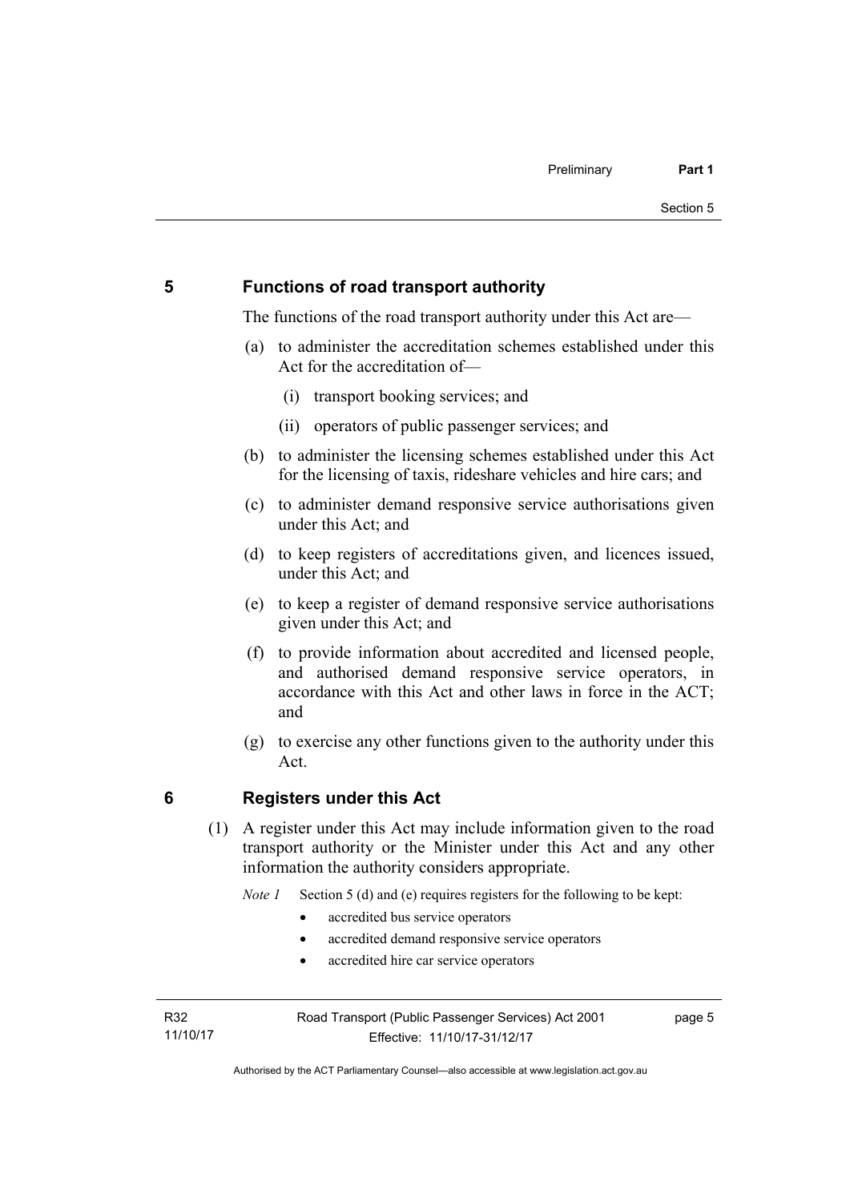## 5 Functions of road transport authority

The functions of the road transport authority under this Act are—

(a) to administer the accreditation schemes established under this Act for the accreditation of—

  (i) transport booking services; and

  (ii) operators of public passenger services; and

(b) to administer the licensing schemes established under this Act for the licensing of taxis, rideshare vehicles and hire cars; and

(c) to administer demand responsive service authorisations given under this Act; and

(d) to keep registers of accreditations given, and licences issued, under this Act; and

(e) to keep a register of demand responsive service authorisations given under this Act; and

(f) to provide information about accredited and licensed people, and authorised demand responsive service operators, in accordance with this Act and other laws in force in the ACT; and

(g) to exercise any other functions given to the authority under this Act.

## 6 Registers under this Act

(1) A register under this Act may include information given to the road transport authority or the Minister under this Act and any other information the authority considers appropriate.

*Note 1* Section 5 (d) and (e) requires registers for the following to be kept:

- accredited bus service operators
- accredited demand responsive service operators
- accredited hire car service operators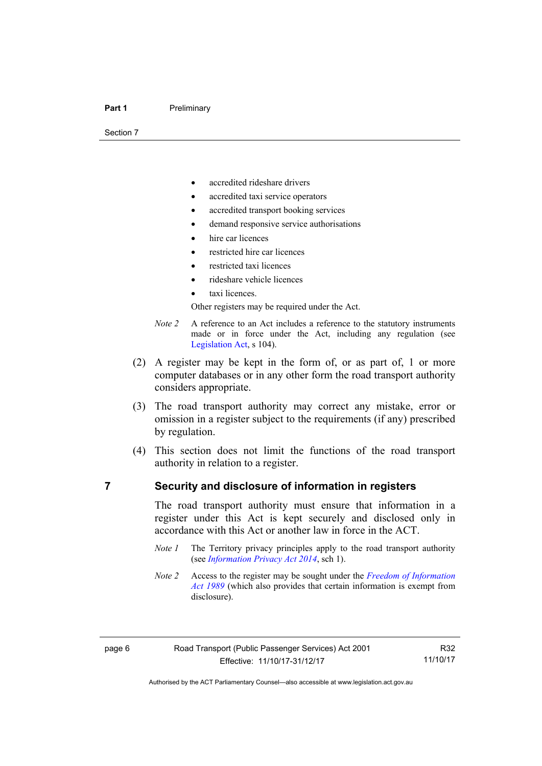- accredited rideshare drivers
- accredited taxi service operators
- accredited transport booking services
- demand responsive service authorisations
- hire car licences
- restricted hire car licences
- restricted taxi licences
- rideshare vehicle licences
- taxi licences.

Other registers may be required under the Act.

*Note 2* A reference to an Act includes a reference to the statutory instruments made or in force under the Act, including any regulation (see Legislation Act, s 104).

(2) A register may be kept in the form of, or as part of, 1 or more computer databases or in any other form the road transport authority considers appropriate.

(3) The road transport authority may correct any mistake, error or omission in a register subject to the requirements (if any) prescribed by regulation.

(4) This section does not limit the functions of the road transport authority in relation to a register.

## 7 Security and disclosure of information in registers

The road transport authority must ensure that information in a register under this Act is kept securely and disclosed only in accordance with this Act or another law in force in the ACT.

*Note 1* The Territory privacy principles apply to the road transport authority (see *Information Privacy Act 2014*, sch 1).

*Note 2* Access to the register may be sought under the *Freedom of Information Act 1989* (which also provides that certain information is exempt from disclosure).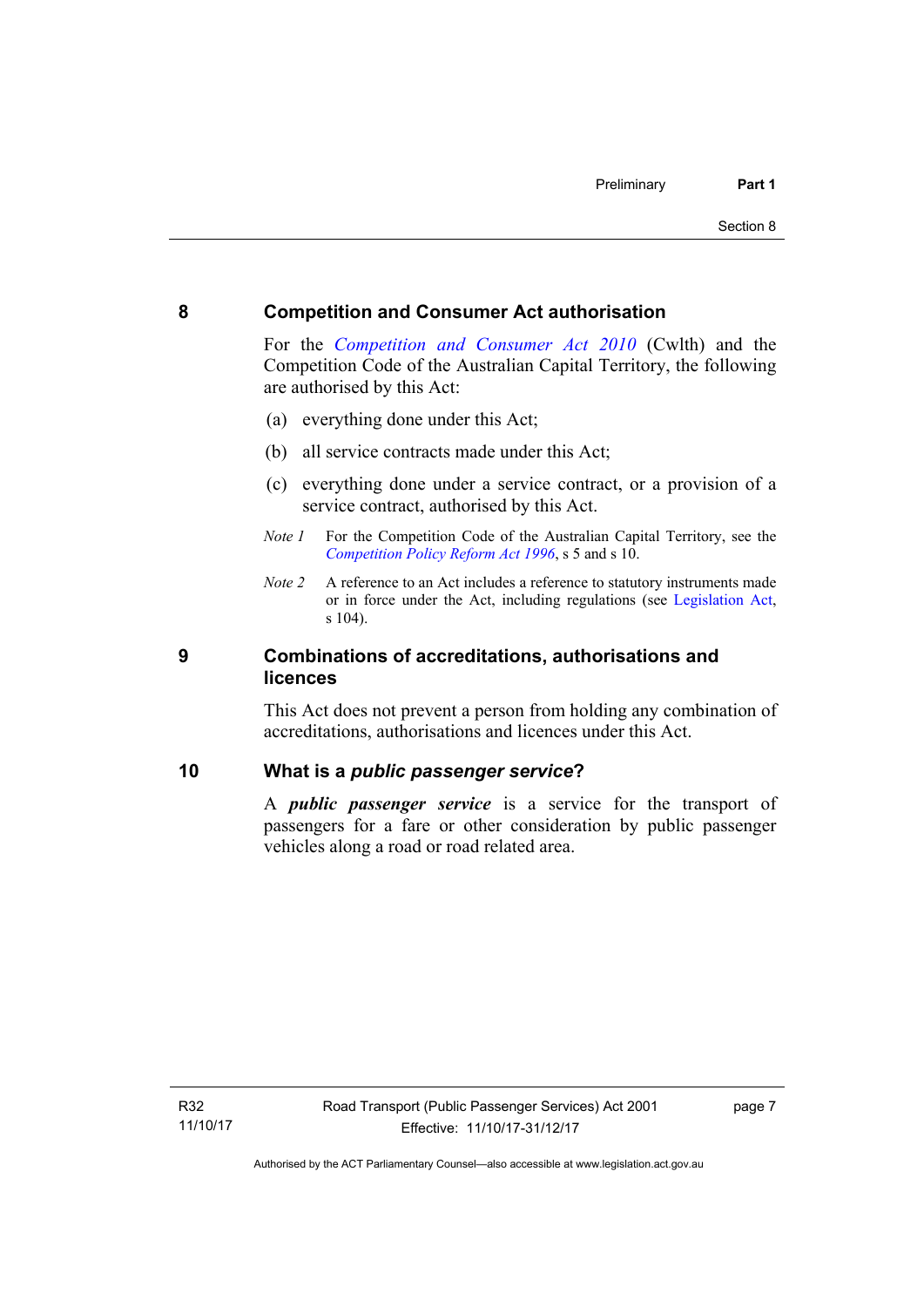## 8 Competition and Consumer Act authorisation

For the *Competition and Consumer Act 2010* (Cwlth) and the Competition Code of the Australian Capital Territory, the following are authorised by this Act:

(a) everything done under this Act;

(b) all service contracts made under this Act;

(c) everything done under a service contract, or a provision of a service contract, authorised by this Act.

*Note 1* For the Competition Code of the Australian Capital Territory, see the *Competition Policy Reform Act 1996*, s 5 and s 10.

*Note 2* A reference to an Act includes a reference to statutory instruments made or in force under the Act, including regulations (see Legislation Act, s 104).

## 9 Combinations of accreditations, authorisations and licences

This Act does not prevent a person from holding any combination of accreditations, authorisations and licences under this Act.

## 10 What is a *public passenger service*?

A ***public passenger service*** is a service for the transport of passengers for a fare or other consideration by public passenger vehicles along a road or road related area.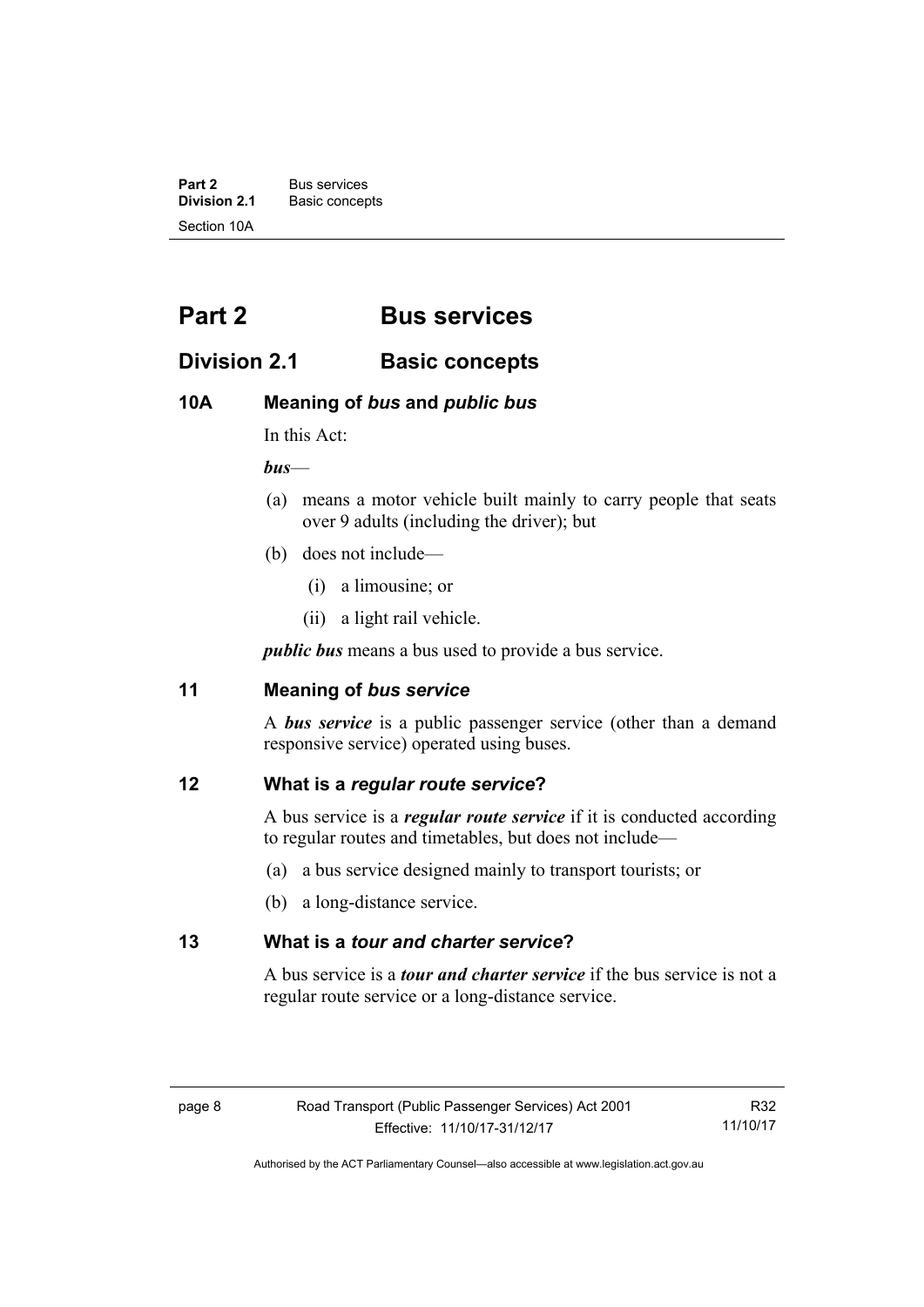# Part 2 Bus services

## Division 2.1 Basic concepts

### 10A Meaning of *bus* and *public bus*

In this Act:

***bus***—

(a) means a motor vehicle built mainly to carry people that seats over 9 adults (including the driver); but

(b) does not include—

(i) a limousine; or

(ii) a light rail vehicle.

***public bus*** means a bus used to provide a bus service.

### 11 Meaning of *bus service*

A ***bus service*** is a public passenger service (other than a demand responsive service) operated using buses.

### 12 What is a *regular route service*?

A bus service is a ***regular route service*** if it is conducted according to regular routes and timetables, but does not include—

(a) a bus service designed mainly to transport tourists; or

(b) a long-distance service.

### 13 What is a *tour and charter service*?

A bus service is a ***tour and charter service*** if the bus service is not a regular route service or a long-distance service.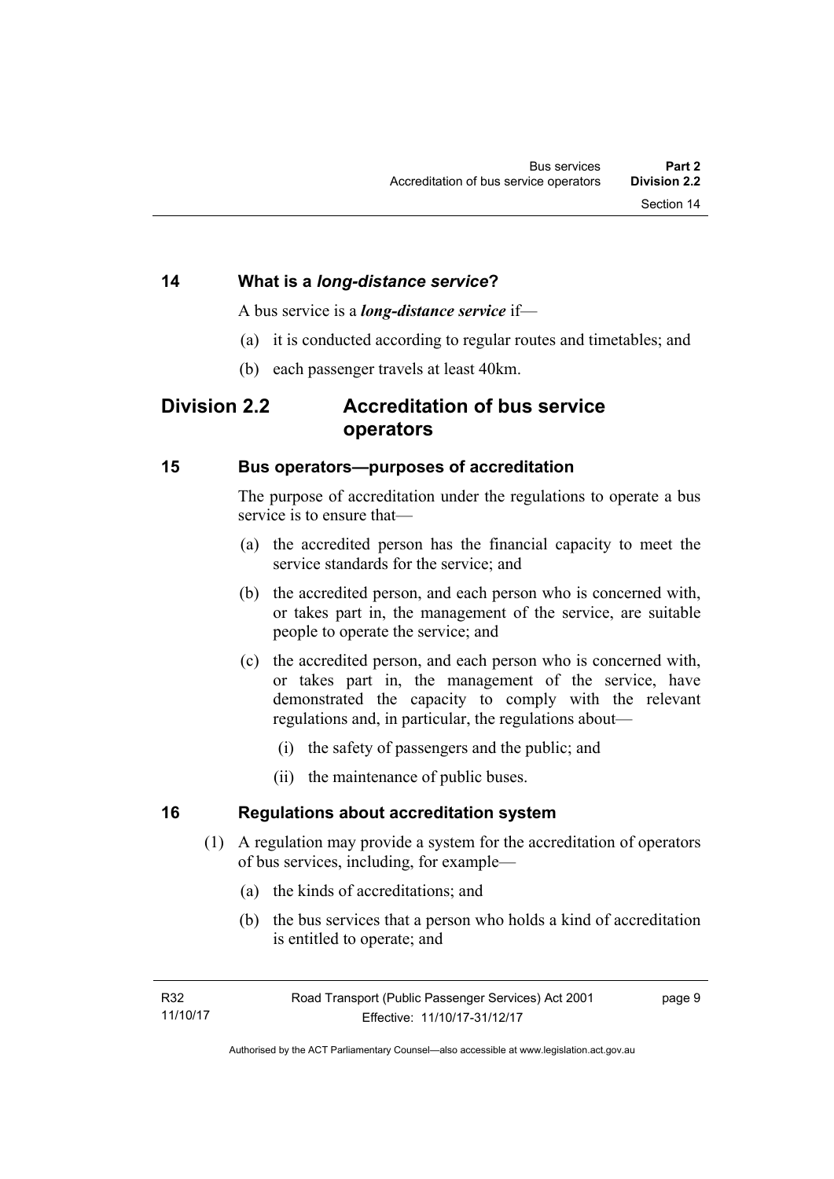## 14 What is a *long-distance service*?

A bus service is a ***long-distance service*** if—

(a) it is conducted according to regular routes and timetables; and

(b) each passenger travels at least 40km.

# Division 2.2 Accreditation of bus service operators

## 15 Bus operators—purposes of accreditation

The purpose of accreditation under the regulations to operate a bus service is to ensure that—

(a) the accredited person has the financial capacity to meet the service standards for the service; and

(b) the accredited person, and each person who is concerned with, or takes part in, the management of the service, are suitable people to operate the service; and

(c) the accredited person, and each person who is concerned with, or takes part in, the management of the service, have demonstrated the capacity to comply with the relevant regulations and, in particular, the regulations about—

(i) the safety of passengers and the public; and

(ii) the maintenance of public buses.

## 16 Regulations about accreditation system

(1) A regulation may provide a system for the accreditation of operators of bus services, including, for example—

(a) the kinds of accreditations; and

(b) the bus services that a person who holds a kind of accreditation is entitled to operate; and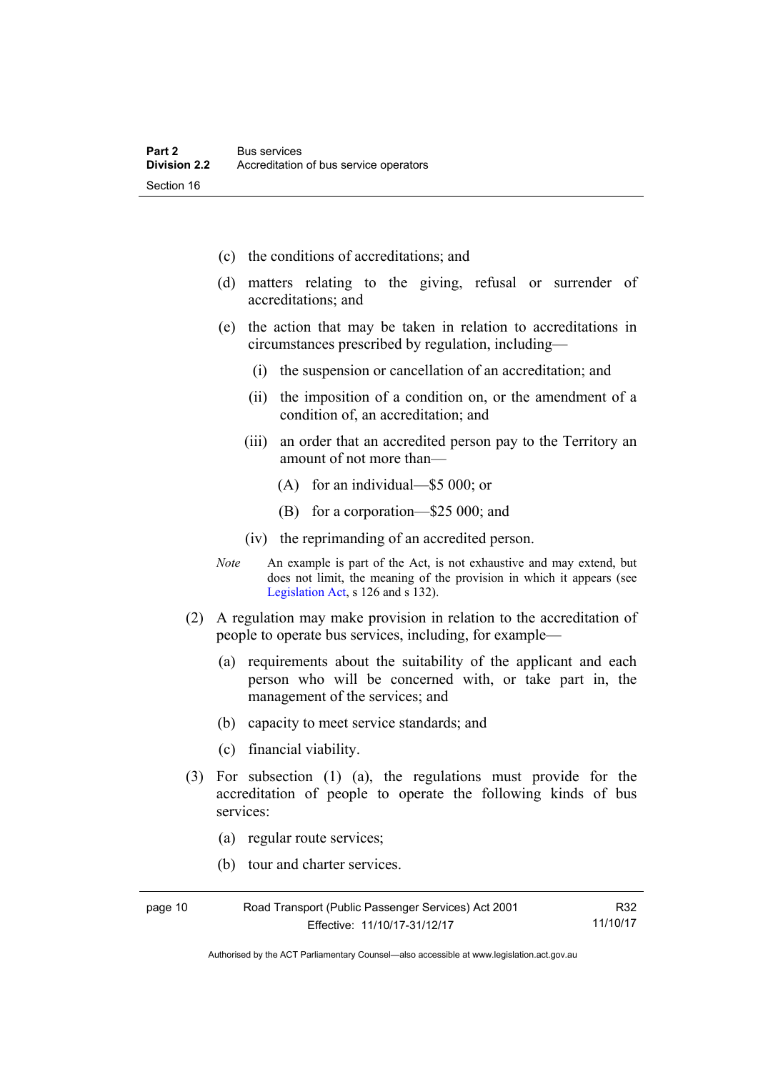(c) the conditions of accreditations; and

(d) matters relating to the giving, refusal or surrender of accreditations; and

(e) the action that may be taken in relation to accreditations in circumstances prescribed by regulation, including—

   (i) the suspension or cancellation of an accreditation; and

   (ii) the imposition of a condition on, or the amendment of a condition of, an accreditation; and

   (iii) an order that an accredited person pay to the Territory an amount of not more than—

      (A) for an individual—$5 000; or

      (B) for a corporation—$25 000; and

   (iv) the reprimanding of an accredited person.

*Note* An example is part of the Act, is not exhaustive and may extend, but does not limit, the meaning of the provision in which it appears (see Legislation Act, s 126 and s 132).

(2) A regulation may make provision in relation to the accreditation of people to operate bus services, including, for example—

(a) requirements about the suitability of the applicant and each person who will be concerned with, or take part in, the management of the services; and

(b) capacity to meet service standards; and

(c) financial viability.

(3) For subsection (1) (a), the regulations must provide for the accreditation of people to operate the following kinds of bus services:

(a) regular route services;

(b) tour and charter services.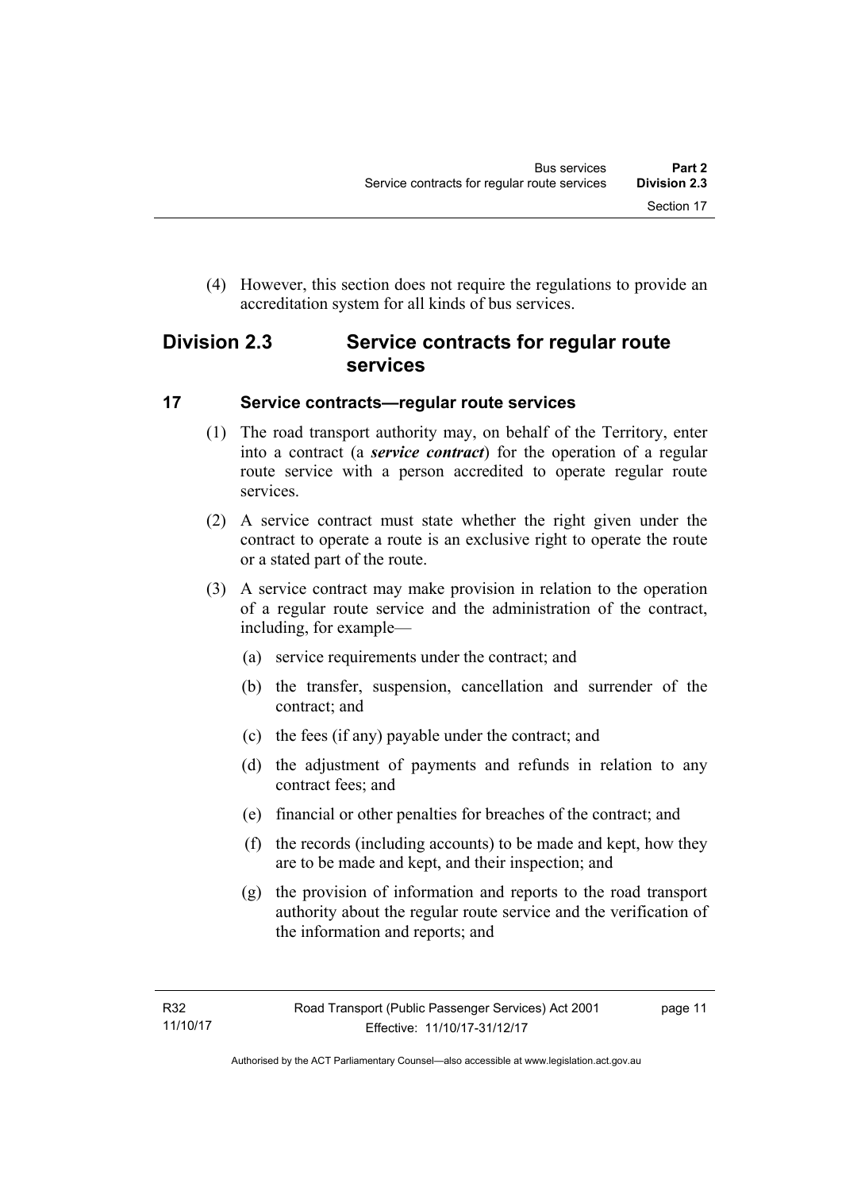(4) However, this section does not require the regulations to provide an accreditation system for all kinds of bus services.

## Division 2.3 Service contracts for regular route services

### 17 Service contracts—regular route services

(1) The road transport authority may, on behalf of the Territory, enter into a contract (a ***service contract***) for the operation of a regular route service with a person accredited to operate regular route services.

(2) A service contract must state whether the right given under the contract to operate a route is an exclusive right to operate the route or a stated part of the route.

(3) A service contract may make provision in relation to the operation of a regular route service and the administration of the contract, including, for example—

(a) service requirements under the contract; and

(b) the transfer, suspension, cancellation and surrender of the contract; and

(c) the fees (if any) payable under the contract; and

(d) the adjustment of payments and refunds in relation to any contract fees; and

(e) financial or other penalties for breaches of the contract; and

(f) the records (including accounts) to be made and kept, how they are to be made and kept, and their inspection; and

(g) the provision of information and reports to the road transport authority about the regular route service and the verification of the information and reports; and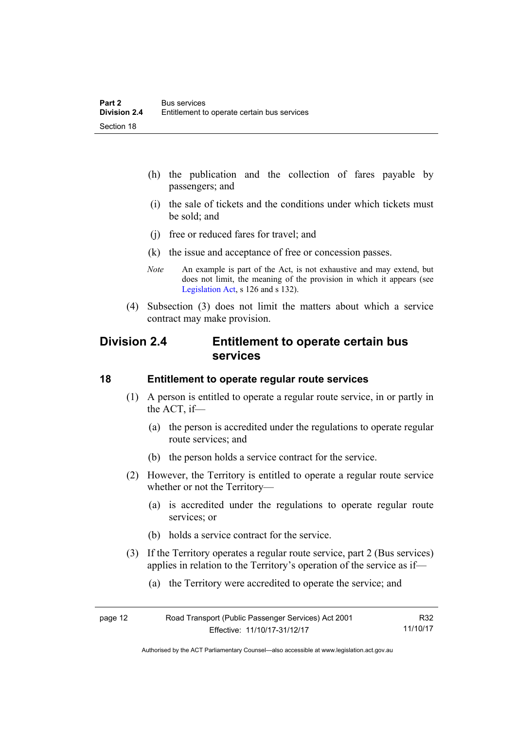(h) the publication and the collection of fares payable by passengers; and

(i) the sale of tickets and the conditions under which tickets must be sold; and

(j) free or reduced fares for travel; and

(k) the issue and acceptance of free or concession passes.

*Note* An example is part of the Act, is not exhaustive and may extend, but does not limit, the meaning of the provision in which it appears (see Legislation Act, s 126 and s 132).

(4) Subsection (3) does not limit the matters about which a service contract may make provision.

## Division 2.4 Entitlement to operate certain bus services

### 18 Entitlement to operate regular route services

(1) A person is entitled to operate a regular route service, in or partly in the ACT, if—

(a) the person is accredited under the regulations to operate regular route services; and

(b) the person holds a service contract for the service.

(2) However, the Territory is entitled to operate a regular route service whether or not the Territory—

(a) is accredited under the regulations to operate regular route services; or

(b) holds a service contract for the service.

(3) If the Territory operates a regular route service, part 2 (Bus services) applies in relation to the Territory's operation of the service as if—

(a) the Territory were accredited to operate the service; and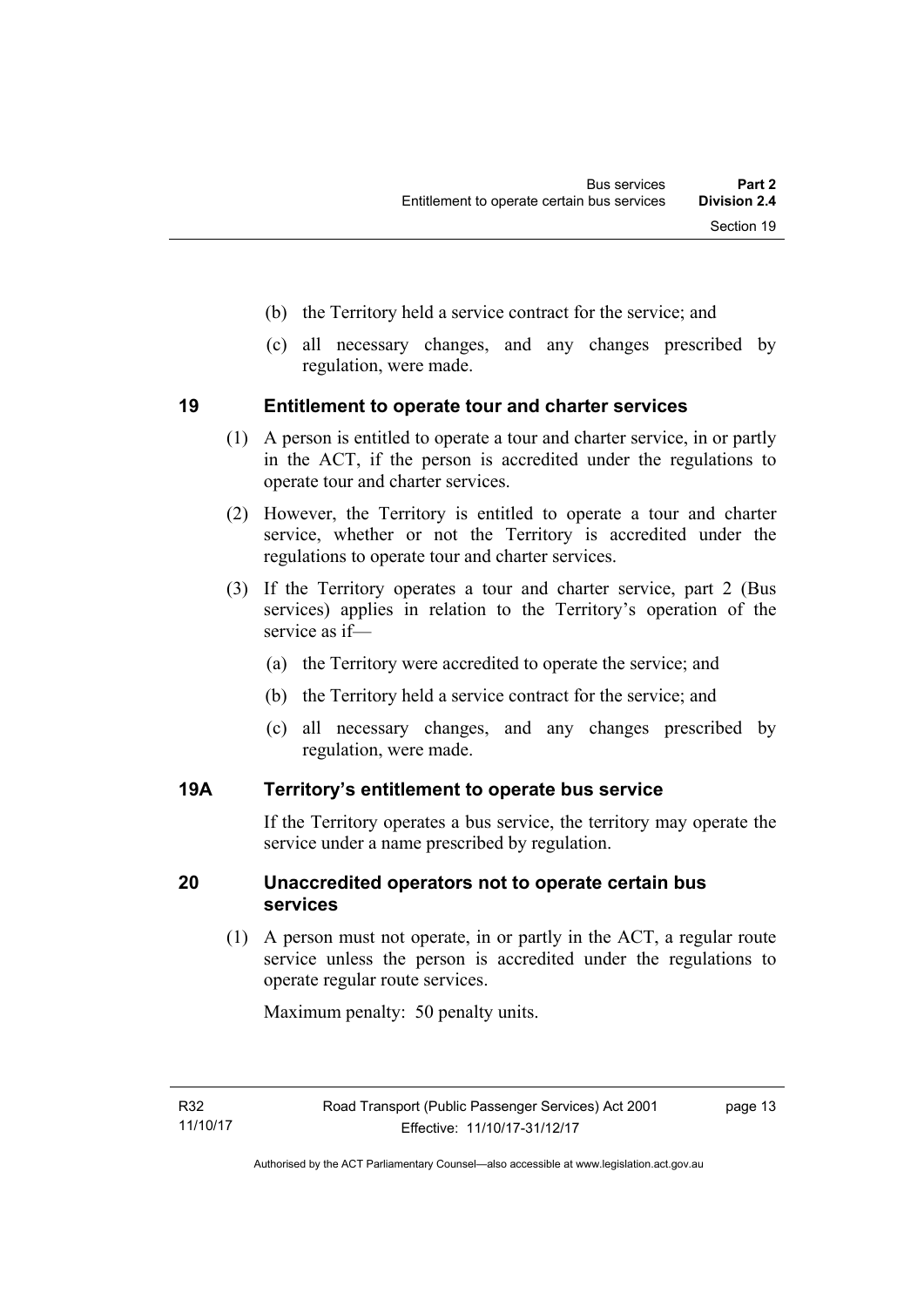(b) the Territory held a service contract for the service; and

(c) all necessary changes, and any changes prescribed by regulation, were made.

## 19 Entitlement to operate tour and charter services

(1) A person is entitled to operate a tour and charter service, in or partly in the ACT, if the person is accredited under the regulations to operate tour and charter services.

(2) However, the Territory is entitled to operate a tour and charter service, whether or not the Territory is accredited under the regulations to operate tour and charter services.

(3) If the Territory operates a tour and charter service, part 2 (Bus services) applies in relation to the Territory's operation of the service as if—

(a) the Territory were accredited to operate the service; and

(b) the Territory held a service contract for the service; and

(c) all necessary changes, and any changes prescribed by regulation, were made.

## 19A Territory's entitlement to operate bus service

If the Territory operates a bus service, the territory may operate the service under a name prescribed by regulation.

## 20 Unaccredited operators not to operate certain bus services

(1) A person must not operate, in or partly in the ACT, a regular route service unless the person is accredited under the regulations to operate regular route services.

Maximum penalty: 50 penalty units.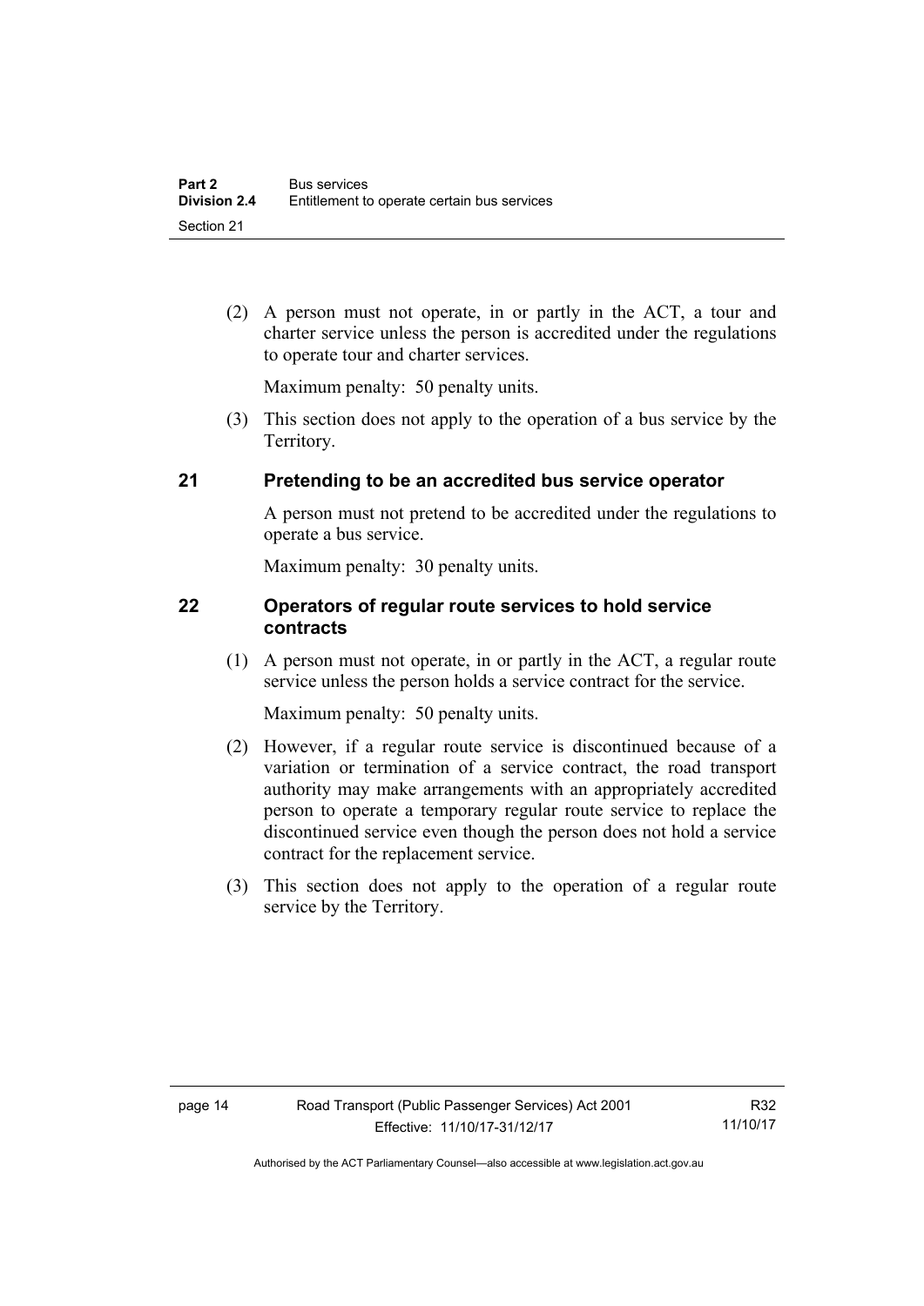(2) A person must not operate, in or partly in the ACT, a tour and charter service unless the person is accredited under the regulations to operate tour and charter services.

Maximum penalty: 50 penalty units.

(3) This section does not apply to the operation of a bus service by the Territory.

### 21 Pretending to be an accredited bus service operator

A person must not pretend to be accredited under the regulations to operate a bus service.

Maximum penalty: 30 penalty units.

### 22 Operators of regular route services to hold service contracts

(1) A person must not operate, in or partly in the ACT, a regular route service unless the person holds a service contract for the service.

Maximum penalty: 50 penalty units.

(2) However, if a regular route service is discontinued because of a variation or termination of a service contract, the road transport authority may make arrangements with an appropriately accredited person to operate a temporary regular route service to replace the discontinued service even though the person does not hold a service contract for the replacement service.

(3) This section does not apply to the operation of a regular route service by the Territory.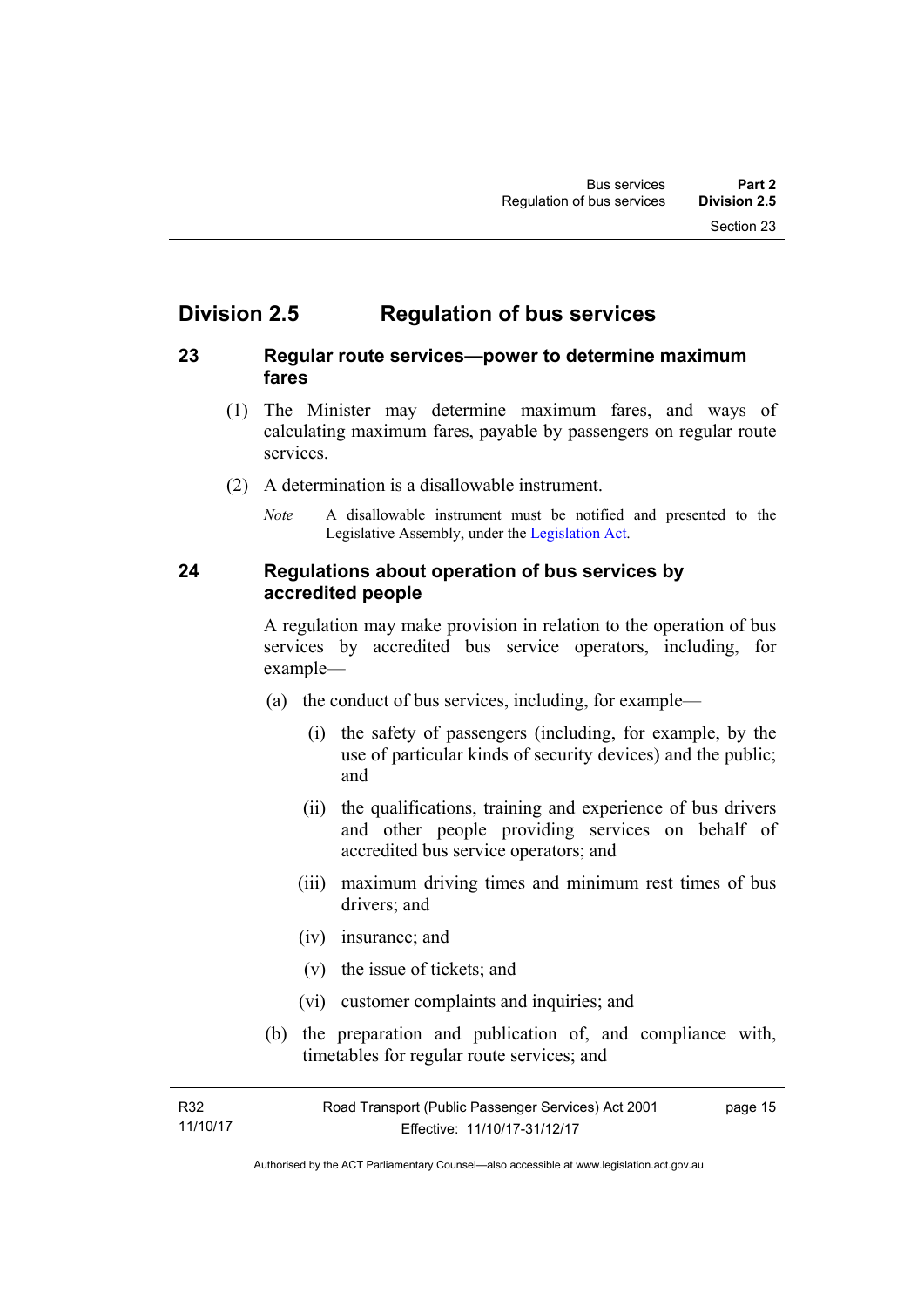## Division 2.5 Regulation of bus services

### 23 Regular route services—power to determine maximum fares

(1) The Minister may determine maximum fares, and ways of calculating maximum fares, payable by passengers on regular route services.

(2) A determination is a disallowable instrument.

*Note* A disallowable instrument must be notified and presented to the Legislative Assembly, under the Legislation Act.

### 24 Regulations about operation of bus services by accredited people

A regulation may make provision in relation to the operation of bus services by accredited bus service operators, including, for example—

(a) the conduct of bus services, including, for example—

(i) the safety of passengers (including, for example, by the use of particular kinds of security devices) and the public; and

(ii) the qualifications, training and experience of bus drivers and other people providing services on behalf of accredited bus service operators; and

(iii) maximum driving times and minimum rest times of bus drivers; and

(iv) insurance; and

(v) the issue of tickets; and

(vi) customer complaints and inquiries; and

(b) the preparation and publication of, and compliance with, timetables for regular route services; and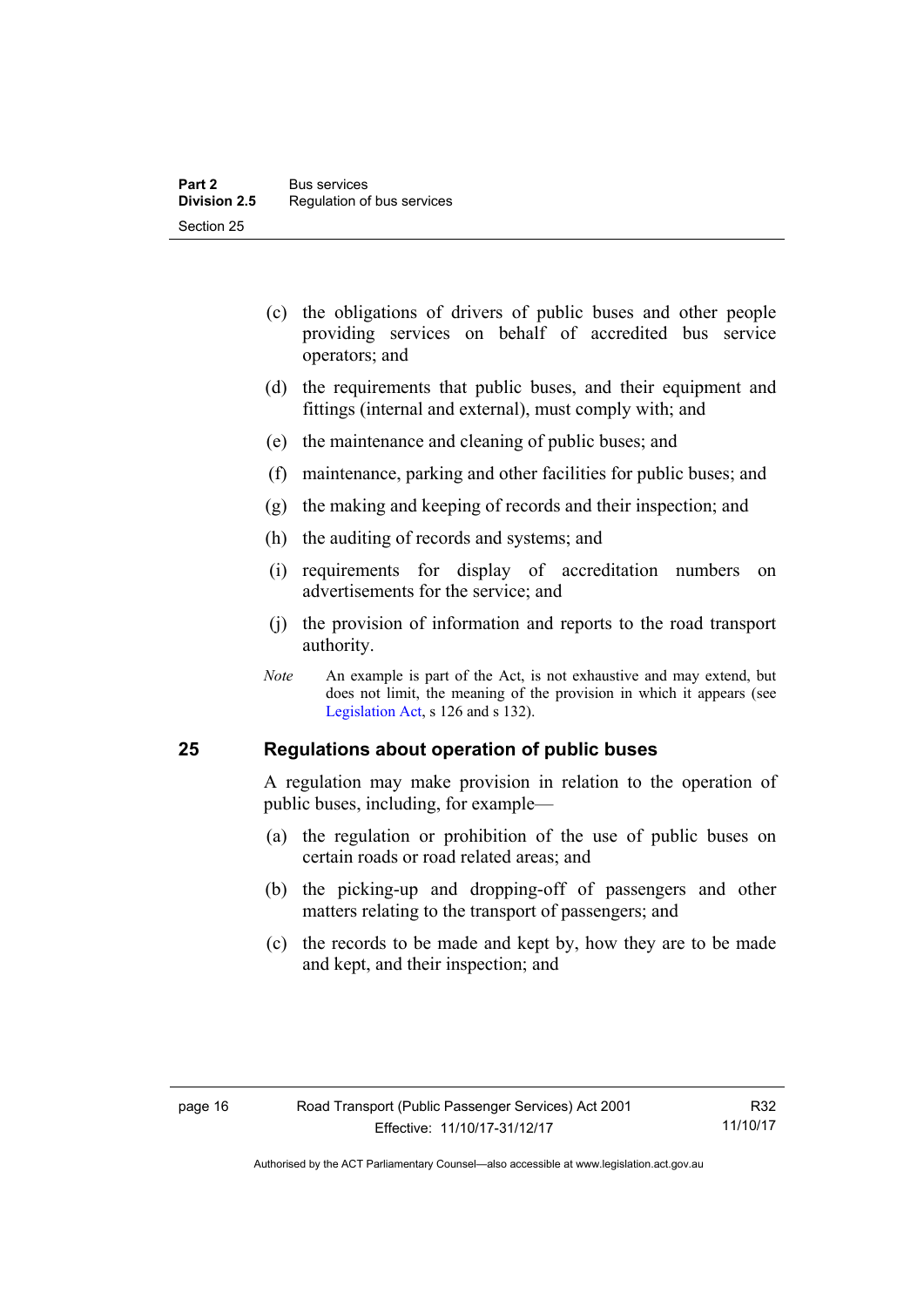(c) the obligations of drivers of public buses and other people providing services on behalf of accredited bus service operators; and

(d) the requirements that public buses, and their equipment and fittings (internal and external), must comply with; and

(e) the maintenance and cleaning of public buses; and

(f) maintenance, parking and other facilities for public buses; and

(g) the making and keeping of records and their inspection; and

(h) the auditing of records and systems; and

(i) requirements for display of accreditation numbers on advertisements for the service; and

(j) the provision of information and reports to the road transport authority.

*Note* An example is part of the Act, is not exhaustive and may extend, but does not limit, the meaning of the provision in which it appears (see Legislation Act, s 126 and s 132).

## 25 Regulations about operation of public buses

A regulation may make provision in relation to the operation of public buses, including, for example—

(a) the regulation or prohibition of the use of public buses on certain roads or road related areas; and

(b) the picking-up and dropping-off of passengers and other matters relating to the transport of passengers; and

(c) the records to be made and kept by, how they are to be made and kept, and their inspection; and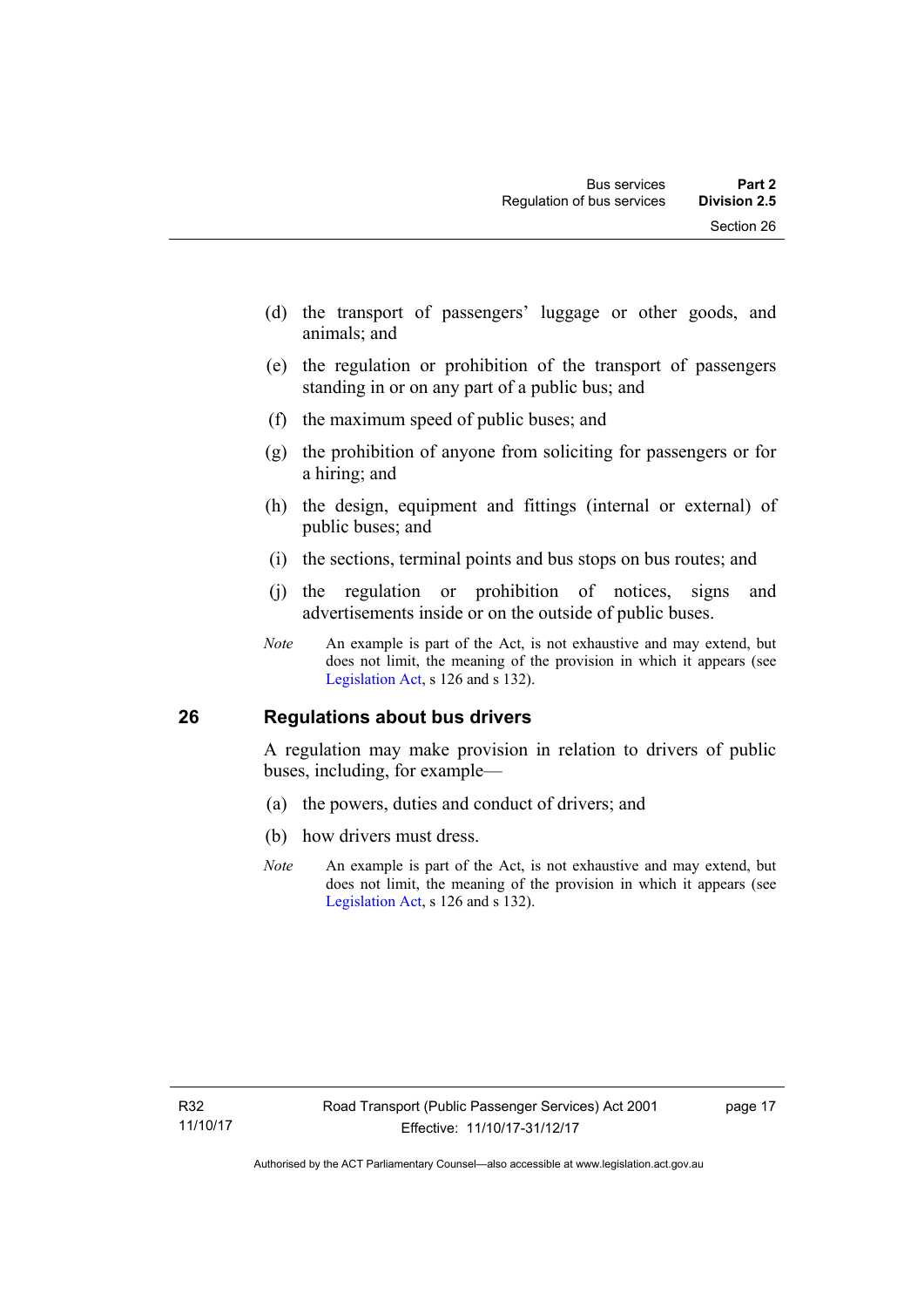(d) the transport of passengers' luggage or other goods, and animals; and

(e) the regulation or prohibition of the transport of passengers standing in or on any part of a public bus; and

(f) the maximum speed of public buses; and

(g) the prohibition of anyone from soliciting for passengers or for a hiring; and

(h) the design, equipment and fittings (internal or external) of public buses; and

(i) the sections, terminal points and bus stops on bus routes; and

(j) the regulation or prohibition of notices, signs and advertisements inside or on the outside of public buses.

*Note* An example is part of the Act, is not exhaustive and may extend, but does not limit, the meaning of the provision in which it appears (see Legislation Act, s 126 and s 132).

## 26 Regulations about bus drivers

A regulation may make provision in relation to drivers of public buses, including, for example—

(a) the powers, duties and conduct of drivers; and

(b) how drivers must dress.

*Note* An example is part of the Act, is not exhaustive and may extend, but does not limit, the meaning of the provision in which it appears (see Legislation Act, s 126 and s 132).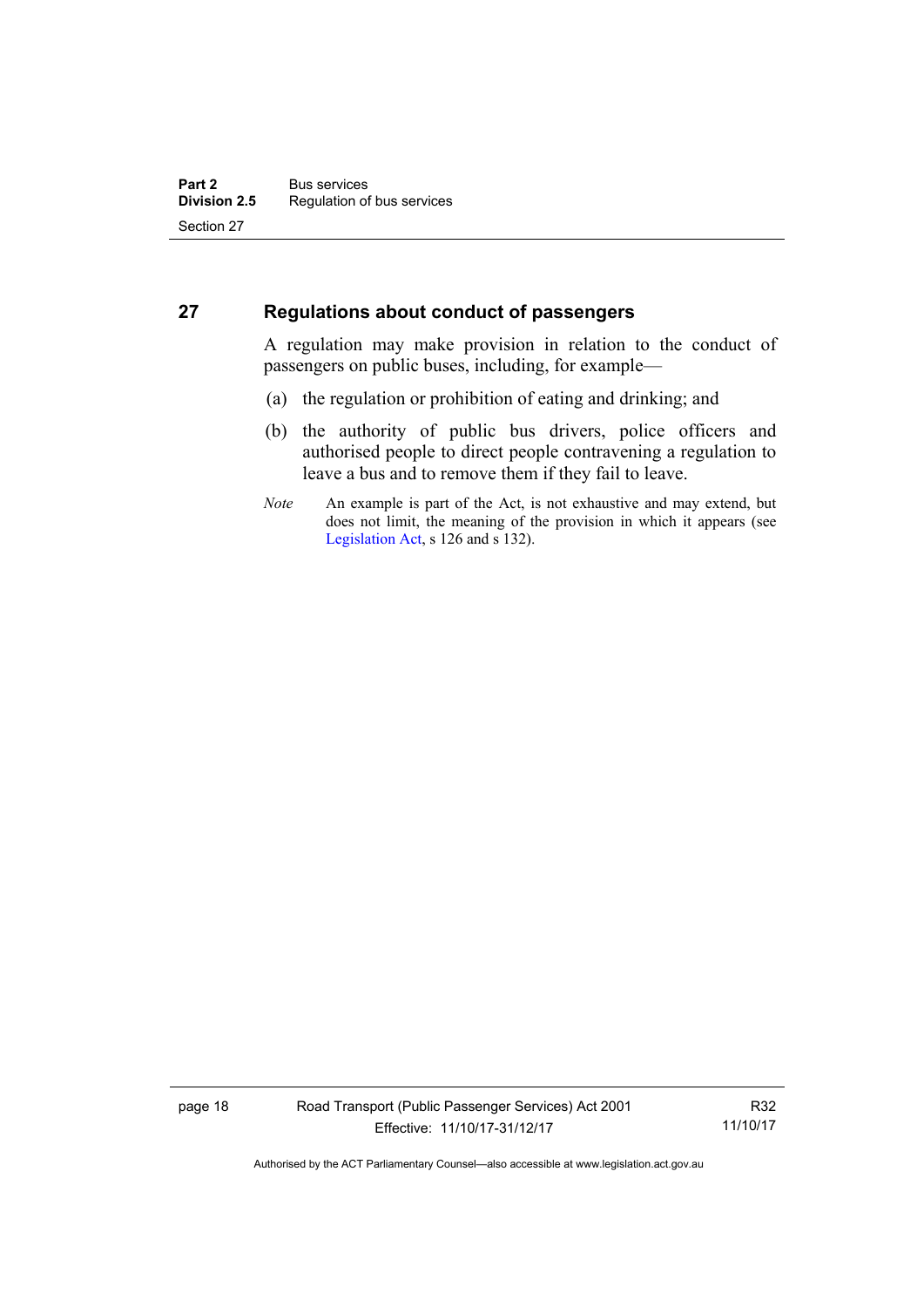## 27 Regulations about conduct of passengers

A regulation may make provision in relation to the conduct of passengers on public buses, including, for example—

(a) the regulation or prohibition of eating and drinking; and

(b) the authority of public bus drivers, police officers and authorised people to direct people contravening a regulation to leave a bus and to remove them if they fail to leave.

*Note* An example is part of the Act, is not exhaustive and may extend, but does not limit, the meaning of the provision in which it appears (see Legislation Act, s 126 and s 132).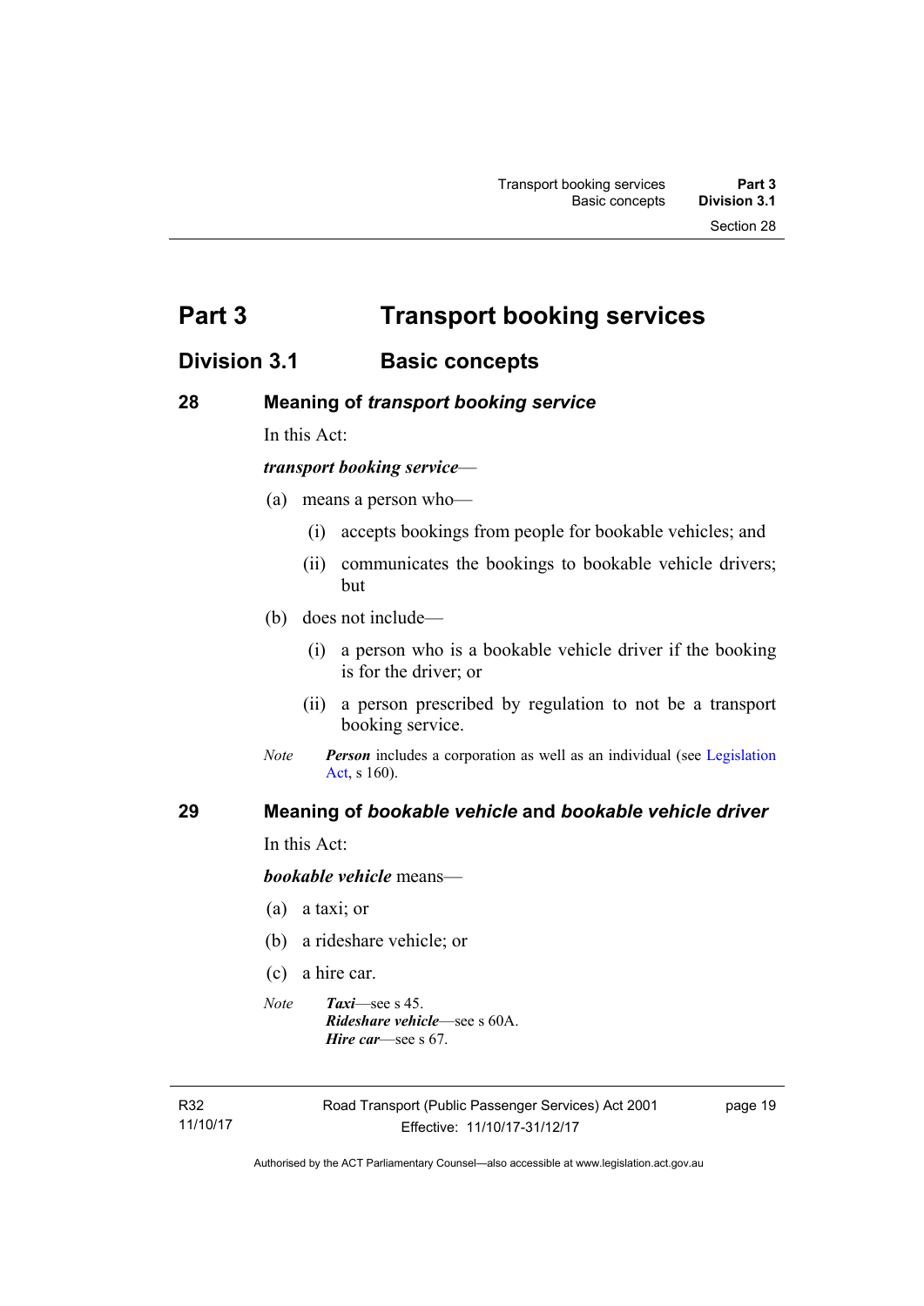# Part 3 Transport booking services

## Division 3.1 Basic concepts

### 28 Meaning of *transport booking service*

In this Act:

***transport booking service***—

(a) means a person who—

(i) accepts bookings from people for bookable vehicles; and

(ii) communicates the bookings to bookable vehicle drivers; but

(b) does not include—

(i) a person who is a bookable vehicle driver if the booking is for the driver; or

(ii) a person prescribed by regulation to not be a transport booking service.

*Note* ***Person*** includes a corporation as well as an individual (see Legislation Act, s 160).

### 29 Meaning of *bookable vehicle* and *bookable vehicle driver*

In this Act:

***bookable vehicle*** means—

(a) a taxi; or

(b) a rideshare vehicle; or

(c) a hire car.

*Note* ***Taxi***—see s 45.
***Rideshare vehicle***—see s 60A.
***Hire car***—see s 67.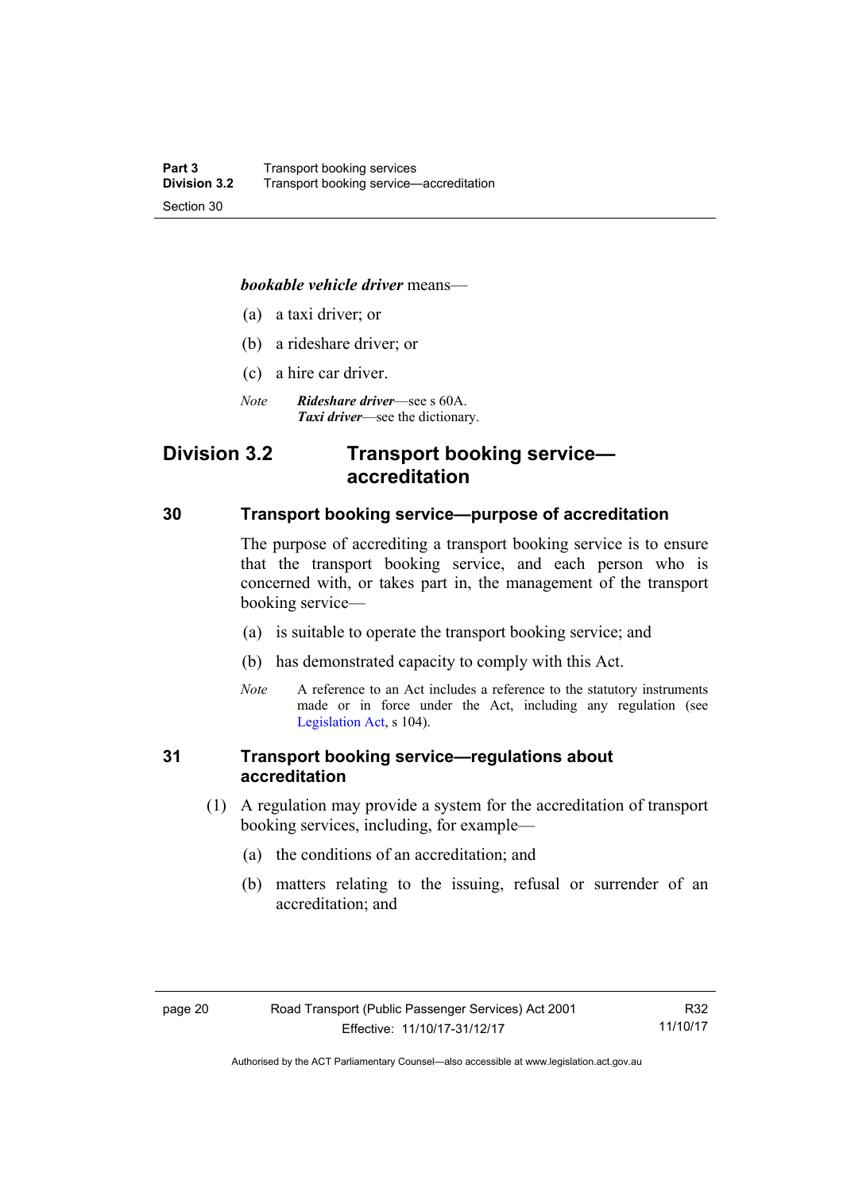***bookable vehicle driver*** means—

(a) a taxi driver; or

(b) a rideshare driver; or

(c) a hire car driver.

*Note* ***Rideshare driver***—see s 60A.
***Taxi driver***—see the dictionary.

## Division 3.2 Transport booking service—accreditation

### 30 Transport booking service—purpose of accreditation

The purpose of accrediting a transport booking service is to ensure that the transport booking service, and each person who is concerned with, or takes part in, the management of the transport booking service—

(a) is suitable to operate the transport booking service; and

(b) has demonstrated capacity to comply with this Act.

*Note* A reference to an Act includes a reference to the statutory instruments made or in force under the Act, including any regulation (see Legislation Act, s 104).

### 31 Transport booking service—regulations about accreditation

(1) A regulation may provide a system for the accreditation of transport booking services, including, for example—

(a) the conditions of an accreditation; and

(b) matters relating to the issuing, refusal or surrender of an accreditation; and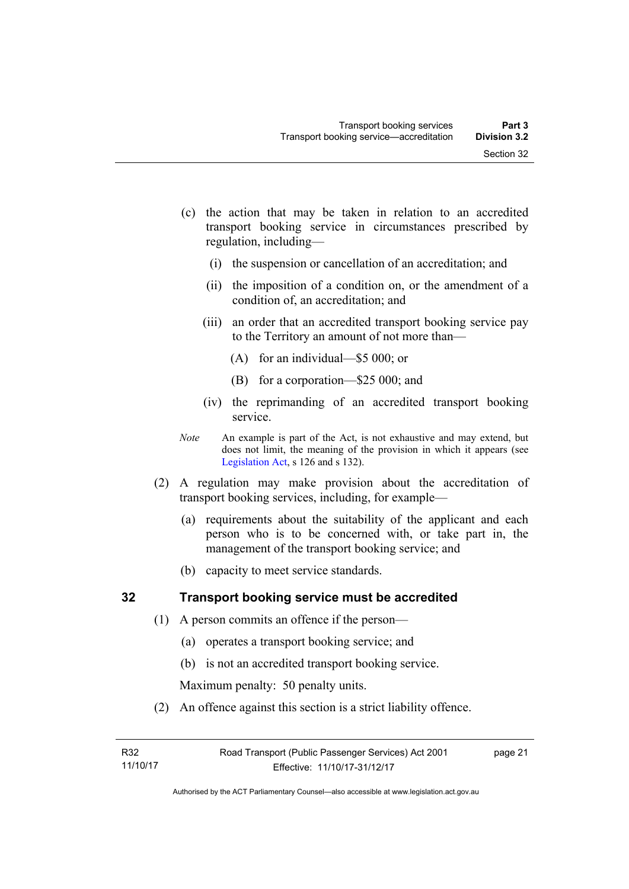(c) the action that may be taken in relation to an accredited transport booking service in circumstances prescribed by regulation, including—

(i) the suspension or cancellation of an accreditation; and

(ii) the imposition of a condition on, or the amendment of a condition of, an accreditation; and

(iii) an order that an accredited transport booking service pay to the Territory an amount of not more than—

(A) for an individual—$5 000; or

(B) for a corporation—$25 000; and

(iv) the reprimanding of an accredited transport booking service.

*Note* An example is part of the Act, is not exhaustive and may extend, but does not limit, the meaning of the provision in which it appears (see Legislation Act, s 126 and s 132).

(2) A regulation may make provision about the accreditation of transport booking services, including, for example—

(a) requirements about the suitability of the applicant and each person who is to be concerned with, or take part in, the management of the transport booking service; and

(b) capacity to meet service standards.

## 32 Transport booking service must be accredited

(1) A person commits an offence if the person—

(a) operates a transport booking service; and

(b) is not an accredited transport booking service.

Maximum penalty: 50 penalty units.

(2) An offence against this section is a strict liability offence.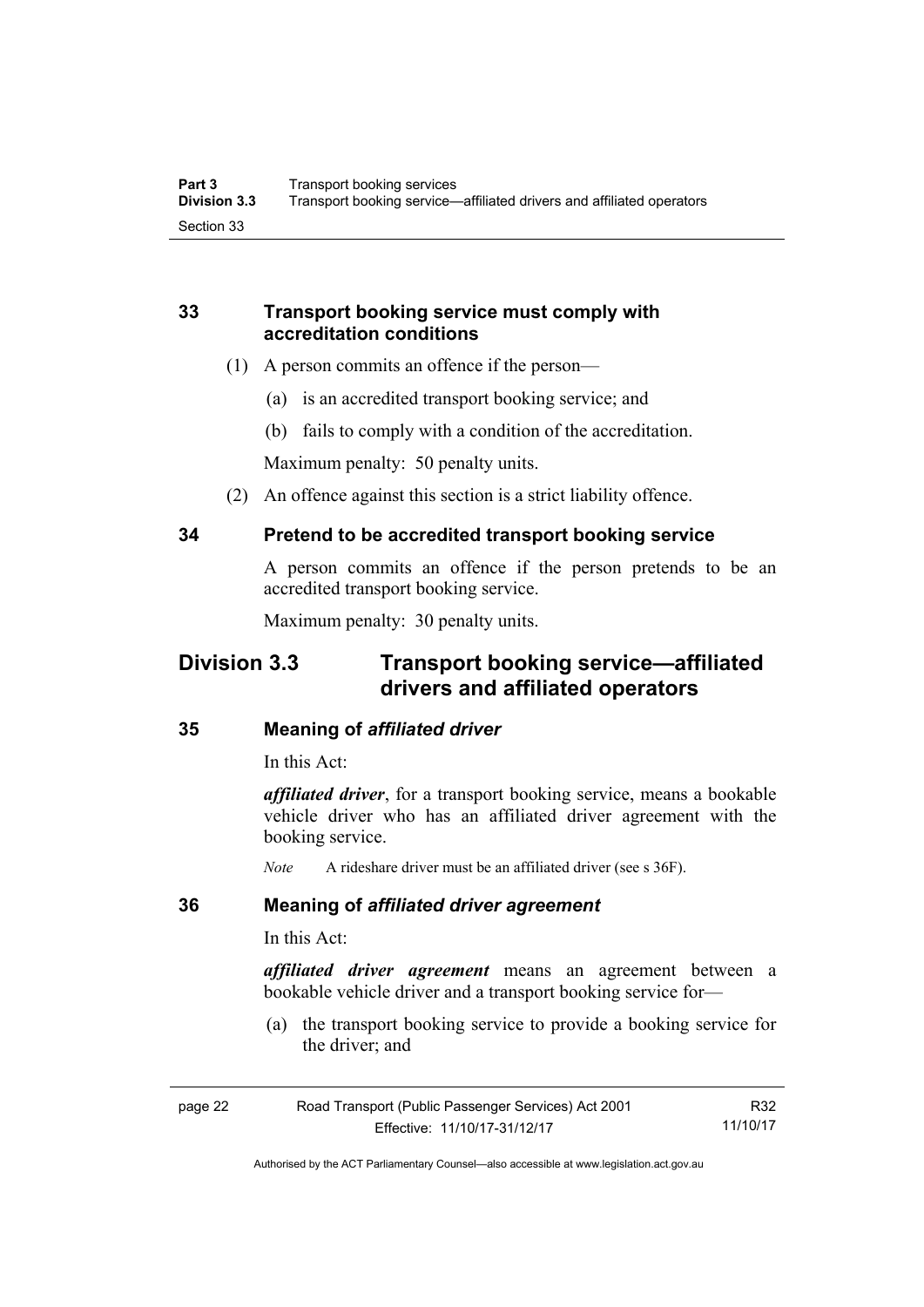## 33 Transport booking service must comply with accreditation conditions

(1) A person commits an offence if the person—

(a) is an accredited transport booking service; and

(b) fails to comply with a condition of the accreditation.

Maximum penalty: 50 penalty units.

(2) An offence against this section is a strict liability offence.

## 34 Pretend to be accredited transport booking service

A person commits an offence if the person pretends to be an accredited transport booking service.

Maximum penalty: 30 penalty units.

# Division 3.3 Transport booking service—affiliated drivers and affiliated operators

## 35 Meaning of *affiliated driver*

In this Act:

***affiliated driver***, for a transport booking service, means a bookable vehicle driver who has an affiliated driver agreement with the booking service.

*Note* A rideshare driver must be an affiliated driver (see s 36F).

## 36 Meaning of *affiliated driver agreement*

In this Act:

***affiliated driver agreement*** means an agreement between a bookable vehicle driver and a transport booking service for—

(a) the transport booking service to provide a booking service for the driver; and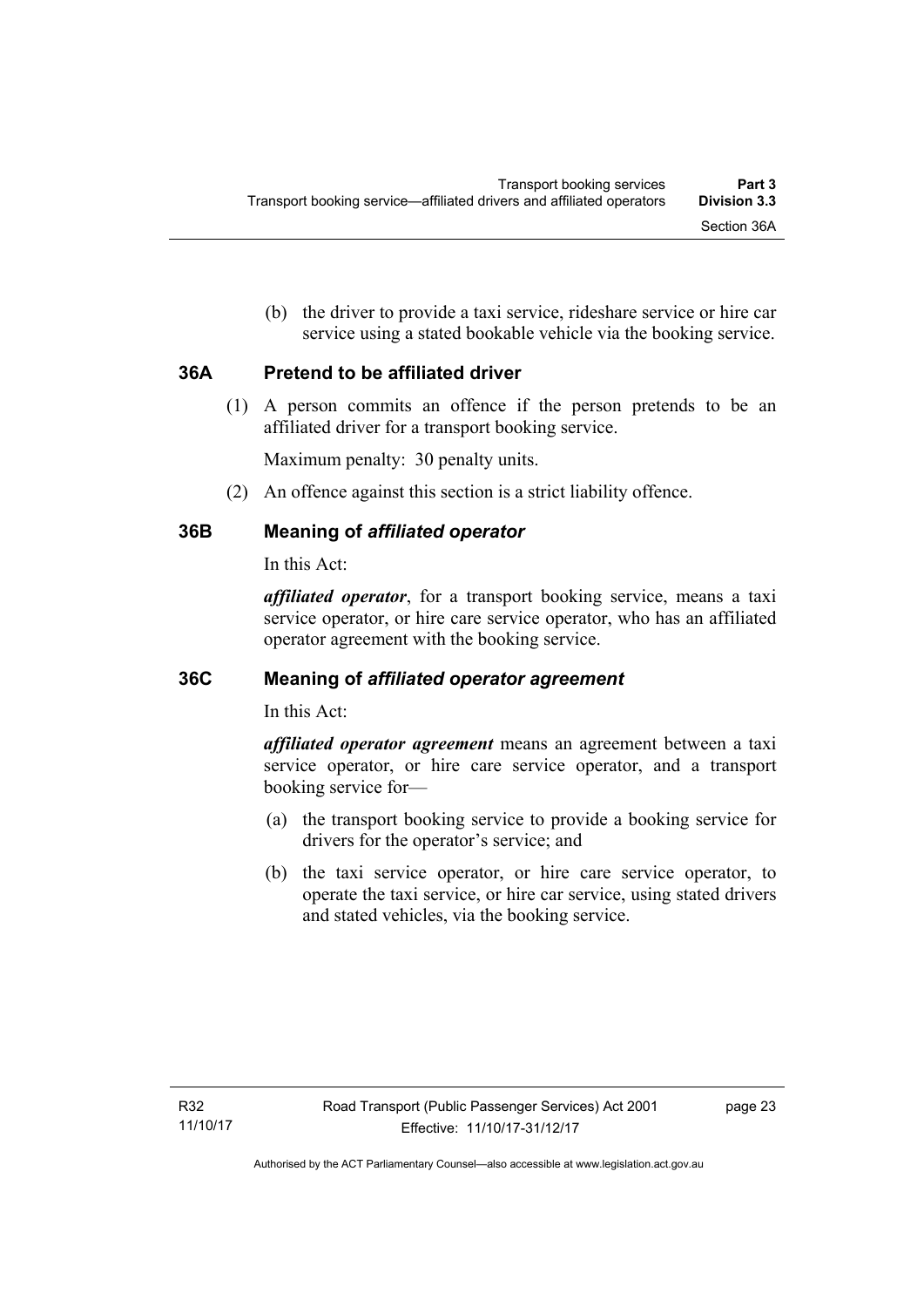(b) the driver to provide a taxi service, rideshare service or hire car service using a stated bookable vehicle via the booking service.

### 36A Pretend to be affiliated driver

(1) A person commits an offence if the person pretends to be an affiliated driver for a transport booking service.

Maximum penalty: 30 penalty units.

(2) An offence against this section is a strict liability offence.

### 36B Meaning of *affiliated operator*

In this Act:

***affiliated operator***, for a transport booking service, means a taxi service operator, or hire care service operator, who has an affiliated operator agreement with the booking service.

### 36C Meaning of *affiliated operator agreement*

In this Act:

***affiliated operator agreement*** means an agreement between a taxi service operator, or hire care service operator, and a transport booking service for—

(a) the transport booking service to provide a booking service for drivers for the operator's service; and

(b) the taxi service operator, or hire care service operator, to operate the taxi service, or hire car service, using stated drivers and stated vehicles, via the booking service.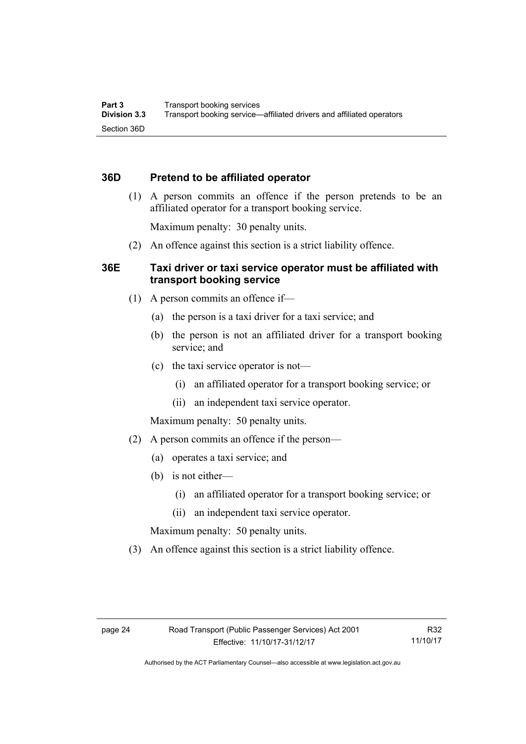### 36D Pretend to be affiliated operator

(1) A person commits an offence if the person pretends to be an affiliated operator for a transport booking service.

Maximum penalty: 30 penalty units.

(2) An offence against this section is a strict liability offence.

### 36E Taxi driver or taxi service operator must be affiliated with transport booking service

(1) A person commits an offence if—

(a) the person is a taxi driver for a taxi service; and

(b) the person is not an affiliated driver for a transport booking service; and

(c) the taxi service operator is not—

(i) an affiliated operator for a transport booking service; or

(ii) an independent taxi service operator.

Maximum penalty: 50 penalty units.

(2) A person commits an offence if the person—

(a) operates a taxi service; and

(b) is not either—

(i) an affiliated operator for a transport booking service; or

(ii) an independent taxi service operator.

Maximum penalty: 50 penalty units.

(3) An offence against this section is a strict liability offence.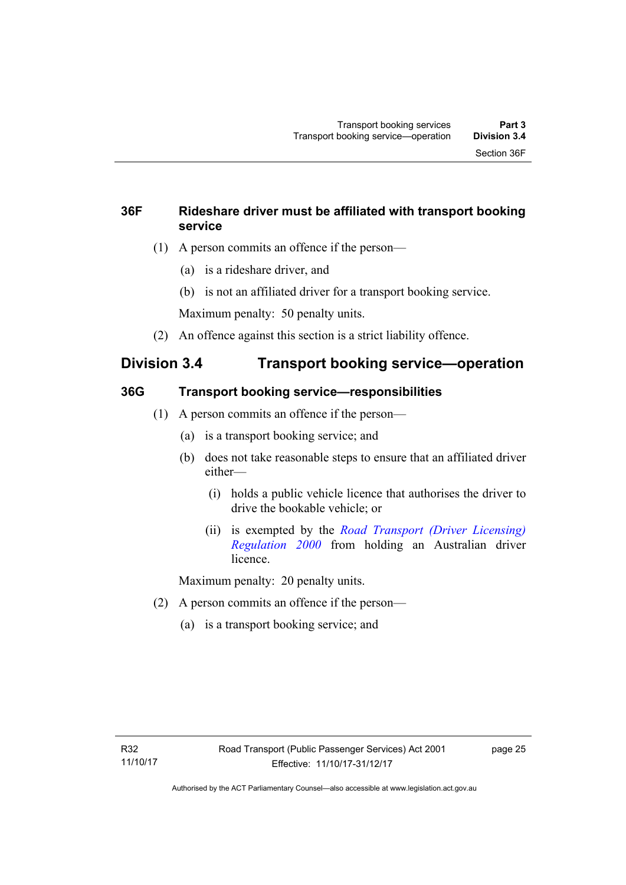### 36F Rideshare driver must be affiliated with transport booking service

(1) A person commits an offence if the person—

(a) is a rideshare driver, and

(b) is not an affiliated driver for a transport booking service.

Maximum penalty: 50 penalty units.

(2) An offence against this section is a strict liability offence.

## Division 3.4 Transport booking service—operation

### 36G Transport booking service—responsibilities

(1) A person commits an offence if the person—

(a) is a transport booking service; and

(b) does not take reasonable steps to ensure that an affiliated driver either—

(i) holds a public vehicle licence that authorises the driver to drive the bookable vehicle; or

(ii) is exempted by the *Road Transport (Driver Licensing) Regulation 2000* from holding an Australian driver licence.

Maximum penalty: 20 penalty units.

(2) A person commits an offence if the person—

(a) is a transport booking service; and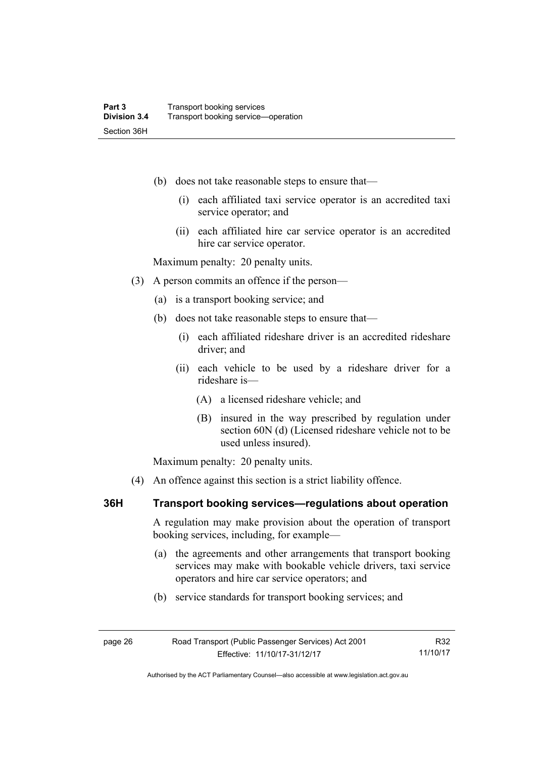(b) does not take reasonable steps to ensure that—

  (i) each affiliated taxi service operator is an accredited taxi service operator; and

  (ii) each affiliated hire car service operator is an accredited hire car service operator.

Maximum penalty: 20 penalty units.

(3) A person commits an offence if the person—

  (a) is a transport booking service; and

  (b) does not take reasonable steps to ensure that—

    (i) each affiliated rideshare driver is an accredited rideshare driver; and

    (ii) each vehicle to be used by a rideshare driver for a rideshare is—

      (A) a licensed rideshare vehicle; and

      (B) insured in the way prescribed by regulation under section 60N (d) (Licensed rideshare vehicle not to be used unless insured).

Maximum penalty: 20 penalty units.

(4) An offence against this section is a strict liability offence.

### 36H Transport booking services—regulations about operation

A regulation may make provision about the operation of transport booking services, including, for example—

(a) the agreements and other arrangements that transport booking services may make with bookable vehicle drivers, taxi service operators and hire car service operators; and

(b) service standards for transport booking services; and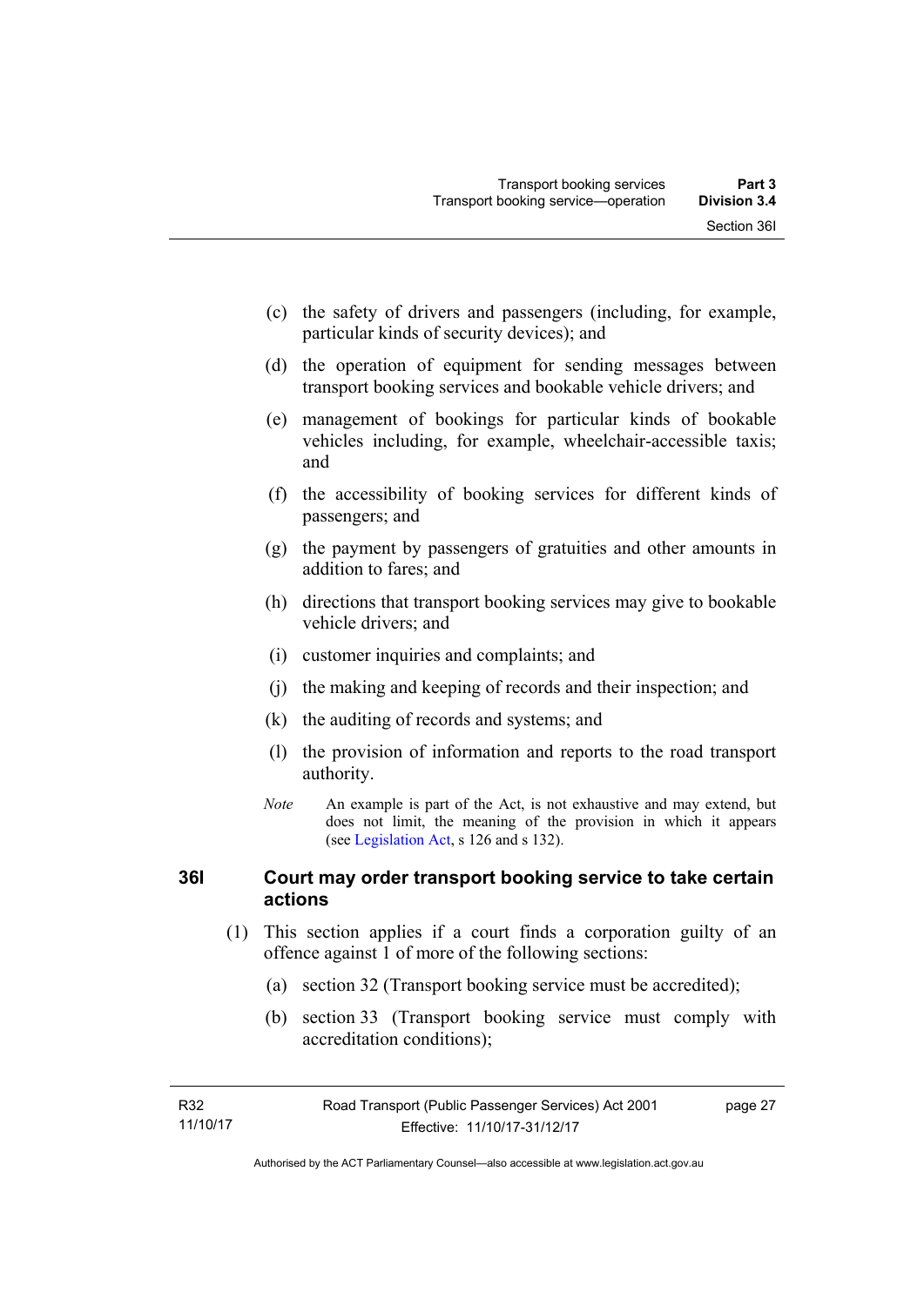(c) the safety of drivers and passengers (including, for example, particular kinds of security devices); and

(d) the operation of equipment for sending messages between transport booking services and bookable vehicle drivers; and

(e) management of bookings for particular kinds of bookable vehicles including, for example, wheelchair-accessible taxis; and

(f) the accessibility of booking services for different kinds of passengers; and

(g) the payment by passengers of gratuities and other amounts in addition to fares; and

(h) directions that transport booking services may give to bookable vehicle drivers; and

(i) customer inquiries and complaints; and

(j) the making and keeping of records and their inspection; and

(k) the auditing of records and systems; and

(l) the provision of information and reports to the road transport authority.

*Note* An example is part of the Act, is not exhaustive and may extend, but does not limit, the meaning of the provision in which it appears (see Legislation Act, s 126 and s 132).

### 36I Court may order transport booking service to take certain actions

(1) This section applies if a court finds a corporation guilty of an offence against 1 of more of the following sections:

(a) section 32 (Transport booking service must be accredited);

(b) section 33 (Transport booking service must comply with accreditation conditions);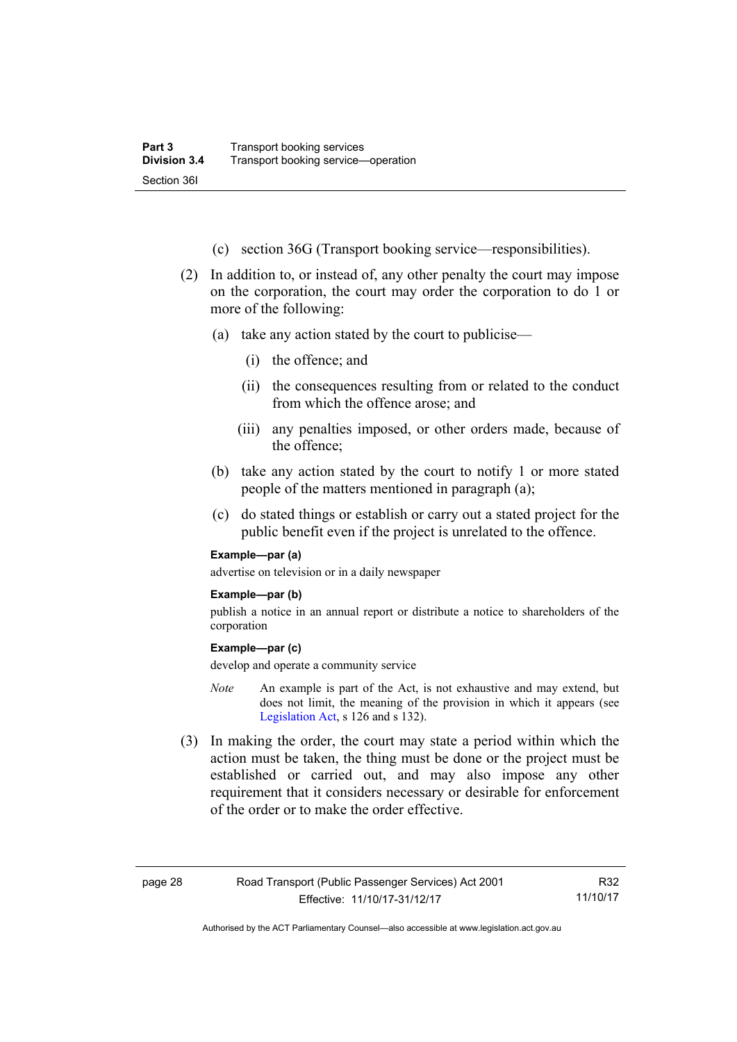(c) section 36G (Transport booking service—responsibilities).

(2) In addition to, or instead of, any other penalty the court may impose on the corporation, the court may order the corporation to do 1 or more of the following:

(a) take any action stated by the court to publicise—

(i) the offence; and

(ii) the consequences resulting from or related to the conduct from which the offence arose; and

(iii) any penalties imposed, or other orders made, because of the offence;

(b) take any action stated by the court to notify 1 or more stated people of the matters mentioned in paragraph (a);

(c) do stated things or establish or carry out a stated project for the public benefit even if the project is unrelated to the offence.

**Example—par (a)**

advertise on television or in a daily newspaper

**Example—par (b)**

publish a notice in an annual report or distribute a notice to shareholders of the corporation

**Example—par (c)**

develop and operate a community service

*Note* An example is part of the Act, is not exhaustive and may extend, but does not limit, the meaning of the provision in which it appears (see Legislation Act, s 126 and s 132).

(3) In making the order, the court may state a period within which the action must be taken, the thing must be done or the project must be established or carried out, and may also impose any other requirement that it considers necessary or desirable for enforcement of the order or to make the order effective.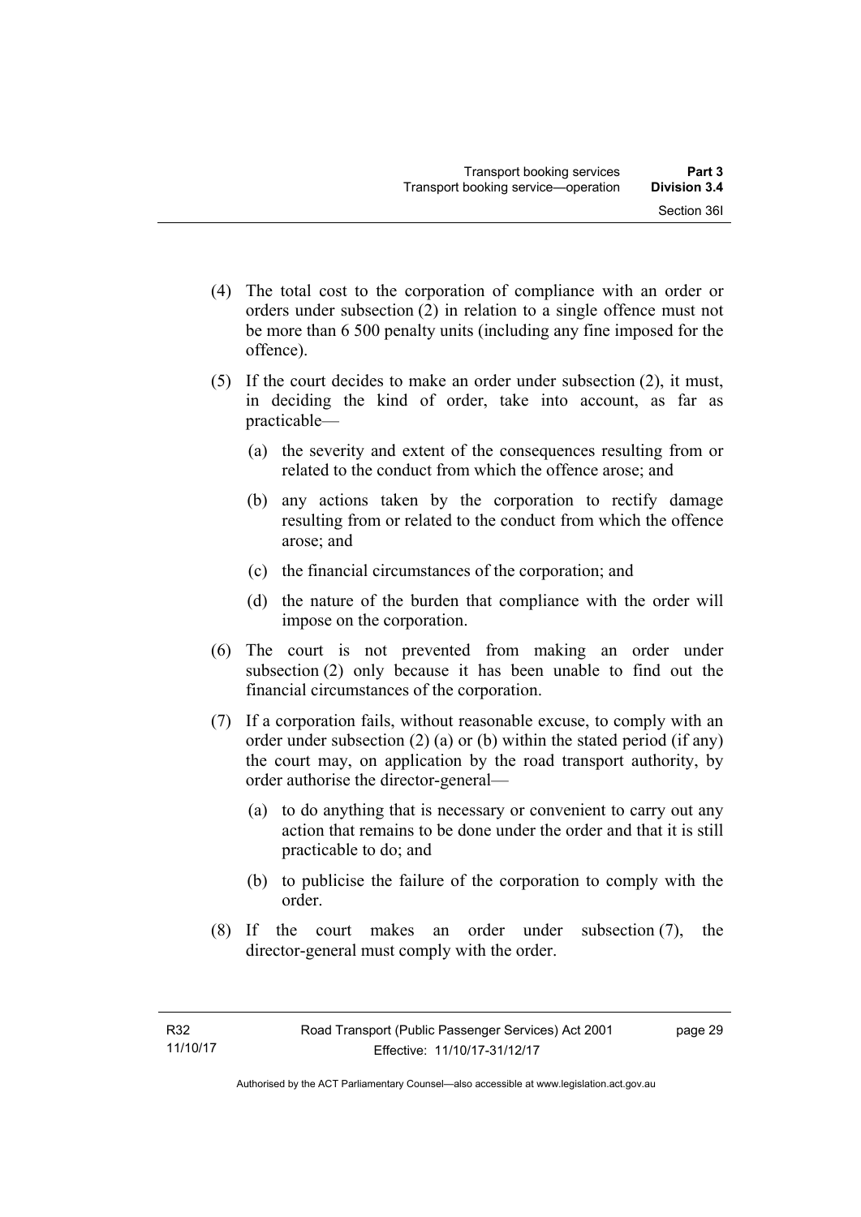(4) The total cost to the corporation of compliance with an order or orders under subsection (2) in relation to a single offence must not be more than 6 500 penalty units (including any fine imposed for the offence).

(5) If the court decides to make an order under subsection (2), it must, in deciding the kind of order, take into account, as far as practicable—

  (a) the severity and extent of the consequences resulting from or related to the conduct from which the offence arose; and

  (b) any actions taken by the corporation to rectify damage resulting from or related to the conduct from which the offence arose; and

  (c) the financial circumstances of the corporation; and

  (d) the nature of the burden that compliance with the order will impose on the corporation.

(6) The court is not prevented from making an order under subsection (2) only because it has been unable to find out the financial circumstances of the corporation.

(7) If a corporation fails, without reasonable excuse, to comply with an order under subsection (2) (a) or (b) within the stated period (if any) the court may, on application by the road transport authority, by order authorise the director-general—

  (a) to do anything that is necessary or convenient to carry out any action that remains to be done under the order and that it is still practicable to do; and

  (b) to publicise the failure of the corporation to comply with the order.

(8) If the court makes an order under subsection (7), the director-general must comply with the order.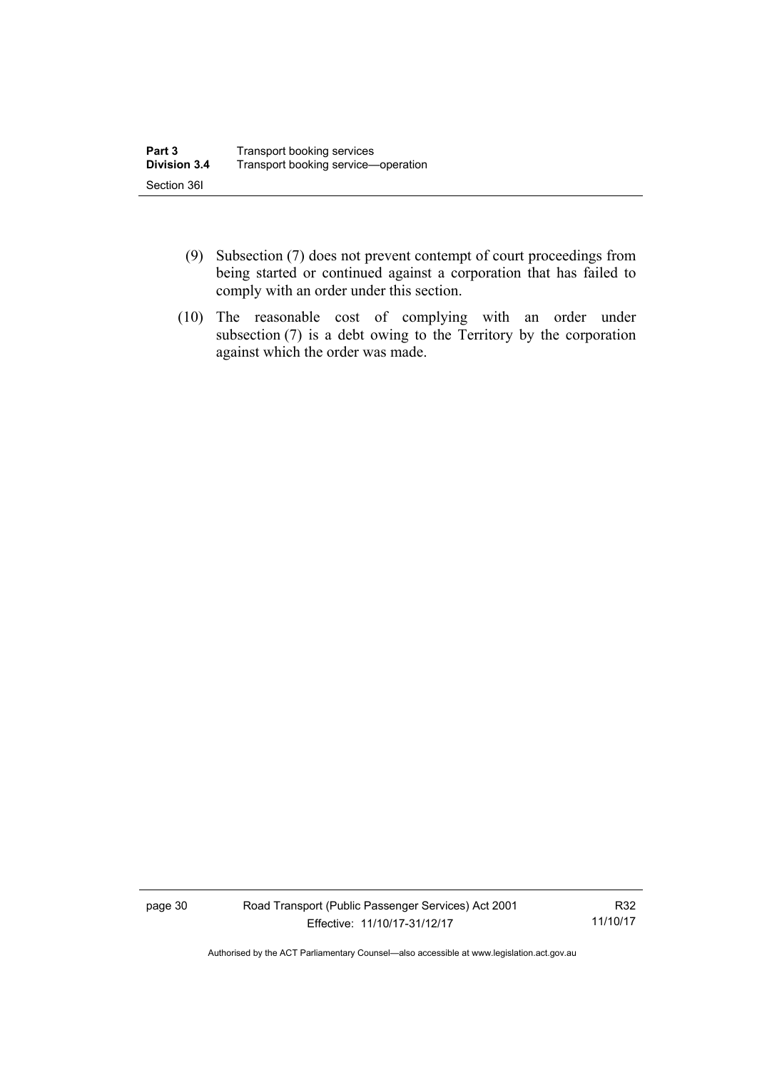(9) Subsection (7) does not prevent contempt of court proceedings from being started or continued against a corporation that has failed to comply with an order under this section.

(10) The reasonable cost of complying with an order under subsection (7) is a debt owing to the Territory by the corporation against which the order was made.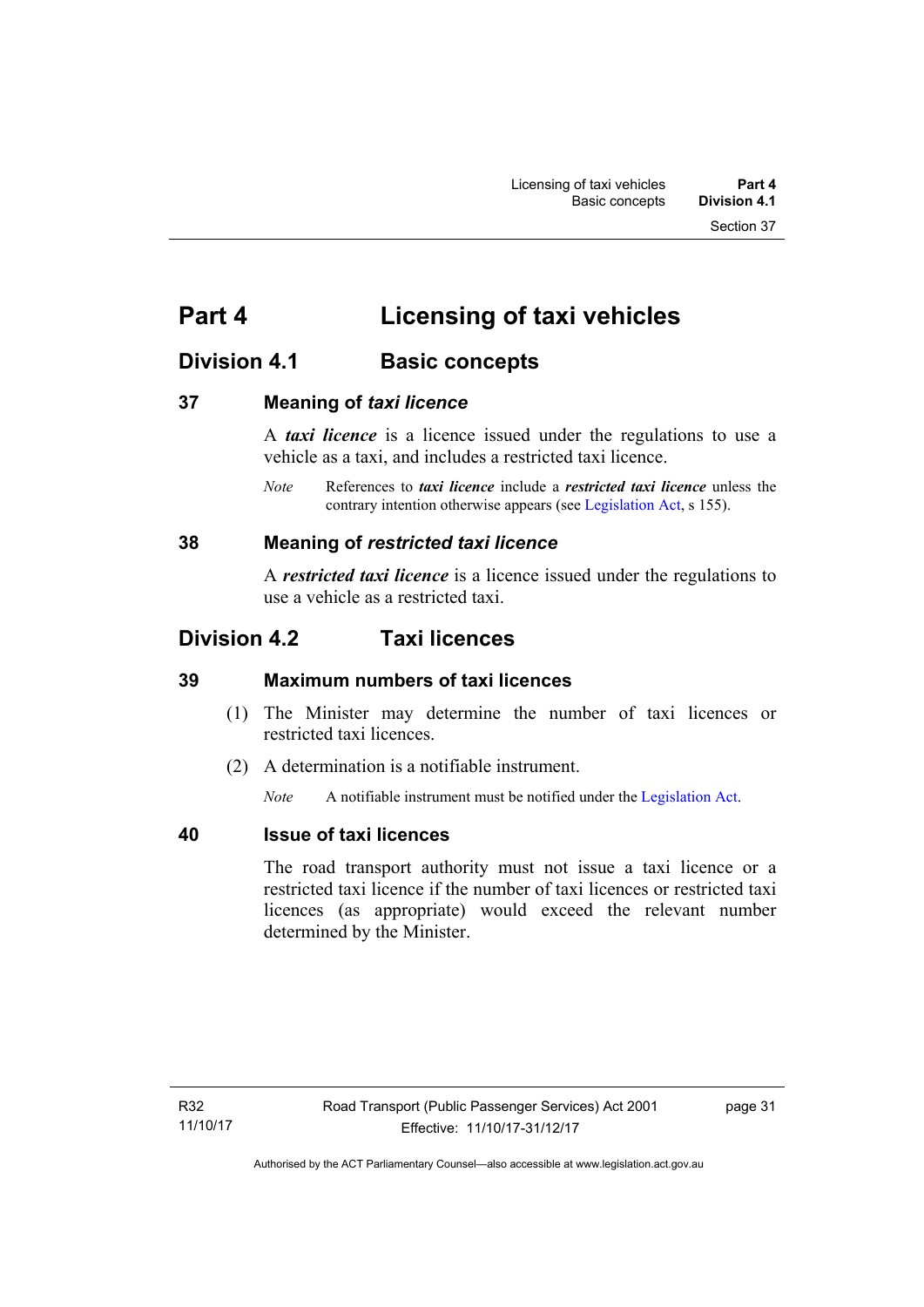# Part 4 Licensing of taxi vehicles

## Division 4.1 Basic concepts

### 37 Meaning of *taxi licence*

A ***taxi licence*** is a licence issued under the regulations to use a vehicle as a taxi, and includes a restricted taxi licence.

*Note* References to ***taxi licence*** include a ***restricted taxi licence*** unless the contrary intention otherwise appears (see Legislation Act, s 155).

### 38 Meaning of *restricted taxi licence*

A ***restricted taxi licence*** is a licence issued under the regulations to use a vehicle as a restricted taxi.

## Division 4.2 Taxi licences

### 39 Maximum numbers of taxi licences

(1) The Minister may determine the number of taxi licences or restricted taxi licences.

(2) A determination is a notifiable instrument.

*Note* A notifiable instrument must be notified under the Legislation Act.

### 40 Issue of taxi licences

The road transport authority must not issue a taxi licence or a restricted taxi licence if the number of taxi licences or restricted taxi licences (as appropriate) would exceed the relevant number determined by the Minister.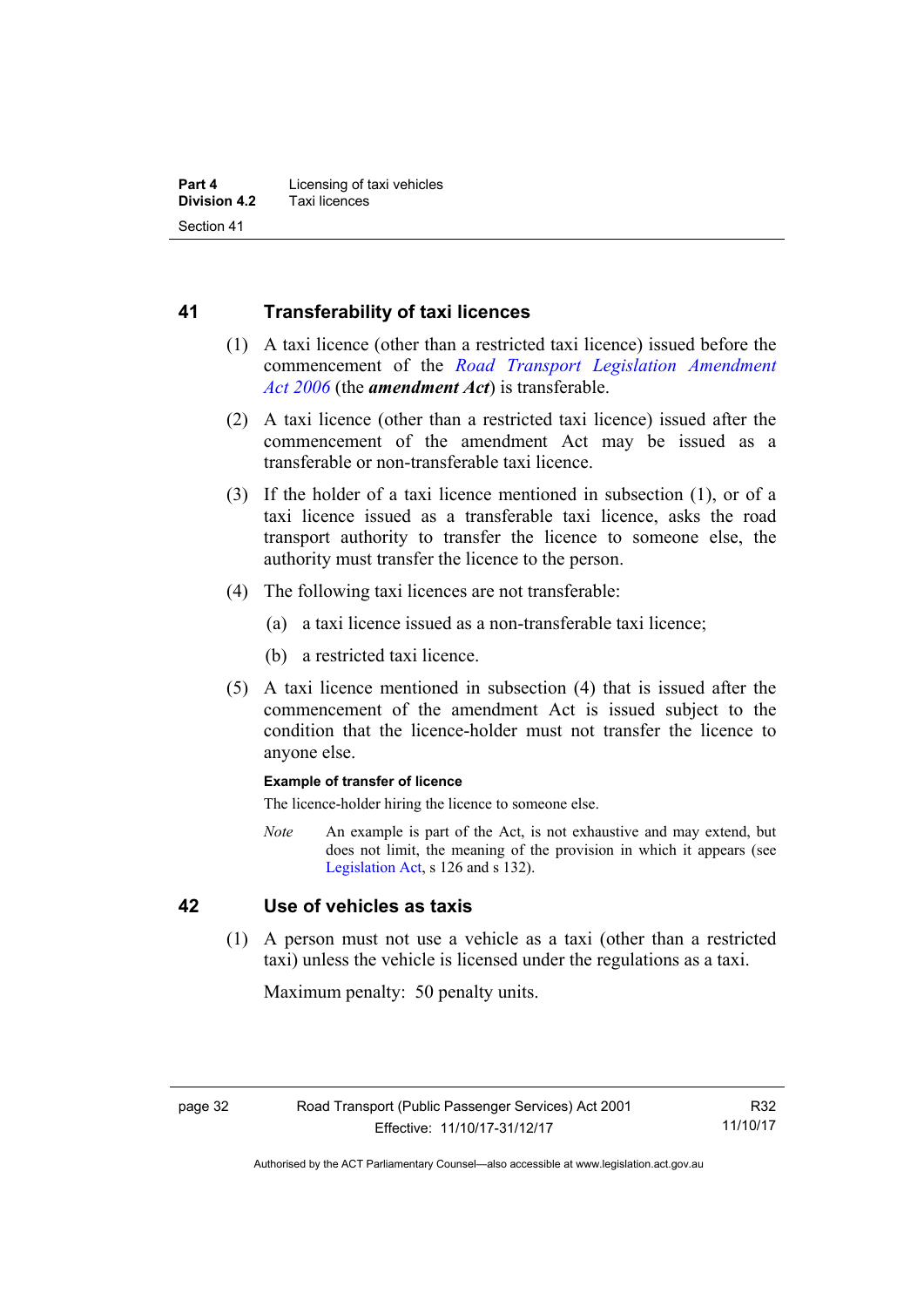## 41 Transferability of taxi licences

(1) A taxi licence (other than a restricted taxi licence) issued before the commencement of the *Road Transport Legislation Amendment Act 2006* (the ***amendment Act***) is transferable.

(2) A taxi licence (other than a restricted taxi licence) issued after the commencement of the amendment Act may be issued as a transferable or non-transferable taxi licence.

(3) If the holder of a taxi licence mentioned in subsection (1), or of a taxi licence issued as a transferable taxi licence, asks the road transport authority to transfer the licence to someone else, the authority must transfer the licence to the person.

(4) The following taxi licences are not transferable:

(a) a taxi licence issued as a non-transferable taxi licence;

(b) a restricted taxi licence.

(5) A taxi licence mentioned in subsection (4) that is issued after the commencement of the amendment Act is issued subject to the condition that the licence-holder must not transfer the licence to anyone else.

**Example of transfer of licence**

The licence-holder hiring the licence to someone else.

*Note* An example is part of the Act, is not exhaustive and may extend, but does not limit, the meaning of the provision in which it appears (see Legislation Act, s 126 and s 132).

## 42 Use of vehicles as taxis

(1) A person must not use a vehicle as a taxi (other than a restricted taxi) unless the vehicle is licensed under the regulations as a taxi.

Maximum penalty: 50 penalty units.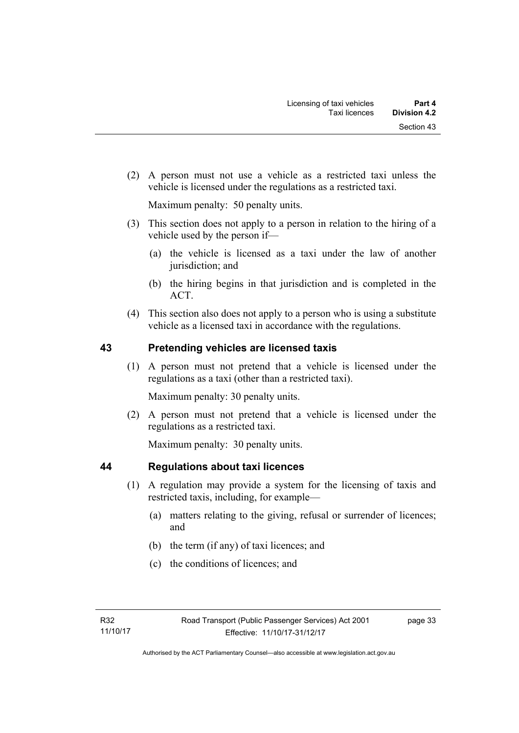(2) A person must not use a vehicle as a restricted taxi unless the vehicle is licensed under the regulations as a restricted taxi.

Maximum penalty: 50 penalty units.

(3) This section does not apply to a person in relation to the hiring of a vehicle used by the person if—

(a) the vehicle is licensed as a taxi under the law of another jurisdiction; and

(b) the hiring begins in that jurisdiction and is completed in the ACT.

(4) This section also does not apply to a person who is using a substitute vehicle as a licensed taxi in accordance with the regulations.

## 43 Pretending vehicles are licensed taxis

(1) A person must not pretend that a vehicle is licensed under the regulations as a taxi (other than a restricted taxi).

Maximum penalty: 30 penalty units.

(2) A person must not pretend that a vehicle is licensed under the regulations as a restricted taxi.

Maximum penalty: 30 penalty units.

## 44 Regulations about taxi licences

(1) A regulation may provide a system for the licensing of taxis and restricted taxis, including, for example—

(a) matters relating to the giving, refusal or surrender of licences; and

(b) the term (if any) of taxi licences; and

(c) the conditions of licences; and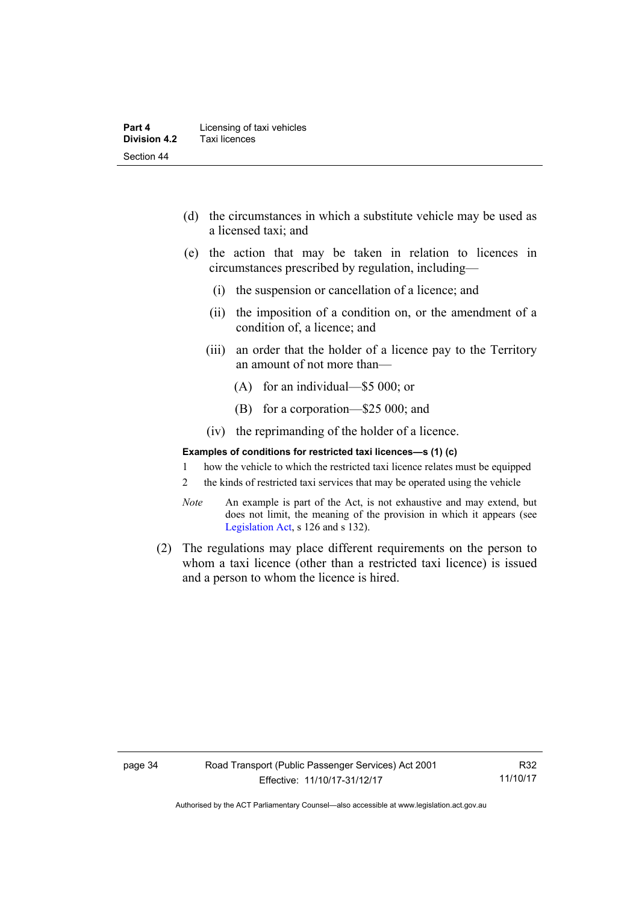(d) the circumstances in which a substitute vehicle may be used as a licensed taxi; and

(e) the action that may be taken in relation to licences in circumstances prescribed by regulation, including—

(i) the suspension or cancellation of a licence; and

(ii) the imposition of a condition on, or the amendment of a condition of, a licence; and

(iii) an order that the holder of a licence pay to the Territory an amount of not more than—

(A) for an individual—$5 000; or

(B) for a corporation—$25 000; and

(iv) the reprimanding of the holder of a licence.

**Examples of conditions for restricted taxi licences—s (1) (c)**

1 how the vehicle to which the restricted taxi licence relates must be equipped

2 the kinds of restricted taxi services that may be operated using the vehicle

*Note* An example is part of the Act, is not exhaustive and may extend, but does not limit, the meaning of the provision in which it appears (see Legislation Act, s 126 and s 132).

(2) The regulations may place different requirements on the person to whom a taxi licence (other than a restricted taxi licence) is issued and a person to whom the licence is hired.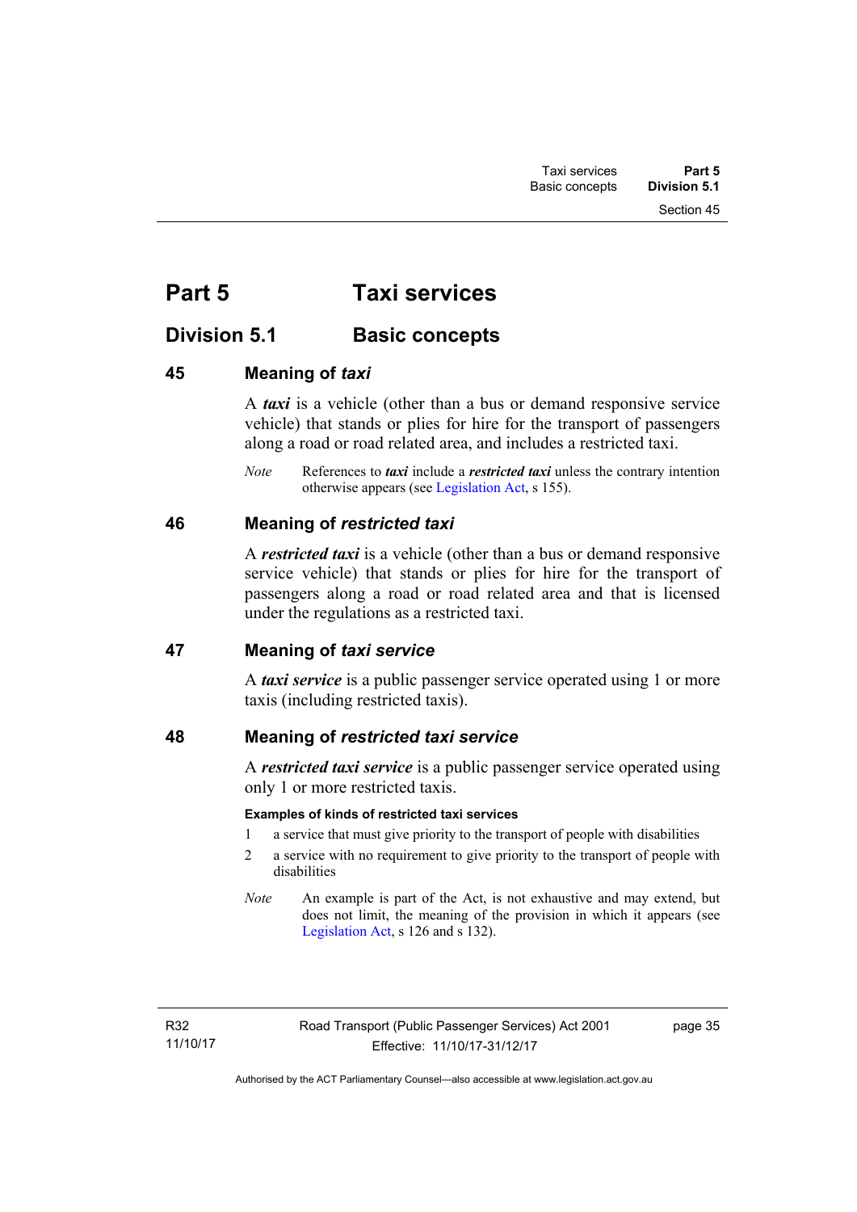# Part 5 Taxi services

## Division 5.1 Basic concepts

### 45 Meaning of *taxi*

A ***taxi*** is a vehicle (other than a bus or demand responsive service vehicle) that stands or plies for hire for the transport of passengers along a road or road related area, and includes a restricted taxi.

*Note* References to ***taxi*** include a ***restricted taxi*** unless the contrary intention otherwise appears (see Legislation Act, s 155).

### 46 Meaning of *restricted taxi*

A ***restricted taxi*** is a vehicle (other than a bus or demand responsive service vehicle) that stands or plies for hire for the transport of passengers along a road or road related area and that is licensed under the regulations as a restricted taxi.

### 47 Meaning of *taxi service*

A ***taxi service*** is a public passenger service operated using 1 or more taxis (including restricted taxis).

### 48 Meaning of *restricted taxi service*

A ***restricted taxi service*** is a public passenger service operated using only 1 or more restricted taxis.

**Examples of kinds of restricted taxi services**

1 a service that must give priority to the transport of people with disabilities

2 a service with no requirement to give priority to the transport of people with disabilities

*Note* An example is part of the Act, is not exhaustive and may extend, but does not limit, the meaning of the provision in which it appears (see Legislation Act, s 126 and s 132).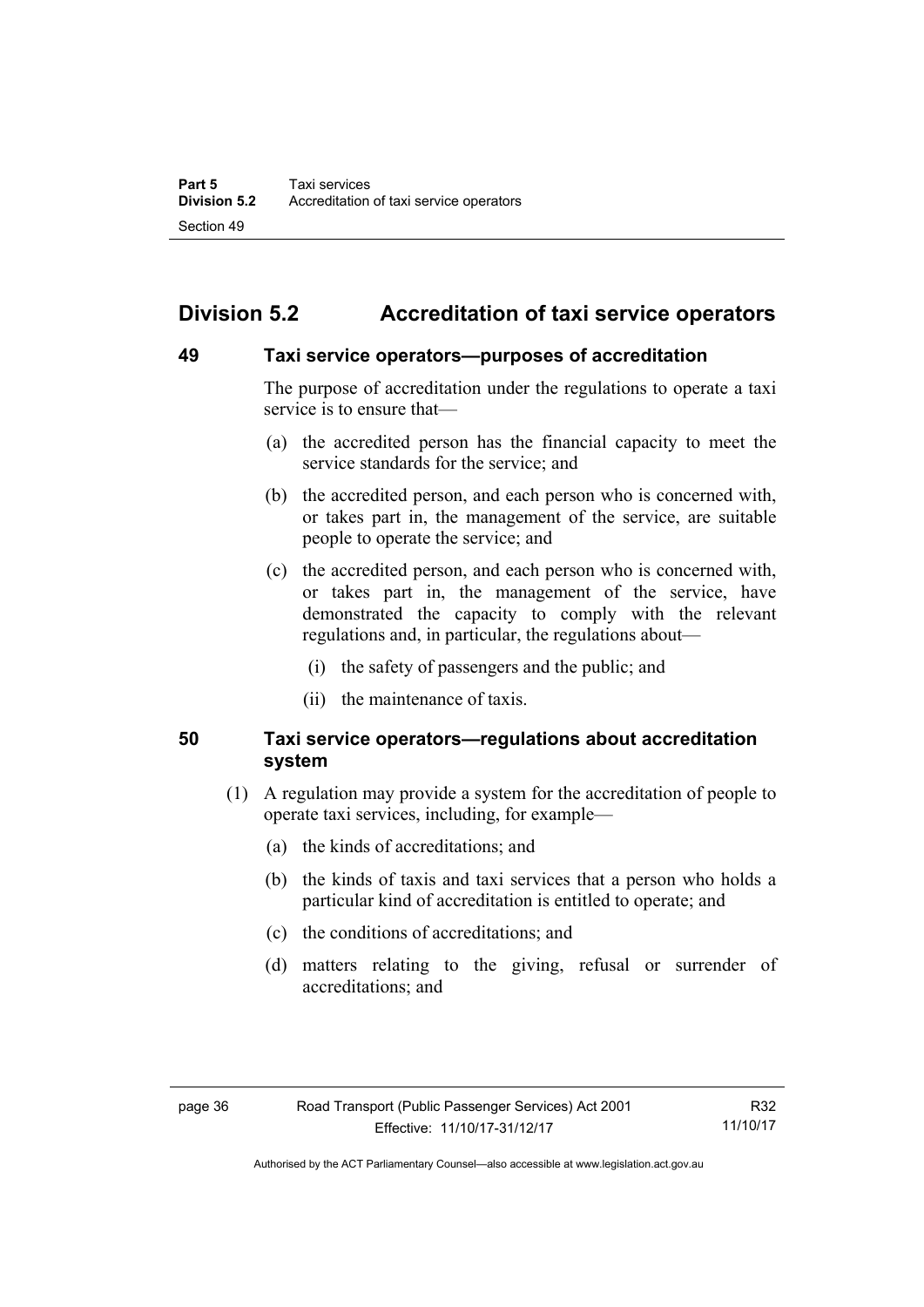## Division 5.2 Accreditation of taxi service operators

### 49 Taxi service operators—purposes of accreditation

The purpose of accreditation under the regulations to operate a taxi service is to ensure that—

(a) the accredited person has the financial capacity to meet the service standards for the service; and

(b) the accredited person, and each person who is concerned with, or takes part in, the management of the service, are suitable people to operate the service; and

(c) the accredited person, and each person who is concerned with, or takes part in, the management of the service, have demonstrated the capacity to comply with the relevant regulations and, in particular, the regulations about—

(i) the safety of passengers and the public; and

(ii) the maintenance of taxis.

### 50 Taxi service operators—regulations about accreditation system

(1) A regulation may provide a system for the accreditation of people to operate taxi services, including, for example—

(a) the kinds of accreditations; and

(b) the kinds of taxis and taxi services that a person who holds a particular kind of accreditation is entitled to operate; and

(c) the conditions of accreditations; and

(d) matters relating to the giving, refusal or surrender of accreditations; and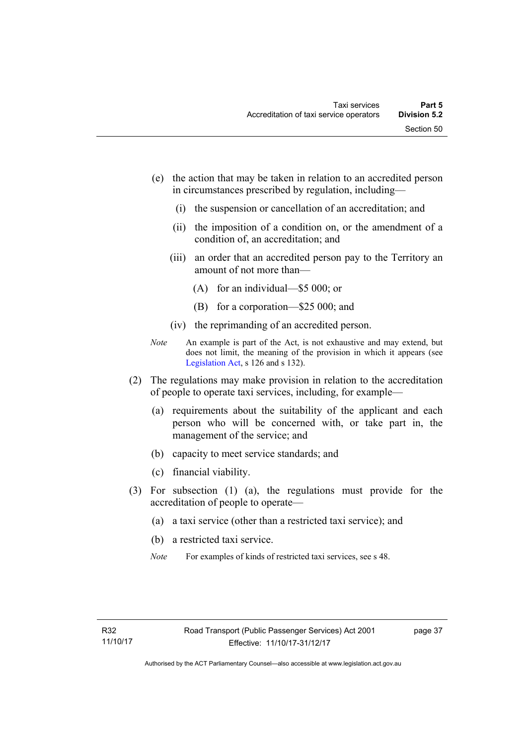(e) the action that may be taken in relation to an accredited person in circumstances prescribed by regulation, including—

  (i) the suspension or cancellation of an accreditation; and

  (ii) the imposition of a condition on, or the amendment of a condition of, an accreditation; and

  (iii) an order that an accredited person pay to the Territory an amount of not more than—

    (A) for an individual—$5 000; or

    (B) for a corporation—$25 000; and

  (iv) the reprimanding of an accredited person.

*Note* An example is part of the Act, is not exhaustive and may extend, but does not limit, the meaning of the provision in which it appears (see Legislation Act, s 126 and s 132).

(2) The regulations may make provision in relation to the accreditation of people to operate taxi services, including, for example—

  (a) requirements about the suitability of the applicant and each person who will be concerned with, or take part in, the management of the service; and

  (b) capacity to meet service standards; and

  (c) financial viability.

(3) For subsection (1) (a), the regulations must provide for the accreditation of people to operate—

  (a) a taxi service (other than a restricted taxi service); and

  (b) a restricted taxi service.

*Note* For examples of kinds of restricted taxi services, see s 48.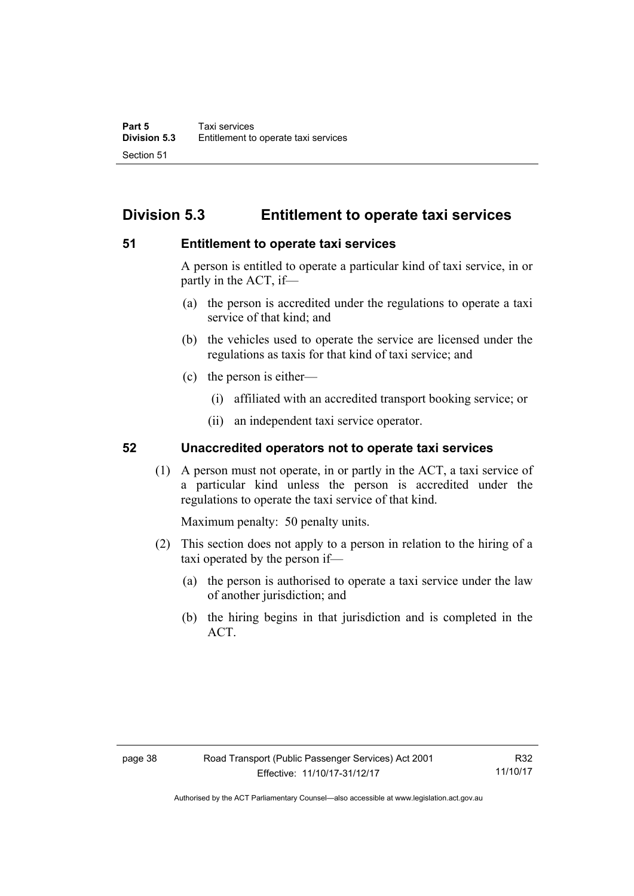## Division 5.3 Entitlement to operate taxi services

### 51 Entitlement to operate taxi services

A person is entitled to operate a particular kind of taxi service, in or partly in the ACT, if—

(a) the person is accredited under the regulations to operate a taxi service of that kind; and

(b) the vehicles used to operate the service are licensed under the regulations as taxis for that kind of taxi service; and

(c) the person is either—

  (i) affiliated with an accredited transport booking service; or

  (ii) an independent taxi service operator.

### 52 Unaccredited operators not to operate taxi services

(1) A person must not operate, in or partly in the ACT, a taxi service of a particular kind unless the person is accredited under the regulations to operate the taxi service of that kind.

Maximum penalty: 50 penalty units.

(2) This section does not apply to a person in relation to the hiring of a taxi operated by the person if—

  (a) the person is authorised to operate a taxi service under the law of another jurisdiction; and

  (b) the hiring begins in that jurisdiction and is completed in the ACT.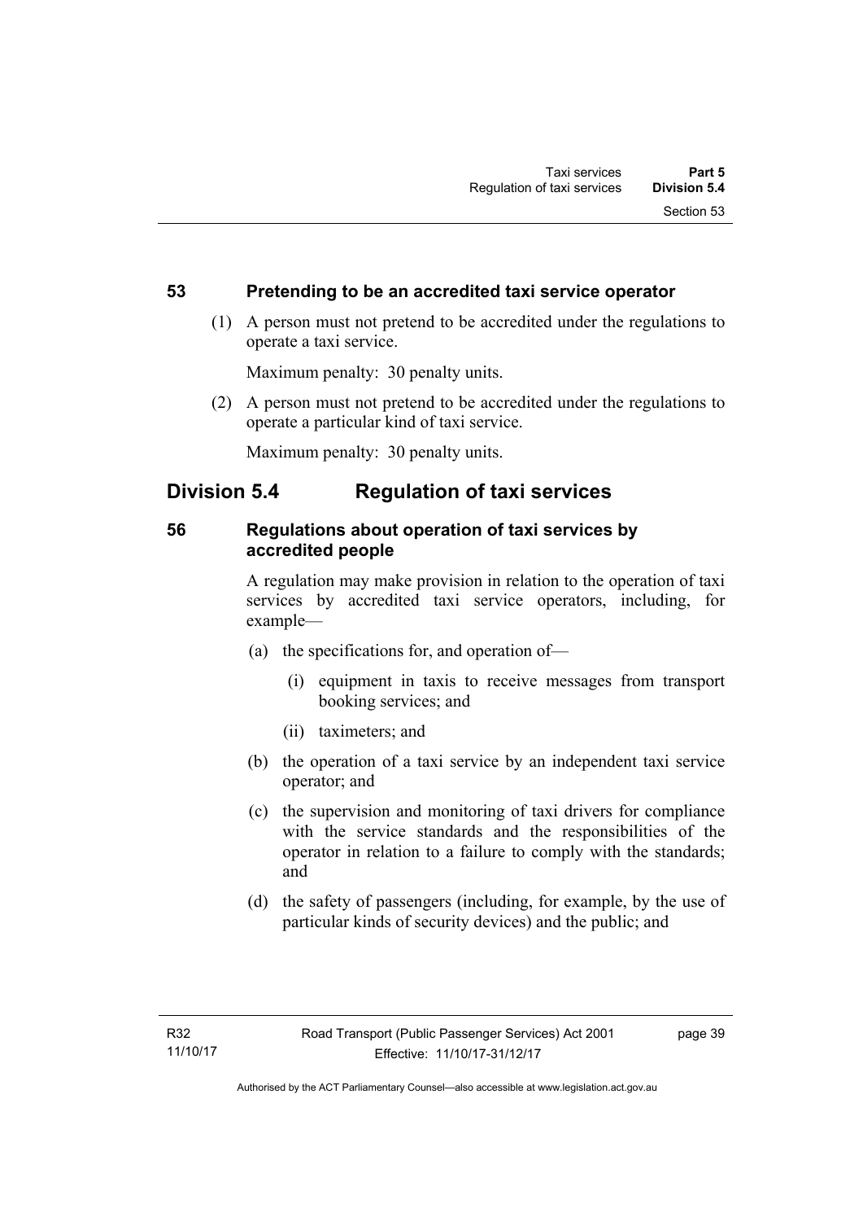### 53 Pretending to be an accredited taxi service operator

(1) A person must not pretend to be accredited under the regulations to operate a taxi service.

Maximum penalty: 30 penalty units.

(2) A person must not pretend to be accredited under the regulations to operate a particular kind of taxi service.

Maximum penalty: 30 penalty units.

## Division 5.4 Regulation of taxi services

### 56 Regulations about operation of taxi services by accredited people

A regulation may make provision in relation to the operation of taxi services by accredited taxi service operators, including, for example—

(a) the specifications for, and operation of—

(i) equipment in taxis to receive messages from transport booking services; and

(ii) taximeters; and

(b) the operation of a taxi service by an independent taxi service operator; and

(c) the supervision and monitoring of taxi drivers for compliance with the service standards and the responsibilities of the operator in relation to a failure to comply with the standards; and

(d) the safety of passengers (including, for example, by the use of particular kinds of security devices) and the public; and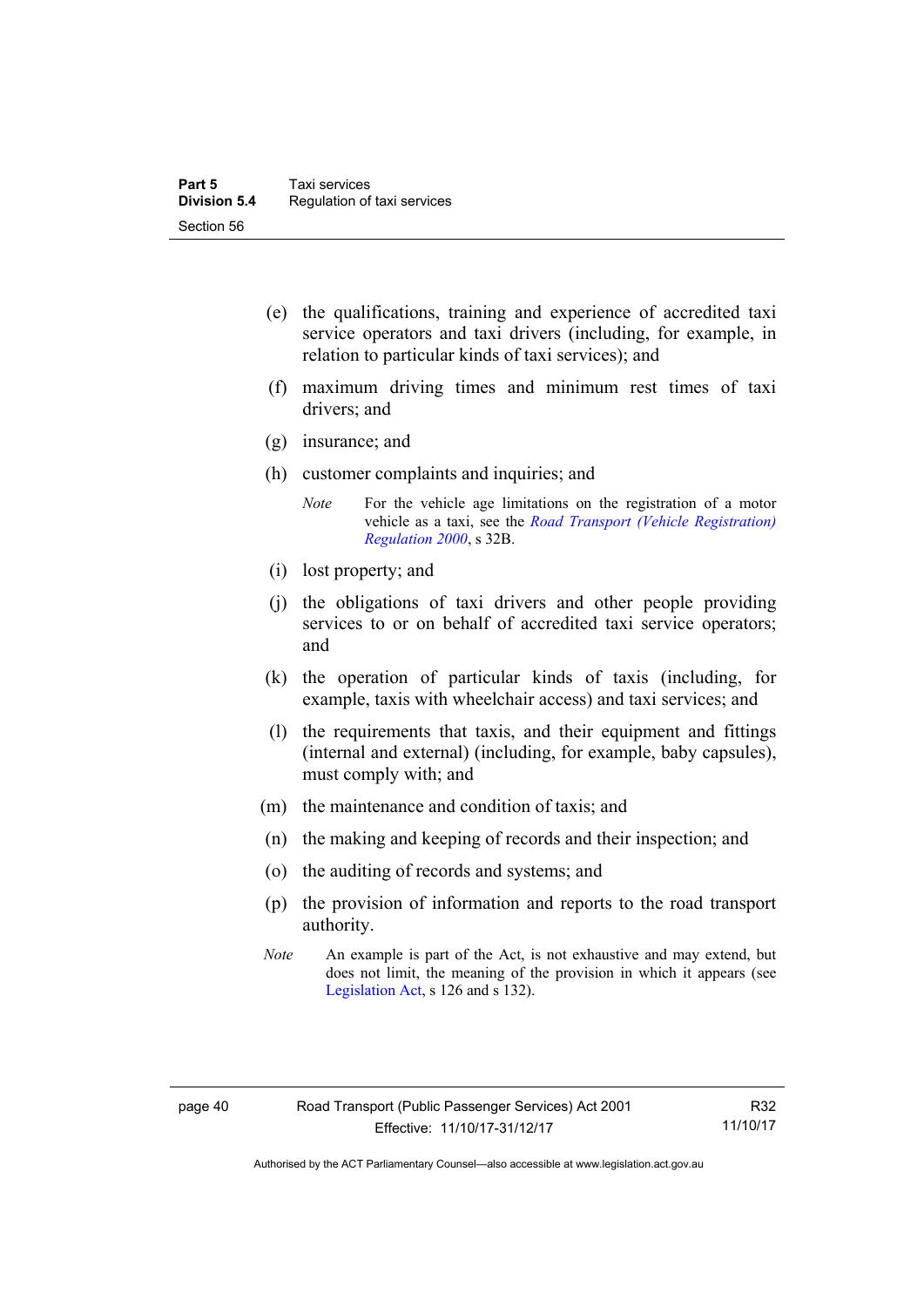(e) the qualifications, training and experience of accredited taxi service operators and taxi drivers (including, for example, in relation to particular kinds of taxi services); and

(f) maximum driving times and minimum rest times of taxi drivers; and

(g) insurance; and

(h) customer complaints and inquiries; and

*Note* For the vehicle age limitations on the registration of a motor vehicle as a taxi, see the *Road Transport (Vehicle Registration) Regulation 2000*, s 32B.

(i) lost property; and

(j) the obligations of taxi drivers and other people providing services to or on behalf of accredited taxi service operators; and

(k) the operation of particular kinds of taxis (including, for example, taxis with wheelchair access) and taxi services; and

(l) the requirements that taxis, and their equipment and fittings (internal and external) (including, for example, baby capsules), must comply with; and

(m) the maintenance and condition of taxis; and

(n) the making and keeping of records and their inspection; and

(o) the auditing of records and systems; and

(p) the provision of information and reports to the road transport authority.

*Note* An example is part of the Act, is not exhaustive and may extend, but does not limit, the meaning of the provision in which it appears (see Legislation Act, s 126 and s 132).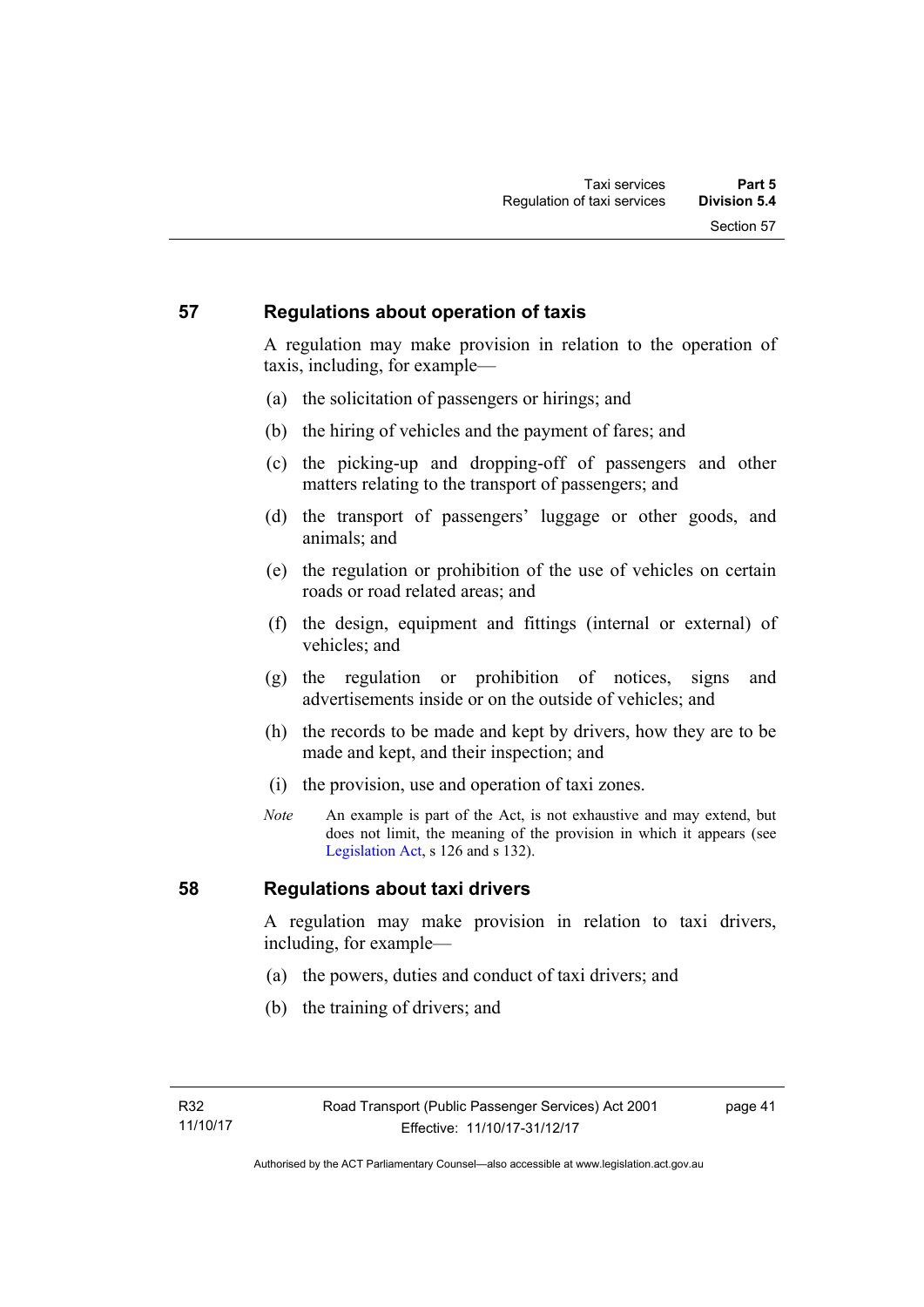## 57 Regulations about operation of taxis

A regulation may make provision in relation to the operation of taxis, including, for example—

(a) the solicitation of passengers or hirings; and

(b) the hiring of vehicles and the payment of fares; and

(c) the picking-up and dropping-off of passengers and other matters relating to the transport of passengers; and

(d) the transport of passengers' luggage or other goods, and animals; and

(e) the regulation or prohibition of the use of vehicles on certain roads or road related areas; and

(f) the design, equipment and fittings (internal or external) of vehicles; and

(g) the regulation or prohibition of notices, signs and advertisements inside or on the outside of vehicles; and

(h) the records to be made and kept by drivers, how they are to be made and kept, and their inspection; and

(i) the provision, use and operation of taxi zones.

*Note* An example is part of the Act, is not exhaustive and may extend, but does not limit, the meaning of the provision in which it appears (see Legislation Act, s 126 and s 132).

## 58 Regulations about taxi drivers

A regulation may make provision in relation to taxi drivers, including, for example—

(a) the powers, duties and conduct of taxi drivers; and

(b) the training of drivers; and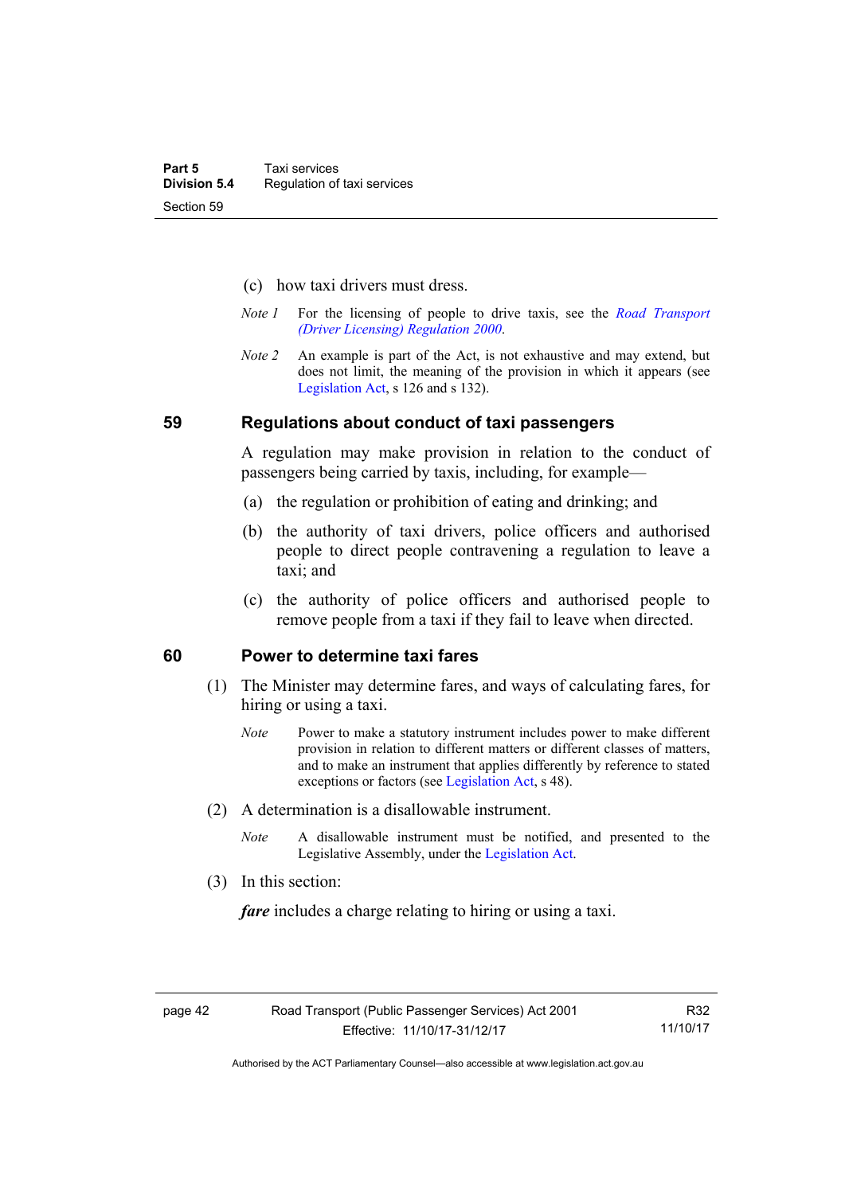(c) how taxi drivers must dress.

*Note 1* For the licensing of people to drive taxis, see the *Road Transport (Driver Licensing) Regulation 2000*.

*Note 2* An example is part of the Act, is not exhaustive and may extend, but does not limit, the meaning of the provision in which it appears (see Legislation Act, s 126 and s 132).

## 59 Regulations about conduct of taxi passengers

A regulation may make provision in relation to the conduct of passengers being carried by taxis, including, for example—

(a) the regulation or prohibition of eating and drinking; and

(b) the authority of taxi drivers, police officers and authorised people to direct people contravening a regulation to leave a taxi; and

(c) the authority of police officers and authorised people to remove people from a taxi if they fail to leave when directed.

## 60 Power to determine taxi fares

(1) The Minister may determine fares, and ways of calculating fares, for hiring or using a taxi.

*Note* Power to make a statutory instrument includes power to make different provision in relation to different matters or different classes of matters, and to make an instrument that applies differently by reference to stated exceptions or factors (see Legislation Act, s 48).

(2) A determination is a disallowable instrument.

*Note* A disallowable instrument must be notified, and presented to the Legislative Assembly, under the Legislation Act.

(3) In this section:

***fare*** includes a charge relating to hiring or using a taxi.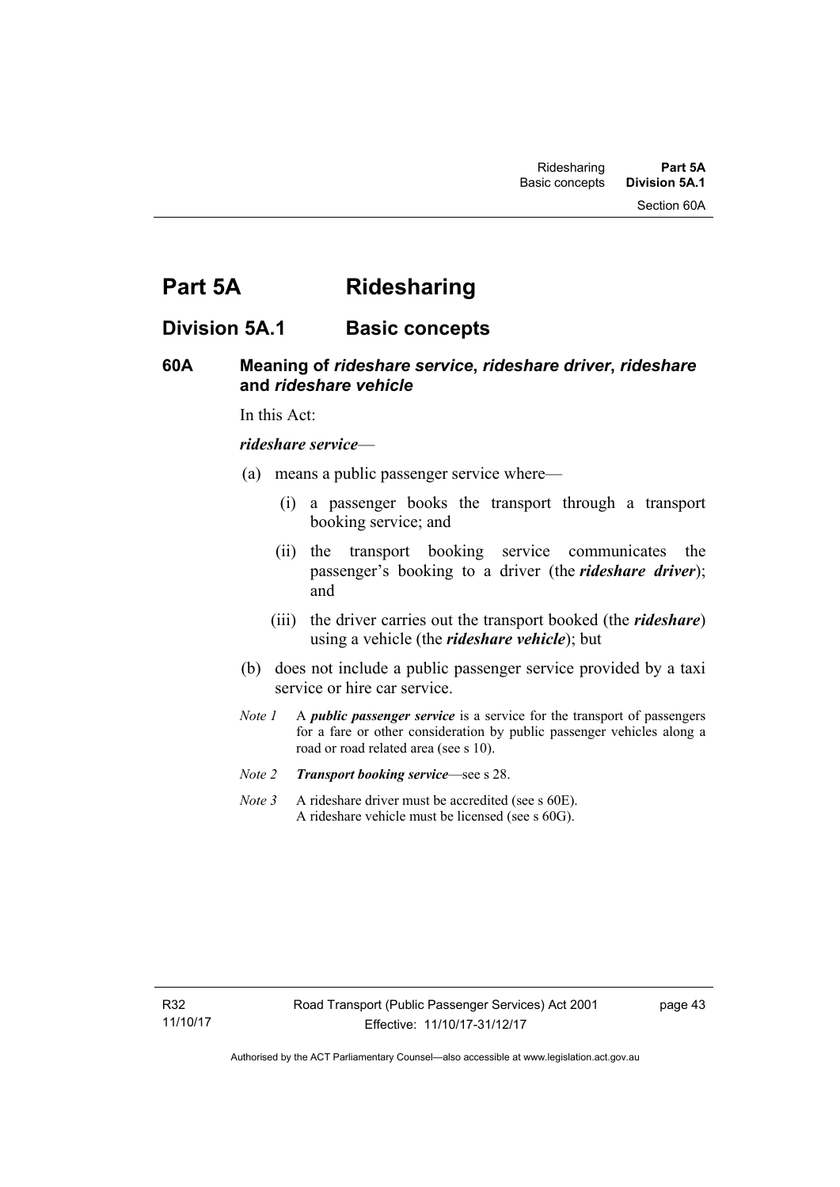# Part 5A Ridesharing

## Division 5A.1 Basic concepts

### 60A Meaning of *rideshare service*, *rideshare driver*, *rideshare* and *rideshare vehicle*

In this Act:

***rideshare service***—

(a) means a public passenger service where—

  (i) a passenger books the transport through a transport booking service; and

  (ii) the transport booking service communicates the passenger's booking to a driver (the ***rideshare driver***); and

  (iii) the driver carries out the transport booked (the ***rideshare***) using a vehicle (the ***rideshare vehicle***); but

(b) does not include a public passenger service provided by a taxi service or hire car service.

*Note 1* A ***public passenger service*** is a service for the transport of passengers for a fare or other consideration by public passenger vehicles along a road or road related area (see s 10).

*Note 2* ***Transport booking service***—see s 28.

*Note 3* A rideshare driver must be accredited (see s 60E).
A rideshare vehicle must be licensed (see s 60G).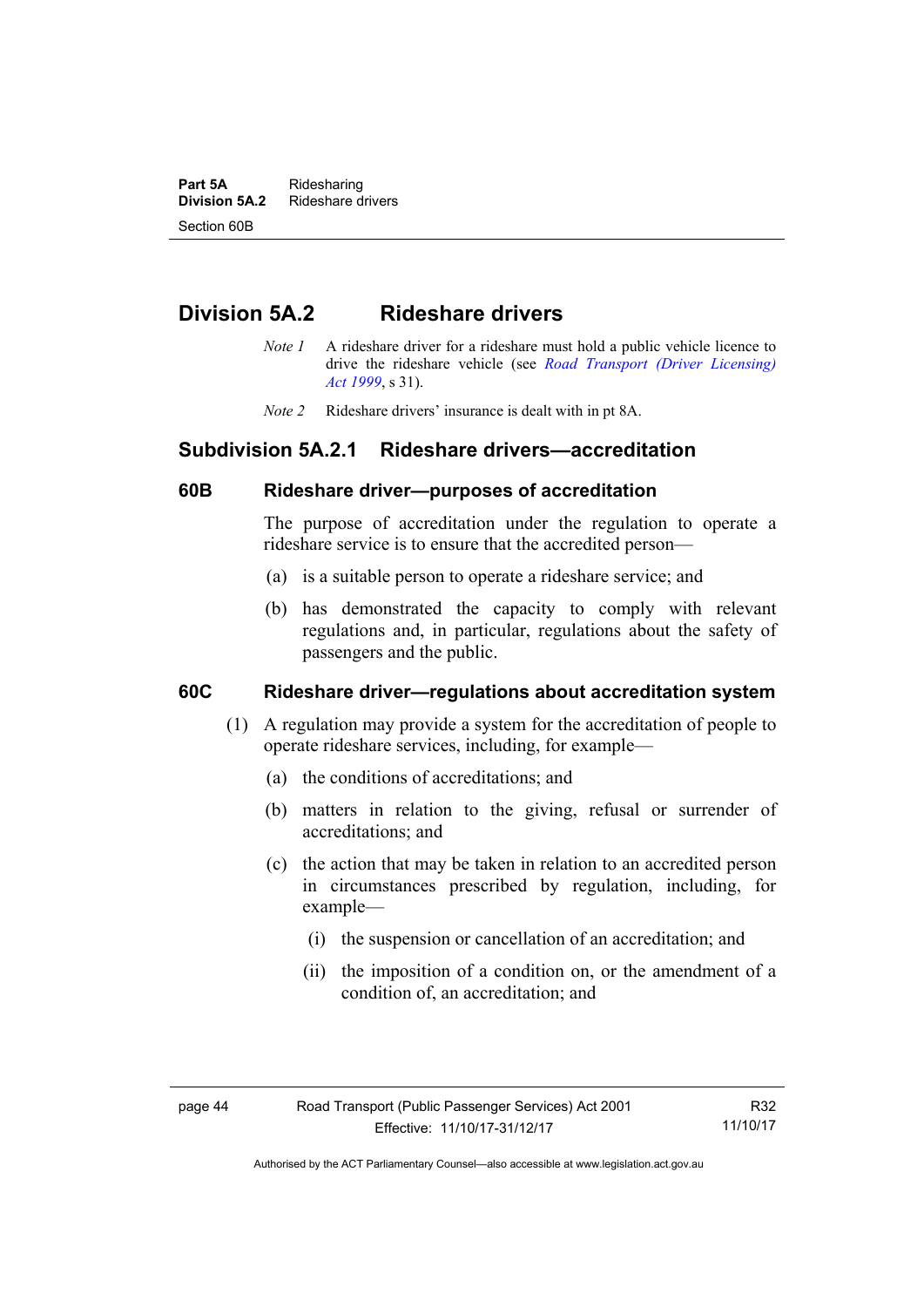## Division 5A.2 Rideshare drivers

*Note 1* A rideshare driver for a rideshare must hold a public vehicle licence to drive the rideshare vehicle (see *Road Transport (Driver Licensing) Act 1999*, s 31).

*Note 2* Rideshare drivers' insurance is dealt with in pt 8A.

### Subdivision 5A.2.1 Rideshare drivers—accreditation

#### 60B Rideshare driver—purposes of accreditation

The purpose of accreditation under the regulation to operate a rideshare service is to ensure that the accredited person—

(a) is a suitable person to operate a rideshare service; and

(b) has demonstrated the capacity to comply with relevant regulations and, in particular, regulations about the safety of passengers and the public.

#### 60C Rideshare driver—regulations about accreditation system

(1) A regulation may provide a system for the accreditation of people to operate rideshare services, including, for example—

(a) the conditions of accreditations; and

(b) matters in relation to the giving, refusal or surrender of accreditations; and

(c) the action that may be taken in relation to an accredited person in circumstances prescribed by regulation, including, for example—

(i) the suspension or cancellation of an accreditation; and

(ii) the imposition of a condition on, or the amendment of a condition of, an accreditation; and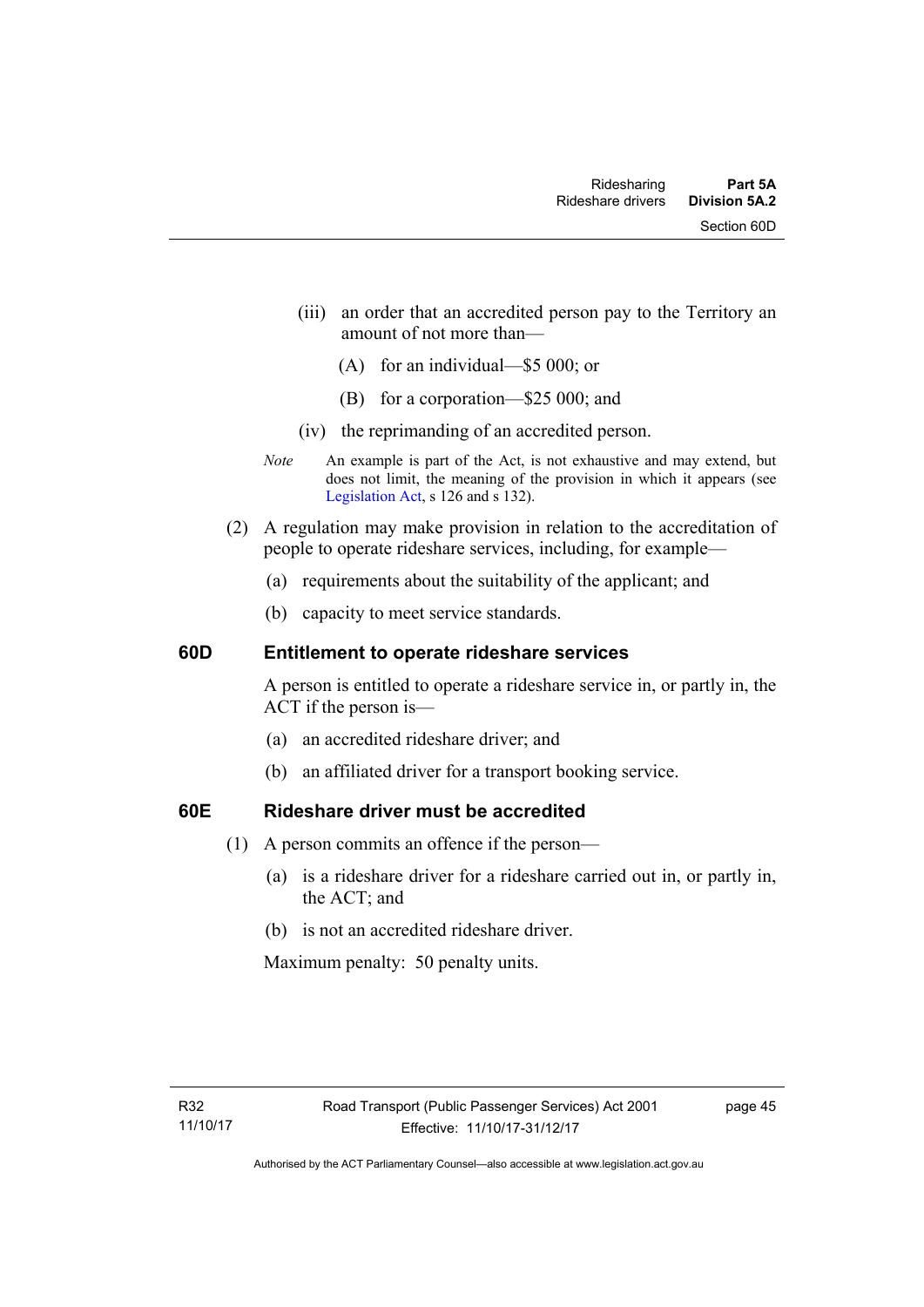(iii) an order that an accredited person pay to the Territory an amount of not more than—

(A) for an individual—$5 000; or

(B) for a corporation—$25 000; and

(iv) the reprimanding of an accredited person.

*Note* An example is part of the Act, is not exhaustive and may extend, but does not limit, the meaning of the provision in which it appears (see Legislation Act, s 126 and s 132).

(2) A regulation may make provision in relation to the accreditation of people to operate rideshare services, including, for example—

(a) requirements about the suitability of the applicant; and

(b) capacity to meet service standards.

### 60D Entitlement to operate rideshare services

A person is entitled to operate a rideshare service in, or partly in, the ACT if the person is—

(a) an accredited rideshare driver; and

(b) an affiliated driver for a transport booking service.

### 60E Rideshare driver must be accredited

(1) A person commits an offence if the person—

(a) is a rideshare driver for a rideshare carried out in, or partly in, the ACT; and

(b) is not an accredited rideshare driver.

Maximum penalty: 50 penalty units.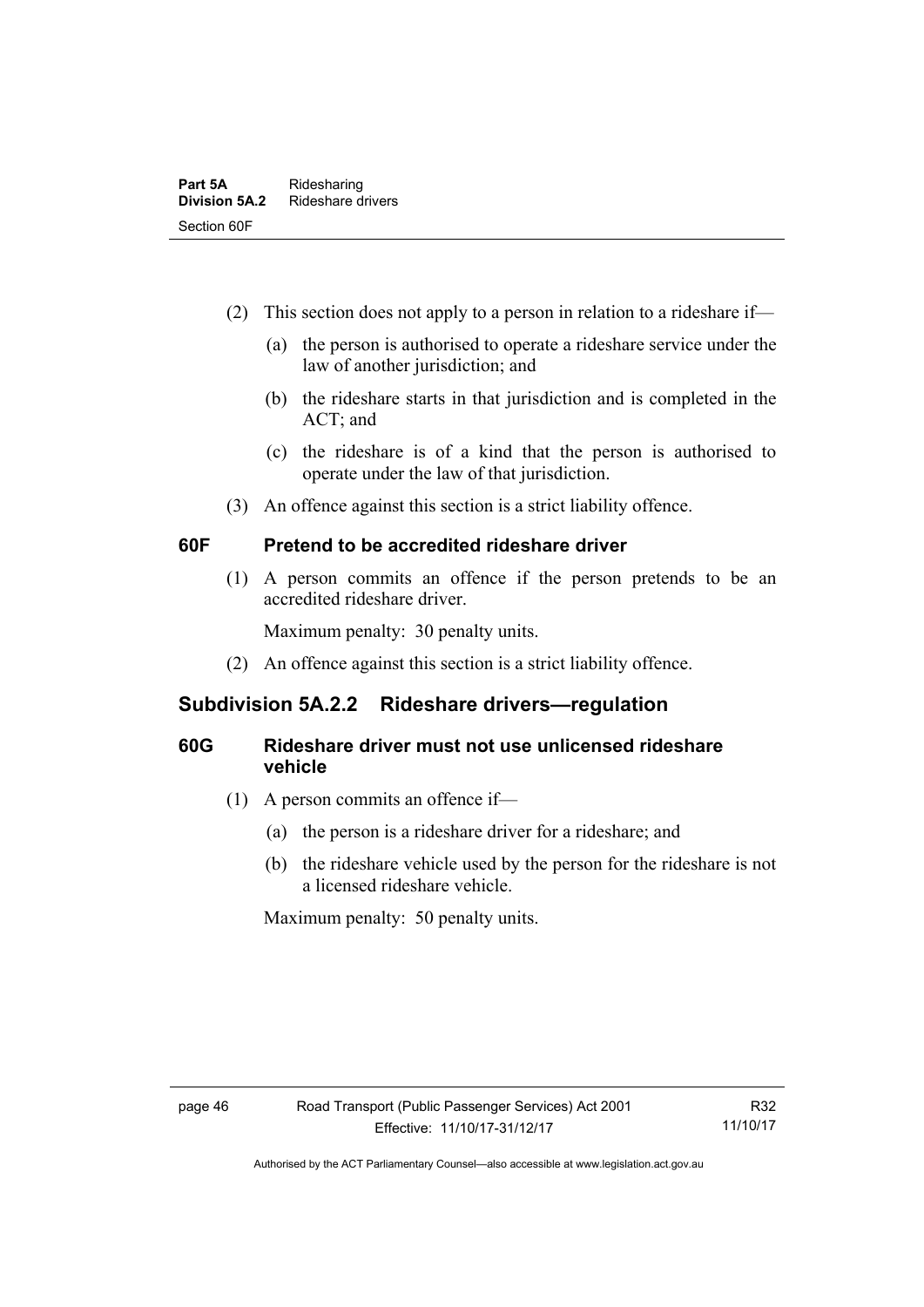(2) This section does not apply to a person in relation to a rideshare if—

(a) the person is authorised to operate a rideshare service under the law of another jurisdiction; and

(b) the rideshare starts in that jurisdiction and is completed in the ACT; and

(c) the rideshare is of a kind that the person is authorised to operate under the law of that jurisdiction.

(3) An offence against this section is a strict liability offence.

### 60F Pretend to be accredited rideshare driver

(1) A person commits an offence if the person pretends to be an accredited rideshare driver.

Maximum penalty: 30 penalty units.

(2) An offence against this section is a strict liability offence.

## Subdivision 5A.2.2 Rideshare drivers—regulation

### 60G Rideshare driver must not use unlicensed rideshare vehicle

(1) A person commits an offence if—

(a) the person is a rideshare driver for a rideshare; and

(b) the rideshare vehicle used by the person for the rideshare is not a licensed rideshare vehicle.

Maximum penalty: 50 penalty units.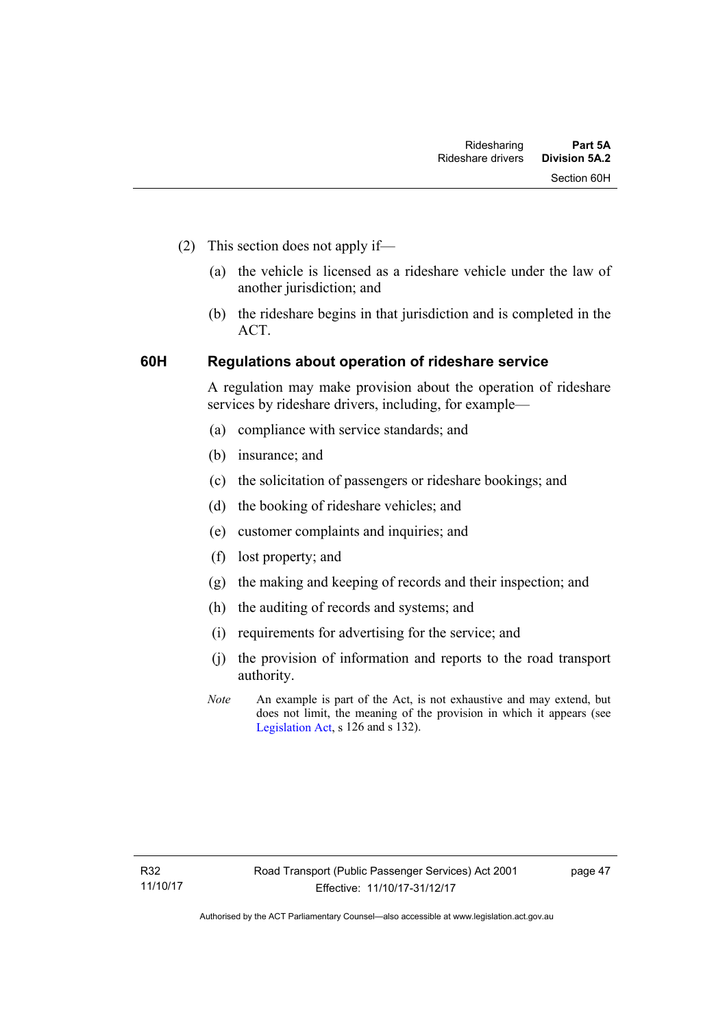(2) This section does not apply if—

(a) the vehicle is licensed as a rideshare vehicle under the law of another jurisdiction; and

(b) the rideshare begins in that jurisdiction and is completed in the ACT.

## 60H Regulations about operation of rideshare service

A regulation may make provision about the operation of rideshare services by rideshare drivers, including, for example—

(a) compliance with service standards; and

(b) insurance; and

(c) the solicitation of passengers or rideshare bookings; and

(d) the booking of rideshare vehicles; and

(e) customer complaints and inquiries; and

(f) lost property; and

(g) the making and keeping of records and their inspection; and

(h) the auditing of records and systems; and

(i) requirements for advertising for the service; and

(j) the provision of information and reports to the road transport authority.

*Note* An example is part of the Act, is not exhaustive and may extend, but does not limit, the meaning of the provision in which it appears (see Legislation Act, s 126 and s 132).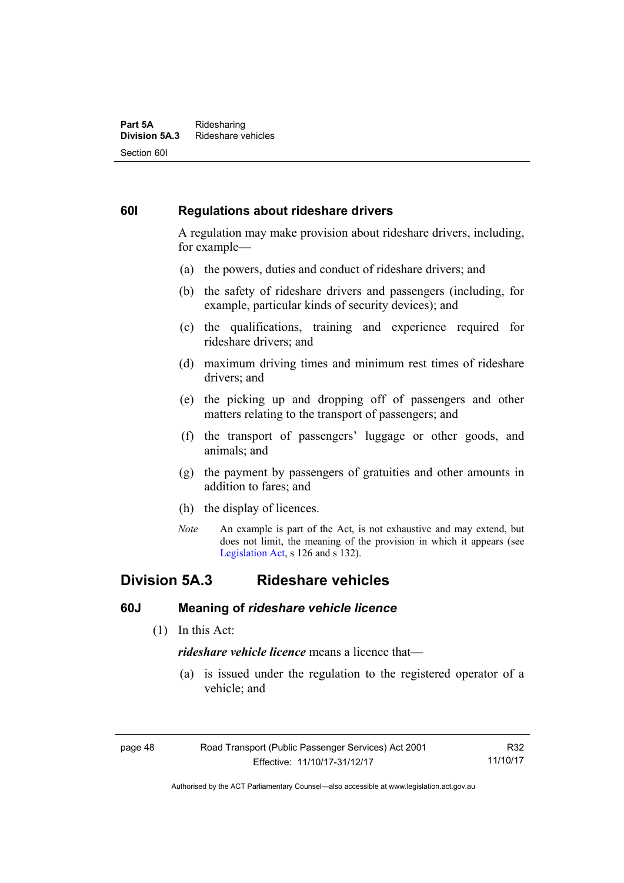### 60I Regulations about rideshare drivers

A regulation may make provision about rideshare drivers, including, for example—

(a) the powers, duties and conduct of rideshare drivers; and

(b) the safety of rideshare drivers and passengers (including, for example, particular kinds of security devices); and

(c) the qualifications, training and experience required for rideshare drivers; and

(d) maximum driving times and minimum rest times of rideshare drivers; and

(e) the picking up and dropping off of passengers and other matters relating to the transport of passengers; and

(f) the transport of passengers' luggage or other goods, and animals; and

(g) the payment by passengers of gratuities and other amounts in addition to fares; and

(h) the display of licences.

*Note* An example is part of the Act, is not exhaustive and may extend, but does not limit, the meaning of the provision in which it appears (see Legislation Act, s 126 and s 132).

## Division 5A.3 Rideshare vehicles

### 60J Meaning of *rideshare vehicle licence*

(1) In this Act:

***rideshare vehicle licence*** means a licence that—

(a) is issued under the regulation to the registered operator of a vehicle; and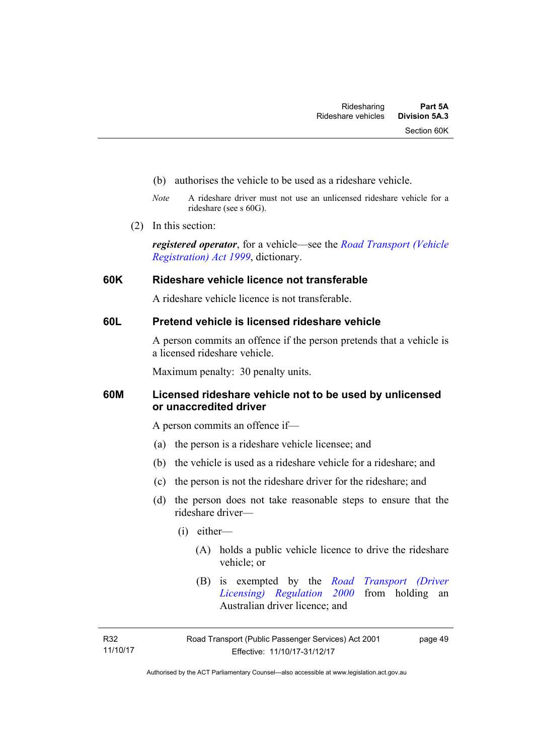(b) authorises the vehicle to be used as a rideshare vehicle.

*Note* A rideshare driver must not use an unlicensed rideshare vehicle for a rideshare (see s 60G).

(2) In this section:

***registered operator***, for a vehicle—see the *Road Transport (Vehicle Registration) Act 1999*, dictionary.

### 60K Rideshare vehicle licence not transferable

A rideshare vehicle licence is not transferable.

### 60L Pretend vehicle is licensed rideshare vehicle

A person commits an offence if the person pretends that a vehicle is a licensed rideshare vehicle.

Maximum penalty: 30 penalty units.

### 60M Licensed rideshare vehicle not to be used by unlicensed or unaccredited driver

A person commits an offence if—

(a) the person is a rideshare vehicle licensee; and

(b) the vehicle is used as a rideshare vehicle for a rideshare; and

(c) the person is not the rideshare driver for the rideshare; and

(d) the person does not take reasonable steps to ensure that the rideshare driver—

(i) either—

(A) holds a public vehicle licence to drive the rideshare vehicle; or

(B) is exempted by the *Road Transport (Driver Licensing) Regulation 2000* from holding an Australian driver licence; and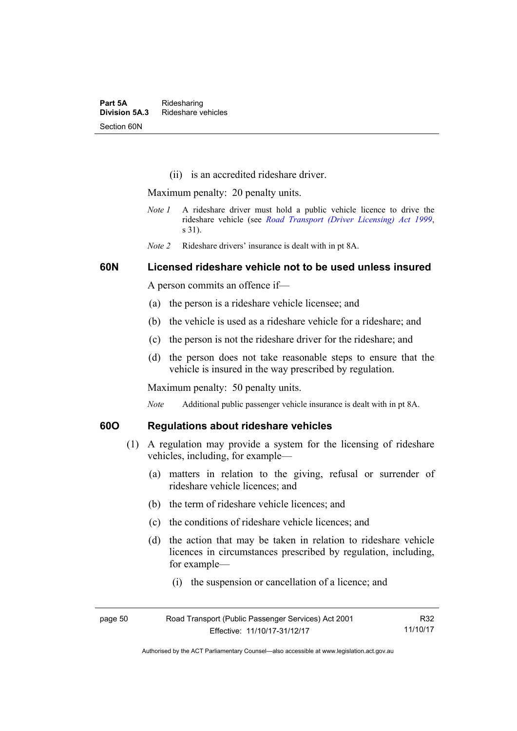(ii) is an accredited rideshare driver.

Maximum penalty: 20 penalty units.

*Note 1* A rideshare driver must hold a public vehicle licence to drive the rideshare vehicle (see *Road Transport (Driver Licensing) Act 1999*, s 31).

*Note 2* Rideshare drivers' insurance is dealt with in pt 8A.

### 60N Licensed rideshare vehicle not to be used unless insured

A person commits an offence if—

(a) the person is a rideshare vehicle licensee; and

(b) the vehicle is used as a rideshare vehicle for a rideshare; and

(c) the person is not the rideshare driver for the rideshare; and

(d) the person does not take reasonable steps to ensure that the vehicle is insured in the way prescribed by regulation.

Maximum penalty: 50 penalty units.

*Note* Additional public passenger vehicle insurance is dealt with in pt 8A.

### 60O Regulations about rideshare vehicles

(1) A regulation may provide a system for the licensing of rideshare vehicles, including, for example—

(a) matters in relation to the giving, refusal or surrender of rideshare vehicle licences; and

(b) the term of rideshare vehicle licences; and

(c) the conditions of rideshare vehicle licences; and

(d) the action that may be taken in relation to rideshare vehicle licences in circumstances prescribed by regulation, including, for example—

(i) the suspension or cancellation of a licence; and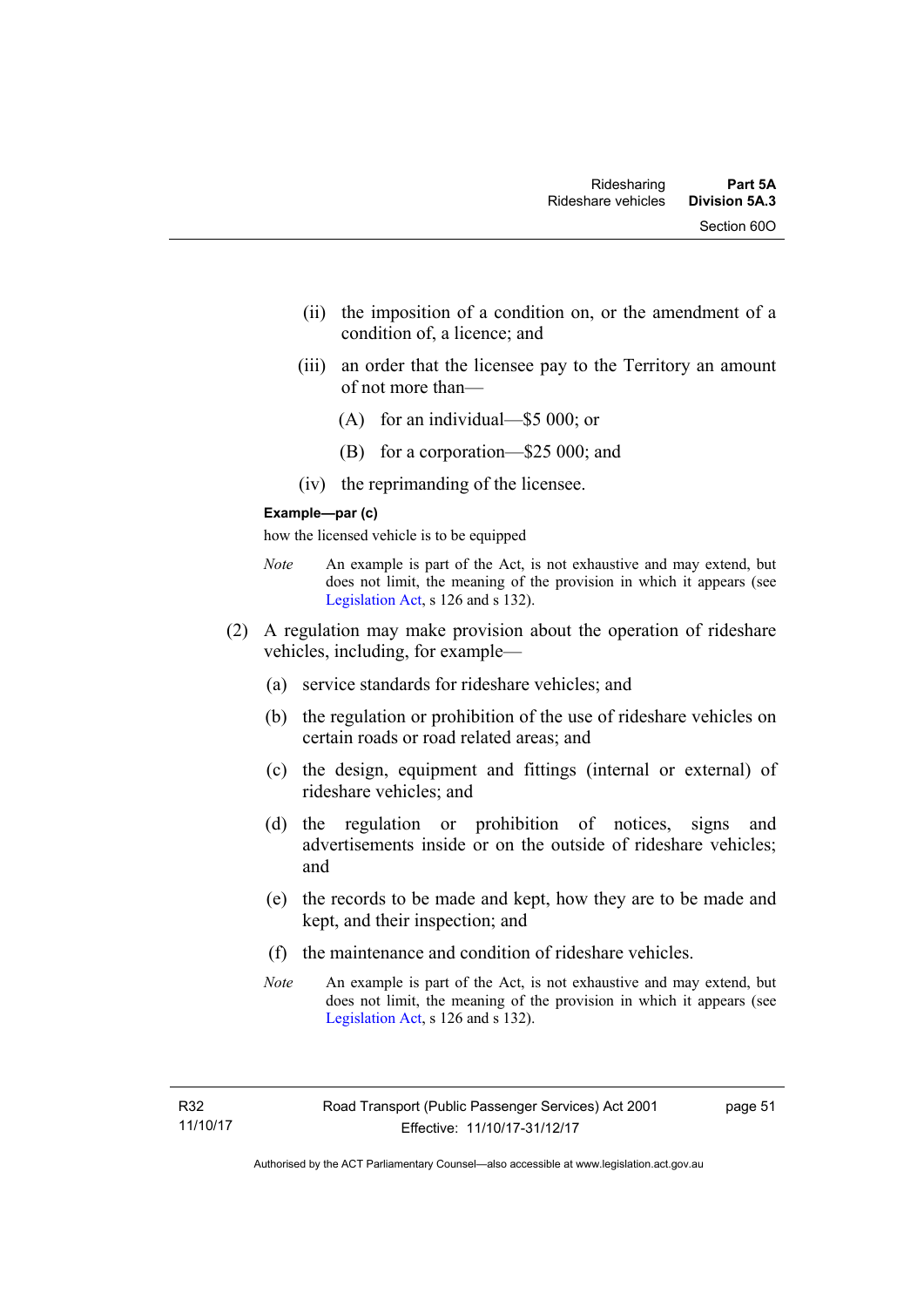(ii) the imposition of a condition on, or the amendment of a condition of, a licence; and

(iii) an order that the licensee pay to the Territory an amount of not more than—

(A) for an individual—$5 000; or

(B) for a corporation—$25 000; and

(iv) the reprimanding of the licensee.

**Example—par (c)**

how the licensed vehicle is to be equipped

*Note* An example is part of the Act, is not exhaustive and may extend, but does not limit, the meaning of the provision in which it appears (see Legislation Act, s 126 and s 132).

(2) A regulation may make provision about the operation of rideshare vehicles, including, for example—

(a) service standards for rideshare vehicles; and

(b) the regulation or prohibition of the use of rideshare vehicles on certain roads or road related areas; and

(c) the design, equipment and fittings (internal or external) of rideshare vehicles; and

(d) the regulation or prohibition of notices, signs and advertisements inside or on the outside of rideshare vehicles; and

(e) the records to be made and kept, how they are to be made and kept, and their inspection; and

(f) the maintenance and condition of rideshare vehicles.

*Note* An example is part of the Act, is not exhaustive and may extend, but does not limit, the meaning of the provision in which it appears (see Legislation Act, s 126 and s 132).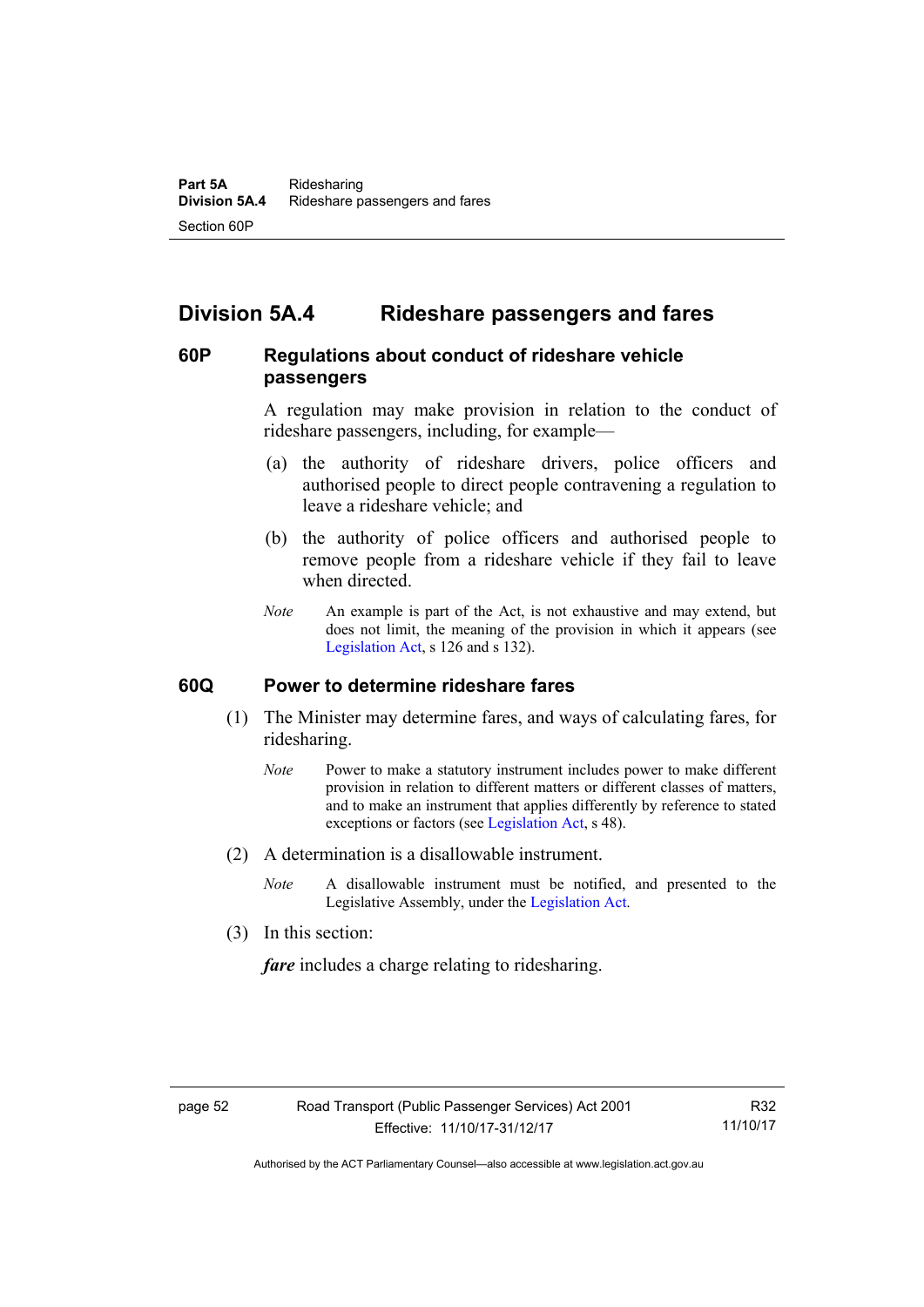## Division 5A.4 Rideshare passengers and fares

### 60P Regulations about conduct of rideshare vehicle passengers

A regulation may make provision in relation to the conduct of rideshare passengers, including, for example—

(a) the authority of rideshare drivers, police officers and authorised people to direct people contravening a regulation to leave a rideshare vehicle; and

(b) the authority of police officers and authorised people to remove people from a rideshare vehicle if they fail to leave when directed.

*Note* An example is part of the Act, is not exhaustive and may extend, but does not limit, the meaning of the provision in which it appears (see Legislation Act, s 126 and s 132).

### 60Q Power to determine rideshare fares

(1) The Minister may determine fares, and ways of calculating fares, for ridesharing.

*Note* Power to make a statutory instrument includes power to make different provision in relation to different matters or different classes of matters, and to make an instrument that applies differently by reference to stated exceptions or factors (see Legislation Act, s 48).

(2) A determination is a disallowable instrument.

*Note* A disallowable instrument must be notified, and presented to the Legislative Assembly, under the Legislation Act.

(3) In this section:

***fare*** includes a charge relating to ridesharing.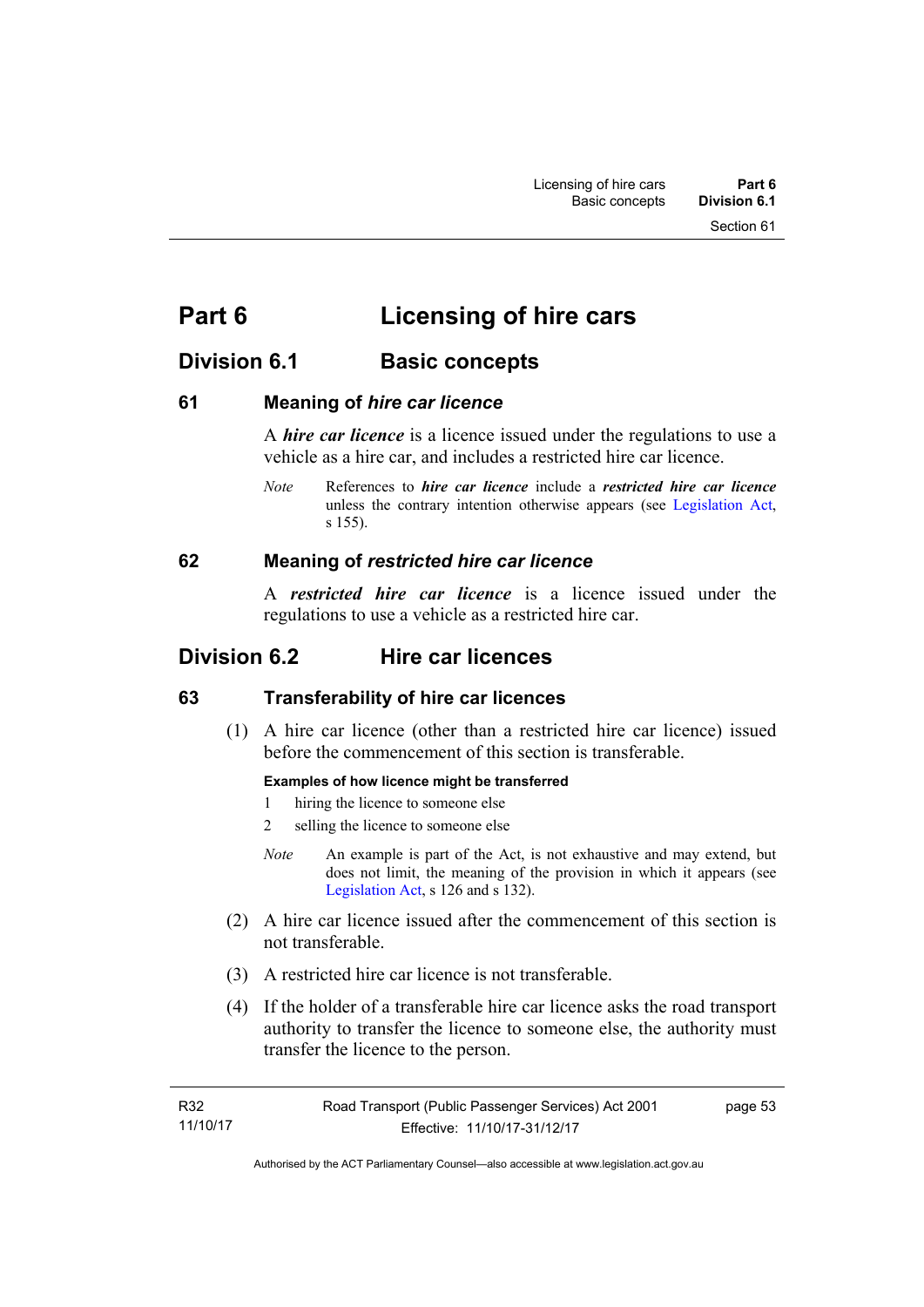# Part 6 Licensing of hire cars

## Division 6.1 Basic concepts

### 61 Meaning of *hire car licence*

A ***hire car licence*** is a licence issued under the regulations to use a vehicle as a hire car, and includes a restricted hire car licence.

*Note* References to ***hire car licence*** include a ***restricted hire car licence*** unless the contrary intention otherwise appears (see Legislation Act, s 155).

### 62 Meaning of *restricted hire car licence*

A ***restricted hire car licence*** is a licence issued under the regulations to use a vehicle as a restricted hire car.

## Division 6.2 Hire car licences

### 63 Transferability of hire car licences

(1) A hire car licence (other than a restricted hire car licence) issued before the commencement of this section is transferable.

**Examples of how licence might be transferred**

1 hiring the licence to someone else

2 selling the licence to someone else

*Note* An example is part of the Act, is not exhaustive and may extend, but does not limit, the meaning of the provision in which it appears (see Legislation Act, s 126 and s 132).

(2) A hire car licence issued after the commencement of this section is not transferable.

(3) A restricted hire car licence is not transferable.

(4) If the holder of a transferable hire car licence asks the road transport authority to transfer the licence to someone else, the authority must transfer the licence to the person.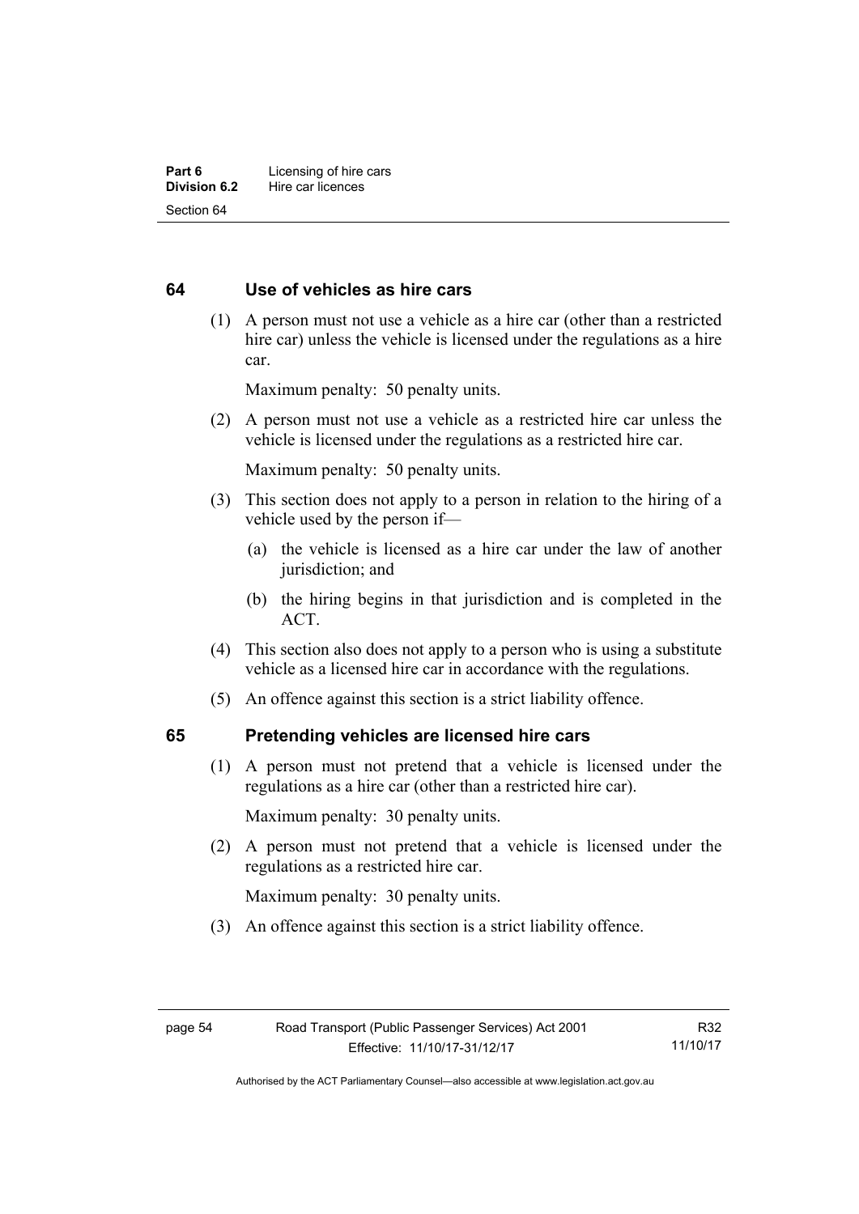## 64 Use of vehicles as hire cars

(1) A person must not use a vehicle as a hire car (other than a restricted hire car) unless the vehicle is licensed under the regulations as a hire car.

Maximum penalty: 50 penalty units.

(2) A person must not use a vehicle as a restricted hire car unless the vehicle is licensed under the regulations as a restricted hire car.

Maximum penalty: 50 penalty units.

(3) This section does not apply to a person in relation to the hiring of a vehicle used by the person if—

(a) the vehicle is licensed as a hire car under the law of another jurisdiction; and

(b) the hiring begins in that jurisdiction and is completed in the ACT.

(4) This section also does not apply to a person who is using a substitute vehicle as a licensed hire car in accordance with the regulations.

(5) An offence against this section is a strict liability offence.

## 65 Pretending vehicles are licensed hire cars

(1) A person must not pretend that a vehicle is licensed under the regulations as a hire car (other than a restricted hire car).

Maximum penalty: 30 penalty units.

(2) A person must not pretend that a vehicle is licensed under the regulations as a restricted hire car.

Maximum penalty: 30 penalty units.

(3) An offence against this section is a strict liability offence.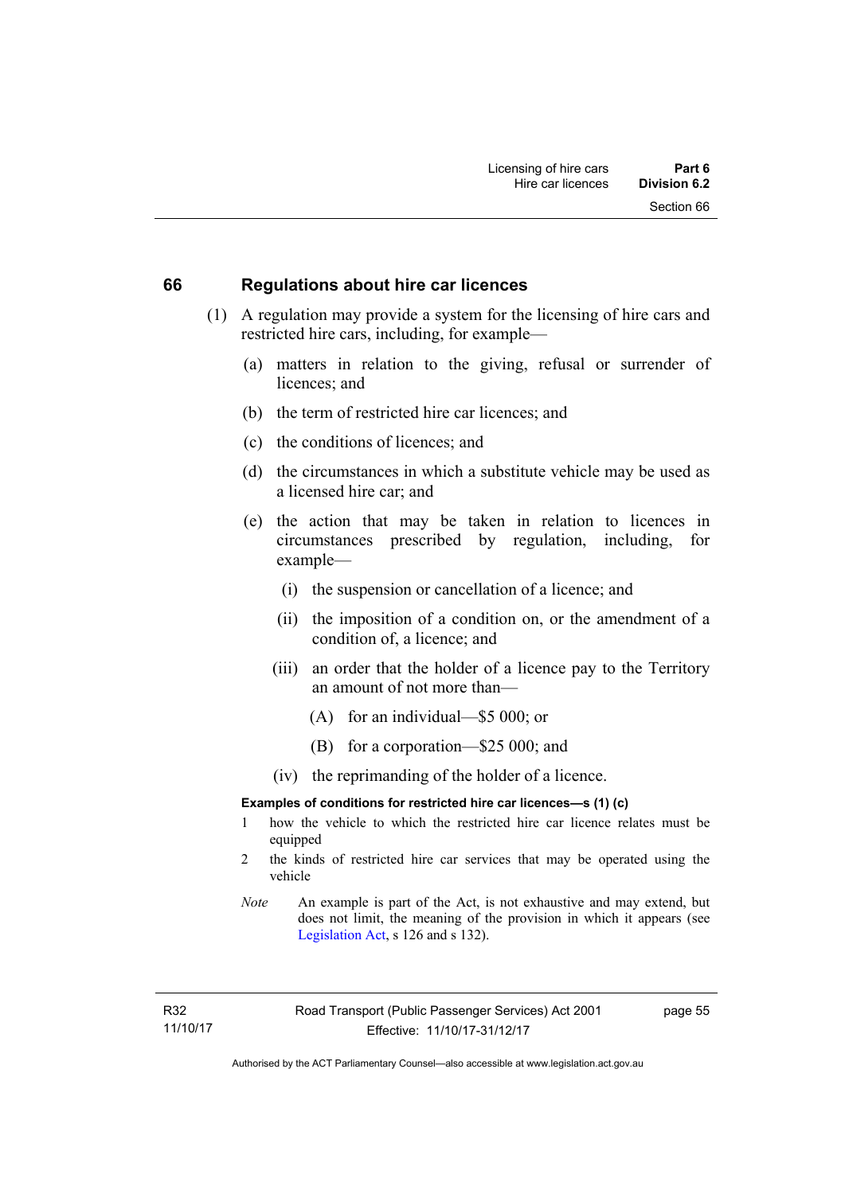## 66 Regulations about hire car licences

(1) A regulation may provide a system for the licensing of hire cars and restricted hire cars, including, for example—

(a) matters in relation to the giving, refusal or surrender of licences; and

(b) the term of restricted hire car licences; and

(c) the conditions of licences; and

(d) the circumstances in which a substitute vehicle may be used as a licensed hire car; and

(e) the action that may be taken in relation to licences in circumstances prescribed by regulation, including, for example—

(i) the suspension or cancellation of a licence; and

(ii) the imposition of a condition on, or the amendment of a condition of, a licence; and

(iii) an order that the holder of a licence pay to the Territory an amount of not more than—

(A) for an individual—$5 000; or

(B) for a corporation—$25 000; and

(iv) the reprimanding of the holder of a licence.

**Examples of conditions for restricted hire car licences—s (1) (c)**

1 how the vehicle to which the restricted hire car licence relates must be equipped

2 the kinds of restricted hire car services that may be operated using the vehicle

*Note* An example is part of the Act, is not exhaustive and may extend, but does not limit, the meaning of the provision in which it appears (see Legislation Act, s 126 and s 132).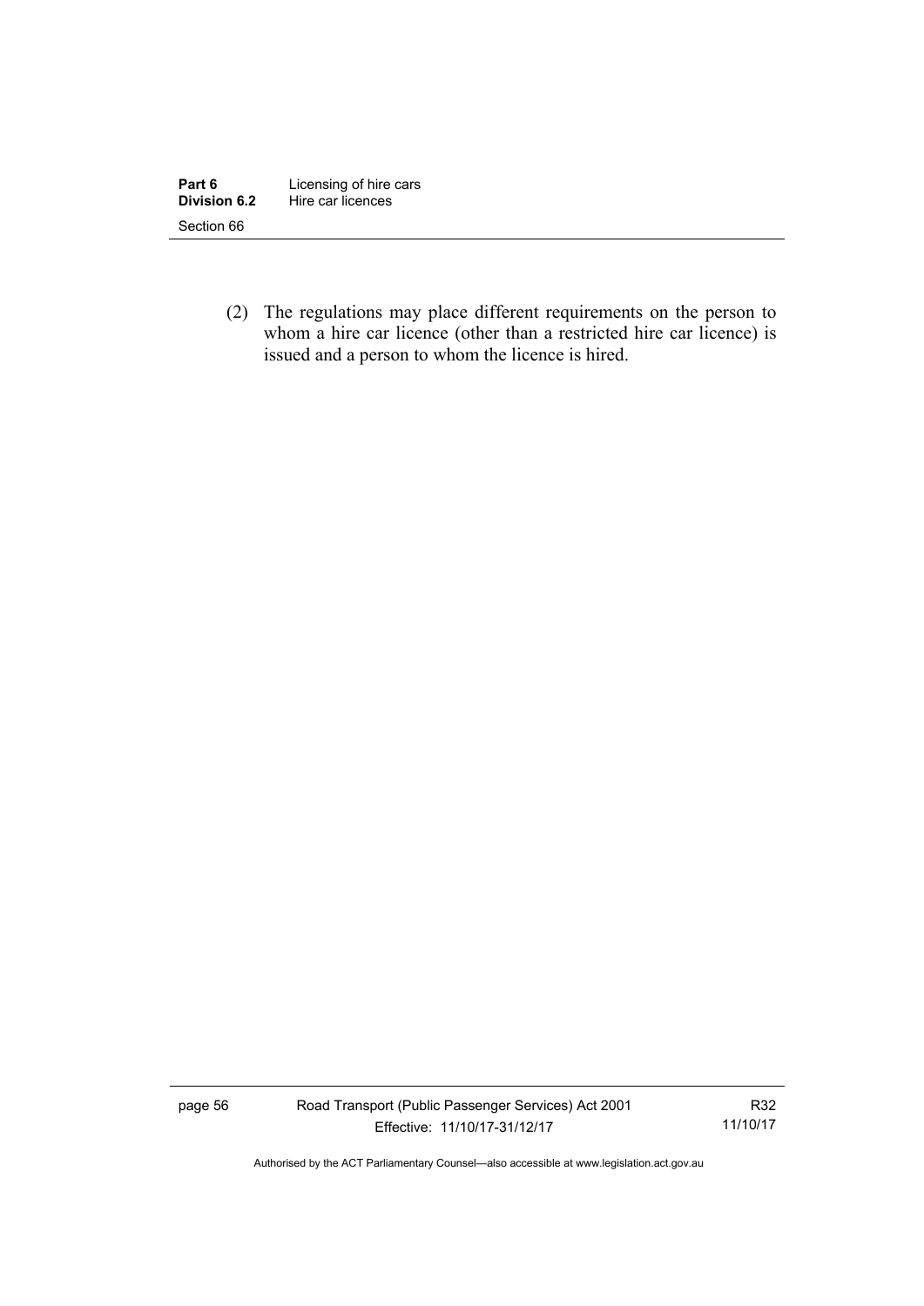(2) The regulations may place different requirements on the person to whom a hire car licence (other than a restricted hire car licence) is issued and a person to whom the licence is hired.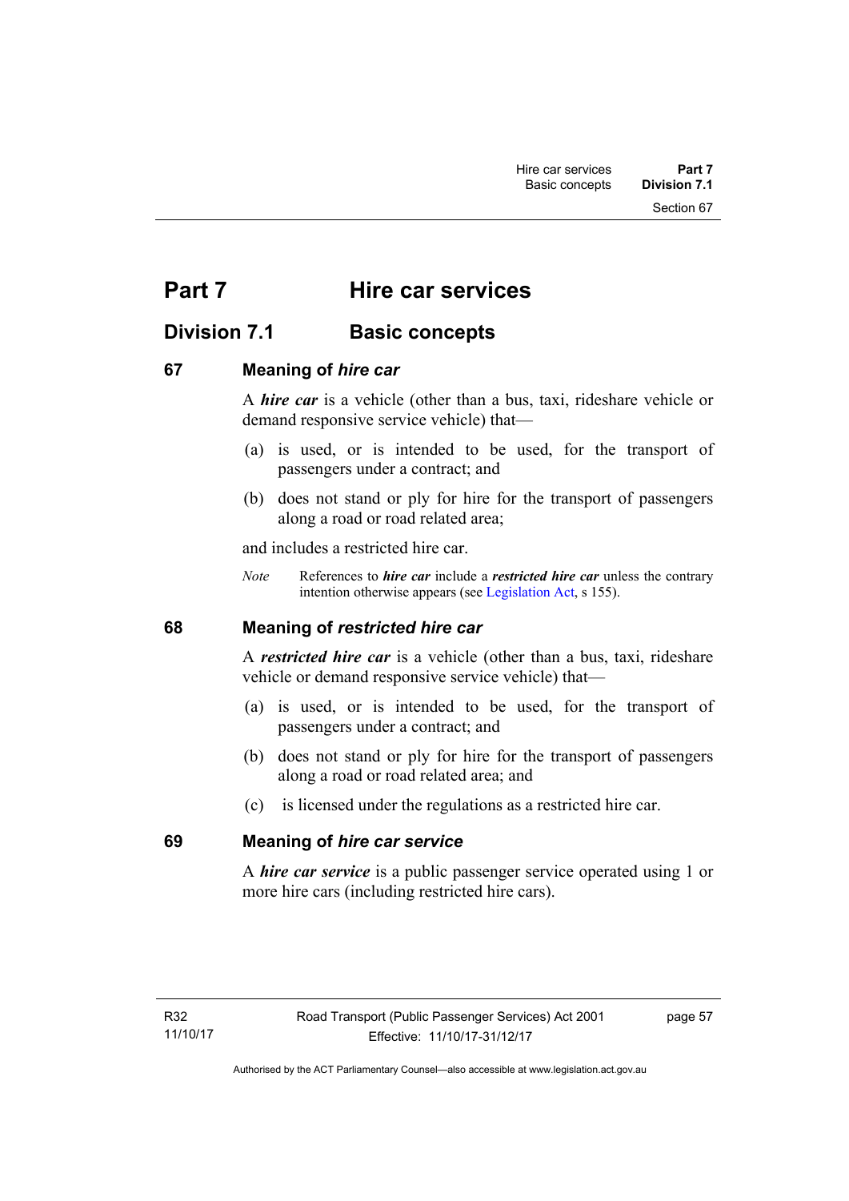# Part 7 Hire car services

## Division 7.1 Basic concepts

### 67 Meaning of *hire car*

A ***hire car*** is a vehicle (other than a bus, taxi, rideshare vehicle or demand responsive service vehicle) that—

(a) is used, or is intended to be used, for the transport of passengers under a contract; and

(b) does not stand or ply for hire for the transport of passengers along a road or road related area;

and includes a restricted hire car.

*Note* References to ***hire car*** include a ***restricted hire car*** unless the contrary intention otherwise appears (see Legislation Act, s 155).

### 68 Meaning of *restricted hire car*

A ***restricted hire car*** is a vehicle (other than a bus, taxi, rideshare vehicle or demand responsive service vehicle) that—

(a) is used, or is intended to be used, for the transport of passengers under a contract; and

(b) does not stand or ply for hire for the transport of passengers along a road or road related area; and

(c) is licensed under the regulations as a restricted hire car.

### 69 Meaning of *hire car service*

A ***hire car service*** is a public passenger service operated using 1 or more hire cars (including restricted hire cars).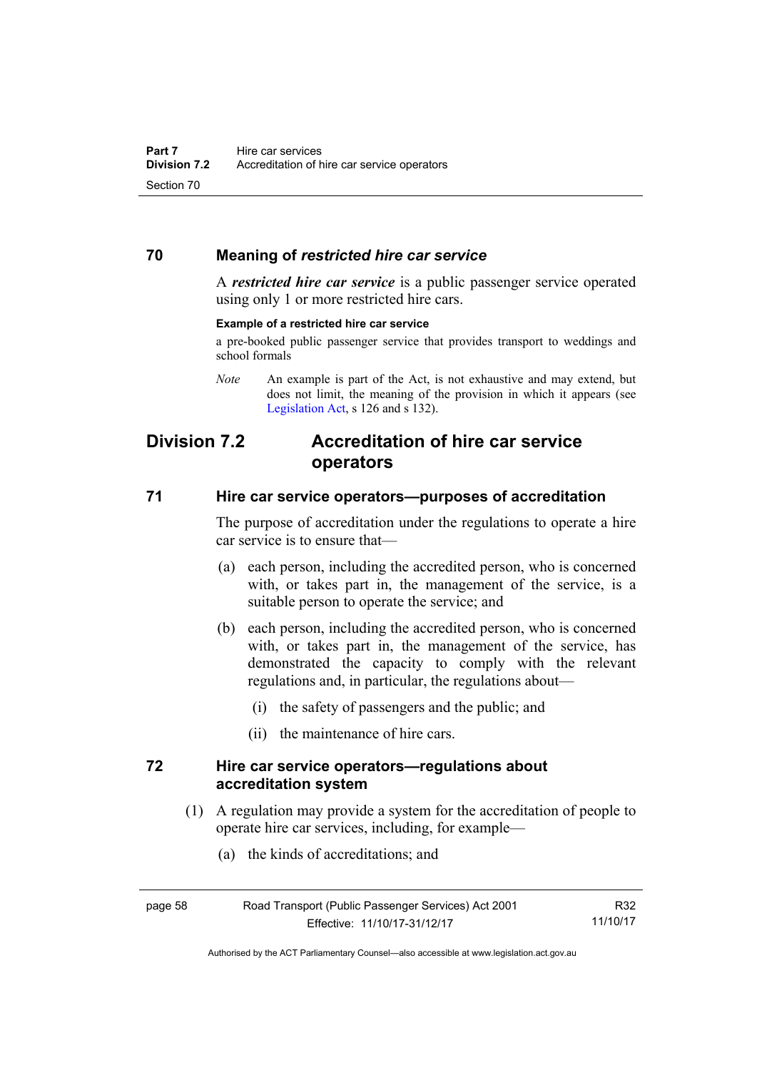### 70 Meaning of *restricted hire car service*

A ***restricted hire car service*** is a public passenger service operated using only 1 or more restricted hire cars.

**Example of a restricted hire car service**

a pre-booked public passenger service that provides transport to weddings and school formals

*Note* An example is part of the Act, is not exhaustive and may extend, but does not limit, the meaning of the provision in which it appears (see Legislation Act, s 126 and s 132).

## Division 7.2 Accreditation of hire car service operators

### 71 Hire car service operators—purposes of accreditation

The purpose of accreditation under the regulations to operate a hire car service is to ensure that—

(a) each person, including the accredited person, who is concerned with, or takes part in, the management of the service, is a suitable person to operate the service; and

(b) each person, including the accredited person, who is concerned with, or takes part in, the management of the service, has demonstrated the capacity to comply with the relevant regulations and, in particular, the regulations about—

(i) the safety of passengers and the public; and

(ii) the maintenance of hire cars.

### 72 Hire car service operators—regulations about accreditation system

(1) A regulation may provide a system for the accreditation of people to operate hire car services, including, for example—

(a) the kinds of accreditations; and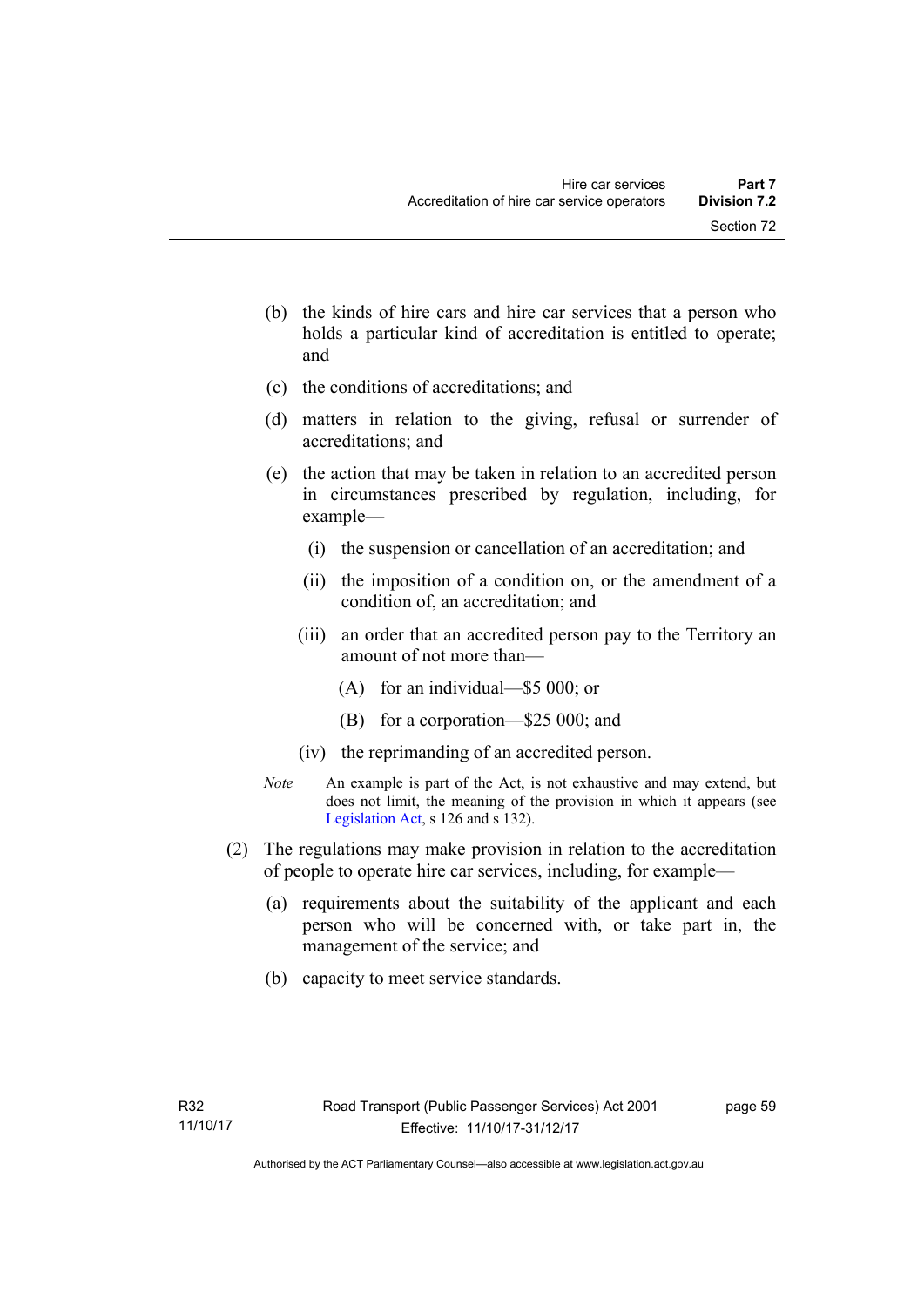(b) the kinds of hire cars and hire car services that a person who holds a particular kind of accreditation is entitled to operate; and

(c) the conditions of accreditations; and

(d) matters in relation to the giving, refusal or surrender of accreditations; and

(e) the action that may be taken in relation to an accredited person in circumstances prescribed by regulation, including, for example—

(i) the suspension or cancellation of an accreditation; and

(ii) the imposition of a condition on, or the amendment of a condition of, an accreditation; and

(iii) an order that an accredited person pay to the Territory an amount of not more than—

(A) for an individual—$5 000; or

(B) for a corporation—$25 000; and

(iv) the reprimanding of an accredited person.

*Note* An example is part of the Act, is not exhaustive and may extend, but does not limit, the meaning of the provision in which it appears (see Legislation Act, s 126 and s 132).

(2) The regulations may make provision in relation to the accreditation of people to operate hire car services, including, for example—

(a) requirements about the suitability of the applicant and each person who will be concerned with, or take part in, the management of the service; and

(b) capacity to meet service standards.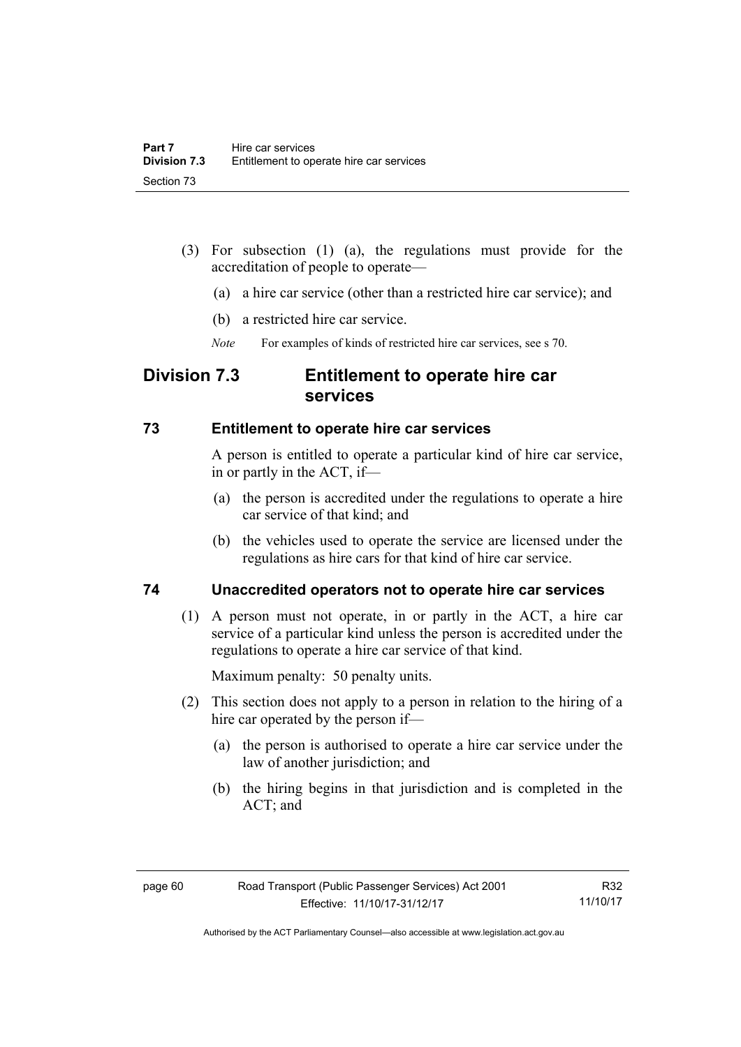(3) For subsection (1) (a), the regulations must provide for the accreditation of people to operate—

(a) a hire car service (other than a restricted hire car service); and

(b) a restricted hire car service.

*Note* For examples of kinds of restricted hire car services, see s 70.

## Division 7.3 Entitlement to operate hire car services

### 73 Entitlement to operate hire car services

A person is entitled to operate a particular kind of hire car service, in or partly in the ACT, if—

(a) the person is accredited under the regulations to operate a hire car service of that kind; and

(b) the vehicles used to operate the service are licensed under the regulations as hire cars for that kind of hire car service.

### 74 Unaccredited operators not to operate hire car services

(1) A person must not operate, in or partly in the ACT, a hire car service of a particular kind unless the person is accredited under the regulations to operate a hire car service of that kind.

Maximum penalty: 50 penalty units.

(2) This section does not apply to a person in relation to the hiring of a hire car operated by the person if—

(a) the person is authorised to operate a hire car service under the law of another jurisdiction; and

(b) the hiring begins in that jurisdiction and is completed in the ACT; and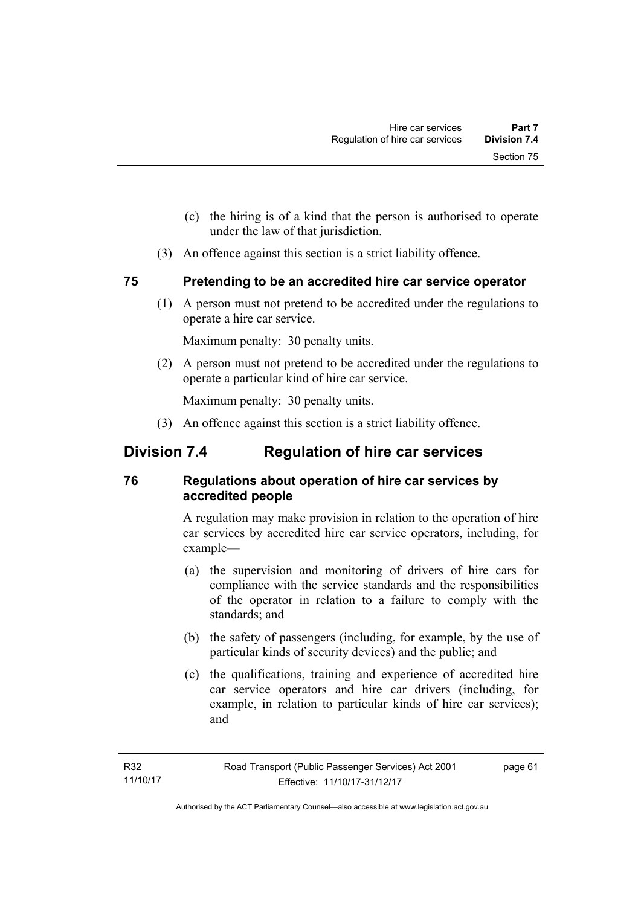(c) the hiring is of a kind that the person is authorised to operate under the law of that jurisdiction.

(3) An offence against this section is a strict liability offence.

### 75 Pretending to be an accredited hire car service operator

(1) A person must not pretend to be accredited under the regulations to operate a hire car service.

Maximum penalty: 30 penalty units.

(2) A person must not pretend to be accredited under the regulations to operate a particular kind of hire car service.

Maximum penalty: 30 penalty units.

(3) An offence against this section is a strict liability offence.

## Division 7.4 Regulation of hire car services

### 76 Regulations about operation of hire car services by accredited people

A regulation may make provision in relation to the operation of hire car services by accredited hire car service operators, including, for example—

(a) the supervision and monitoring of drivers of hire cars for compliance with the service standards and the responsibilities of the operator in relation to a failure to comply with the standards; and

(b) the safety of passengers (including, for example, by the use of particular kinds of security devices) and the public; and

(c) the qualifications, training and experience of accredited hire car service operators and hire car drivers (including, for example, in relation to particular kinds of hire car services); and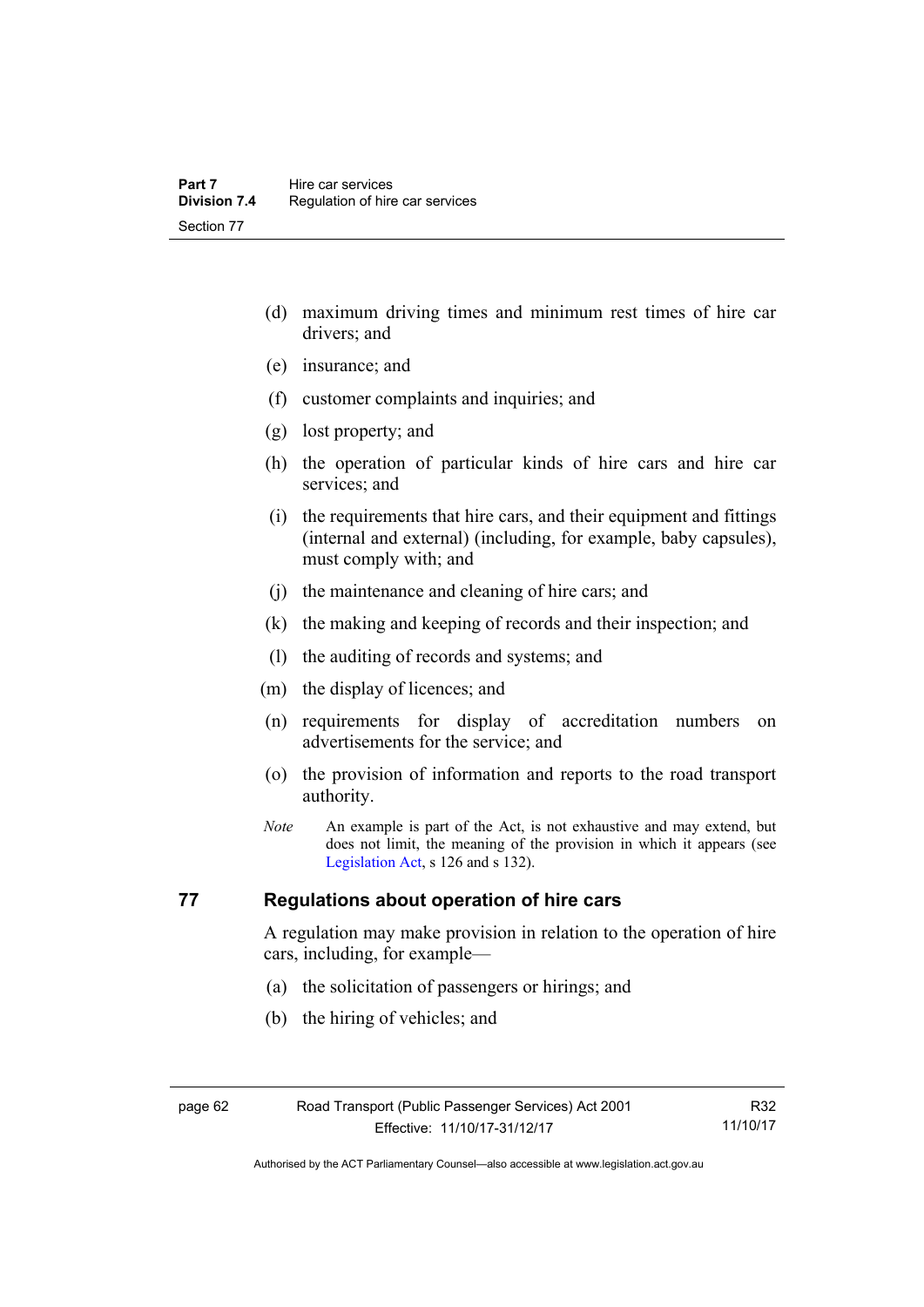(d) maximum driving times and minimum rest times of hire car drivers; and

(e) insurance; and

(f) customer complaints and inquiries; and

(g) lost property; and

(h) the operation of particular kinds of hire cars and hire car services; and

(i) the requirements that hire cars, and their equipment and fittings (internal and external) (including, for example, baby capsules), must comply with; and

(j) the maintenance and cleaning of hire cars; and

(k) the making and keeping of records and their inspection; and

(l) the auditing of records and systems; and

(m) the display of licences; and

(n) requirements for display of accreditation numbers on advertisements for the service; and

(o) the provision of information and reports to the road transport authority.

*Note* An example is part of the Act, is not exhaustive and may extend, but does not limit, the meaning of the provision in which it appears (see Legislation Act, s 126 and s 132).

## 77 Regulations about operation of hire cars

A regulation may make provision in relation to the operation of hire cars, including, for example—

(a) the solicitation of passengers or hirings; and

(b) the hiring of vehicles; and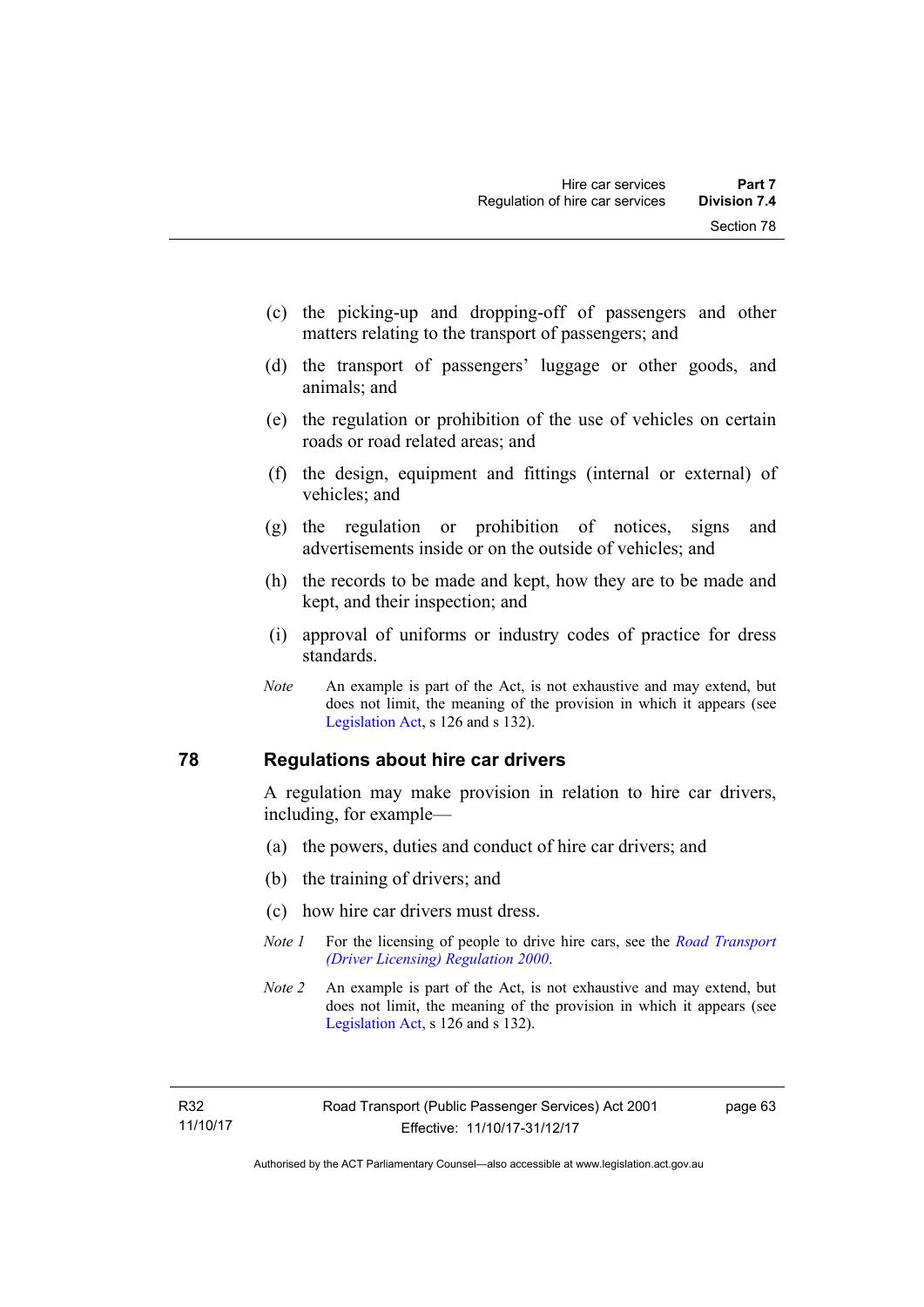(c) the picking-up and dropping-off of passengers and other matters relating to the transport of passengers; and

(d) the transport of passengers' luggage or other goods, and animals; and

(e) the regulation or prohibition of the use of vehicles on certain roads or road related areas; and

(f) the design, equipment and fittings (internal or external) of vehicles; and

(g) the regulation or prohibition of notices, signs and advertisements inside or on the outside of vehicles; and

(h) the records to be made and kept, how they are to be made and kept, and their inspection; and

(i) approval of uniforms or industry codes of practice for dress standards.

*Note* An example is part of the Act, is not exhaustive and may extend, but does not limit, the meaning of the provision in which it appears (see Legislation Act, s 126 and s 132).

## 78 Regulations about hire car drivers

A regulation may make provision in relation to hire car drivers, including, for example—

(a) the powers, duties and conduct of hire car drivers; and

(b) the training of drivers; and

(c) how hire car drivers must dress.

*Note 1* For the licensing of people to drive hire cars, see the *Road Transport (Driver Licensing) Regulation 2000*.

*Note 2* An example is part of the Act, is not exhaustive and may extend, but does not limit, the meaning of the provision in which it appears (see Legislation Act, s 126 and s 132).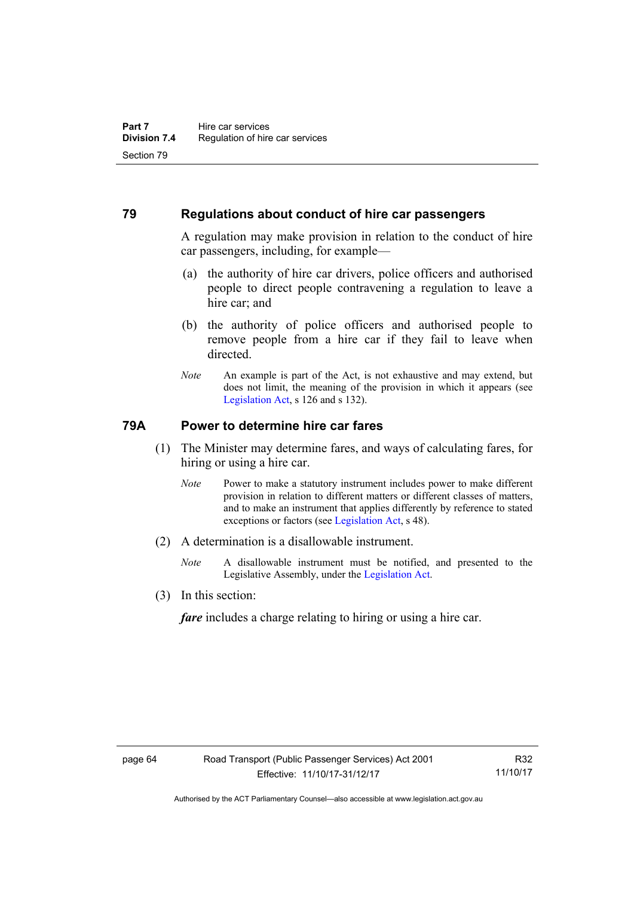## 79 Regulations about conduct of hire car passengers

A regulation may make provision in relation to the conduct of hire car passengers, including, for example—

(a) the authority of hire car drivers, police officers and authorised people to direct people contravening a regulation to leave a hire car; and

(b) the authority of police officers and authorised people to remove people from a hire car if they fail to leave when directed.

*Note* An example is part of the Act, is not exhaustive and may extend, but does not limit, the meaning of the provision in which it appears (see Legislation Act, s 126 and s 132).

## 79A Power to determine hire car fares

(1) The Minister may determine fares, and ways of calculating fares, for hiring or using a hire car.

*Note* Power to make a statutory instrument includes power to make different provision in relation to different matters or different classes of matters, and to make an instrument that applies differently by reference to stated exceptions or factors (see Legislation Act, s 48).

(2) A determination is a disallowable instrument.

*Note* A disallowable instrument must be notified, and presented to the Legislative Assembly, under the Legislation Act.

(3) In this section:

***fare*** includes a charge relating to hiring or using a hire car.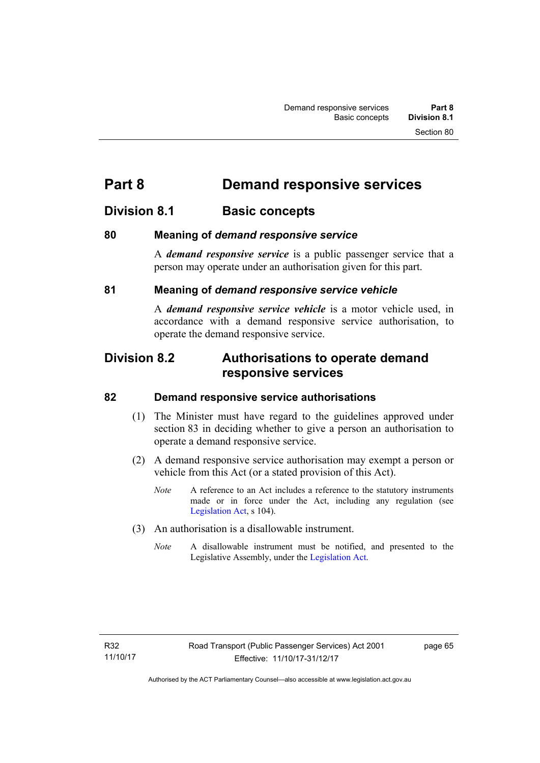# Part 8 Demand responsive services

## Division 8.1 Basic concepts

### 80 Meaning of *demand responsive service*

A ***demand responsive service*** is a public passenger service that a person may operate under an authorisation given for this part.

### 81 Meaning of *demand responsive service vehicle*

A ***demand responsive service vehicle*** is a motor vehicle used, in accordance with a demand responsive service authorisation, to operate the demand responsive service.

## Division 8.2 Authorisations to operate demand responsive services

### 82 Demand responsive service authorisations

(1) The Minister must have regard to the guidelines approved under section 83 in deciding whether to give a person an authorisation to operate a demand responsive service.

(2) A demand responsive service authorisation may exempt a person or vehicle from this Act (or a stated provision of this Act).

*Note* A reference to an Act includes a reference to the statutory instruments made or in force under the Act, including any regulation (see Legislation Act, s 104).

(3) An authorisation is a disallowable instrument.

*Note* A disallowable instrument must be notified, and presented to the Legislative Assembly, under the Legislation Act.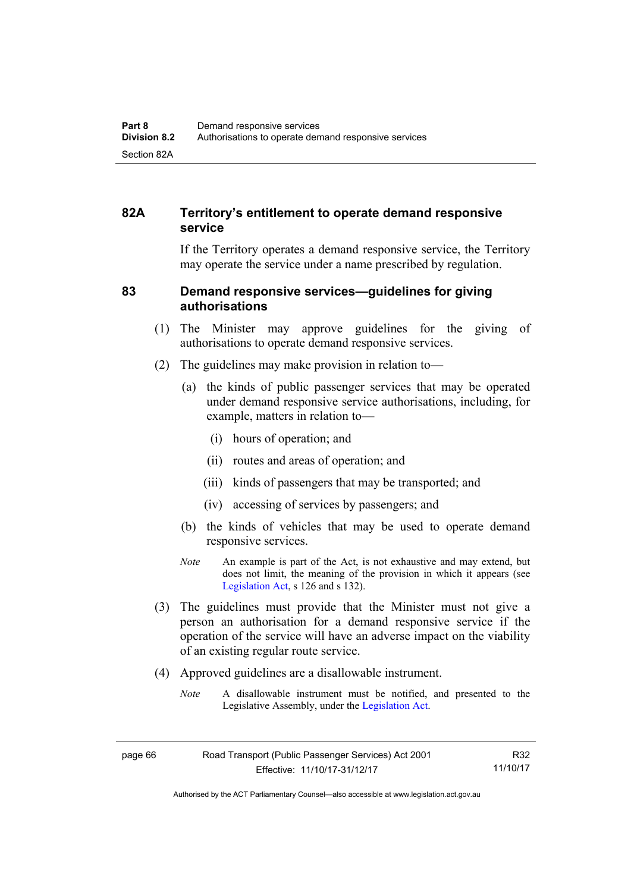## 82A Territory's entitlement to operate demand responsive service

If the Territory operates a demand responsive service, the Territory may operate the service under a name prescribed by regulation.

## 83 Demand responsive services—guidelines for giving authorisations

(1) The Minister may approve guidelines for the giving of authorisations to operate demand responsive services.

(2) The guidelines may make provision in relation to—

(a) the kinds of public passenger services that may be operated under demand responsive service authorisations, including, for example, matters in relation to—

(i) hours of operation; and

(ii) routes and areas of operation; and

(iii) kinds of passengers that may be transported; and

(iv) accessing of services by passengers; and

(b) the kinds of vehicles that may be used to operate demand responsive services.

*Note* An example is part of the Act, is not exhaustive and may extend, but does not limit, the meaning of the provision in which it appears (see Legislation Act, s 126 and s 132).

(3) The guidelines must provide that the Minister must not give a person an authorisation for a demand responsive service if the operation of the service will have an adverse impact on the viability of an existing regular route service.

(4) Approved guidelines are a disallowable instrument.

*Note* A disallowable instrument must be notified, and presented to the Legislative Assembly, under the Legislation Act.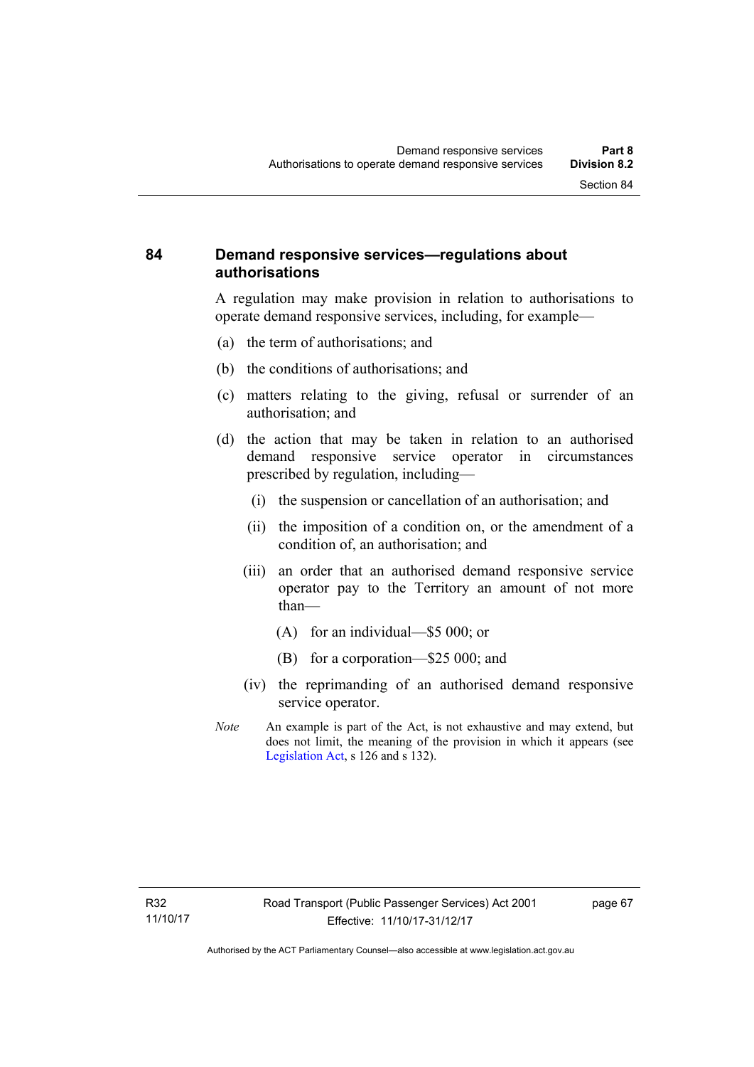## 84 Demand responsive services—regulations about authorisations

A regulation may make provision in relation to authorisations to operate demand responsive services, including, for example—

(a) the term of authorisations; and

(b) the conditions of authorisations; and

(c) matters relating to the giving, refusal or surrender of an authorisation; and

(d) the action that may be taken in relation to an authorised demand responsive service operator in circumstances prescribed by regulation, including—

  (i) the suspension or cancellation of an authorisation; and

  (ii) the imposition of a condition on, or the amendment of a condition of, an authorisation; and

  (iii) an order that an authorised demand responsive service operator pay to the Territory an amount of not more than—

    (A) for an individual—$5 000; or

    (B) for a corporation—$25 000; and

  (iv) the reprimanding of an authorised demand responsive service operator.

*Note* An example is part of the Act, is not exhaustive and may extend, but does not limit, the meaning of the provision in which it appears (see Legislation Act, s 126 and s 132).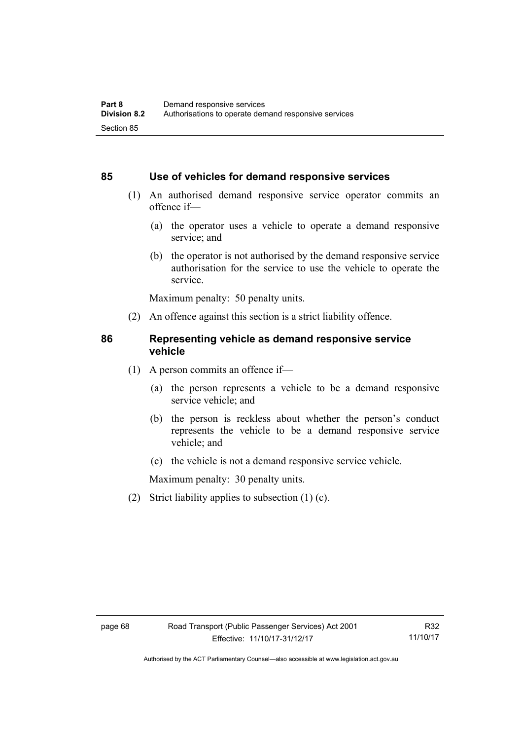## 85 Use of vehicles for demand responsive services

(1) An authorised demand responsive service operator commits an offence if—

(a) the operator uses a vehicle to operate a demand responsive service; and

(b) the operator is not authorised by the demand responsive service authorisation for the service to use the vehicle to operate the service.

Maximum penalty: 50 penalty units.

(2) An offence against this section is a strict liability offence.

## 86 Representing vehicle as demand responsive service vehicle

(1) A person commits an offence if—

(a) the person represents a vehicle to be a demand responsive service vehicle; and

(b) the person is reckless about whether the person's conduct represents the vehicle to be a demand responsive service vehicle; and

(c) the vehicle is not a demand responsive service vehicle.

Maximum penalty: 30 penalty units.

(2) Strict liability applies to subsection (1) (c).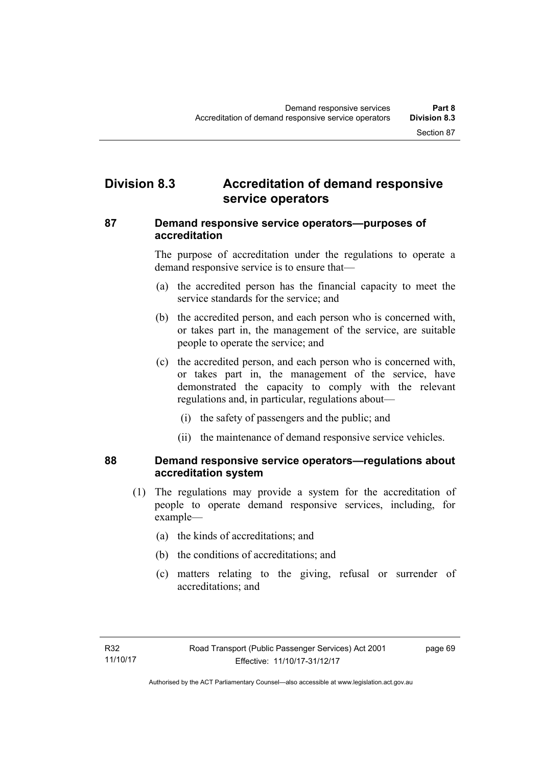## Division 8.3 Accreditation of demand responsive service operators

### 87 Demand responsive service operators—purposes of accreditation

The purpose of accreditation under the regulations to operate a demand responsive service is to ensure that—

(a) the accredited person has the financial capacity to meet the service standards for the service; and

(b) the accredited person, and each person who is concerned with, or takes part in, the management of the service, are suitable people to operate the service; and

(c) the accredited person, and each person who is concerned with, or takes part in, the management of the service, have demonstrated the capacity to comply with the relevant regulations and, in particular, regulations about—

 (i) the safety of passengers and the public; and

 (ii) the maintenance of demand responsive service vehicles.

### 88 Demand responsive service operators—regulations about accreditation system

(1) The regulations may provide a system for the accreditation of people to operate demand responsive services, including, for example—

(a) the kinds of accreditations; and

(b) the conditions of accreditations; and

(c) matters relating to the giving, refusal or surrender of accreditations; and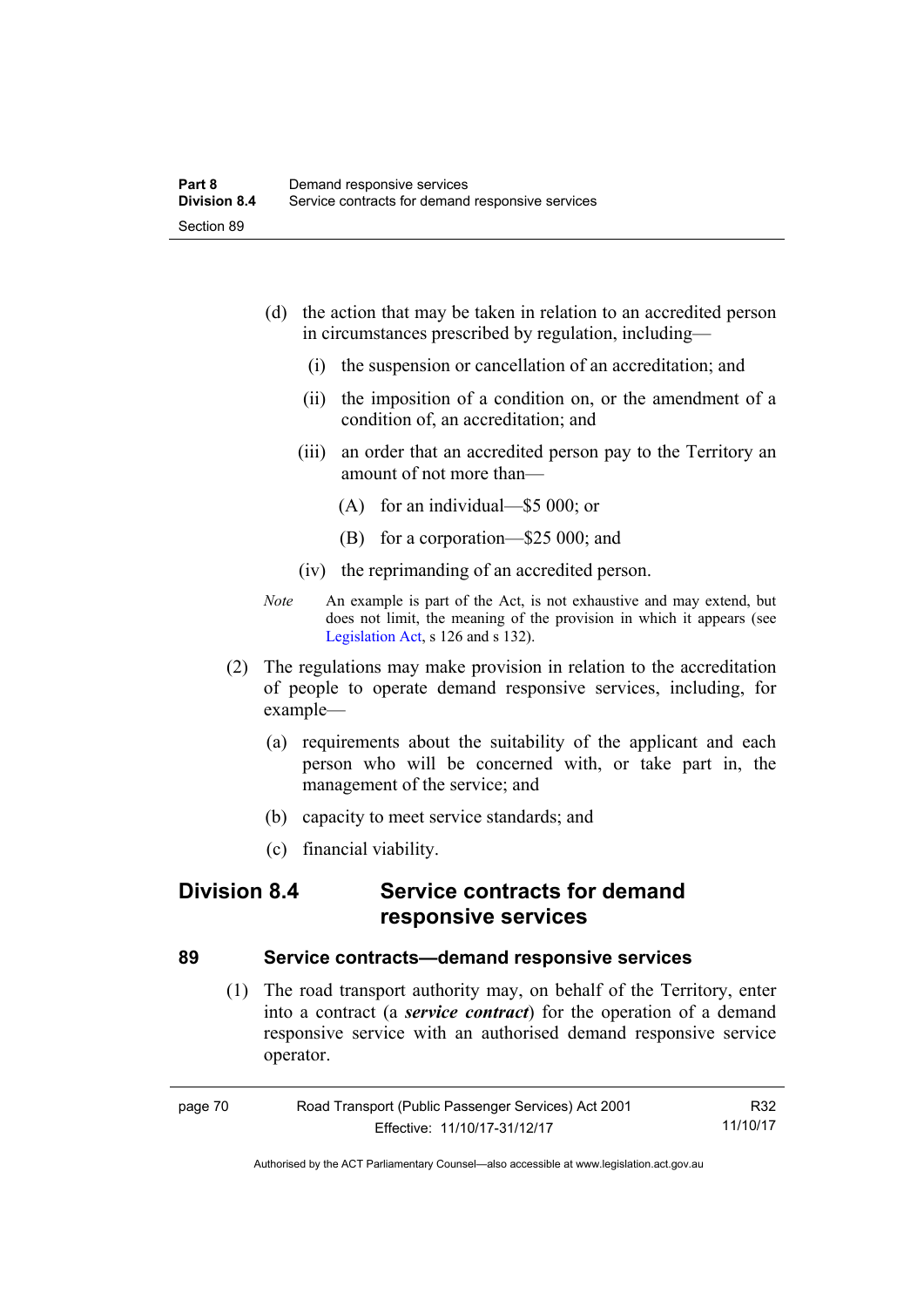(d) the action that may be taken in relation to an accredited person in circumstances prescribed by regulation, including—

  (i) the suspension or cancellation of an accreditation; and

  (ii) the imposition of a condition on, or the amendment of a condition of, an accreditation; and

  (iii) an order that an accredited person pay to the Territory an amount of not more than—

    (A) for an individual—$5 000; or

    (B) for a corporation—$25 000; and

  (iv) the reprimanding of an accredited person.

*Note* An example is part of the Act, is not exhaustive and may extend, but does not limit, the meaning of the provision in which it appears (see Legislation Act, s 126 and s 132).

(2) The regulations may make provision in relation to the accreditation of people to operate demand responsive services, including, for example—

  (a) requirements about the suitability of the applicant and each person who will be concerned with, or take part in, the management of the service; and

  (b) capacity to meet service standards; and

  (c) financial viability.

## Division 8.4 Service contracts for demand responsive services

### 89 Service contracts—demand responsive services

(1) The road transport authority may, on behalf of the Territory, enter into a contract (a ***service contract***) for the operation of a demand responsive service with an authorised demand responsive service operator.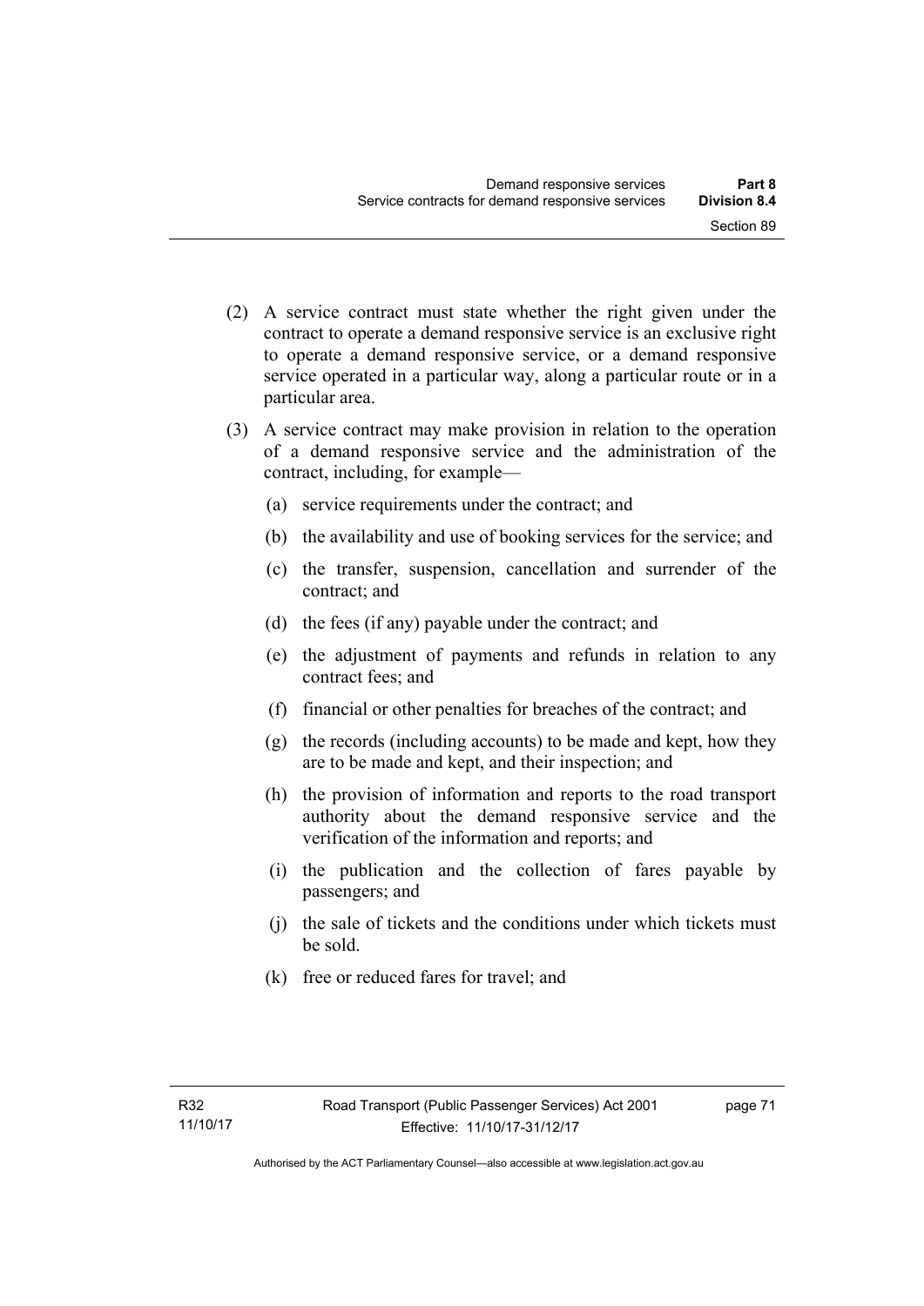(2) A service contract must state whether the right given under the contract to operate a demand responsive service is an exclusive right to operate a demand responsive service, or a demand responsive service operated in a particular way, along a particular route or in a particular area.

(3) A service contract may make provision in relation to the operation of a demand responsive service and the administration of the contract, including, for example—

(a) service requirements under the contract; and

(b) the availability and use of booking services for the service; and

(c) the transfer, suspension, cancellation and surrender of the contract; and

(d) the fees (if any) payable under the contract; and

(e) the adjustment of payments and refunds in relation to any contract fees; and

(f) financial or other penalties for breaches of the contract; and

(g) the records (including accounts) to be made and kept, how they are to be made and kept, and their inspection; and

(h) the provision of information and reports to the road transport authority about the demand responsive service and the verification of the information and reports; and

(i) the publication and the collection of fares payable by passengers; and

(j) the sale of tickets and the conditions under which tickets must be sold.

(k) free or reduced fares for travel; and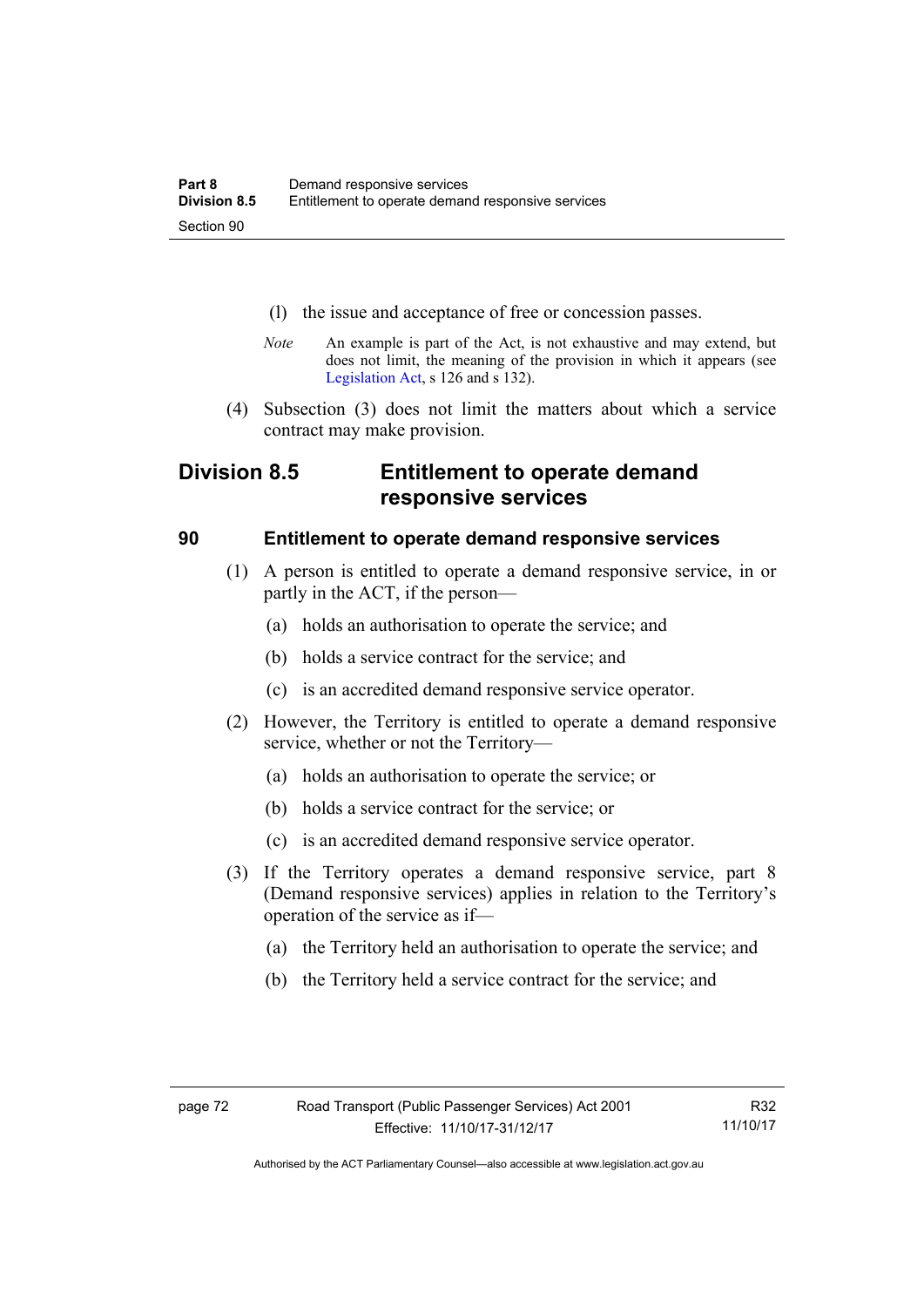(l) the issue and acceptance of free or concession passes.

*Note* An example is part of the Act, is not exhaustive and may extend, but does not limit, the meaning of the provision in which it appears (see Legislation Act, s 126 and s 132).

(4) Subsection (3) does not limit the matters about which a service contract may make provision.

## Division 8.5 Entitlement to operate demand responsive services

### 90 Entitlement to operate demand responsive services

(1) A person is entitled to operate a demand responsive service, in or partly in the ACT, if the person—

(a) holds an authorisation to operate the service; and

(b) holds a service contract for the service; and

(c) is an accredited demand responsive service operator.

(2) However, the Territory is entitled to operate a demand responsive service, whether or not the Territory—

(a) holds an authorisation to operate the service; or

(b) holds a service contract for the service; or

(c) is an accredited demand responsive service operator.

(3) If the Territory operates a demand responsive service, part 8 (Demand responsive services) applies in relation to the Territory's operation of the service as if—

(a) the Territory held an authorisation to operate the service; and

(b) the Territory held a service contract for the service; and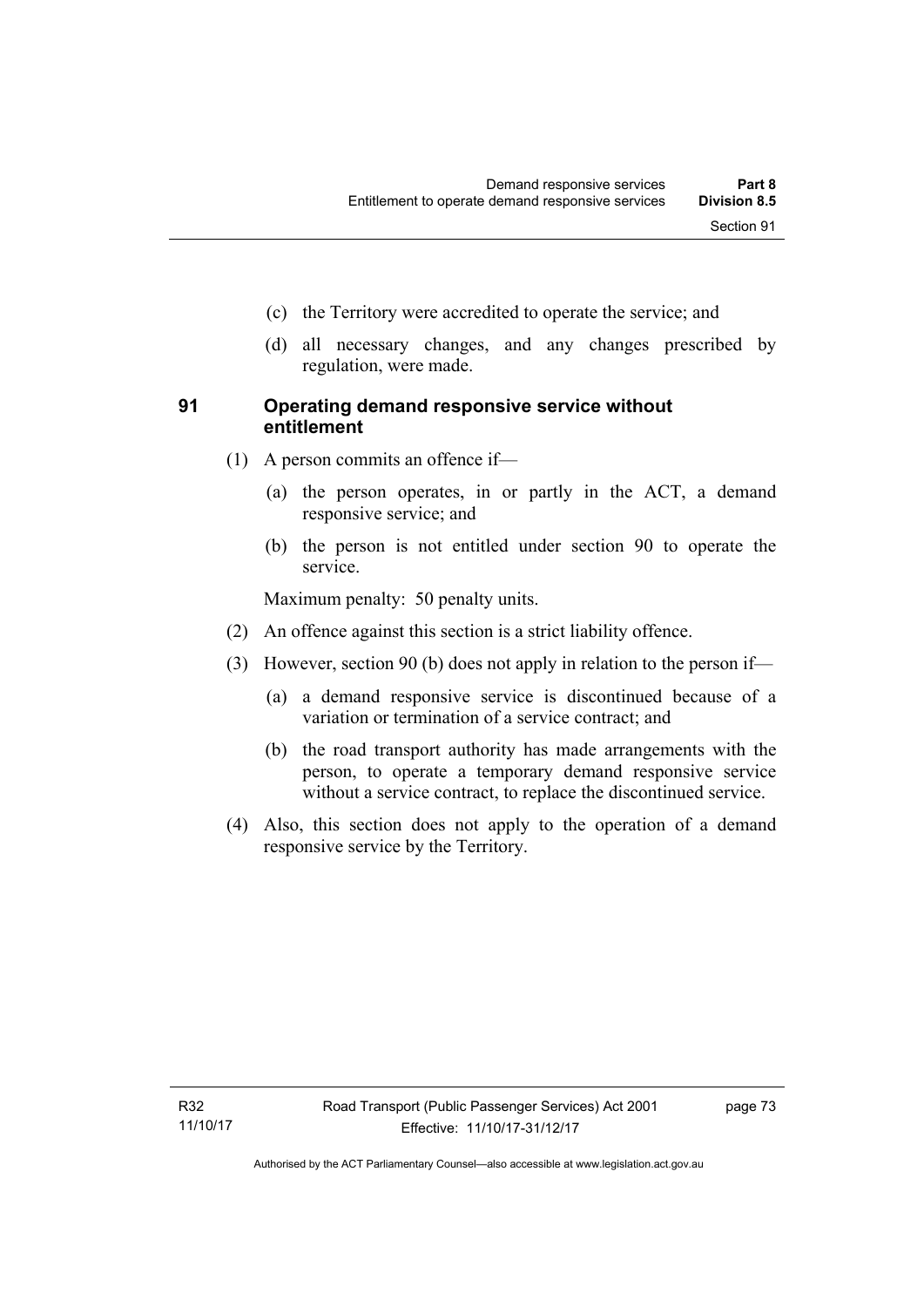(c) the Territory were accredited to operate the service; and

(d) all necessary changes, and any changes prescribed by regulation, were made.

### 91 Operating demand responsive service without entitlement

(1) A person commits an offence if—

(a) the person operates, in or partly in the ACT, a demand responsive service; and

(b) the person is not entitled under section 90 to operate the service.

Maximum penalty: 50 penalty units.

(2) An offence against this section is a strict liability offence.

(3) However, section 90 (b) does not apply in relation to the person if—

(a) a demand responsive service is discontinued because of a variation or termination of a service contract; and

(b) the road transport authority has made arrangements with the person, to operate a temporary demand responsive service without a service contract, to replace the discontinued service.

(4) Also, this section does not apply to the operation of a demand responsive service by the Territory.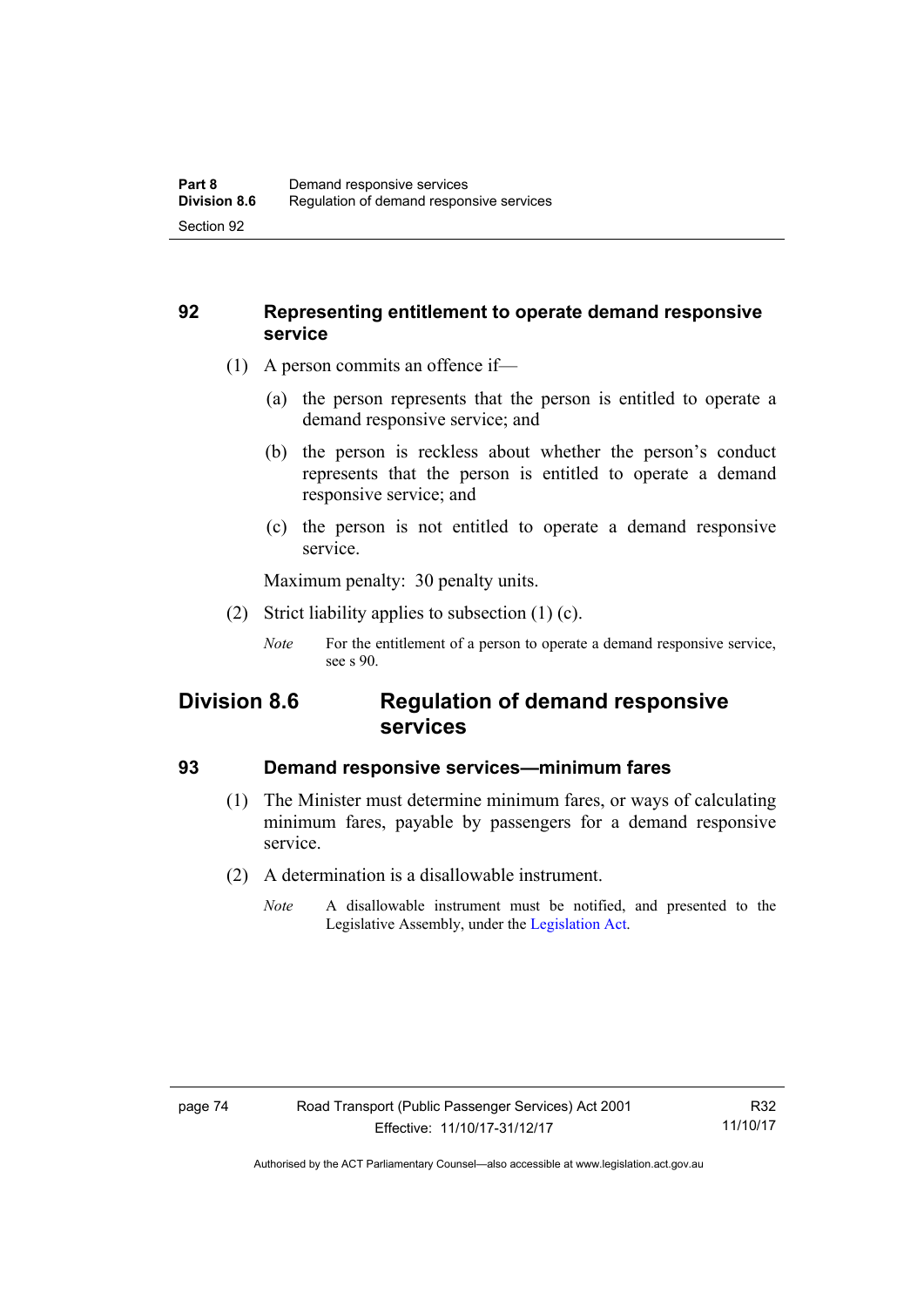## 92 Representing entitlement to operate demand responsive service

(1) A person commits an offence if—

(a) the person represents that the person is entitled to operate a demand responsive service; and

(b) the person is reckless about whether the person's conduct represents that the person is entitled to operate a demand responsive service; and

(c) the person is not entitled to operate a demand responsive service.

Maximum penalty: 30 penalty units.

(2) Strict liability applies to subsection (1) (c).

*Note* For the entitlement of a person to operate a demand responsive service, see s 90.

# Division 8.6 Regulation of demand responsive services

## 93 Demand responsive services—minimum fares

(1) The Minister must determine minimum fares, or ways of calculating minimum fares, payable by passengers for a demand responsive service.

(2) A determination is a disallowable instrument.

*Note* A disallowable instrument must be notified, and presented to the Legislative Assembly, under the Legislation Act.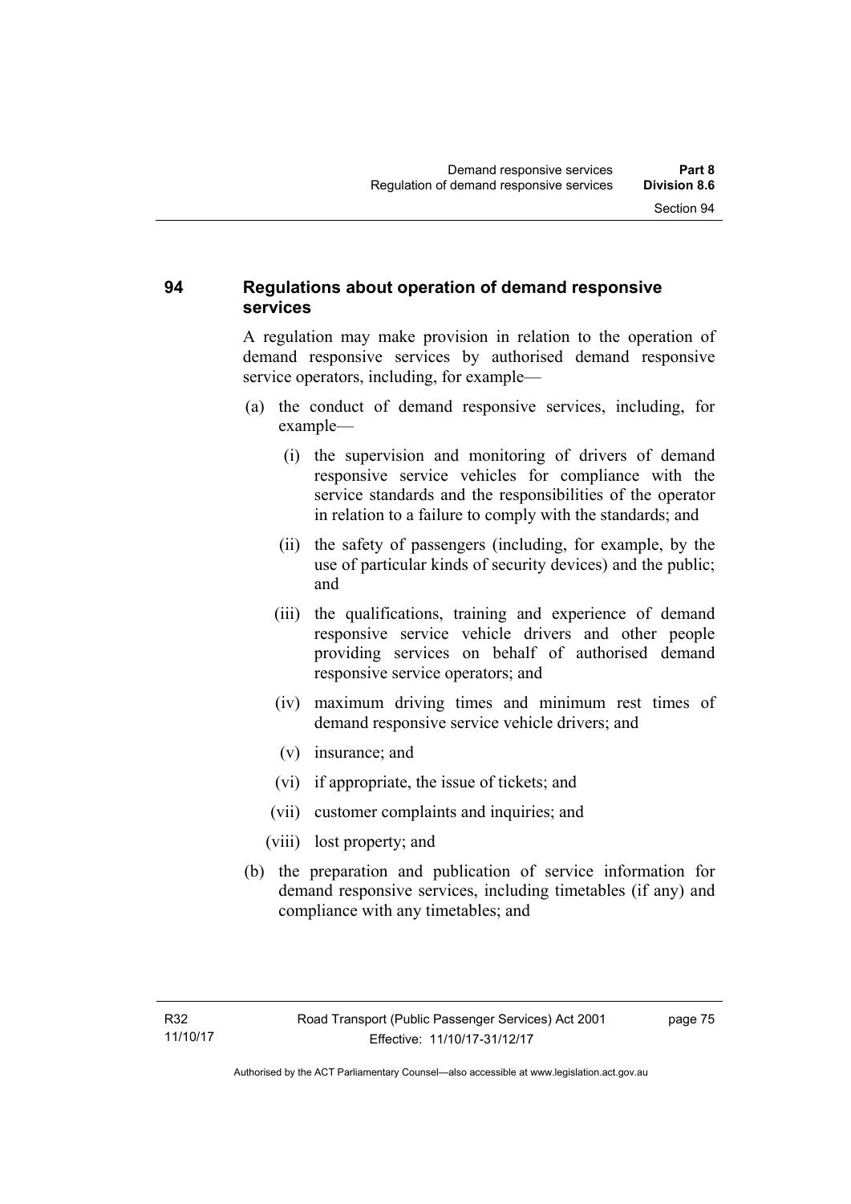## 94 Regulations about operation of demand responsive services

A regulation may make provision in relation to the operation of demand responsive services by authorised demand responsive service operators, including, for example—

(a) the conduct of demand responsive services, including, for example—

  (i) the supervision and monitoring of drivers of demand responsive service vehicles for compliance with the service standards and the responsibilities of the operator in relation to a failure to comply with the standards; and

  (ii) the safety of passengers (including, for example, by the use of particular kinds of security devices) and the public; and

  (iii) the qualifications, training and experience of demand responsive service vehicle drivers and other people providing services on behalf of authorised demand responsive service operators; and

  (iv) maximum driving times and minimum rest times of demand responsive service vehicle drivers; and

  (v) insurance; and

  (vi) if appropriate, the issue of tickets; and

  (vii) customer complaints and inquiries; and

  (viii) lost property; and

(b) the preparation and publication of service information for demand responsive services, including timetables (if any) and compliance with any timetables; and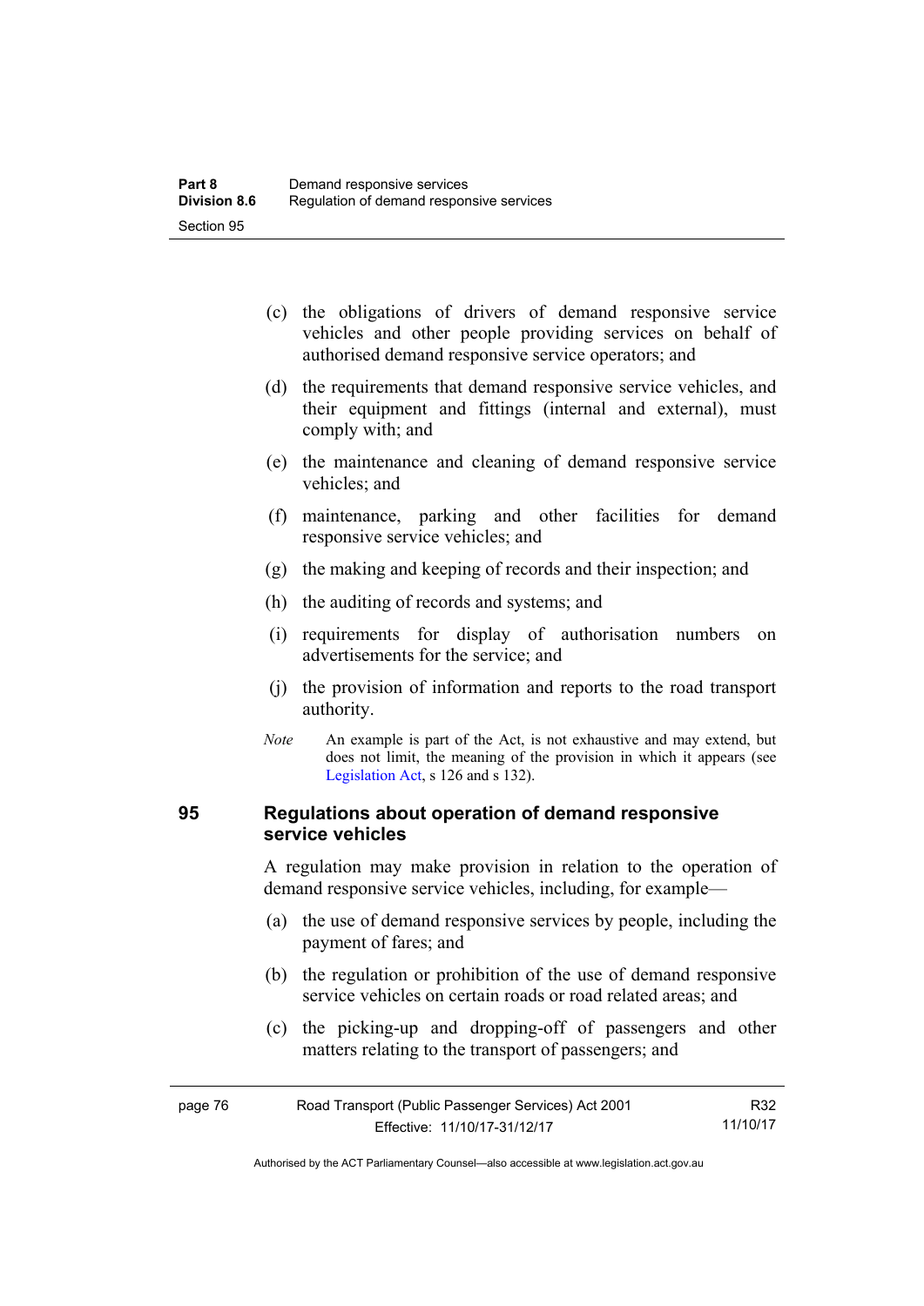(c) the obligations of drivers of demand responsive service vehicles and other people providing services on behalf of authorised demand responsive service operators; and

(d) the requirements that demand responsive service vehicles, and their equipment and fittings (internal and external), must comply with; and

(e) the maintenance and cleaning of demand responsive service vehicles; and

(f) maintenance, parking and other facilities for demand responsive service vehicles; and

(g) the making and keeping of records and their inspection; and

(h) the auditing of records and systems; and

(i) requirements for display of authorisation numbers on advertisements for the service; and

(j) the provision of information and reports to the road transport authority.

*Note* An example is part of the Act, is not exhaustive and may extend, but does not limit, the meaning of the provision in which it appears (see Legislation Act, s 126 and s 132).

## 95 Regulations about operation of demand responsive service vehicles

A regulation may make provision in relation to the operation of demand responsive service vehicles, including, for example—

(a) the use of demand responsive services by people, including the payment of fares; and

(b) the regulation or prohibition of the use of demand responsive service vehicles on certain roads or road related areas; and

(c) the picking-up and dropping-off of passengers and other matters relating to the transport of passengers; and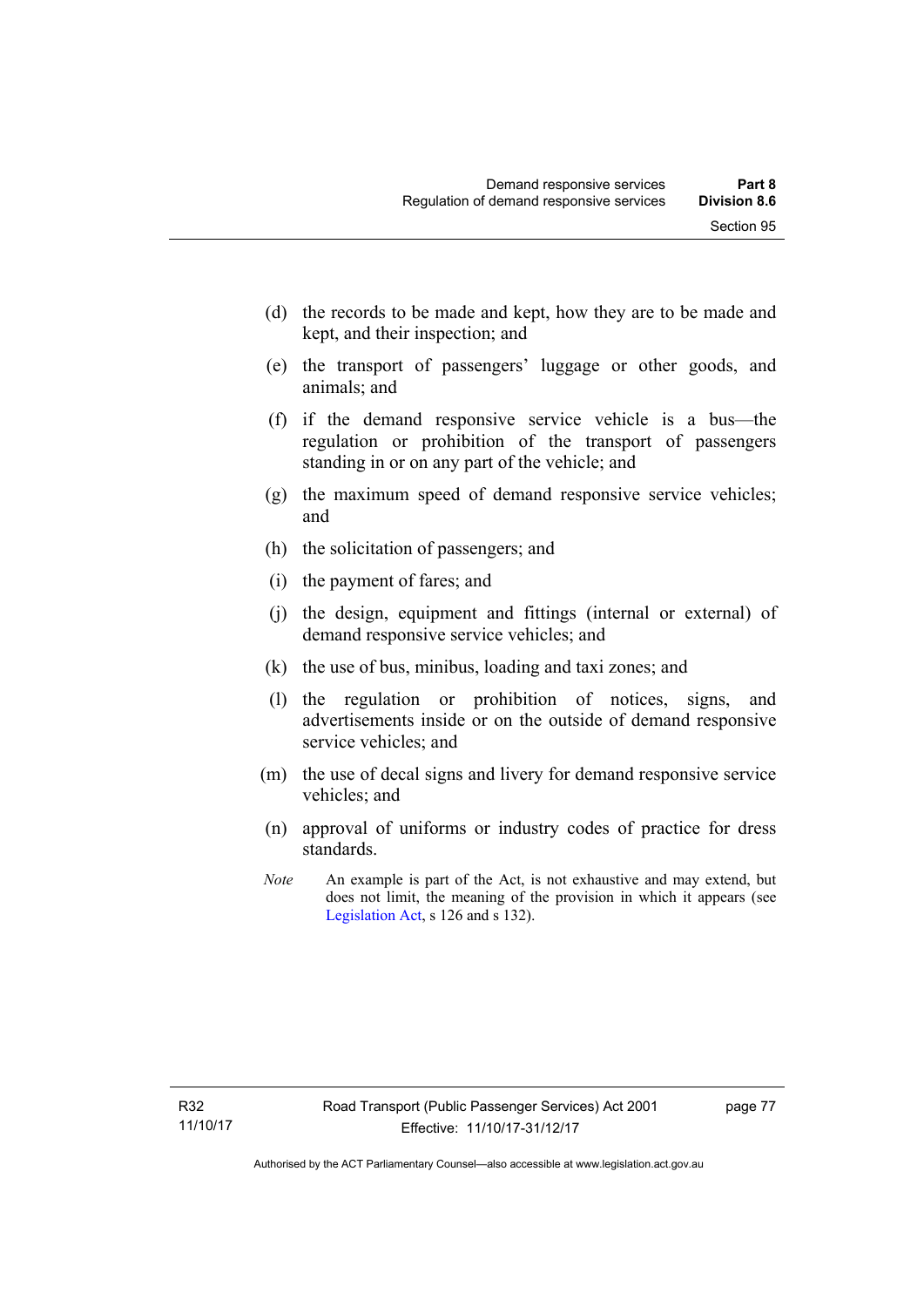(d) the records to be made and kept, how they are to be made and kept, and their inspection; and

(e) the transport of passengers' luggage or other goods, and animals; and

(f) if the demand responsive service vehicle is a bus—the regulation or prohibition of the transport of passengers standing in or on any part of the vehicle; and

(g) the maximum speed of demand responsive service vehicles; and

(h) the solicitation of passengers; and

(i) the payment of fares; and

(j) the design, equipment and fittings (internal or external) of demand responsive service vehicles; and

(k) the use of bus, minibus, loading and taxi zones; and

(l) the regulation or prohibition of notices, signs, and advertisements inside or on the outside of demand responsive service vehicles; and

(m) the use of decal signs and livery for demand responsive service vehicles; and

(n) approval of uniforms or industry codes of practice for dress standards.

*Note* An example is part of the Act, is not exhaustive and may extend, but does not limit, the meaning of the provision in which it appears (see Legislation Act, s 126 and s 132).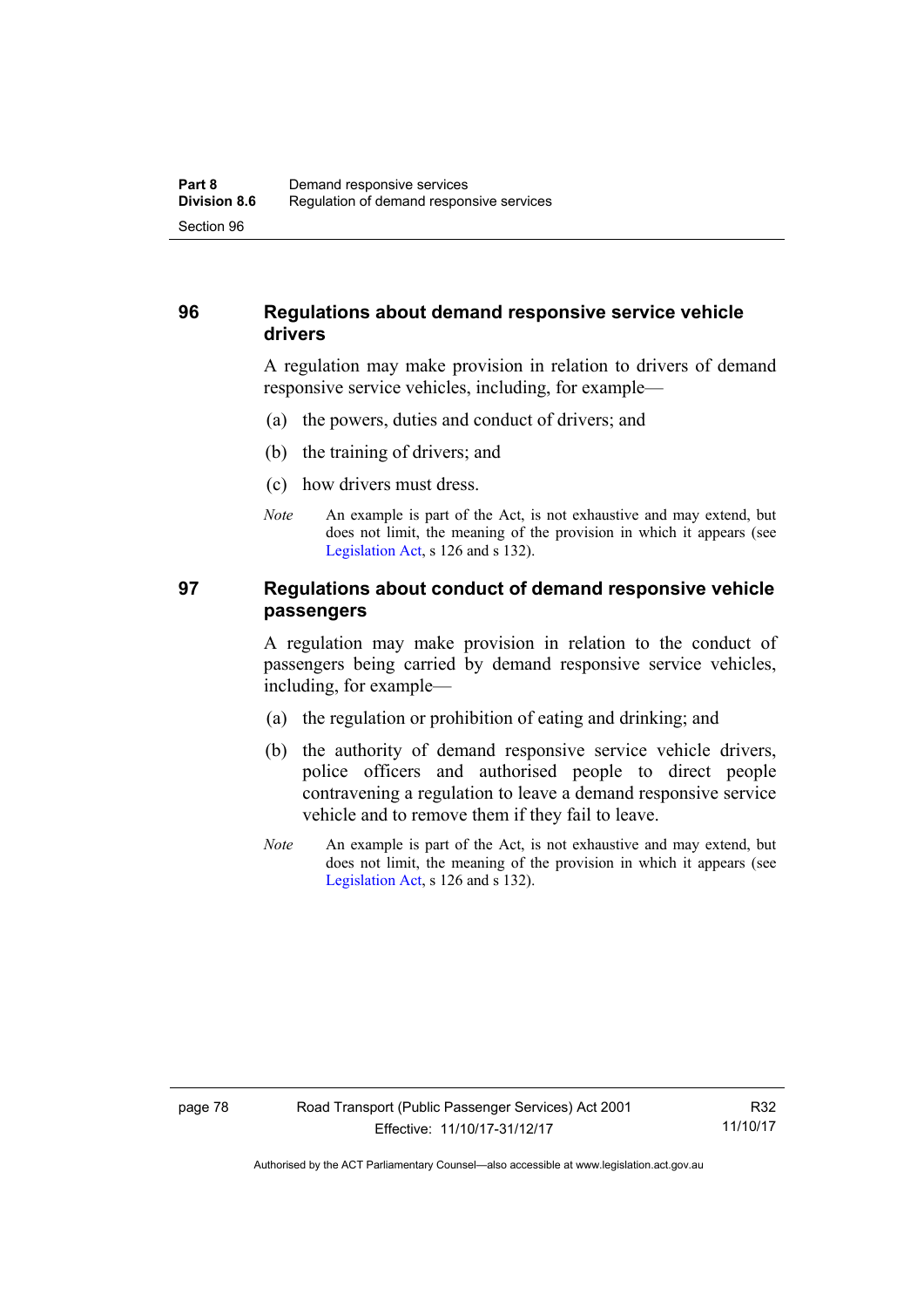## 96 Regulations about demand responsive service vehicle drivers

A regulation may make provision in relation to drivers of demand responsive service vehicles, including, for example—

(a) the powers, duties and conduct of drivers; and

(b) the training of drivers; and

(c) how drivers must dress.

*Note* An example is part of the Act, is not exhaustive and may extend, but does not limit, the meaning of the provision in which it appears (see Legislation Act, s 126 and s 132).

## 97 Regulations about conduct of demand responsive vehicle passengers

A regulation may make provision in relation to the conduct of passengers being carried by demand responsive service vehicles, including, for example—

(a) the regulation or prohibition of eating and drinking; and

(b) the authority of demand responsive service vehicle drivers, police officers and authorised people to direct people contravening a regulation to leave a demand responsive service vehicle and to remove them if they fail to leave.

*Note* An example is part of the Act, is not exhaustive and may extend, but does not limit, the meaning of the provision in which it appears (see Legislation Act, s 126 and s 132).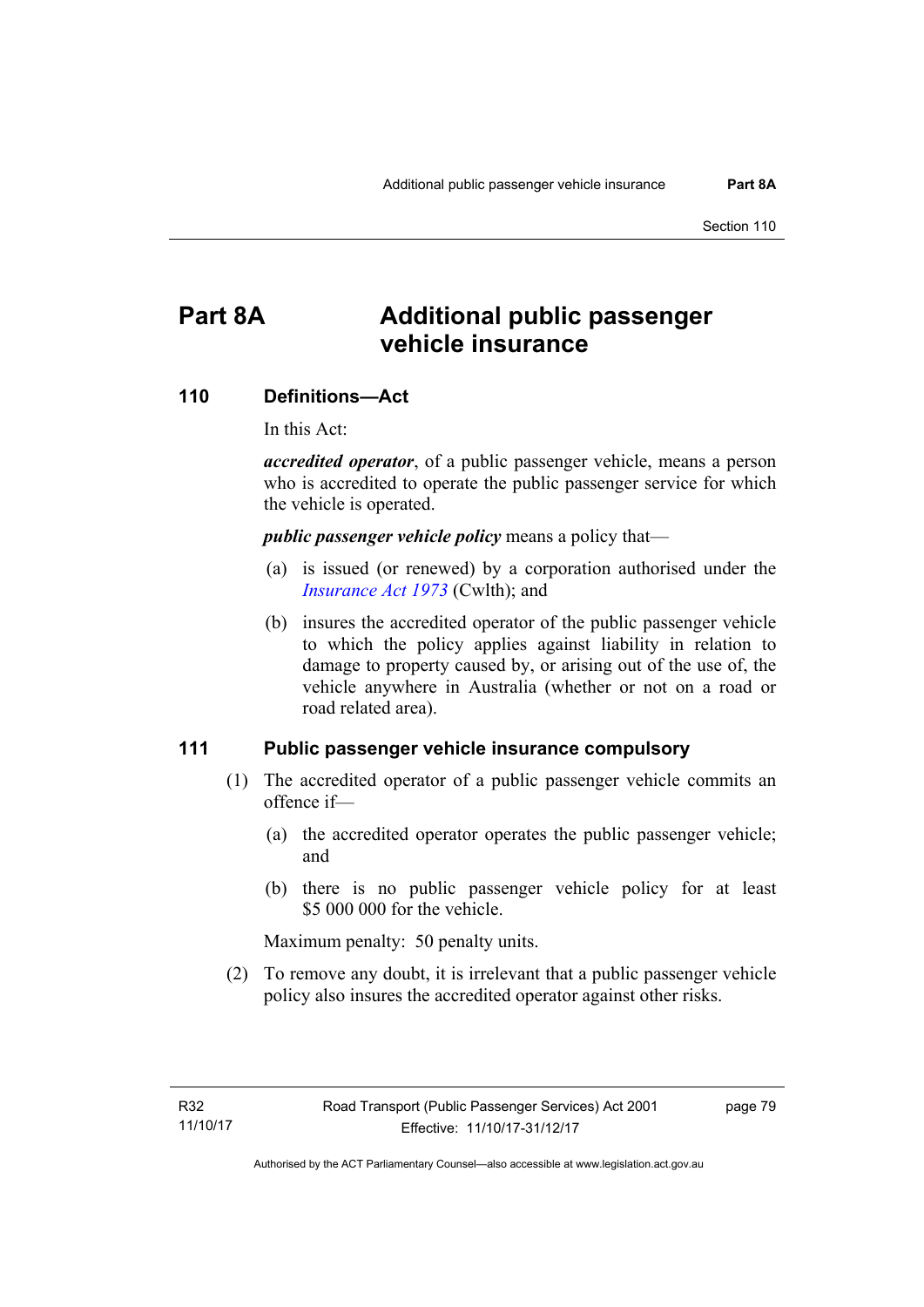# Part 8A Additional public passenger vehicle insurance

## 110 Definitions—Act

In this Act:

***accredited operator***, of a public passenger vehicle, means a person who is accredited to operate the public passenger service for which the vehicle is operated.

***public passenger vehicle policy*** means a policy that—

(a) is issued (or renewed) by a corporation authorised under the *Insurance Act 1973* (Cwlth); and

(b) insures the accredited operator of the public passenger vehicle to which the policy applies against liability in relation to damage to property caused by, or arising out of the use of, the vehicle anywhere in Australia (whether or not on a road or road related area).

## 111 Public passenger vehicle insurance compulsory

(1) The accredited operator of a public passenger vehicle commits an offence if—

(a) the accredited operator operates the public passenger vehicle; and

(b) there is no public passenger vehicle policy for at least $5 000 000 for the vehicle.

Maximum penalty: 50 penalty units.

(2) To remove any doubt, it is irrelevant that a public passenger vehicle policy also insures the accredited operator against other risks.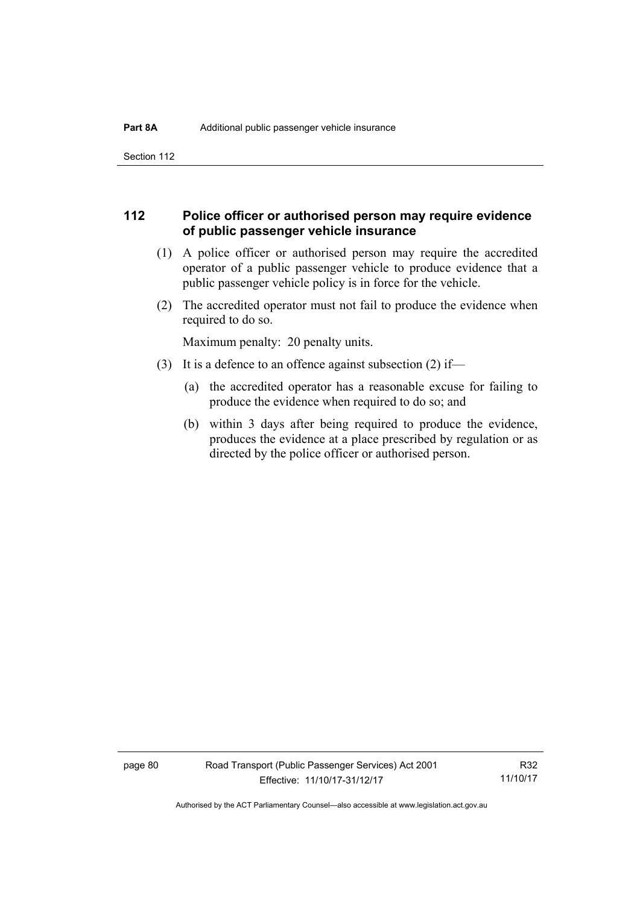## 112 Police officer or authorised person may require evidence of public passenger vehicle insurance

(1) A police officer or authorised person may require the accredited operator of a public passenger vehicle to produce evidence that a public passenger vehicle policy is in force for the vehicle.

(2) The accredited operator must not fail to produce the evidence when required to do so.

Maximum penalty: 20 penalty units.

(3) It is a defence to an offence against subsection (2) if—

(a) the accredited operator has a reasonable excuse for failing to produce the evidence when required to do so; and

(b) within 3 days after being required to produce the evidence, produces the evidence at a place prescribed by regulation or as directed by the police officer or authorised person.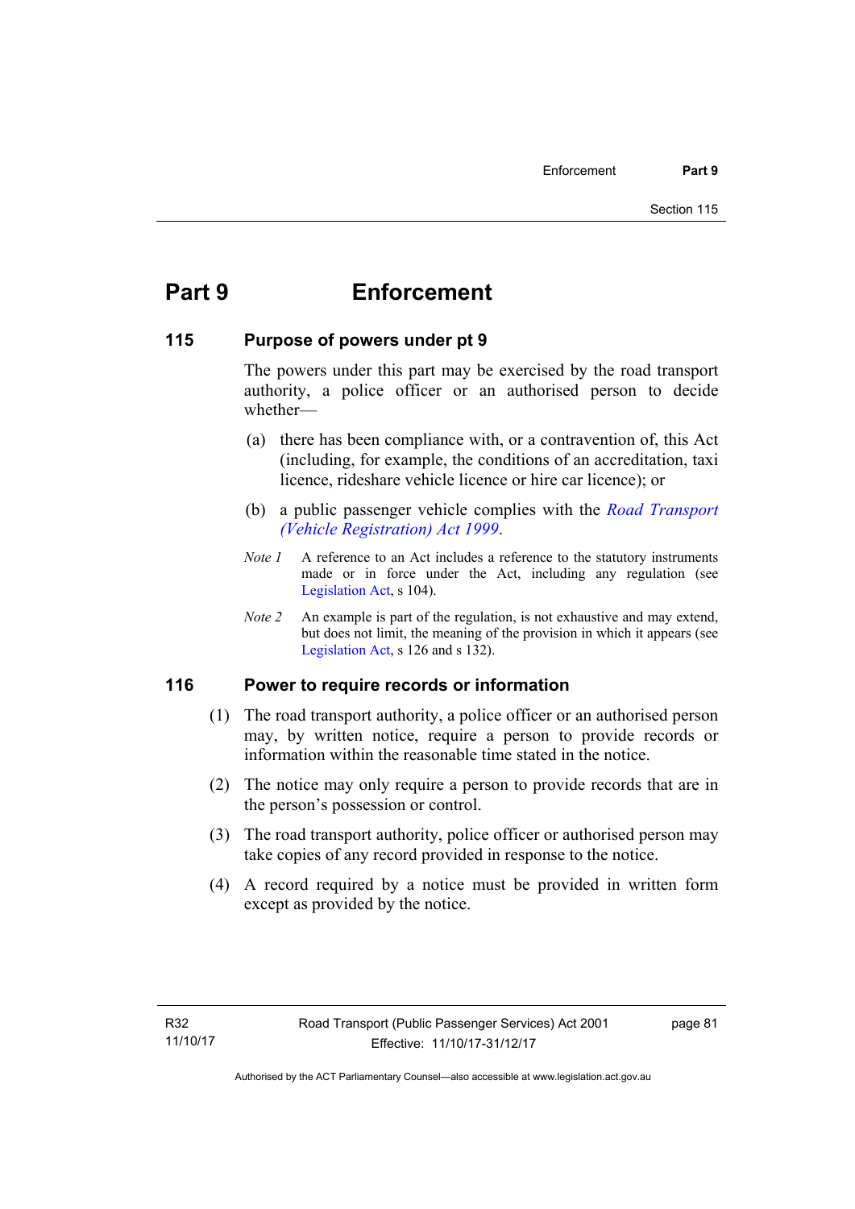# Part 9 Enforcement

## 115 Purpose of powers under pt 9

The powers under this part may be exercised by the road transport authority, a police officer or an authorised person to decide whether—

(a) there has been compliance with, or a contravention of, this Act (including, for example, the conditions of an accreditation, taxi licence, rideshare vehicle licence or hire car licence); or

(b) a public passenger vehicle complies with the *Road Transport (Vehicle Registration) Act 1999*.

*Note 1* A reference to an Act includes a reference to the statutory instruments made or in force under the Act, including any regulation (see Legislation Act, s 104).

*Note 2* An example is part of the regulation, is not exhaustive and may extend, but does not limit, the meaning of the provision in which it appears (see Legislation Act, s 126 and s 132).

## 116 Power to require records or information

(1) The road transport authority, a police officer or an authorised person may, by written notice, require a person to provide records or information within the reasonable time stated in the notice.

(2) The notice may only require a person to provide records that are in the person's possession or control.

(3) The road transport authority, police officer or authorised person may take copies of any record provided in response to the notice.

(4) A record required by a notice must be provided in written form except as provided by the notice.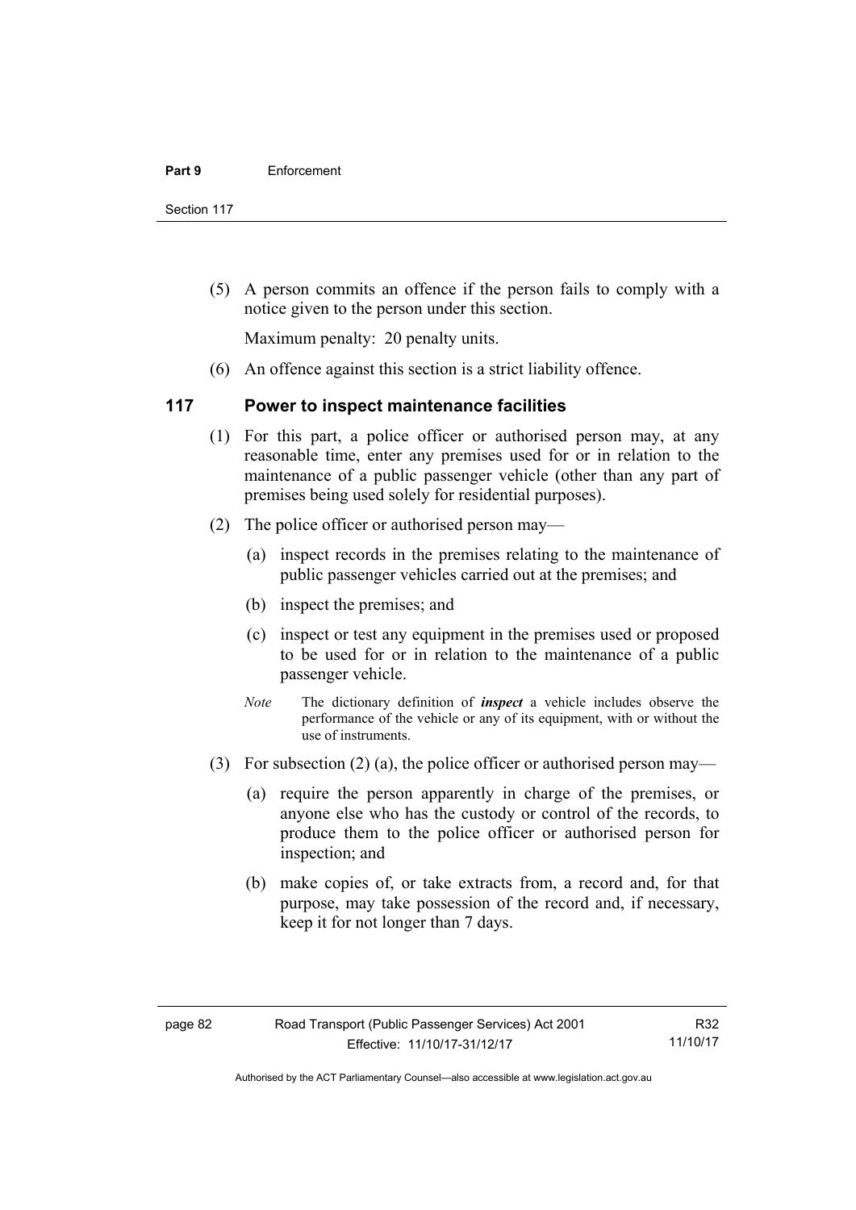(5) A person commits an offence if the person fails to comply with a notice given to the person under this section.

Maximum penalty: 20 penalty units.

(6) An offence against this section is a strict liability offence.

## 117 Power to inspect maintenance facilities

(1) For this part, a police officer or authorised person may, at any reasonable time, enter any premises used for or in relation to the maintenance of a public passenger vehicle (other than any part of premises being used solely for residential purposes).

(2) The police officer or authorised person may—

(a) inspect records in the premises relating to the maintenance of public passenger vehicles carried out at the premises; and

(b) inspect the premises; and

(c) inspect or test any equipment in the premises used or proposed to be used for or in relation to the maintenance of a public passenger vehicle.

*Note* The dictionary definition of ***inspect*** a vehicle includes observe the performance of the vehicle or any of its equipment, with or without the use of instruments.

(3) For subsection (2) (a), the police officer or authorised person may—

(a) require the person apparently in charge of the premises, or anyone else who has the custody or control of the records, to produce them to the police officer or authorised person for inspection; and

(b) make copies of, or take extracts from, a record and, for that purpose, may take possession of the record and, if necessary, keep it for not longer than 7 days.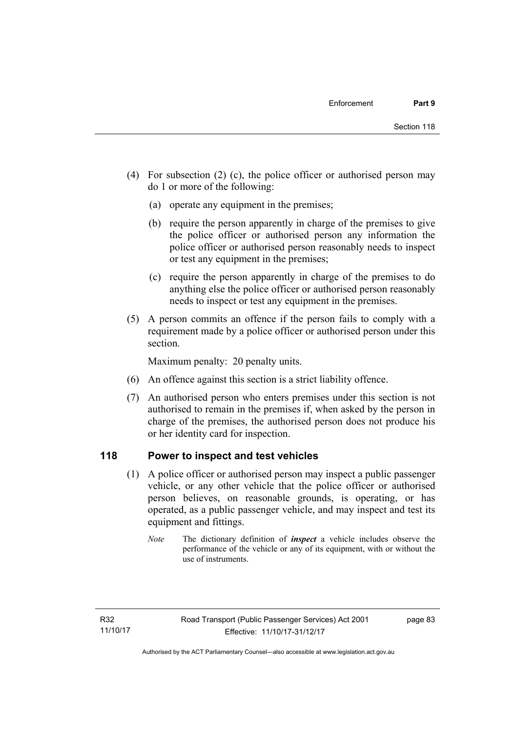(4) For subsection (2) (c), the police officer or authorised person may do 1 or more of the following:

(a) operate any equipment in the premises;

(b) require the person apparently in charge of the premises to give the police officer or authorised person any information the police officer or authorised person reasonably needs to inspect or test any equipment in the premises;

(c) require the person apparently in charge of the premises to do anything else the police officer or authorised person reasonably needs to inspect or test any equipment in the premises.

(5) A person commits an offence if the person fails to comply with a requirement made by a police officer or authorised person under this section.

Maximum penalty: 20 penalty units.

(6) An offence against this section is a strict liability offence.

(7) An authorised person who enters premises under this section is not authorised to remain in the premises if, when asked by the person in charge of the premises, the authorised person does not produce his or her identity card for inspection.

## 118 Power to inspect and test vehicles

(1) A police officer or authorised person may inspect a public passenger vehicle, or any other vehicle that the police officer or authorised person believes, on reasonable grounds, is operating, or has operated, as a public passenger vehicle, and may inspect and test its equipment and fittings.

*Note* The dictionary definition of ***inspect*** a vehicle includes observe the performance of the vehicle or any of its equipment, with or without the use of instruments.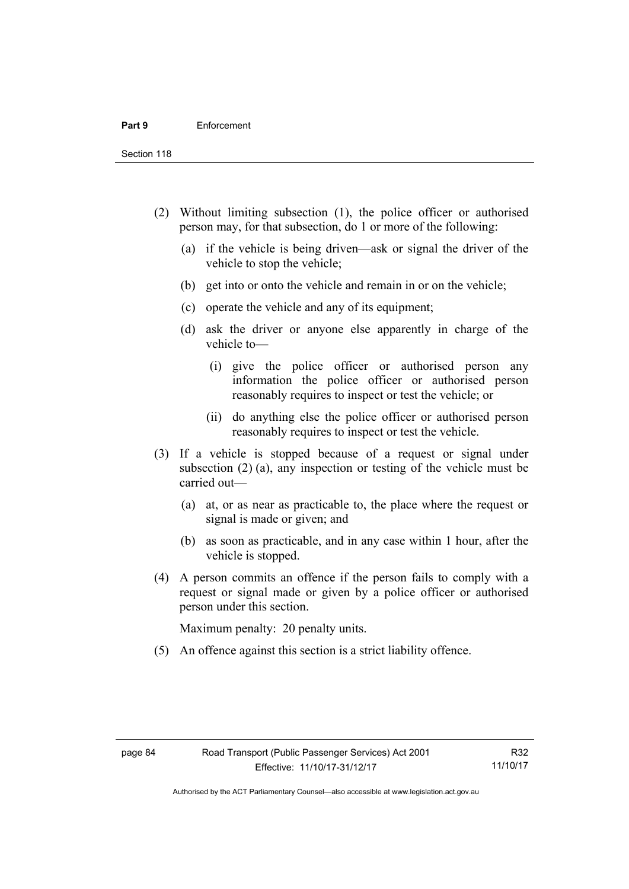(2) Without limiting subsection (1), the police officer or authorised person may, for that subsection, do 1 or more of the following:

(a) if the vehicle is being driven—ask or signal the driver of the vehicle to stop the vehicle;

(b) get into or onto the vehicle and remain in or on the vehicle;

(c) operate the vehicle and any of its equipment;

(d) ask the driver or anyone else apparently in charge of the vehicle to—

(i) give the police officer or authorised person any information the police officer or authorised person reasonably requires to inspect or test the vehicle; or

(ii) do anything else the police officer or authorised person reasonably requires to inspect or test the vehicle.

(3) If a vehicle is stopped because of a request or signal under subsection (2) (a), any inspection or testing of the vehicle must be carried out—

(a) at, or as near as practicable to, the place where the request or signal is made or given; and

(b) as soon as practicable, and in any case within 1 hour, after the vehicle is stopped.

(4) A person commits an offence if the person fails to comply with a request or signal made or given by a police officer or authorised person under this section.

Maximum penalty: 20 penalty units.

(5) An offence against this section is a strict liability offence.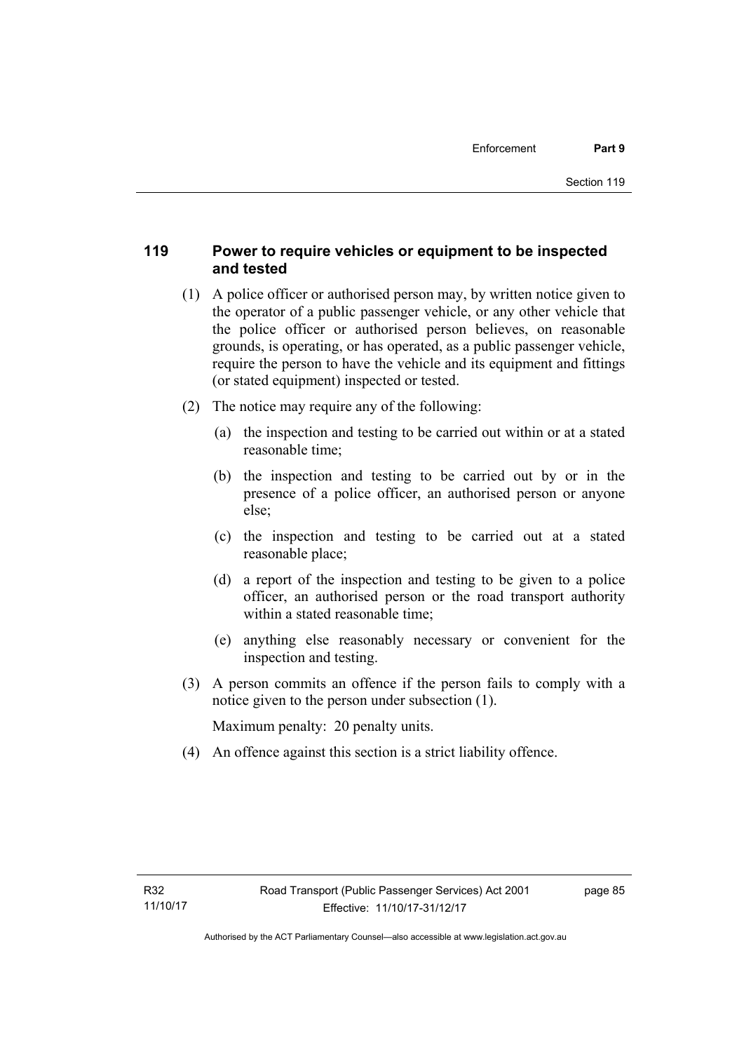## 119 Power to require vehicles or equipment to be inspected and tested

(1) A police officer or authorised person may, by written notice given to the operator of a public passenger vehicle, or any other vehicle that the police officer or authorised person believes, on reasonable grounds, is operating, or has operated, as a public passenger vehicle, require the person to have the vehicle and its equipment and fittings (or stated equipment) inspected or tested.

(2) The notice may require any of the following:

(a) the inspection and testing to be carried out within or at a stated reasonable time;

(b) the inspection and testing to be carried out by or in the presence of a police officer, an authorised person or anyone else;

(c) the inspection and testing to be carried out at a stated reasonable place;

(d) a report of the inspection and testing to be given to a police officer, an authorised person or the road transport authority within a stated reasonable time;

(e) anything else reasonably necessary or convenient for the inspection and testing.

(3) A person commits an offence if the person fails to comply with a notice given to the person under subsection (1).

Maximum penalty: 20 penalty units.

(4) An offence against this section is a strict liability offence.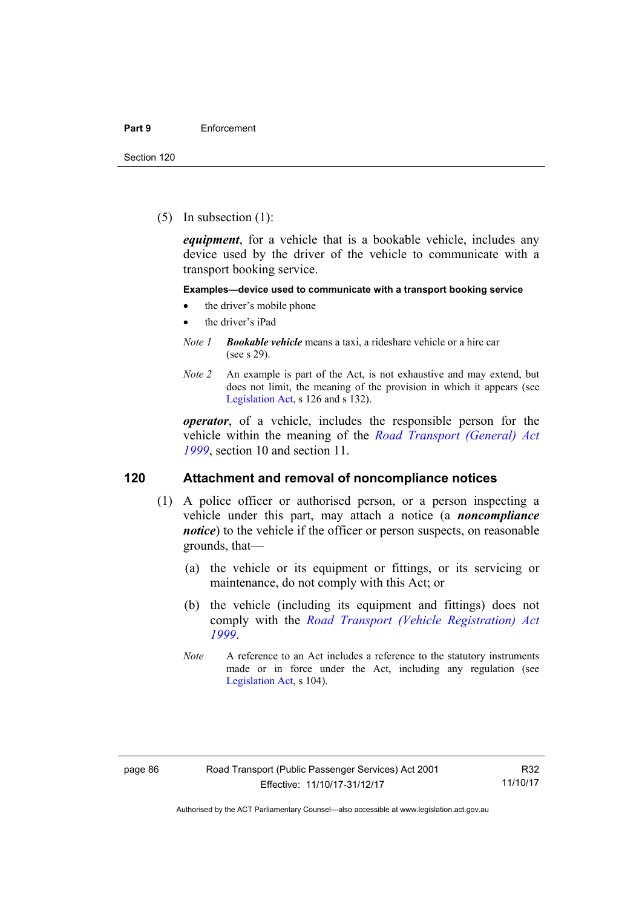(5) In subsection (1):

***equipment***, for a vehicle that is a bookable vehicle, includes any device used by the driver of the vehicle to communicate with a transport booking service.

**Examples—device used to communicate with a transport booking service**

- the driver's mobile phone
- the driver's iPad

*Note 1* ***Bookable vehicle*** means a taxi, a rideshare vehicle or a hire car (see s 29).

*Note 2* An example is part of the Act, is not exhaustive and may extend, but does not limit, the meaning of the provision in which it appears (see Legislation Act, s 126 and s 132).

***operator***, of a vehicle, includes the responsible person for the vehicle within the meaning of the *Road Transport (General) Act 1999*, section 10 and section 11.

## 120 Attachment and removal of noncompliance notices

(1) A police officer or authorised person, or a person inspecting a vehicle under this part, may attach a notice (a ***noncompliance notice***) to the vehicle if the officer or person suspects, on reasonable grounds, that—

(a) the vehicle or its equipment or fittings, or its servicing or maintenance, do not comply with this Act; or

(b) the vehicle (including its equipment and fittings) does not comply with the *Road Transport (Vehicle Registration) Act 1999*.

*Note* A reference to an Act includes a reference to the statutory instruments made or in force under the Act, including any regulation (see Legislation Act, s 104).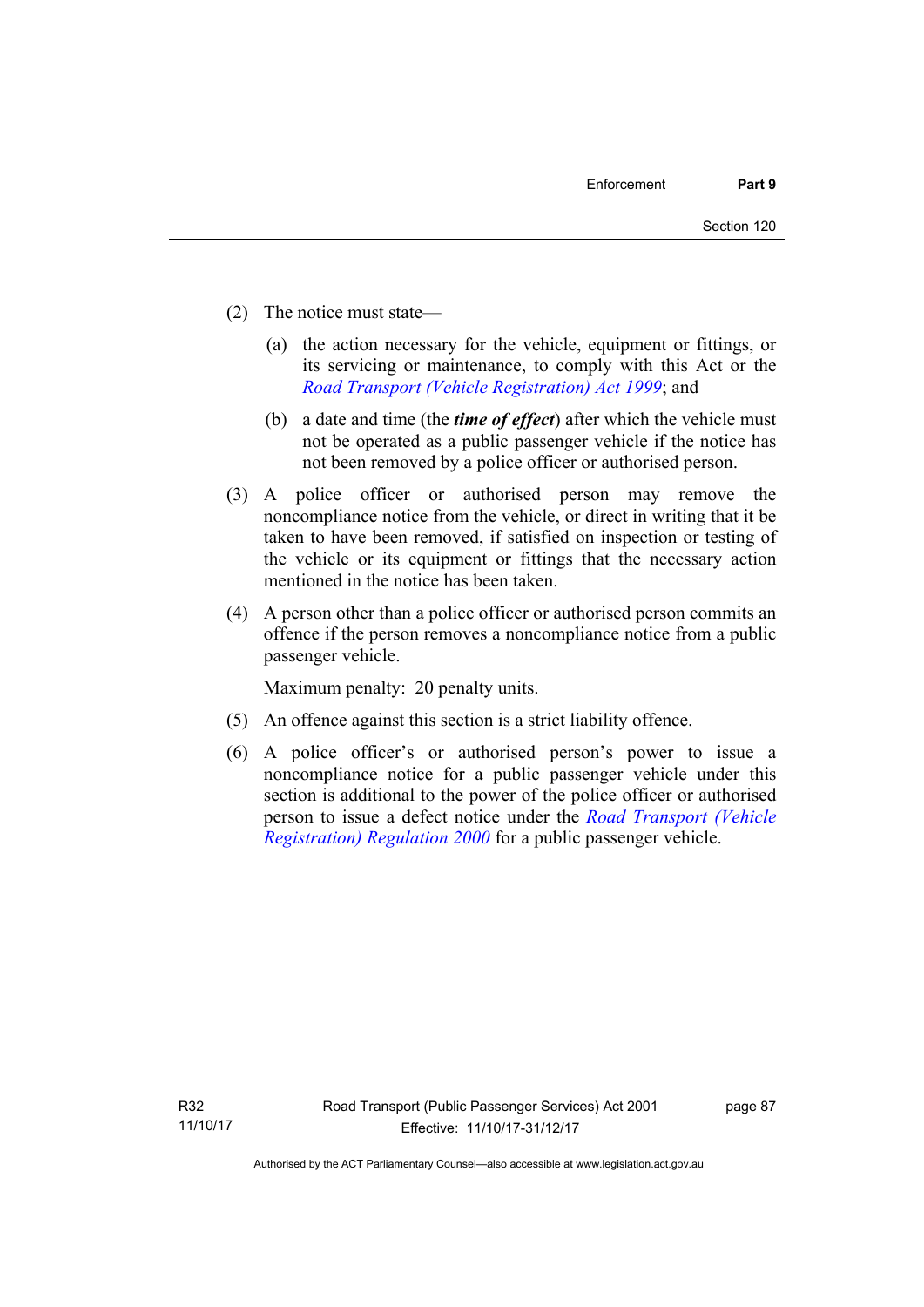(2) The notice must state—

   (a) the action necessary for the vehicle, equipment or fittings, or its servicing or maintenance, to comply with this Act or the *Road Transport (Vehicle Registration) Act 1999*; and

   (b) a date and time (the ***time of effect***) after which the vehicle must not be operated as a public passenger vehicle if the notice has not been removed by a police officer or authorised person.

(3) A police officer or authorised person may remove the noncompliance notice from the vehicle, or direct in writing that it be taken to have been removed, if satisfied on inspection or testing of the vehicle or its equipment or fittings that the necessary action mentioned in the notice has been taken.

(4) A person other than a police officer or authorised person commits an offence if the person removes a noncompliance notice from a public passenger vehicle.

   Maximum penalty: 20 penalty units.

(5) An offence against this section is a strict liability offence.

(6) A police officer's or authorised person's power to issue a noncompliance notice for a public passenger vehicle under this section is additional to the power of the police officer or authorised person to issue a defect notice under the *Road Transport (Vehicle Registration) Regulation 2000* for a public passenger vehicle.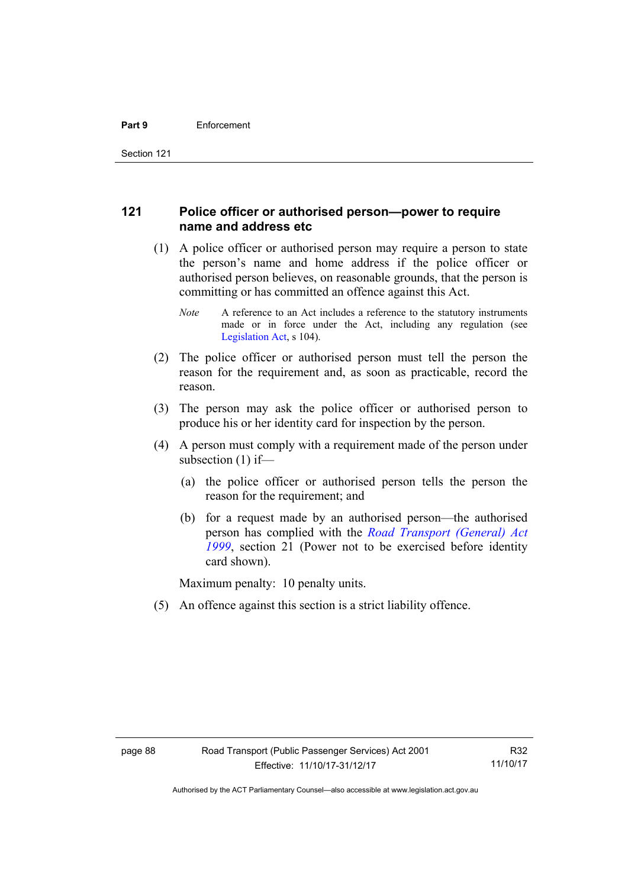## 121 Police officer or authorised person—power to require name and address etc

(1) A police officer or authorised person may require a person to state the person's name and home address if the police officer or authorised person believes, on reasonable grounds, that the person is committing or has committed an offence against this Act.

*Note* A reference to an Act includes a reference to the statutory instruments made or in force under the Act, including any regulation (see Legislation Act, s 104).

(2) The police officer or authorised person must tell the person the reason for the requirement and, as soon as practicable, record the reason.

(3) The person may ask the police officer or authorised person to produce his or her identity card for inspection by the person.

(4) A person must comply with a requirement made of the person under subsection (1) if—

(a) the police officer or authorised person tells the person the reason for the requirement; and

(b) for a request made by an authorised person—the authorised person has complied with the *Road Transport (General) Act 1999*, section 21 (Power not to be exercised before identity card shown).

Maximum penalty: 10 penalty units.

(5) An offence against this section is a strict liability offence.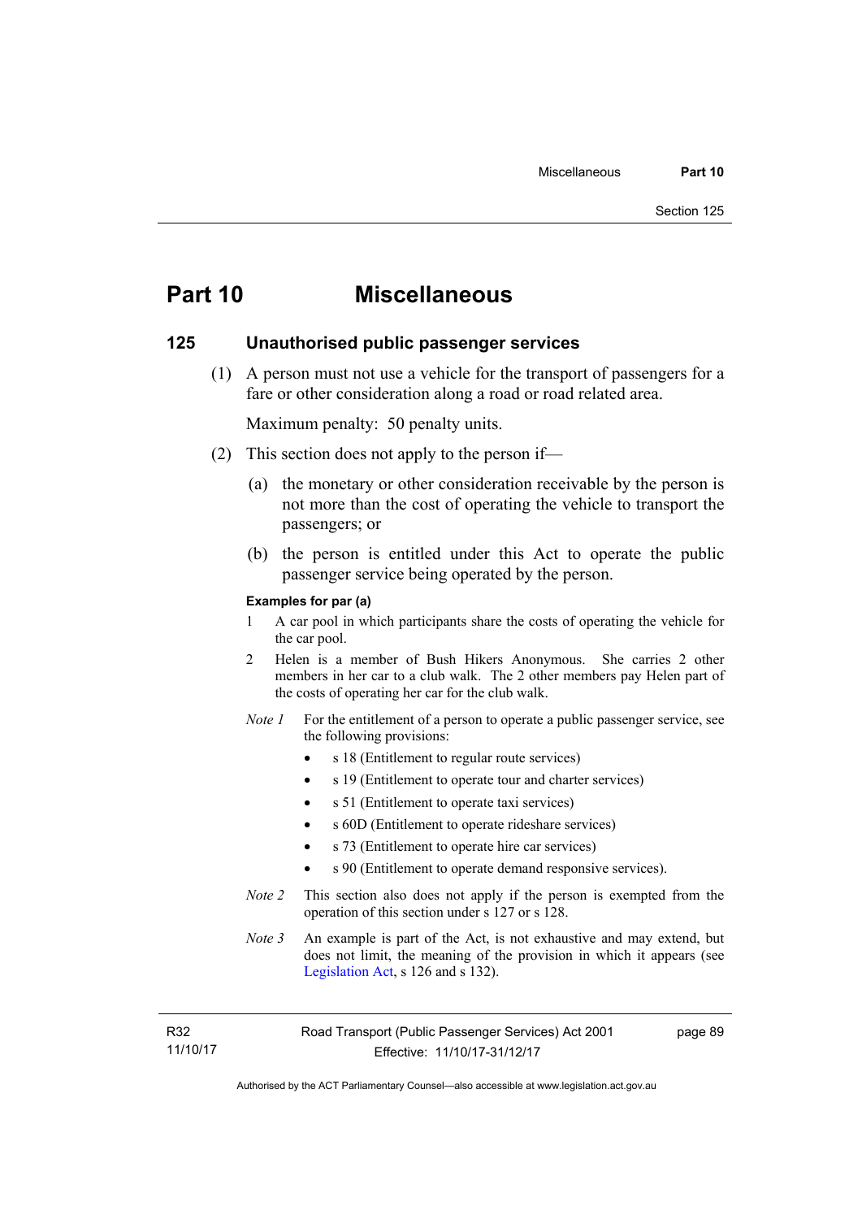# Part 10 Miscellaneous

## 125 Unauthorised public passenger services

(1) A person must not use a vehicle for the transport of passengers for a fare or other consideration along a road or road related area.

Maximum penalty: 50 penalty units.

(2) This section does not apply to the person if—

(a) the monetary or other consideration receivable by the person is not more than the cost of operating the vehicle to transport the passengers; or

(b) the person is entitled under this Act to operate the public passenger service being operated by the person.

**Examples for par (a)**

1 A car pool in which participants share the costs of operating the vehicle for the car pool.

2 Helen is a member of Bush Hikers Anonymous. She carries 2 other members in her car to a club walk. The 2 other members pay Helen part of the costs of operating her car for the club walk.

*Note 1* For the entitlement of a person to operate a public passenger service, see the following provisions:

- s 18 (Entitlement to regular route services)
- s 19 (Entitlement to operate tour and charter services)
- s 51 (Entitlement to operate taxi services)
- s 60D (Entitlement to operate rideshare services)
- s 73 (Entitlement to operate hire car services)
- s 90 (Entitlement to operate demand responsive services).

*Note 2* This section also does not apply if the person is exempted from the operation of this section under s 127 or s 128.

*Note 3* An example is part of the Act, is not exhaustive and may extend, but does not limit, the meaning of the provision in which it appears (see Legislation Act, s 126 and s 132).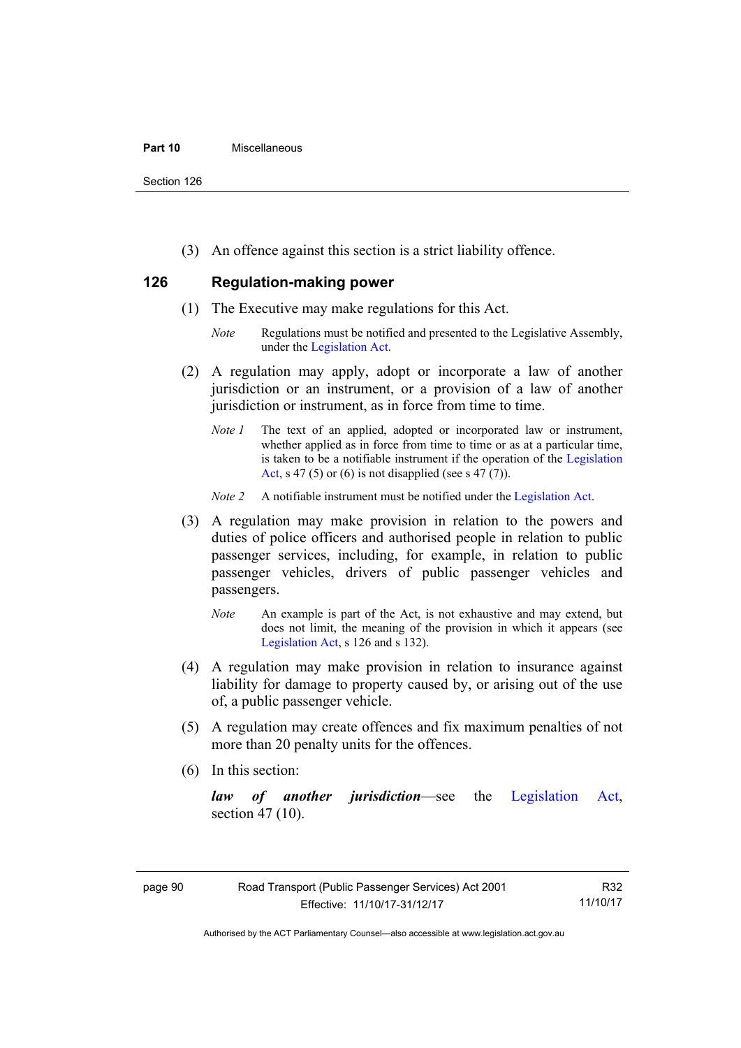(3) An offence against this section is a strict liability offence.

## 126 Regulation-making power

(1) The Executive may make regulations for this Act.

*Note* Regulations must be notified and presented to the Legislative Assembly, under the Legislation Act.

(2) A regulation may apply, adopt or incorporate a law of another jurisdiction or an instrument, or a provision of a law of another jurisdiction or instrument, as in force from time to time.

*Note 1* The text of an applied, adopted or incorporated law or instrument, whether applied as in force from time to time or as at a particular time, is taken to be a notifiable instrument if the operation of the Legislation Act, s 47 (5) or (6) is not disapplied (see s 47 (7)).

*Note 2* A notifiable instrument must be notified under the Legislation Act.

(3) A regulation may make provision in relation to the powers and duties of police officers and authorised people in relation to public passenger services, including, for example, in relation to public passenger vehicles, drivers of public passenger vehicles and passengers.

*Note* An example is part of the Act, is not exhaustive and may extend, but does not limit, the meaning of the provision in which it appears (see Legislation Act, s 126 and s 132).

(4) A regulation may make provision in relation to insurance against liability for damage to property caused by, or arising out of the use of, a public passenger vehicle.

(5) A regulation may create offences and fix maximum penalties of not more than 20 penalty units for the offences.

(6) In this section:

***law of another jurisdiction***—see the Legislation Act, section 47 (10).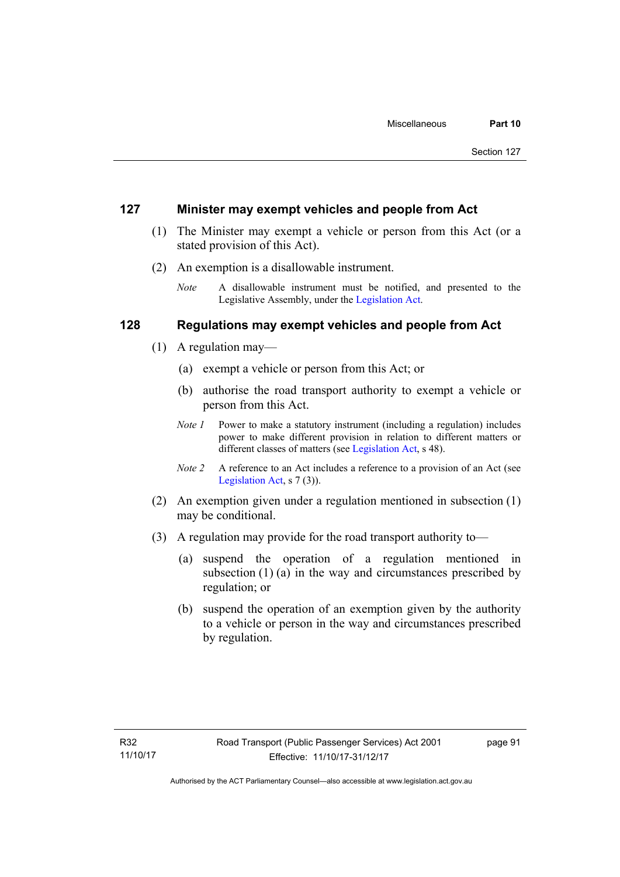## 127 Minister may exempt vehicles and people from Act

(1) The Minister may exempt a vehicle or person from this Act (or a stated provision of this Act).

(2) An exemption is a disallowable instrument.

*Note* A disallowable instrument must be notified, and presented to the Legislative Assembly, under the Legislation Act.

## 128 Regulations may exempt vehicles and people from Act

(1) A regulation may—

(a) exempt a vehicle or person from this Act; or

(b) authorise the road transport authority to exempt a vehicle or person from this Act.

*Note 1* Power to make a statutory instrument (including a regulation) includes power to make different provision in relation to different matters or different classes of matters (see Legislation Act, s 48).

*Note 2* A reference to an Act includes a reference to a provision of an Act (see Legislation Act, s 7 (3)).

(2) An exemption given under a regulation mentioned in subsection (1) may be conditional.

(3) A regulation may provide for the road transport authority to—

(a) suspend the operation of a regulation mentioned in subsection (1) (a) in the way and circumstances prescribed by regulation; or

(b) suspend the operation of an exemption given by the authority to a vehicle or person in the way and circumstances prescribed by regulation.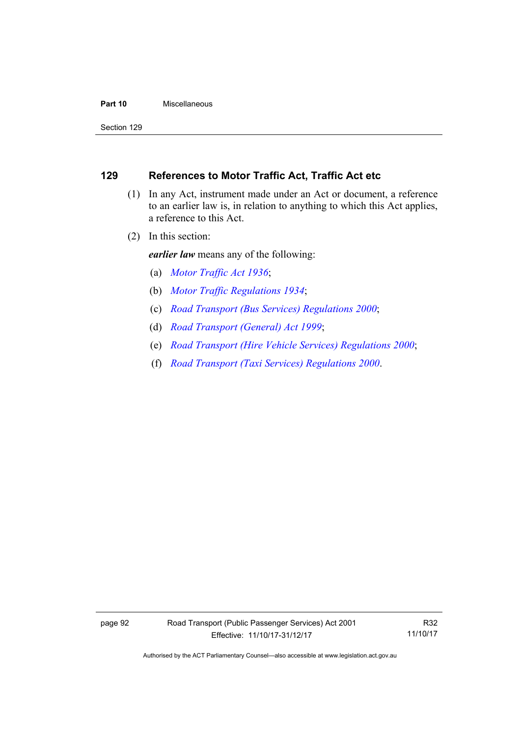## 129 References to Motor Traffic Act, Traffic Act etc

(1) In any Act, instrument made under an Act or document, a reference to an earlier law is, in relation to anything to which this Act applies, a reference to this Act.

(2) In this section:

***earlier law*** means any of the following:

(a) *Motor Traffic Act 1936*;

(b) *Motor Traffic Regulations 1934*;

(c) *Road Transport (Bus Services) Regulations 2000*;

(d) *Road Transport (General) Act 1999*;

(e) *Road Transport (Hire Vehicle Services) Regulations 2000*;

(f) *Road Transport (Taxi Services) Regulations 2000*.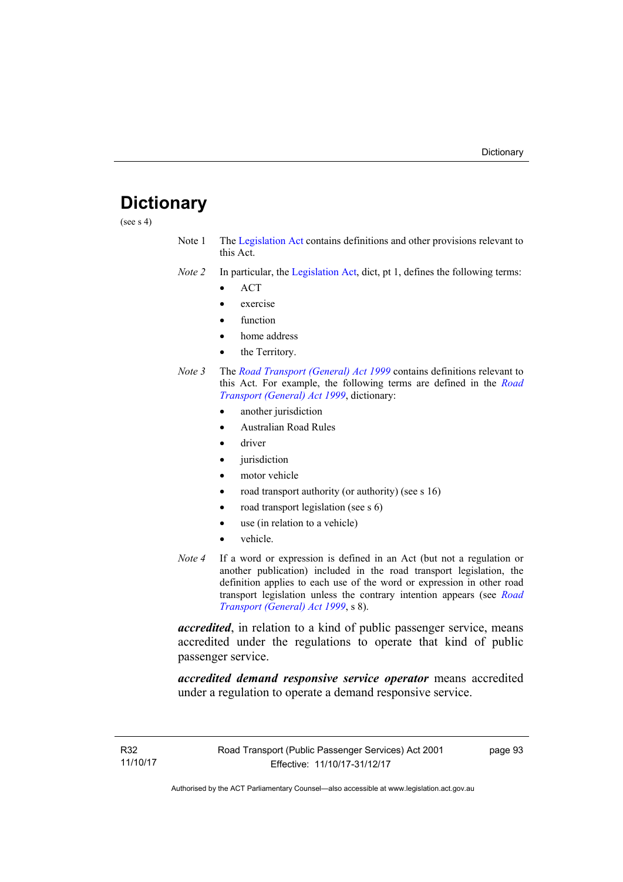# Dictionary

(see s 4)

Note 1 The Legislation Act contains definitions and other provisions relevant to this Act.

*Note 2* In particular, the Legislation Act, dict, pt 1, defines the following terms:

- ACT
- exercise
- function
- home address
- the Territory.

*Note 3* The *Road Transport (General) Act 1999* contains definitions relevant to this Act. For example, the following terms are defined in the *Road Transport (General) Act 1999*, dictionary:

- another jurisdiction
- Australian Road Rules
- driver
- jurisdiction
- motor vehicle
- road transport authority (or authority) (see s 16)
- road transport legislation (see s 6)
- use (in relation to a vehicle)
- vehicle.

*Note 4* If a word or expression is defined in an Act (but not a regulation or another publication) included in the road transport legislation, the definition applies to each use of the word or expression in other road transport legislation unless the contrary intention appears (see *Road Transport (General) Act 1999*, s 8).

***accredited***, in relation to a kind of public passenger service, means accredited under the regulations to operate that kind of public passenger service.

***accredited demand responsive service operator*** means accredited under a regulation to operate a demand responsive service.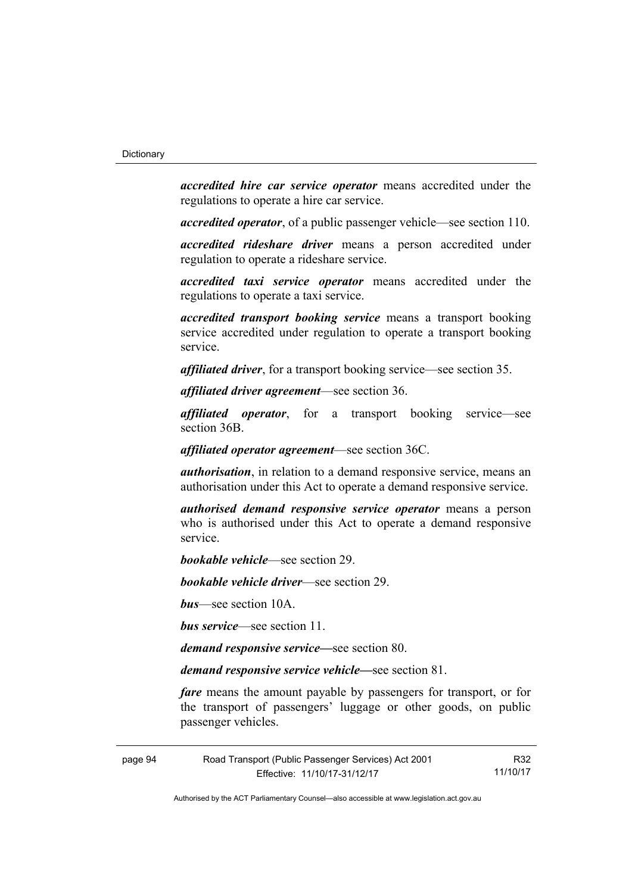***accredited hire car service operator*** means accredited under the regulations to operate a hire car service.

***accredited operator***, of a public passenger vehicle—see section 110.

***accredited rideshare driver*** means a person accredited under regulation to operate a rideshare service.

***accredited taxi service operator*** means accredited under the regulations to operate a taxi service.

***accredited transport booking service*** means a transport booking service accredited under regulation to operate a transport booking service.

***affiliated driver***, for a transport booking service—see section 35.

***affiliated driver agreement***—see section 36.

***affiliated operator***, for a transport booking service—see section 36B.

***affiliated operator agreement***—see section 36C.

***authorisation***, in relation to a demand responsive service, means an authorisation under this Act to operate a demand responsive service.

***authorised demand responsive service operator*** means a person who is authorised under this Act to operate a demand responsive service.

***bookable vehicle***—see section 29.

***bookable vehicle driver***—see section 29.

***bus***—see section 10A.

***bus service***—see section 11.

***demand responsive service*****—**see section 80.

***demand responsive service vehicle*****—**see section 81.

***fare*** means the amount payable by passengers for transport, or for the transport of passengers' luggage or other goods, on public passenger vehicles.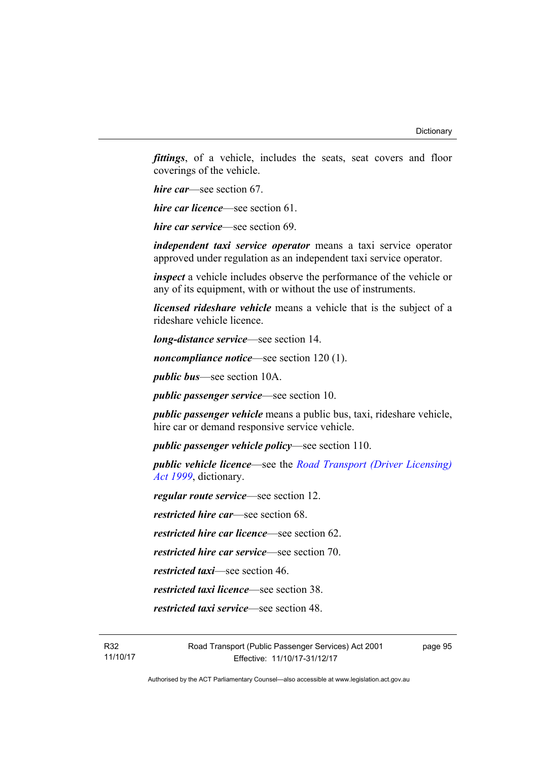***fittings***, of a vehicle, includes the seats, seat covers and floor coverings of the vehicle.

***hire car***—see section 67.

***hire car licence***—see section 61.

***hire car service***—see section 69.

***independent taxi service operator*** means a taxi service operator approved under regulation as an independent taxi service operator.

***inspect*** a vehicle includes observe the performance of the vehicle or any of its equipment, with or without the use of instruments.

***licensed rideshare vehicle*** means a vehicle that is the subject of a rideshare vehicle licence.

***long-distance service***—see section 14.

***noncompliance notice***—see section 120 (1).

***public bus***—see section 10A.

***public passenger service***—see section 10.

***public passenger vehicle*** means a public bus, taxi, rideshare vehicle, hire car or demand responsive service vehicle.

***public passenger vehicle policy***—see section 110.

***public vehicle licence***—see the *Road Transport (Driver Licensing) Act 1999*, dictionary.

***regular route service***—see section 12.

***restricted hire car***—see section 68.

***restricted hire car licence***—see section 62.

***restricted hire car service***—see section 70.

***restricted taxi***—see section 46.

***restricted taxi licence***—see section 38.

***restricted taxi service***—see section 48.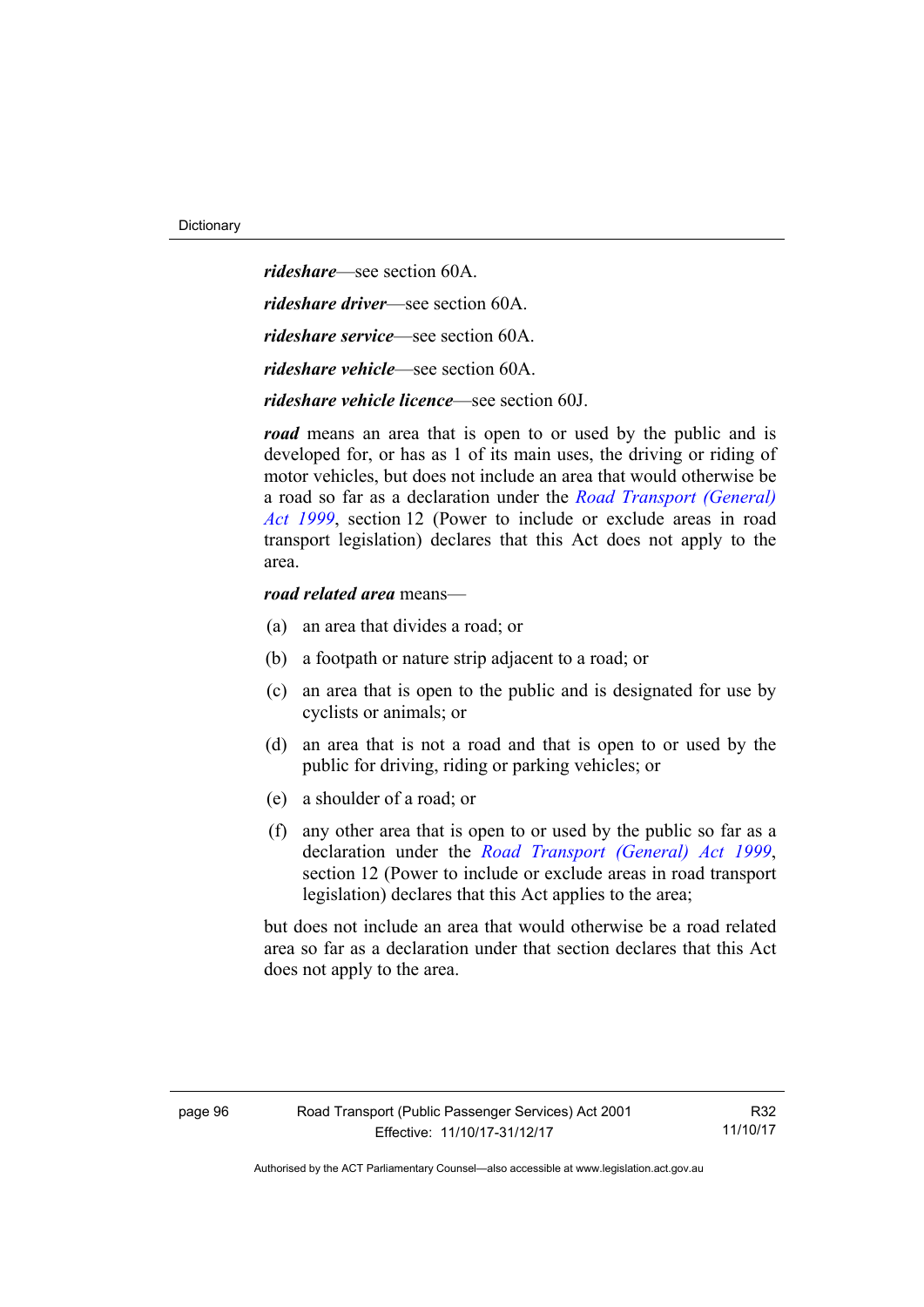***rideshare***—see section 60A.

***rideshare driver***—see section 60A.

***rideshare service***—see section 60A.

***rideshare vehicle***—see section 60A.

***rideshare vehicle licence***—see section 60J.

***road*** means an area that is open to or used by the public and is developed for, or has as 1 of its main uses, the driving or riding of motor vehicles, but does not include an area that would otherwise be a road so far as a declaration under the *Road Transport (General) Act 1999*, section 12 (Power to include or exclude areas in road transport legislation) declares that this Act does not apply to the area.

***road related area*** means—

(a) an area that divides a road; or

(b) a footpath or nature strip adjacent to a road; or

(c) an area that is open to the public and is designated for use by cyclists or animals; or

(d) an area that is not a road and that is open to or used by the public for driving, riding or parking vehicles; or

(e) a shoulder of a road; or

(f) any other area that is open to or used by the public so far as a declaration under the *Road Transport (General) Act 1999*, section 12 (Power to include or exclude areas in road transport legislation) declares that this Act applies to the area;

but does not include an area that would otherwise be a road related area so far as a declaration under that section declares that this Act does not apply to the area.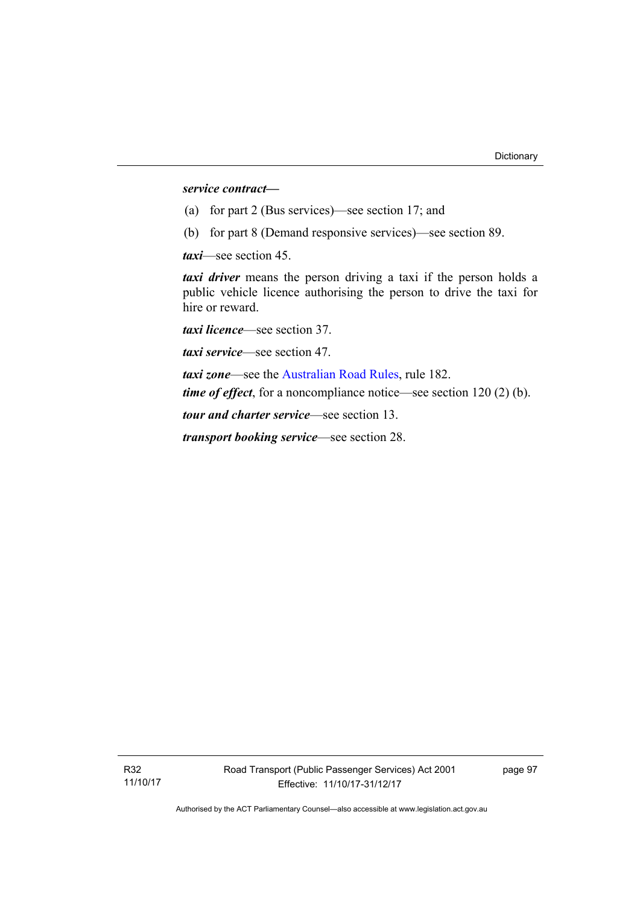***service contract***—

(a) for part 2 (Bus services)—see section 17; and

(b) for part 8 (Demand responsive services)—see section 89.

***taxi***—see section 45.

***taxi driver*** means the person driving a taxi if the person holds a public vehicle licence authorising the person to drive the taxi for hire or reward.

***taxi licence***—see section 37.

***taxi service***—see section 47.

***taxi zone***—see the Australian Road Rules, rule 182.

***time of effect***, for a noncompliance notice—see section 120 (2) (b).

***tour and charter service***—see section 13.

***transport booking service***—see section 28.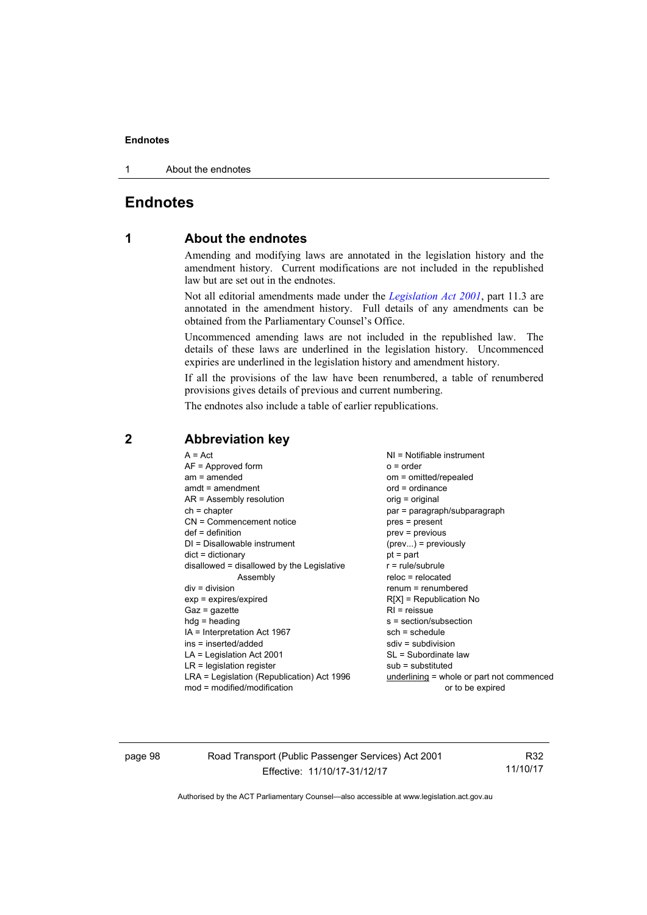# Endnotes

## 1 About the endnotes

Amending and modifying laws are annotated in the legislation history and the amendment history. Current modifications are not included in the republished law but are set out in the endnotes.

Not all editorial amendments made under the *Legislation Act 2001*, part 11.3 are annotated in the amendment history. Full details of any amendments can be obtained from the Parliamentary Counsel's Office.

Uncommenced amending laws are not included in the republished law. The details of these laws are underlined in the legislation history. Uncommenced expiries are underlined in the legislation history and amendment history.

If all the provisions of the law have been renumbered, a table of renumbered provisions gives details of previous and current numbering.

The endnotes also include a table of earlier republications.

## 2 Abbreviation key

A = Act
AF = Approved form
am = amended
amdt = amendment
AR = Assembly resolution
ch = chapter
CN = Commencement notice
def = definition
DI = Disallowable instrument
dict = dictionary
disallowed = disallowed by the Legislative Assembly
div = division
exp = expires/expired
Gaz = gazette
hdg = heading
IA = Interpretation Act 1967
ins = inserted/added
LA = Legislation Act 2001
LR = legislation register
LRA = Legislation (Republication) Act 1996
mod = modified/modification
NI = Notifiable instrument
o = order
om = omitted/repealed
ord = ordinance
orig = original
par = paragraph/subparagraph
pres = present
prev = previous
(prev...) = previously
pt = part
r = rule/subrule
reloc = relocated
renum = renumbered
R[X] = Republication No
RI = reissue
s = section/subsection
sch = schedule
sdiv = subdivision
SL = Subordinate law
sub = substituted
underlining = whole or part not commenced or to be expired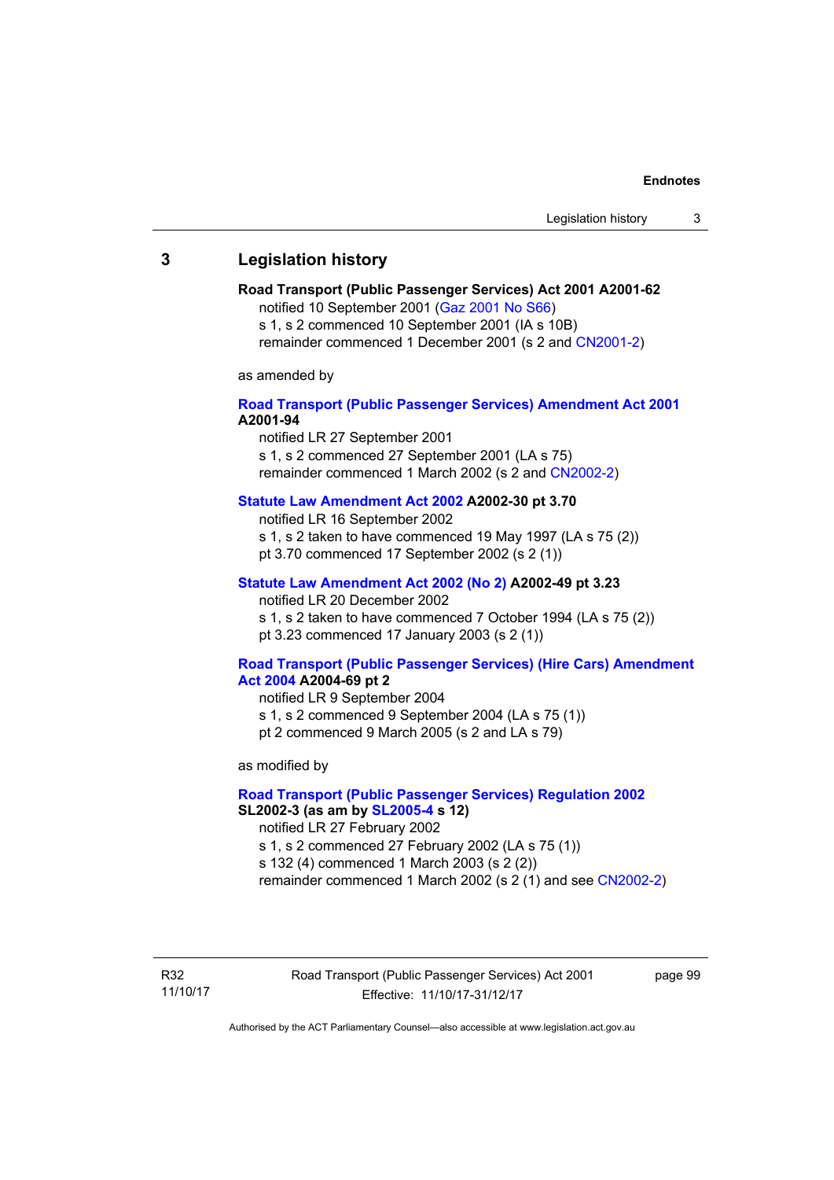## 3 Legislation history

**Road Transport (Public Passenger Services) Act 2001 A2001-62**
notified 10 September 2001 (Gaz 2001 No S66)
s 1, s 2 commenced 10 September 2001 (IA s 10B)
remainder commenced 1 December 2001 (s 2 and CN2001-2)

as amended by

**Road Transport (Public Passenger Services) Amendment Act 2001 A2001-94**
notified LR 27 September 2001
s 1, s 2 commenced 27 September 2001 (LA s 75)
remainder commenced 1 March 2002 (s 2 and CN2002-2)

**Statute Law Amendment Act 2002 A2002-30 pt 3.70**
notified LR 16 September 2002
s 1, s 2 taken to have commenced 19 May 1997 (LA s 75 (2))
pt 3.70 commenced 17 September 2002 (s 2 (1))

**Statute Law Amendment Act 2002 (No 2) A2002-49 pt 3.23**
notified LR 20 December 2002
s 1, s 2 taken to have commenced 7 October 1994 (LA s 75 (2))
pt 3.23 commenced 17 January 2003 (s 2 (1))

**Road Transport (Public Passenger Services) (Hire Cars) Amendment Act 2004 A2004-69 pt 2**
notified LR 9 September 2004
s 1, s 2 commenced 9 September 2004 (LA s 75 (1))
pt 2 commenced 9 March 2005 (s 2 and LA s 79)

as modified by

**Road Transport (Public Passenger Services) Regulation 2002 SL2002-3 (as am by SL2005-4 s 12)**
notified LR 27 February 2002
s 1, s 2 commenced 27 February 2002 (LA s 75 (1))
s 132 (4) commenced 1 March 2003 (s 2 (2))
remainder commenced 1 March 2002 (s 2 (1) and see CN2002-2)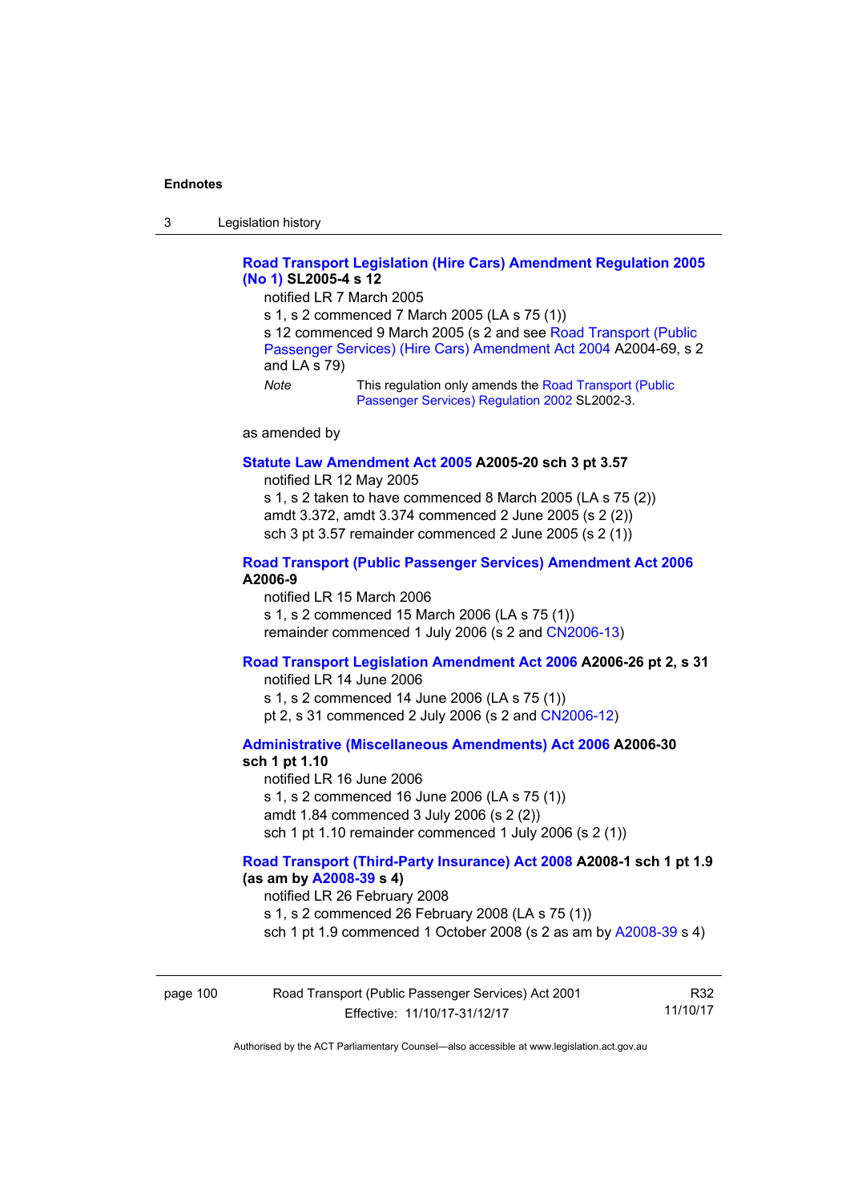**Road Transport Legislation (Hire Cars) Amendment Regulation 2005 (No 1) SL2005-4 s 12**

notified LR 7 March 2005

s 1, s 2 commenced 7 March 2005 (LA s 75 (1))

s 12 commenced 9 March 2005 (s 2 and see Road Transport (Public Passenger Services) (Hire Cars) Amendment Act 2004 A2004-69, s 2 and LA s 79)

*Note* This regulation only amends the Road Transport (Public Passenger Services) Regulation 2002 SL2002-3.

as amended by

**Statute Law Amendment Act 2005 A2005-20 sch 3 pt 3.57**

notified LR 12 May 2005

s 1, s 2 taken to have commenced 8 March 2005 (LA s 75 (2))

amdt 3.372, amdt 3.374 commenced 2 June 2005 (s 2 (2))

sch 3 pt 3.57 remainder commenced 2 June 2005 (s 2 (1))

**Road Transport (Public Passenger Services) Amendment Act 2006 A2006-9**

notified LR 15 March 2006

s 1, s 2 commenced 15 March 2006 (LA s 75 (1))

remainder commenced 1 July 2006 (s 2 and CN2006-13)

**Road Transport Legislation Amendment Act 2006 A2006-26 pt 2, s 31**

notified LR 14 June 2006

s 1, s 2 commenced 14 June 2006 (LA s 75 (1))

pt 2, s 31 commenced 2 July 2006 (s 2 and CN2006-12)

**Administrative (Miscellaneous Amendments) Act 2006 A2006-30 sch 1 pt 1.10**

notified LR 16 June 2006

s 1, s 2 commenced 16 June 2006 (LA s 75 (1))

amdt 1.84 commenced 3 July 2006 (s 2 (2))

sch 1 pt 1.10 remainder commenced 1 July 2006 (s 2 (1))

**Road Transport (Third-Party Insurance) Act 2008 A2008-1 sch 1 pt 1.9 (as am by A2008-39 s 4)**

notified LR 26 February 2008

s 1, s 2 commenced 26 February 2008 (LA s 75 (1))

sch 1 pt 1.9 commenced 1 October 2008 (s 2 as am by A2008-39 s 4)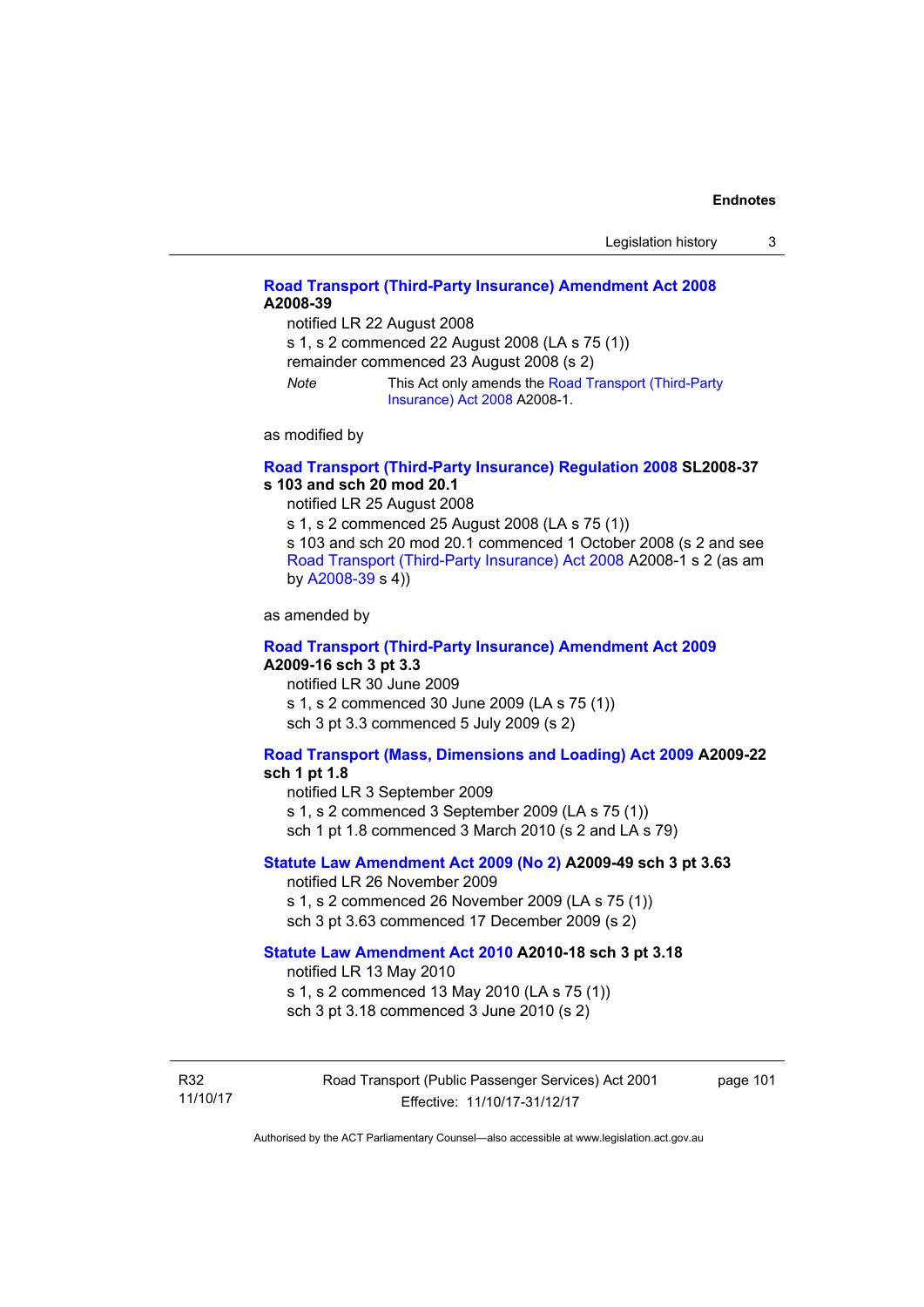**Road Transport (Third-Party Insurance) Amendment Act 2008 A2008-39**

notified LR 22 August 2008

s 1, s 2 commenced 22 August 2008 (LA s 75 (1))

remainder commenced 23 August 2008 (s 2)

*Note* This Act only amends the Road Transport (Third-Party Insurance) Act 2008 A2008-1.

as modified by

**Road Transport (Third-Party Insurance) Regulation 2008 SL2008-37 s 103 and sch 20 mod 20.1**

notified LR 25 August 2008

s 1, s 2 commenced 25 August 2008 (LA s 75 (1))

s 103 and sch 20 mod 20.1 commenced 1 October 2008 (s 2 and see Road Transport (Third-Party Insurance) Act 2008 A2008-1 s 2 (as am by A2008-39 s 4))

as amended by

**Road Transport (Third-Party Insurance) Amendment Act 2009 A2009-16 sch 3 pt 3.3**

notified LR 30 June 2009

s 1, s 2 commenced 30 June 2009 (LA s 75 (1))

sch 3 pt 3.3 commenced 5 July 2009 (s 2)

**Road Transport (Mass, Dimensions and Loading) Act 2009 A2009-22 sch 1 pt 1.8**

notified LR 3 September 2009

s 1, s 2 commenced 3 September 2009 (LA s 75 (1))

sch 1 pt 1.8 commenced 3 March 2010 (s 2 and LA s 79)

**Statute Law Amendment Act 2009 (No 2) A2009-49 sch 3 pt 3.63**

notified LR 26 November 2009

s 1, s 2 commenced 26 November 2009 (LA s 75 (1))

sch 3 pt 3.63 commenced 17 December 2009 (s 2)

**Statute Law Amendment Act 2010 A2010-18 sch 3 pt 3.18**

notified LR 13 May 2010

s 1, s 2 commenced 13 May 2010 (LA s 75 (1))

sch 3 pt 3.18 commenced 3 June 2010 (s 2)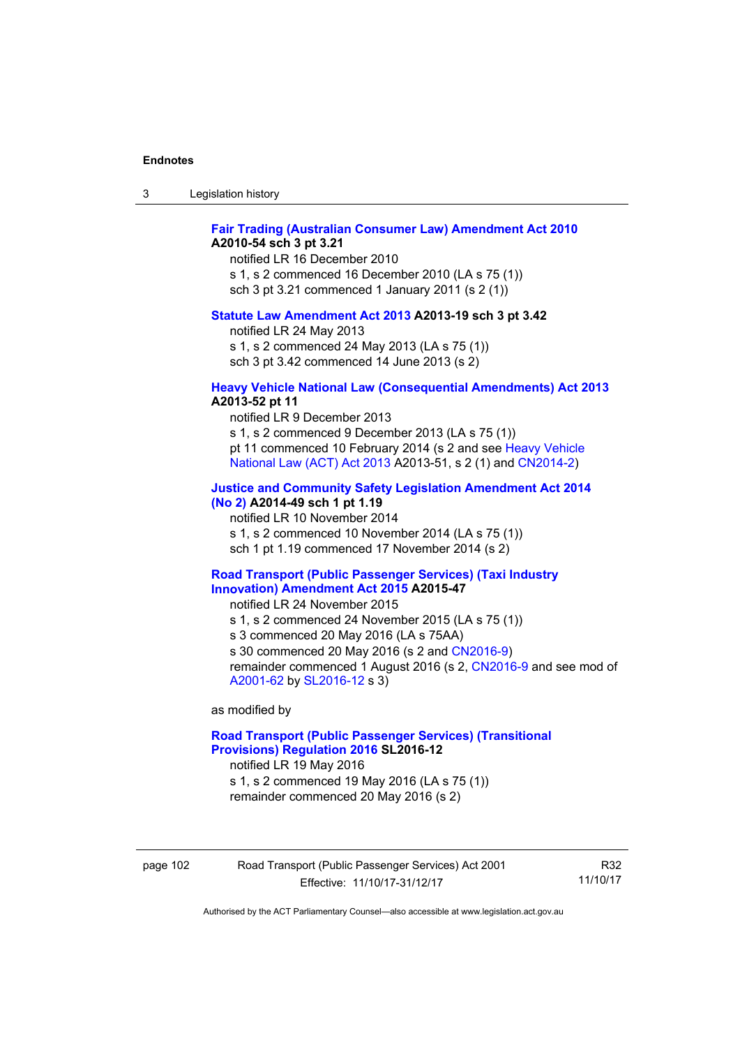**Fair Trading (Australian Consumer Law) Amendment Act 2010 A2010-54 sch 3 pt 3.21**

notified LR 16 December 2010
s 1, s 2 commenced 16 December 2010 (LA s 75 (1))
sch 3 pt 3.21 commenced 1 January 2011 (s 2 (1))

**Statute Law Amendment Act 2013 A2013-19 sch 3 pt 3.42**

notified LR 24 May 2013
s 1, s 2 commenced 24 May 2013 (LA s 75 (1))
sch 3 pt 3.42 commenced 14 June 2013 (s 2)

**Heavy Vehicle National Law (Consequential Amendments) Act 2013 A2013-52 pt 11**

notified LR 9 December 2013
s 1, s 2 commenced 9 December 2013 (LA s 75 (1))
pt 11 commenced 10 February 2014 (s 2 and see Heavy Vehicle National Law (ACT) Act 2013 A2013-51, s 2 (1) and CN2014-2)

**Justice and Community Safety Legislation Amendment Act 2014 (No 2) A2014-49 sch 1 pt 1.19**

notified LR 10 November 2014
s 1, s 2 commenced 10 November 2014 (LA s 75 (1))
sch 1 pt 1.19 commenced 17 November 2014 (s 2)

**Road Transport (Public Passenger Services) (Taxi Industry Innovation) Amendment Act 2015 A2015-47**

notified LR 24 November 2015
s 1, s 2 commenced 24 November 2015 (LA s 75 (1))
s 3 commenced 20 May 2016 (LA s 75AA)
s 30 commenced 20 May 2016 (s 2 and CN2016-9)
remainder commenced 1 August 2016 (s 2, CN2016-9 and see mod of A2001-62 by SL2016-12 s 3)

as modified by

**Road Transport (Public Passenger Services) (Transitional Provisions) Regulation 2016 SL2016-12**

notified LR 19 May 2016
s 1, s 2 commenced 19 May 2016 (LA s 75 (1))
remainder commenced 20 May 2016 (s 2)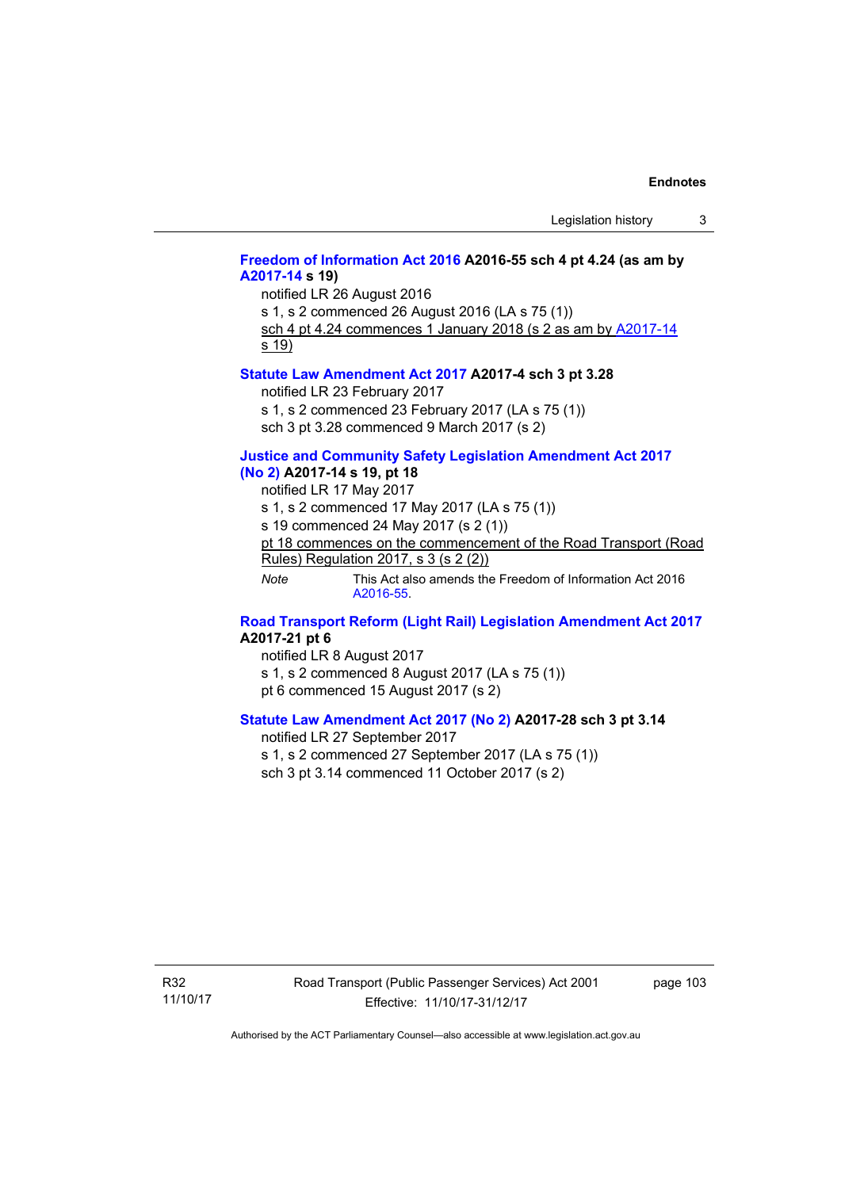**Freedom of Information Act 2016 A2016-55 sch 4 pt 4.24 (as am by A2017-14 s 19)**

notified LR 26 August 2016

s 1, s 2 commenced 26 August 2016 (LA s 75 (1))

sch 4 pt 4.24 commences 1 January 2018 (s 2 as am by A2017-14 s 19)

**Statute Law Amendment Act 2017 A2017-4 sch 3 pt 3.28**

notified LR 23 February 2017

s 1, s 2 commenced 23 February 2017 (LA s 75 (1))

sch 3 pt 3.28 commenced 9 March 2017 (s 2)

**Justice and Community Safety Legislation Amendment Act 2017 (No 2) A2017-14 s 19, pt 18**

notified LR 17 May 2017

s 1, s 2 commenced 17 May 2017 (LA s 75 (1))

s 19 commenced 24 May 2017 (s 2 (1))

pt 18 commences on the commencement of the Road Transport (Road Rules) Regulation 2017, s 3 (s 2 (2))

*Note* This Act also amends the Freedom of Information Act 2016 A2016-55.

**Road Transport Reform (Light Rail) Legislation Amendment Act 2017 A2017-21 pt 6**

notified LR 8 August 2017

s 1, s 2 commenced 8 August 2017 (LA s 75 (1))

pt 6 commenced 15 August 2017 (s 2)

**Statute Law Amendment Act 2017 (No 2) A2017-28 sch 3 pt 3.14**

notified LR 27 September 2017

s 1, s 2 commenced 27 September 2017 (LA s 75 (1))

sch 3 pt 3.14 commenced 11 October 2017 (s 2)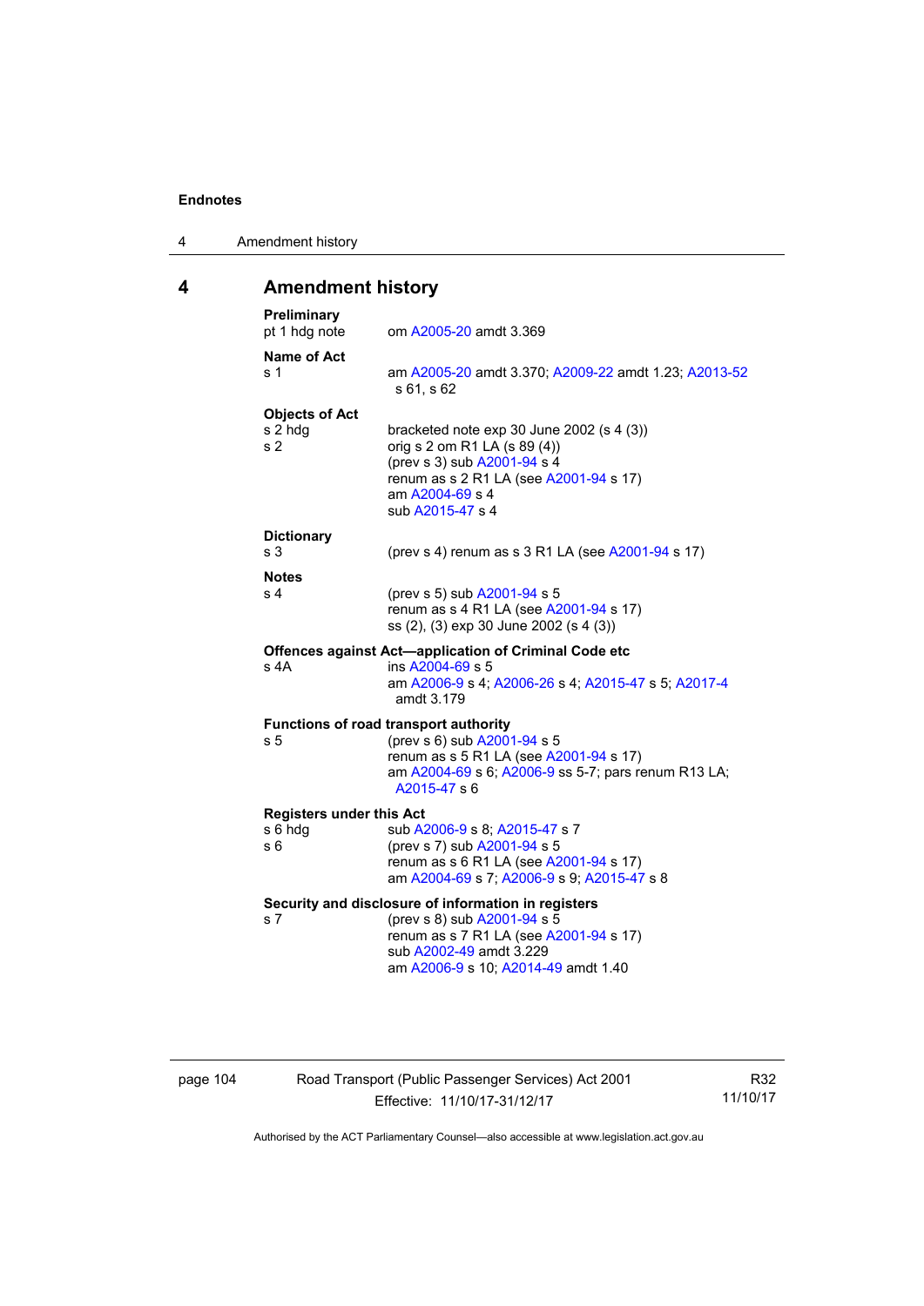# 4 Amendment history

**Preliminary**

| | |
|---|---|
| pt 1 hdg note | om A2005-20 amdt 3.369 |

**Name of Act**

| | |
|---|---|
| s 1 | am A2005-20 amdt 3.370; A2009-22 amdt 1.23; A2013-52 s 61, s 62 |

**Objects of Act**

| | |
|---|---|
| s 2 hdg | bracketed note exp 30 June 2002 (s 4 (3)) |
| s 2 | orig s 2 om R1 LA (s 89 (4))<br>(prev s 3) sub A2001-94 s 4<br>renum as s 2 R1 LA (see A2001-94 s 17)<br>am A2004-69 s 4<br>sub A2015-47 s 4 |

**Dictionary**

| | |
|---|---|
| s 3 | (prev s 4) renum as s 3 R1 LA (see A2001-94 s 17) |

**Notes**

| | |
|---|---|
| s 4 | (prev s 5) sub A2001-94 s 5<br>renum as s 4 R1 LA (see A2001-94 s 17)<br>ss (2), (3) exp 30 June 2002 (s 4 (3)) |

**Offences against Act—application of Criminal Code etc**

| | |
|---|---|
| s 4A | ins A2004-69 s 5<br>am A2006-9 s 4; A2006-26 s 4; A2015-47 s 5; A2017-4 amdt 3.179 |

**Functions of road transport authority**

| | |
|---|---|
| s 5 | (prev s 6) sub A2001-94 s 5<br>renum as s 5 R1 LA (see A2001-94 s 17)<br>am A2004-69 s 6; A2006-9 ss 5-7; pars renum R13 LA; A2015-47 s 6 |

**Registers under this Act**

| | |
|---|---|
| s 6 hdg | sub A2006-9 s 8; A2015-47 s 7 |
| s 6 | (prev s 7) sub A2001-94 s 5<br>renum as s 6 R1 LA (see A2001-94 s 17)<br>am A2004-69 s 7; A2006-9 s 9; A2015-47 s 8 |

**Security and disclosure of information in registers**

| | |
|---|---|
| s 7 | (prev s 8) sub A2001-94 s 5<br>renum as s 7 R1 LA (see A2001-94 s 17)<br>sub A2002-49 amdt 3.229<br>am A2006-9 s 10; A2014-49 amdt 1.40 |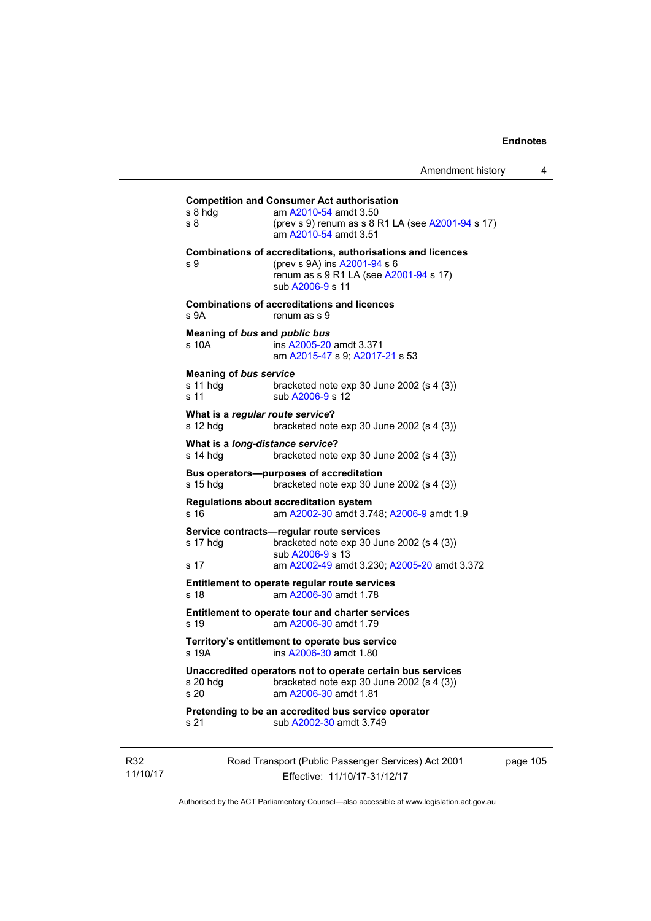**Competition and Consumer Act authorisation**

s 8 hdg am A2010-54 amdt 3.50

s 8 (prev s 9) renum as s 8 R1 LA (see A2001-94 s 17)
am A2010-54 amdt 3.51

**Combinations of accreditations, authorisations and licences**

s 9 (prev s 9A) ins A2001-94 s 6
renum as s 9 R1 LA (see A2001-94 s 17)
sub A2006-9 s 11

**Combinations of accreditations and licences**

s 9A renum as s 9

**Meaning of *bus* and *public bus***

s 10A ins A2005-20 amdt 3.371
am A2015-47 s 9; A2017-21 s 53

**Meaning of *bus service***

s 11 hdg bracketed note exp 30 June 2002 (s 4 (3))

s 11 sub A2006-9 s 12

**What is a *regular route service*?**

s 12 hdg bracketed note exp 30 June 2002 (s 4 (3))

**What is a *long-distance service*?**

s 14 hdg bracketed note exp 30 June 2002 (s 4 (3))

**Bus operators—purposes of accreditation**

s 15 hdg bracketed note exp 30 June 2002 (s 4 (3))

**Regulations about accreditation system**

s 16 am A2002-30 amdt 3.748; A2006-9 amdt 1.9

**Service contracts—regular route services**

s 17 hdg bracketed note exp 30 June 2002 (s 4 (3))
sub A2006-9 s 13

s 17 am A2002-49 amdt 3.230; A2005-20 amdt 3.372

**Entitlement to operate regular route services**

s 18 am A2006-30 amdt 1.78

**Entitlement to operate tour and charter services**

s 19 am A2006-30 amdt 1.79

**Territory's entitlement to operate bus service**

s 19A ins A2006-30 amdt 1.80

**Unaccredited operators not to operate certain bus services**

s 20 hdg bracketed note exp 30 June 2002 (s 4 (3))

s 20 am A2006-30 amdt 1.81

**Pretending to be an accredited bus service operator**

s 21 sub A2002-30 amdt 3.749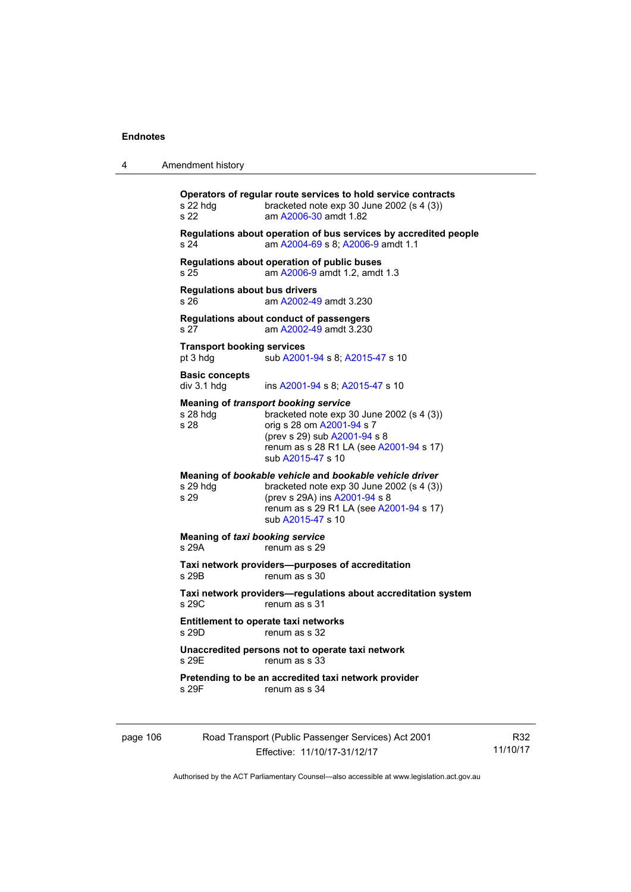**Operators of regular route services to hold service contracts**

s 22 hdg bracketed note exp 30 June 2002 (s 4 (3))
s 22 am A2006-30 amdt 1.82

**Regulations about operation of bus services by accredited people**

s 24 am A2004-69 s 8; A2006-9 amdt 1.1

**Regulations about operation of public buses**

s 25 am A2006-9 amdt 1.2, amdt 1.3

**Regulations about bus drivers**

s 26 am A2002-49 amdt 3.230

**Regulations about conduct of passengers**

s 27 am A2002-49 amdt 3.230

**Transport booking services**

pt 3 hdg sub A2001-94 s 8; A2015-47 s 10

**Basic concepts**

div 3.1 hdg ins A2001-94 s 8; A2015-47 s 10

**Meaning of *transport booking service***

s 28 hdg bracketed note exp 30 June 2002 (s 4 (3))
s 28 orig s 28 om A2001-94 s 7
(prev s 29) sub A2001-94 s 8
renum as s 28 R1 LA (see A2001-94 s 17)
sub A2015-47 s 10

**Meaning of *bookable vehicle* and *bookable vehicle driver***

s 29 hdg bracketed note exp 30 June 2002 (s 4 (3))
s 29 (prev s 29A) ins A2001-94 s 8
renum as s 29 R1 LA (see A2001-94 s 17)
sub A2015-47 s 10

**Meaning of *taxi booking service***

s 29A renum as s 29

**Taxi network providers—purposes of accreditation**

s 29B renum as s 30

**Taxi network providers—regulations about accreditation system**

s 29C renum as s 31

**Entitlement to operate taxi networks**

s 29D renum as s 32

**Unaccredited persons not to operate taxi network**

s 29E renum as s 33

**Pretending to be an accredited taxi network provider**

s 29F renum as s 34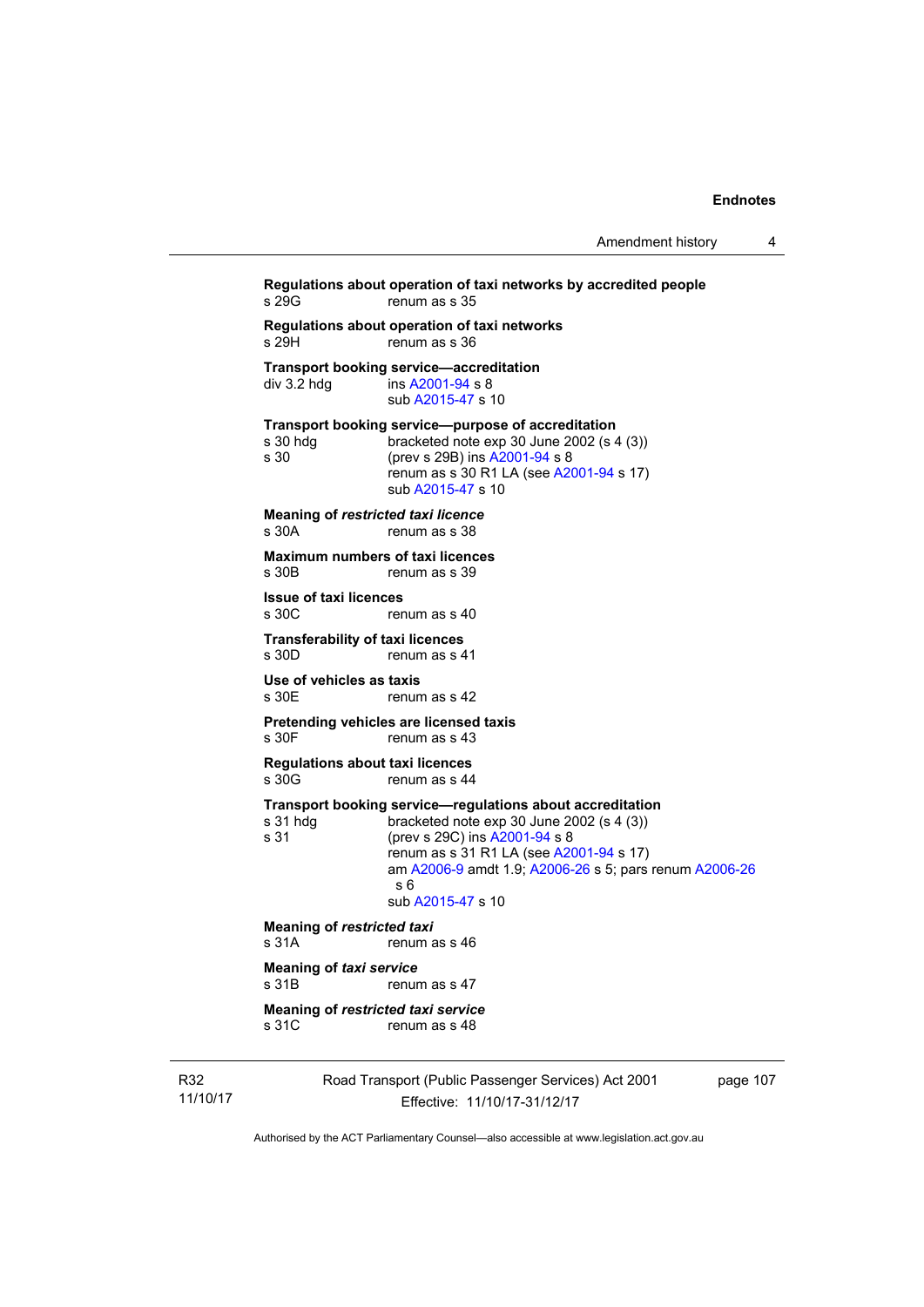**Regulations about operation of taxi networks by accredited people**
s 29G renum as s 35

**Regulations about operation of taxi networks**
s 29H renum as s 36

**Transport booking service—accreditation**
div 3.2 hdg ins A2001-94 s 8
sub A2015-47 s 10

**Transport booking service—purpose of accreditation**
s 30 hdg bracketed note exp 30 June 2002 (s 4 (3))
s 30 (prev s 29B) ins A2001-94 s 8
renum as s 30 R1 LA (see A2001-94 s 17)
sub A2015-47 s 10

**Meaning of *restricted taxi licence***
s 30A renum as s 38

**Maximum numbers of taxi licences**
s 30B renum as s 39

**Issue of taxi licences**
s 30C renum as s 40

**Transferability of taxi licences**
s 30D renum as s 41

**Use of vehicles as taxis**
s 30E renum as s 42

**Pretending vehicles are licensed taxis**
s 30F renum as s 43

**Regulations about taxi licences**
s 30G renum as s 44

**Transport booking service—regulations about accreditation**
s 31 hdg bracketed note exp 30 June 2002 (s 4 (3))
s 31 (prev s 29C) ins A2001-94 s 8
renum as s 31 R1 LA (see A2001-94 s 17)
am A2006-9 amdt 1.9; A2006-26 s 5; pars renum A2006-26 s 6
sub A2015-47 s 10

**Meaning of *restricted taxi***
s 31A renum as s 46

**Meaning of *taxi service***
s 31B renum as s 47

**Meaning of *restricted taxi service***
s 31C renum as s 48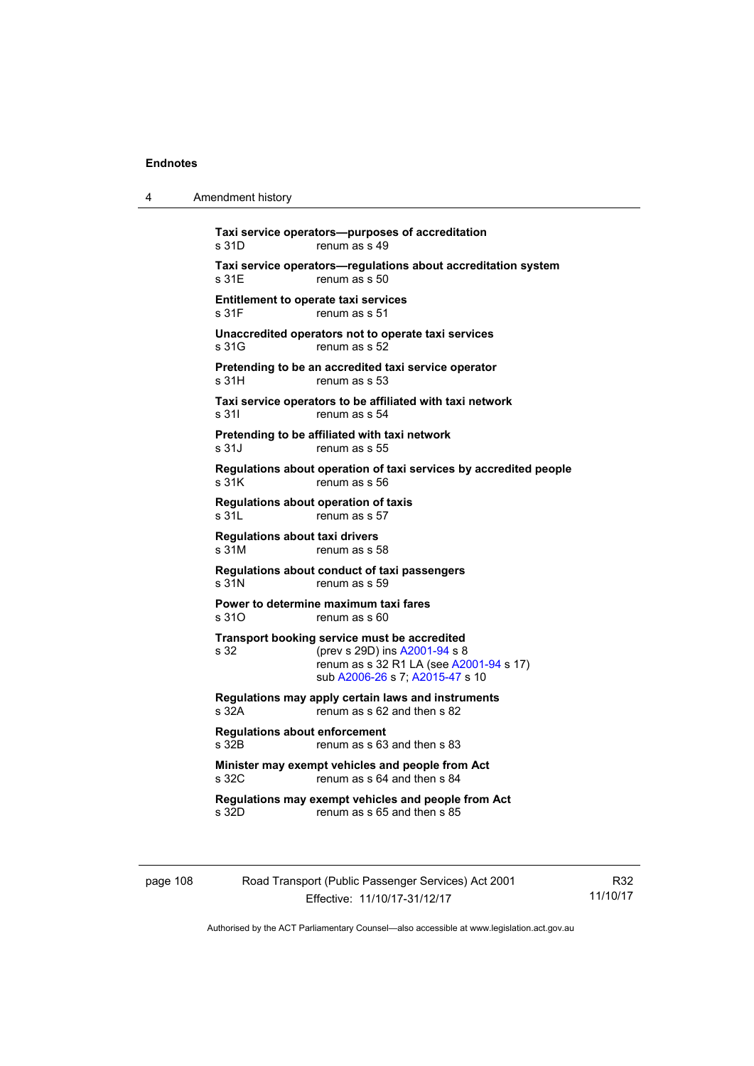**Taxi service operators—purposes of accreditation**
s 31D renum as s 49

**Taxi service operators—regulations about accreditation system**
s 31E renum as s 50

**Entitlement to operate taxi services**
s 31F renum as s 51

**Unaccredited operators not to operate taxi services**
s 31G renum as s 52

**Pretending to be an accredited taxi service operator**
s 31H renum as s 53

**Taxi service operators to be affiliated with taxi network**
s 31I renum as s 54

**Pretending to be affiliated with taxi network**
s 31J renum as s 55

**Regulations about operation of taxi services by accredited people**
s 31K renum as s 56

**Regulations about operation of taxis**
s 31L renum as s 57

**Regulations about taxi drivers**
s 31M renum as s 58

**Regulations about conduct of taxi passengers**
s 31N renum as s 59

**Power to determine maximum taxi fares**
s 31O renum as s 60

**Transport booking service must be accredited**
s 32 (prev s 29D) ins A2001-94 s 8
renum as s 32 R1 LA (see A2001-94 s 17)
sub A2006-26 s 7; A2015-47 s 10

**Regulations may apply certain laws and instruments**
s 32A renum as s 62 and then s 82

**Regulations about enforcement**
s 32B renum as s 63 and then s 83

**Minister may exempt vehicles and people from Act**
s 32C renum as s 64 and then s 84

**Regulations may exempt vehicles and people from Act**
s 32D renum as s 65 and then s 85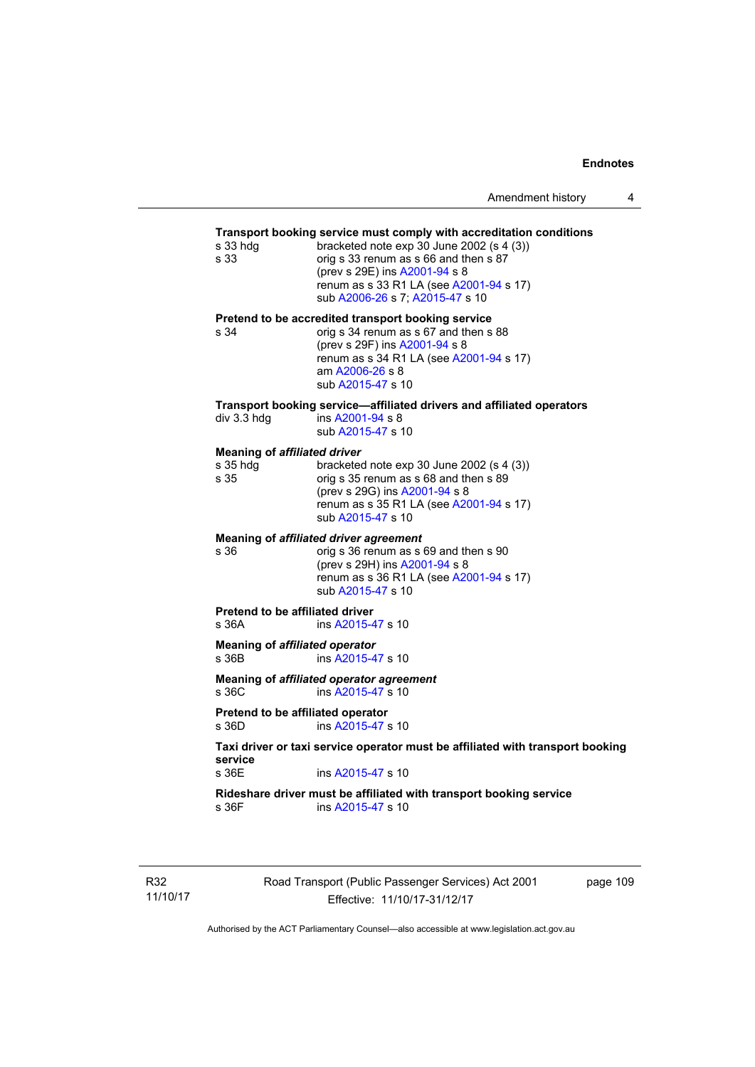**Transport booking service must comply with accreditation conditions**

s 33 hdg bracketed note exp 30 June 2002 (s 4 (3))
s 33 orig s 33 renum as s 66 and then s 87
(prev s 29E) ins A2001-94 s 8
renum as s 33 R1 LA (see A2001-94 s 17)
sub A2006-26 s 7; A2015-47 s 10

**Pretend to be accredited transport booking service**

s 34 orig s 34 renum as s 67 and then s 88
(prev s 29F) ins A2001-94 s 8
renum as s 34 R1 LA (see A2001-94 s 17)
am A2006-26 s 8
sub A2015-47 s 10

**Transport booking service—affiliated drivers and affiliated operators**

div 3.3 hdg ins A2001-94 s 8
sub A2015-47 s 10

**Meaning of *affiliated driver***

s 35 hdg bracketed note exp 30 June 2002 (s 4 (3))
s 35 orig s 35 renum as s 68 and then s 89
(prev s 29G) ins A2001-94 s 8
renum as s 35 R1 LA (see A2001-94 s 17)
sub A2015-47 s 10

**Meaning of *affiliated driver agreement***

s 36 orig s 36 renum as s 69 and then s 90
(prev s 29H) ins A2001-94 s 8
renum as s 36 R1 LA (see A2001-94 s 17)
sub A2015-47 s 10

**Pretend to be affiliated driver**

s 36A ins A2015-47 s 10

**Meaning of *affiliated operator***

s 36B ins A2015-47 s 10

**Meaning of *affiliated operator agreement***

s 36C ins A2015-47 s 10

**Pretend to be affiliated operator**

s 36D ins A2015-47 s 10

**Taxi driver or taxi service operator must be affiliated with transport booking service**

s 36E ins A2015-47 s 10

**Rideshare driver must be affiliated with transport booking service**

s 36F ins A2015-47 s 10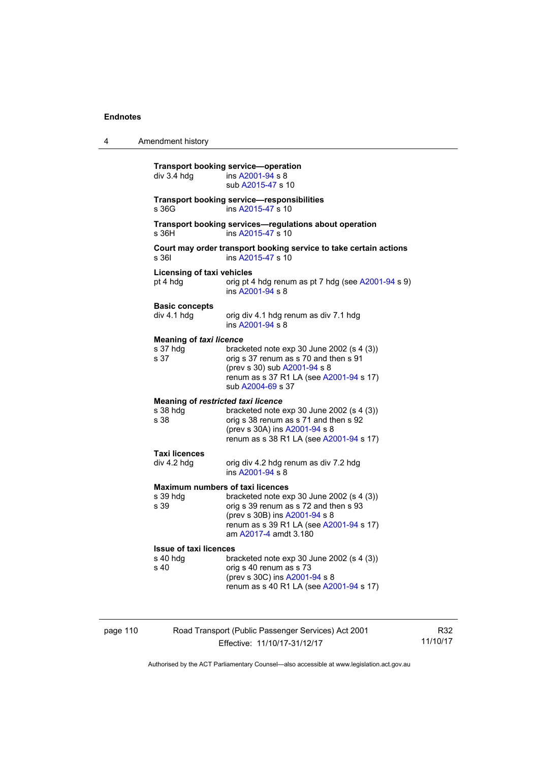**Transport booking service—operation**

div 3.4 hdg — ins A2001-94 s 8
sub A2015-47 s 10

**Transport booking service—responsibilities**

s 36G — ins A2015-47 s 10

**Transport booking services—regulations about operation**

s 36H — ins A2015-47 s 10

**Court may order transport booking service to take certain actions**

s 36I — ins A2015-47 s 10

**Licensing of taxi vehicles**

pt 4 hdg — orig pt 4 hdg renum as pt 7 hdg (see A2001-94 s 9)
ins A2001-94 s 8

**Basic concepts**

div 4.1 hdg — orig div 4.1 hdg renum as div 7.1 hdg
ins A2001-94 s 8

**Meaning of *taxi licence***

s 37 hdg — bracketed note exp 30 June 2002 (s 4 (3))
s 37 — orig s 37 renum as s 70 and then s 91
(prev s 30) sub A2001-94 s 8
renum as s 37 R1 LA (see A2001-94 s 17)
sub A2004-69 s 37

**Meaning of *restricted taxi licence***

s 38 hdg — bracketed note exp 30 June 2002 (s 4 (3))
s 38 — orig s 38 renum as s 71 and then s 92
(prev s 30A) ins A2001-94 s 8
renum as s 38 R1 LA (see A2001-94 s 17)

**Taxi licences**

div 4.2 hdg — orig div 4.2 hdg renum as div 7.2 hdg
ins A2001-94 s 8

**Maximum numbers of taxi licences**

s 39 hdg — bracketed note exp 30 June 2002 (s 4 (3))
s 39 — orig s 39 renum as s 72 and then s 93
(prev s 30B) ins A2001-94 s 8
renum as s 39 R1 LA (see A2001-94 s 17)
am A2017-4 amdt 3.180

**Issue of taxi licences**

s 40 hdg — bracketed note exp 30 June 2002 (s 4 (3))
s 40 — orig s 40 renum as s 73
(prev s 30C) ins A2001-94 s 8
renum as s 40 R1 LA (see A2001-94 s 17)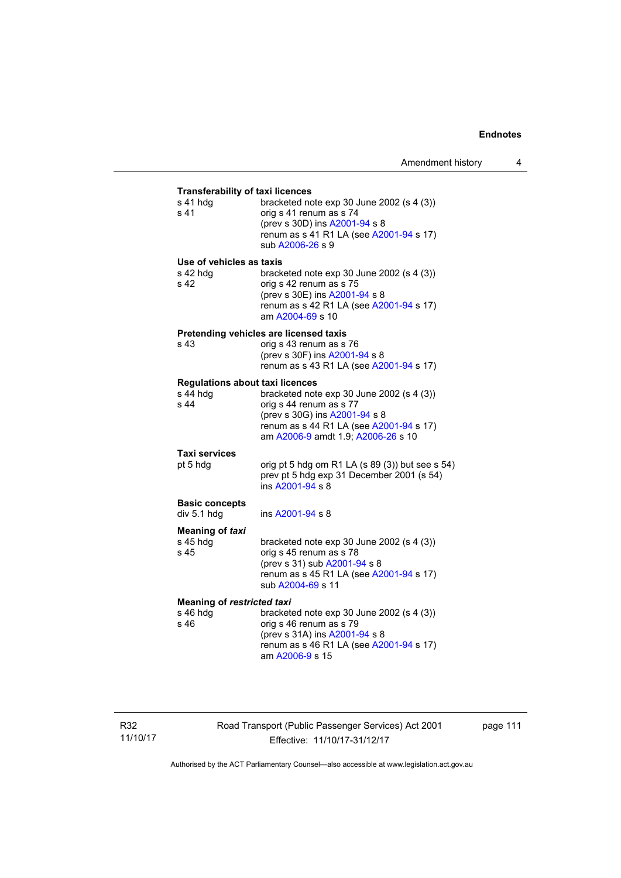**Transferability of taxi licences**

s 41 hdg bracketed note exp 30 June 2002 (s 4 (3))
s 41 orig s 41 renum as s 74
(prev s 30D) ins A2001-94 s 8
renum as s 41 R1 LA (see A2001-94 s 17)
sub A2006-26 s 9

**Use of vehicles as taxis**

s 42 hdg bracketed note exp 30 June 2002 (s 4 (3))
s 42 orig s 42 renum as s 75
(prev s 30E) ins A2001-94 s 8
renum as s 42 R1 LA (see A2001-94 s 17)
am A2004-69 s 10

**Pretending vehicles are licensed taxis**

s 43 orig s 43 renum as s 76
(prev s 30F) ins A2001-94 s 8
renum as s 43 R1 LA (see A2001-94 s 17)

**Regulations about taxi licences**

s 44 hdg bracketed note exp 30 June 2002 (s 4 (3))
s 44 orig s 44 renum as s 77
(prev s 30G) ins A2001-94 s 8
renum as s 44 R1 LA (see A2001-94 s 17)
am A2006-9 amdt 1.9; A2006-26 s 10

**Taxi services**

pt 5 hdg orig pt 5 hdg om R1 LA (s 89 (3)) but see s 54)
prev pt 5 hdg exp 31 December 2001 (s 54)
ins A2001-94 s 8

**Basic concepts**

div 5.1 hdg ins A2001-94 s 8

**Meaning of *taxi***

s 45 hdg bracketed note exp 30 June 2002 (s 4 (3))
s 45 orig s 45 renum as s 78
(prev s 31) sub A2001-94 s 8
renum as s 45 R1 LA (see A2001-94 s 17)
sub A2004-69 s 11

**Meaning of *restricted taxi***

s 46 hdg bracketed note exp 30 June 2002 (s 4 (3))
s 46 orig s 46 renum as s 79
(prev s 31A) ins A2001-94 s 8
renum as s 46 R1 LA (see A2001-94 s 17)
am A2006-9 s 15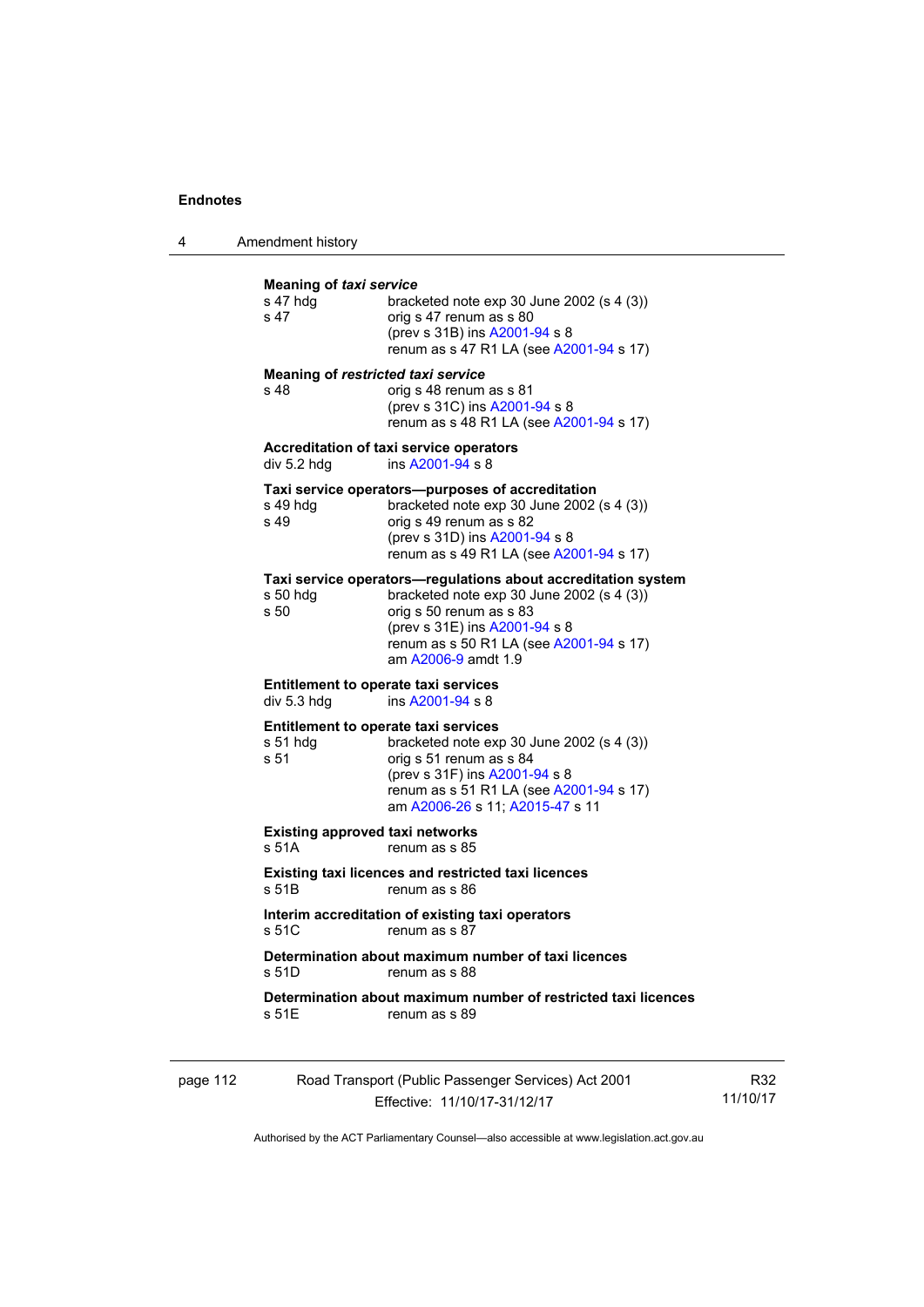**Meaning of *taxi service***

s 47 hdg — bracketed note exp 30 June 2002 (s 4 (3))
s 47 — orig s 47 renum as s 80
(prev s 31B) ins A2001-94 s 8
renum as s 47 R1 LA (see A2001-94 s 17)

**Meaning of *restricted taxi service***

s 48 — orig s 48 renum as s 81
(prev s 31C) ins A2001-94 s 8
renum as s 48 R1 LA (see A2001-94 s 17)

**Accreditation of taxi service operators**

div 5.2 hdg — ins A2001-94 s 8

**Taxi service operators—purposes of accreditation**

s 49 hdg — bracketed note exp 30 June 2002 (s 4 (3))
s 49 — orig s 49 renum as s 82
(prev s 31D) ins A2001-94 s 8
renum as s 49 R1 LA (see A2001-94 s 17)

**Taxi service operators—regulations about accreditation system**

s 50 hdg — bracketed note exp 30 June 2002 (s 4 (3))
s 50 — orig s 50 renum as s 83
(prev s 31E) ins A2001-94 s 8
renum as s 50 R1 LA (see A2001-94 s 17)
am A2006-9 amdt 1.9

**Entitlement to operate taxi services**

div 5.3 hdg — ins A2001-94 s 8

**Entitlement to operate taxi services**

s 51 hdg — bracketed note exp 30 June 2002 (s 4 (3))
s 51 — orig s 51 renum as s 84
(prev s 31F) ins A2001-94 s 8
renum as s 51 R1 LA (see A2001-94 s 17)
am A2006-26 s 11; A2015-47 s 11

**Existing approved taxi networks**

s 51A — renum as s 85

**Existing taxi licences and restricted taxi licences**

s 51B — renum as s 86

**Interim accreditation of existing taxi operators**

s 51C — renum as s 87

**Determination about maximum number of taxi licences**

s 51D — renum as s 88

**Determination about maximum number of restricted taxi licences**

s 51E — renum as s 89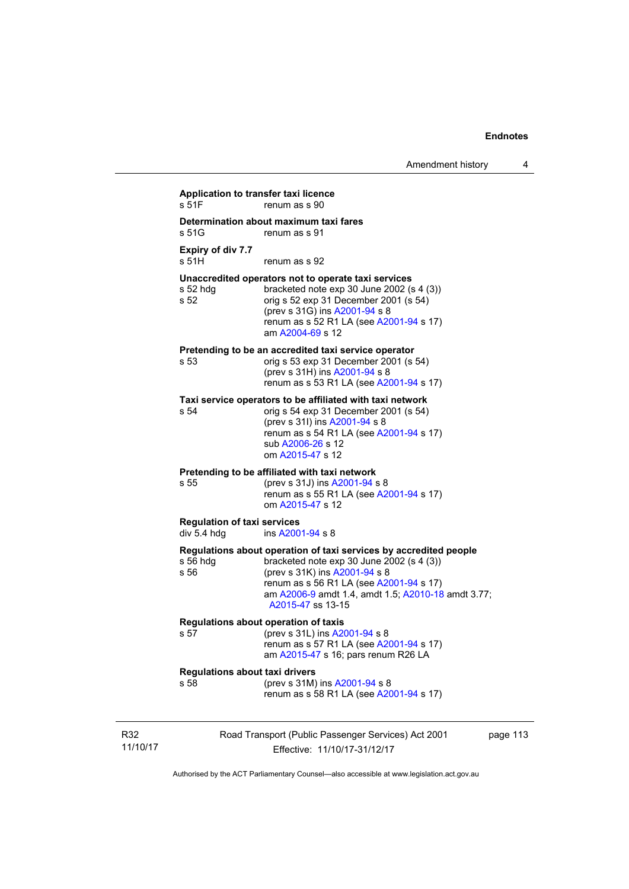**Application to transfer taxi licence**
s 51F renum as s 90

**Determination about maximum taxi fares**
s 51G renum as s 91

**Expiry of div 7.7**
s 51H renum as s 92

**Unaccredited operators not to operate taxi services**
s 52 hdg bracketed note exp 30 June 2002 (s 4 (3))
s 52 orig s 52 exp 31 December 2001 (s 54)
(prev s 31G) ins A2001-94 s 8
renum as s 52 R1 LA (see A2001-94 s 17)
am A2004-69 s 12

**Pretending to be an accredited taxi service operator**
s 53 orig s 53 exp 31 December 2001 (s 54)
(prev s 31H) ins A2001-94 s 8
renum as s 53 R1 LA (see A2001-94 s 17)

**Taxi service operators to be affiliated with taxi network**
s 54 orig s 54 exp 31 December 2001 (s 54)
(prev s 31I) ins A2001-94 s 8
renum as s 54 R1 LA (see A2001-94 s 17)
sub A2006-26 s 12
om A2015-47 s 12

**Pretending to be affiliated with taxi network**
s 55 (prev s 31J) ins A2001-94 s 8
renum as s 55 R1 LA (see A2001-94 s 17)
om A2015-47 s 12

**Regulation of taxi services**
div 5.4 hdg ins A2001-94 s 8

**Regulations about operation of taxi services by accredited people**
s 56 hdg bracketed note exp 30 June 2002 (s 4 (3))
s 56 (prev s 31K) ins A2001-94 s 8
renum as s 56 R1 LA (see A2001-94 s 17)
am A2006-9 amdt 1.4, amdt 1.5; A2010-18 amdt 3.77; A2015-47 ss 13-15

**Regulations about operation of taxis**
s 57 (prev s 31L) ins A2001-94 s 8
renum as s 57 R1 LA (see A2001-94 s 17)
am A2015-47 s 16; pars renum R26 LA

**Regulations about taxi drivers**
s 58 (prev s 31M) ins A2001-94 s 8
renum as s 58 R1 LA (see A2001-94 s 17)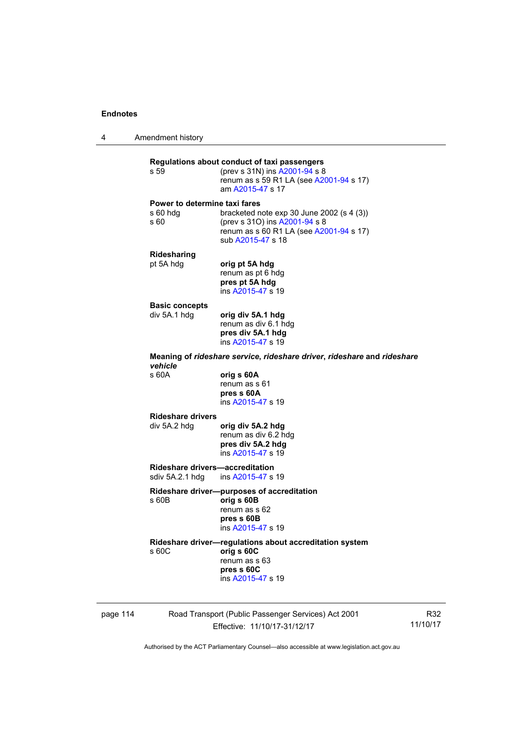**Regulations about conduct of taxi passengers**

s 59 — (prev s 31N) ins A2001-94 s 8
renum as s 59 R1 LA (see A2001-94 s 17)
am A2015-47 s 17

**Power to determine taxi fares**

s 60 hdg — bracketed note exp 30 June 2002 (s 4 (3))

s 60 — (prev s 31O) ins A2001-94 s 8
renum as s 60 R1 LA (see A2001-94 s 17)
sub A2015-47 s 18

**Ridesharing**

pt 5A hdg — **orig pt 5A hdg**
renum as pt 6 hdg
**pres pt 5A hdg**
ins A2015-47 s 19

**Basic concepts**

div 5A.1 hdg — **orig div 5A.1 hdg**
renum as div 6.1 hdg
**pres div 5A.1 hdg**
ins A2015-47 s 19

**Meaning of *rideshare service*, *rideshare driver*, *rideshare* and *rideshare vehicle***

s 60A — **orig s 60A**
renum as s 61
**pres s 60A**
ins A2015-47 s 19

**Rideshare drivers**

div 5A.2 hdg — **orig div 5A.2 hdg**
renum as div 6.2 hdg
**pres div 5A.2 hdg**
ins A2015-47 s 19

**Rideshare drivers—accreditation**

sdiv 5A.2.1 hdg — ins A2015-47 s 19

**Rideshare driver—purposes of accreditation**

s 60B — **orig s 60B**
renum as s 62
**pres s 60B**
ins A2015-47 s 19

**Rideshare driver—regulations about accreditation system**

s 60C — **orig s 60C**
renum as s 63
**pres s 60C**
ins A2015-47 s 19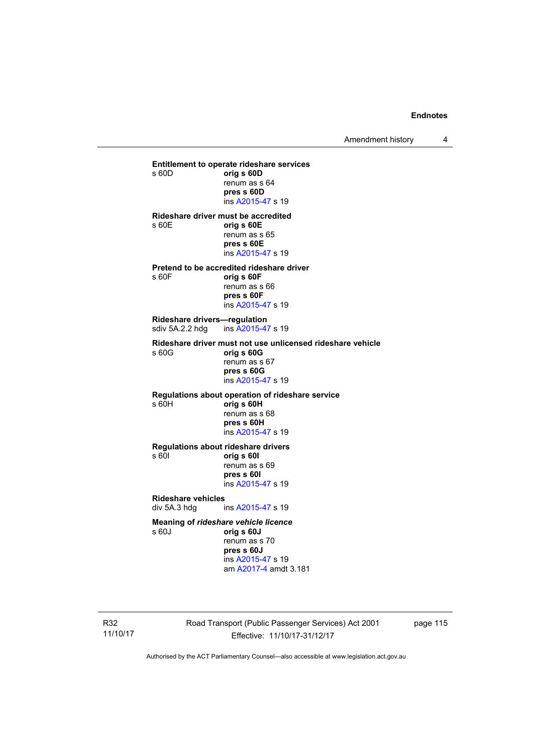**Entitlement to operate rideshare services**

s 60D **orig s 60D**
renum as s 64
**pres s 60D**
ins A2015-47 s 19

**Rideshare driver must be accredited**

s 60E **orig s 60E**
renum as s 65
**pres s 60E**
ins A2015-47 s 19

**Pretend to be accredited rideshare driver**

s 60F **orig s 60F**
renum as s 66
**pres s 60F**
ins A2015-47 s 19

**Rideshare drivers—regulation**

sdiv 5A.2.2 hdg ins A2015-47 s 19

**Rideshare driver must not use unlicensed rideshare vehicle**

s 60G **orig s 60G**
renum as s 67
**pres s 60G**
ins A2015-47 s 19

**Regulations about operation of rideshare service**

s 60H **orig s 60H**
renum as s 68
**pres s 60H**
ins A2015-47 s 19

**Regulations about rideshare drivers**

s 60I **orig s 60I**
renum as s 69
**pres s 60I**
ins A2015-47 s 19

**Rideshare vehicles**

div 5A.3 hdg ins A2015-47 s 19

**Meaning of *rideshare vehicle licence***

s 60J **orig s 60J**
renum as s 70
**pres s 60J**
ins A2015-47 s 19
am A2017-4 amdt 3.181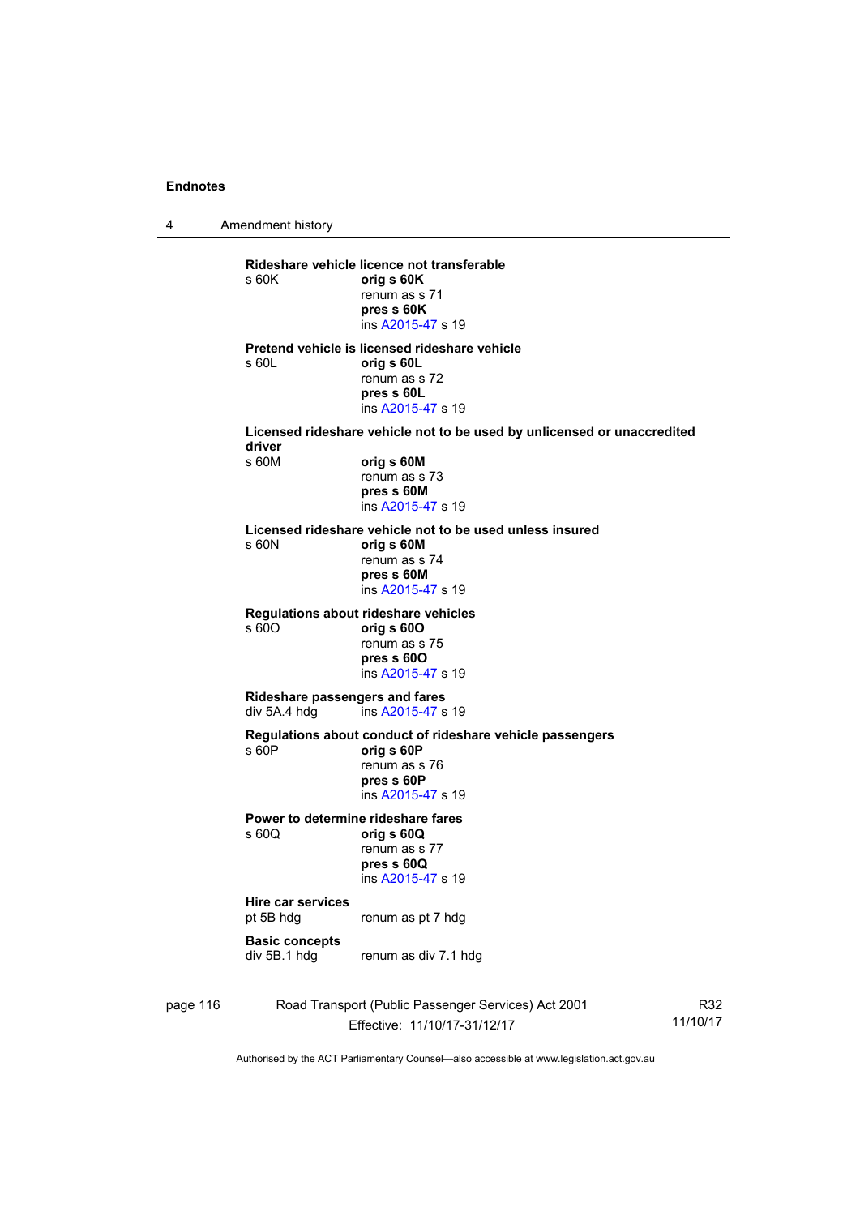**Rideshare vehicle licence not transferable**

s 60K **orig s 60K**
renum as s 71
**pres s 60K**
ins A2015-47 s 19

**Pretend vehicle is licensed rideshare vehicle**

s 60L **orig s 60L**
renum as s 72
**pres s 60L**
ins A2015-47 s 19

**Licensed rideshare vehicle not to be used by unlicensed or unaccredited driver**

s 60M **orig s 60M**
renum as s 73
**pres s 60M**
ins A2015-47 s 19

**Licensed rideshare vehicle not to be used unless insured**

s 60N **orig s 60M**
renum as s 74
**pres s 60M**
ins A2015-47 s 19

**Regulations about rideshare vehicles**

s 60O **orig s 60O**
renum as s 75
**pres s 60O**
ins A2015-47 s 19

**Rideshare passengers and fares**

div 5A.4 hdg ins A2015-47 s 19

**Regulations about conduct of rideshare vehicle passengers**

s 60P **orig s 60P**
renum as s 76
**pres s 60P**
ins A2015-47 s 19

**Power to determine rideshare fares**

s 60Q **orig s 60Q**
renum as s 77
**pres s 60Q**
ins A2015-47 s 19

**Hire car services**

pt 5B hdg renum as pt 7 hdg

**Basic concepts**

div 5B.1 hdg renum as div 7.1 hdg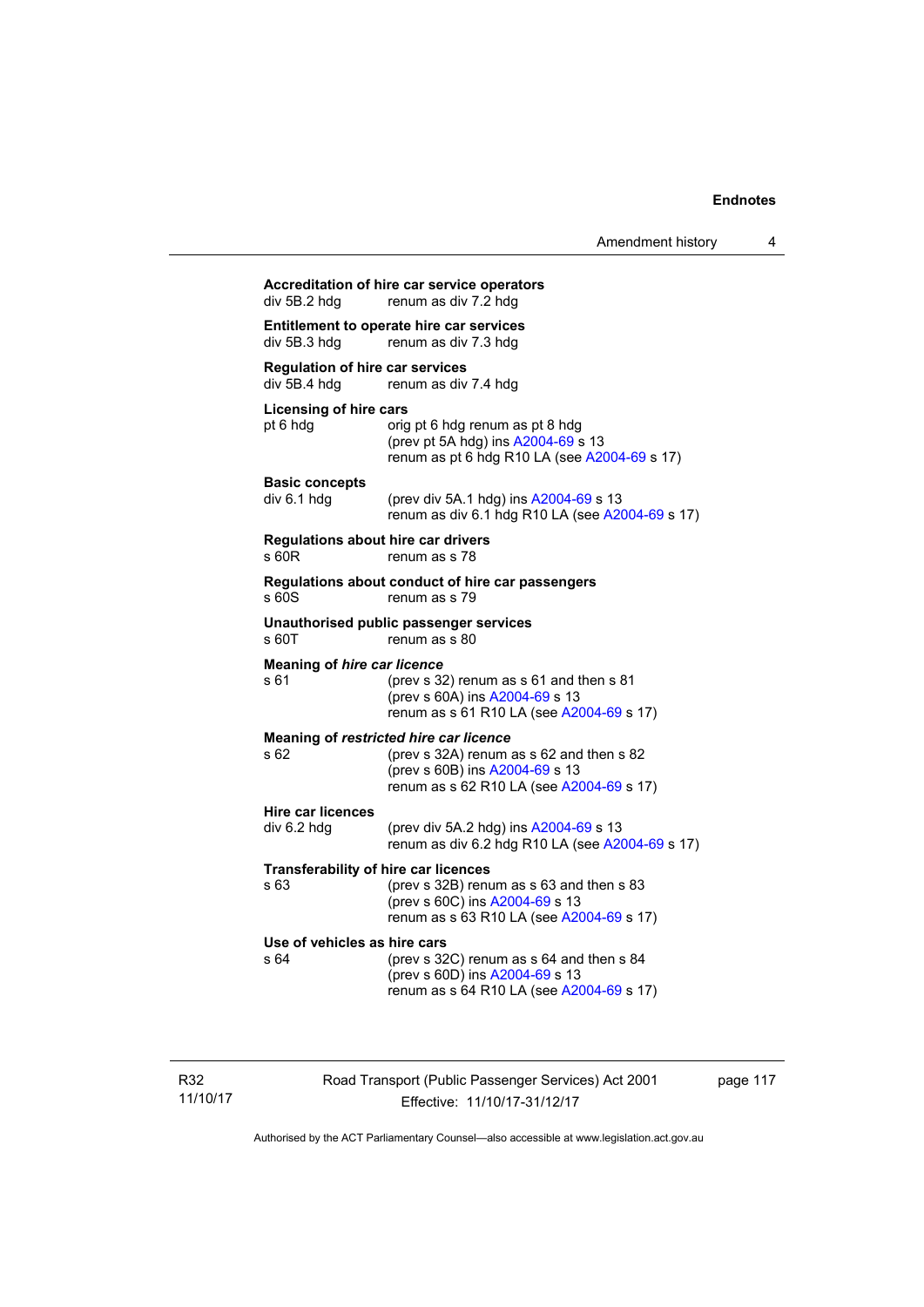**Accreditation of hire car service operators**

div 5B.2 hdg renum as div 7.2 hdg

**Entitlement to operate hire car services**

div 5B.3 hdg renum as div 7.3 hdg

**Regulation of hire car services**

div 5B.4 hdg renum as div 7.4 hdg

**Licensing of hire cars**

pt 6 hdg orig pt 6 hdg renum as pt 8 hdg
(prev pt 5A hdg) ins A2004-69 s 13
renum as pt 6 hdg R10 LA (see A2004-69 s 17)

**Basic concepts**

div 6.1 hdg (prev div 5A.1 hdg) ins A2004-69 s 13
renum as div 6.1 hdg R10 LA (see A2004-69 s 17)

**Regulations about hire car drivers**

s 60R renum as s 78

**Regulations about conduct of hire car passengers**

s 60S renum as s 79

**Unauthorised public passenger services**

s 60T renum as s 80

**Meaning of *hire car licence***

s 61 (prev s 32) renum as s 61 and then s 81
(prev s 60A) ins A2004-69 s 13
renum as s 61 R10 LA (see A2004-69 s 17)

**Meaning of *restricted hire car licence***

s 62 (prev s 32A) renum as s 62 and then s 82
(prev s 60B) ins A2004-69 s 13
renum as s 62 R10 LA (see A2004-69 s 17)

**Hire car licences**

div 6.2 hdg (prev div 5A.2 hdg) ins A2004-69 s 13
renum as div 6.2 hdg R10 LA (see A2004-69 s 17)

**Transferability of hire car licences**

s 63 (prev s 32B) renum as s 63 and then s 83
(prev s 60C) ins A2004-69 s 13
renum as s 63 R10 LA (see A2004-69 s 17)

**Use of vehicles as hire cars**

s 64 (prev s 32C) renum as s 64 and then s 84
(prev s 60D) ins A2004-69 s 13
renum as s 64 R10 LA (see A2004-69 s 17)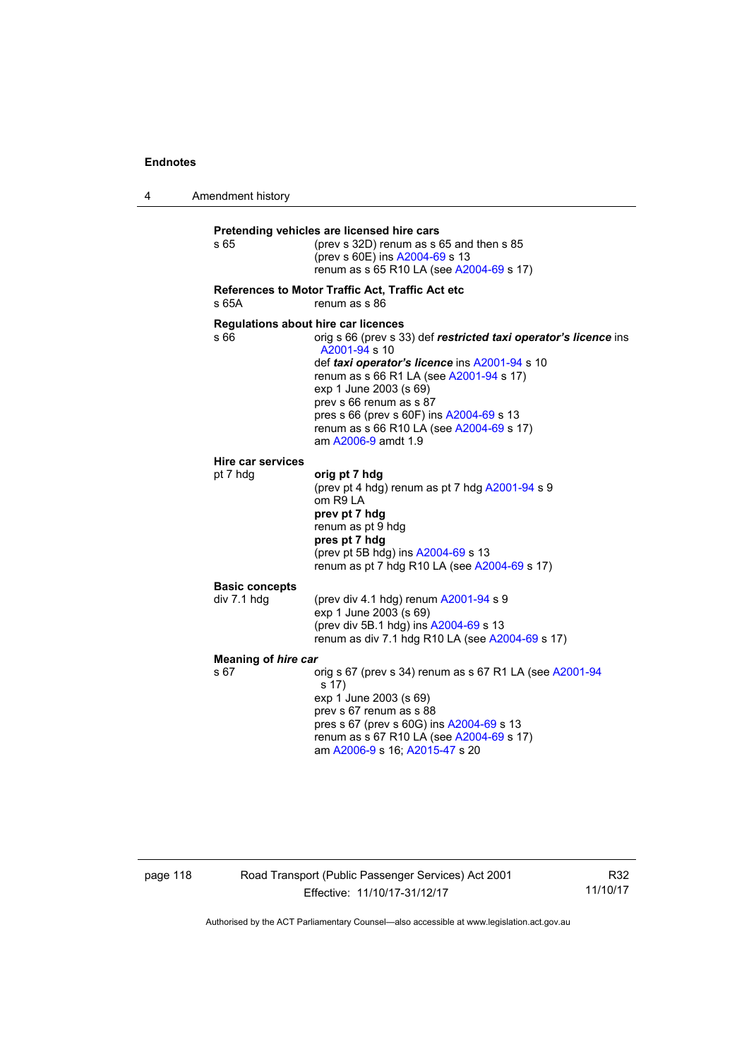**Pretending vehicles are licensed hire cars**

s 65 — (prev s 32D) renum as s 65 and then s 85
(prev s 60E) ins A2004-69 s 13
renum as s 65 R10 LA (see A2004-69 s 17)

**References to Motor Traffic Act, Traffic Act etc**

s 65A — renum as s 86

**Regulations about hire car licences**

s 66 — orig s 66 (prev s 33) def ***restricted taxi operator's licence*** ins A2001-94 s 10
def ***taxi operator's licence*** ins A2001-94 s 10
renum as s 66 R1 LA (see A2001-94 s 17)
exp 1 June 2003 (s 69)
prev s 66 renum as s 87
pres s 66 (prev s 60F) ins A2004-69 s 13
renum as s 66 R10 LA (see A2004-69 s 17)
am A2006-9 amdt 1.9

**Hire car services**

pt 7 hdg — **orig pt 7 hdg**
(prev pt 4 hdg) renum as pt 7 hdg A2001-94 s 9
om R9 LA
**prev pt 7 hdg**
renum as pt 9 hdg
**pres pt 7 hdg**
(prev pt 5B hdg) ins A2004-69 s 13
renum as pt 7 hdg R10 LA (see A2004-69 s 17)

**Basic concepts**

div 7.1 hdg — (prev div 4.1 hdg) renum A2001-94 s 9
exp 1 June 2003 (s 69)
(prev div 5B.1 hdg) ins A2004-69 s 13
renum as div 7.1 hdg R10 LA (see A2004-69 s 17)

**Meaning of *hire car***

s 67 — orig s 67 (prev s 34) renum as s 67 R1 LA (see A2001-94 s 17)
exp 1 June 2003 (s 69)
prev s 67 renum as s 88
pres s 67 (prev s 60G) ins A2004-69 s 13
renum as s 67 R10 LA (see A2004-69 s 17)
am A2006-9 s 16; A2015-47 s 20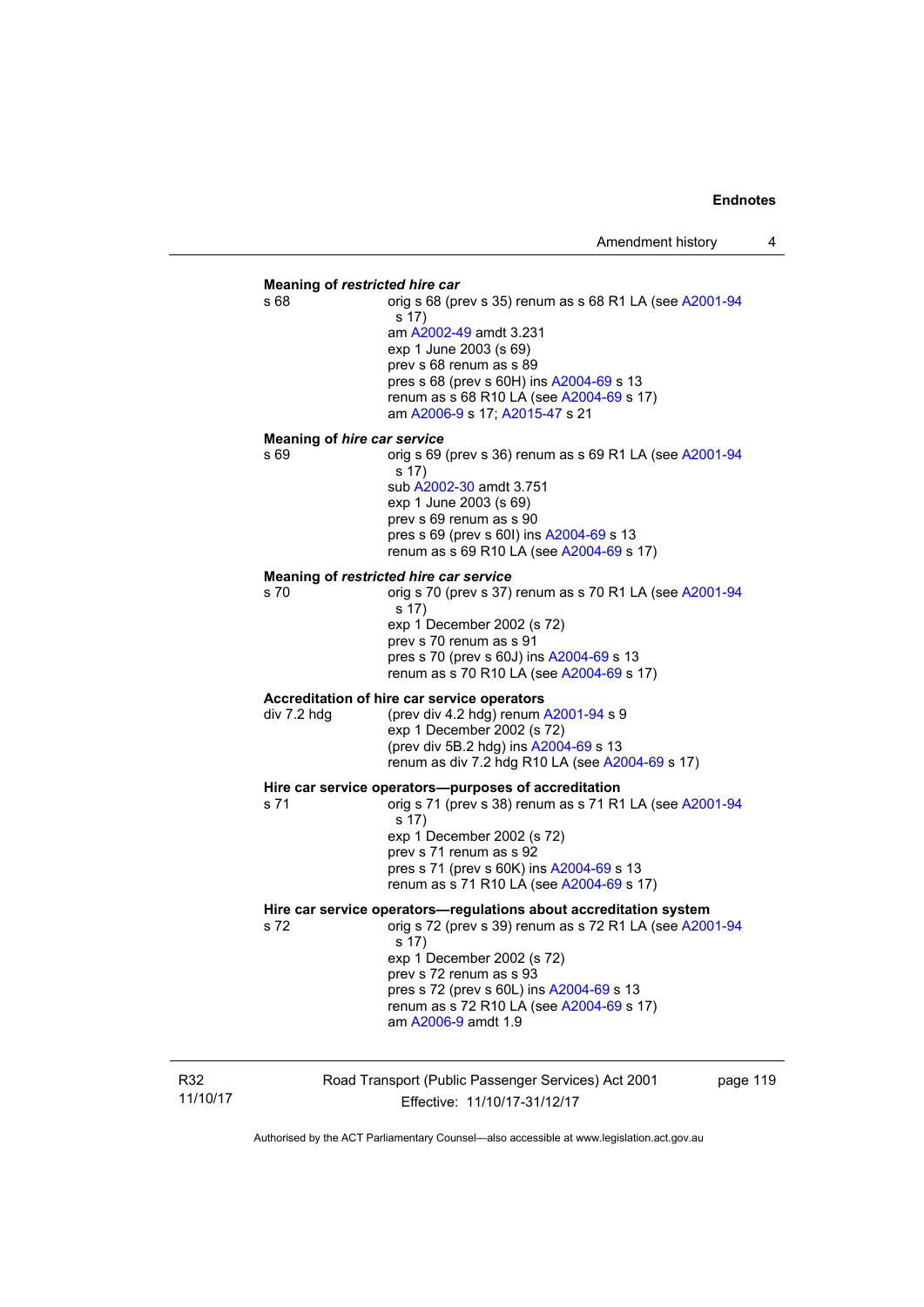**Meaning of *restricted hire car***

s 68 — orig s 68 (prev s 35) renum as s 68 R1 LA (see A2001-94 s 17)
am A2002-49 amdt 3.231
exp 1 June 2003 (s 69)
prev s 68 renum as s 89
pres s 68 (prev s 60H) ins A2004-69 s 13
renum as s 68 R10 LA (see A2004-69 s 17)
am A2006-9 s 17; A2015-47 s 21

**Meaning of *hire car service***

s 69 — orig s 69 (prev s 36) renum as s 69 R1 LA (see A2001-94 s 17)
sub A2002-30 amdt 3.751
exp 1 June 2003 (s 69)
prev s 69 renum as s 90
pres s 69 (prev s 60I) ins A2004-69 s 13
renum as s 69 R10 LA (see A2004-69 s 17)

**Meaning of *restricted hire car service***

s 70 — orig s 70 (prev s 37) renum as s 70 R1 LA (see A2001-94 s 17)
exp 1 December 2002 (s 72)
prev s 70 renum as s 91
pres s 70 (prev s 60J) ins A2004-69 s 13
renum as s 70 R10 LA (see A2004-69 s 17)

**Accreditation of hire car service operators**

div 7.2 hdg — (prev div 4.2 hdg) renum A2001-94 s 9
exp 1 December 2002 (s 72)
(prev div 5B.2 hdg) ins A2004-69 s 13
renum as div 7.2 hdg R10 LA (see A2004-69 s 17)

**Hire car service operators—purposes of accreditation**

s 71 — orig s 71 (prev s 38) renum as s 71 R1 LA (see A2001-94 s 17)
exp 1 December 2002 (s 72)
prev s 71 renum as s 92
pres s 71 (prev s 60K) ins A2004-69 s 13
renum as s 71 R10 LA (see A2004-69 s 17)

**Hire car service operators—regulations about accreditation system**

s 72 — orig s 72 (prev s 39) renum as s 72 R1 LA (see A2001-94 s 17)
exp 1 December 2002 (s 72)
prev s 72 renum as s 93
pres s 72 (prev s 60L) ins A2004-69 s 13
renum as s 72 R10 LA (see A2004-69 s 17)
am A2006-9 amdt 1.9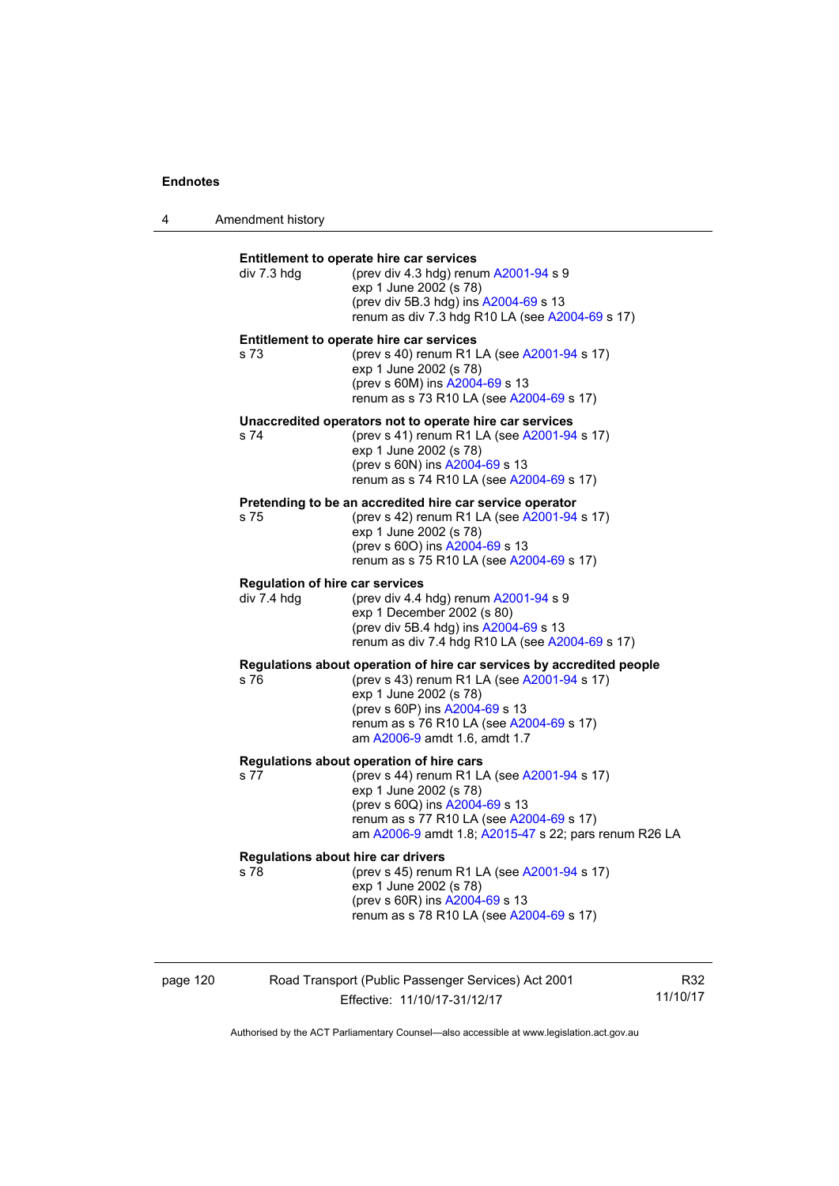**Entitlement to operate hire car services**

div 7.3 hdg — (prev div 4.3 hdg) renum A2001-94 s 9
exp 1 June 2002 (s 78)
(prev div 5B.3 hdg) ins A2004-69 s 13
renum as div 7.3 hdg R10 LA (see A2004-69 s 17)

**Entitlement to operate hire car services**

s 73 — (prev s 40) renum R1 LA (see A2001-94 s 17)
exp 1 June 2002 (s 78)
(prev s 60M) ins A2004-69 s 13
renum as s 73 R10 LA (see A2004-69 s 17)

**Unaccredited operators not to operate hire car services**

s 74 — (prev s 41) renum R1 LA (see A2001-94 s 17)
exp 1 June 2002 (s 78)
(prev s 60N) ins A2004-69 s 13
renum as s 74 R10 LA (see A2004-69 s 17)

**Pretending to be an accredited hire car service operator**

s 75 — (prev s 42) renum R1 LA (see A2001-94 s 17)
exp 1 June 2002 (s 78)
(prev s 60O) ins A2004-69 s 13
renum as s 75 R10 LA (see A2004-69 s 17)

**Regulation of hire car services**

div 7.4 hdg — (prev div 4.4 hdg) renum A2001-94 s 9
exp 1 December 2002 (s 80)
(prev div 5B.4 hdg) ins A2004-69 s 13
renum as div 7.4 hdg R10 LA (see A2004-69 s 17)

**Regulations about operation of hire car services by accredited people**

s 76 — (prev s 43) renum R1 LA (see A2001-94 s 17)
exp 1 June 2002 (s 78)
(prev s 60P) ins A2004-69 s 13
renum as s 76 R10 LA (see A2004-69 s 17)
am A2006-9 amdt 1.6, amdt 1.7

**Regulations about operation of hire cars**

s 77 — (prev s 44) renum R1 LA (see A2001-94 s 17)
exp 1 June 2002 (s 78)
(prev s 60Q) ins A2004-69 s 13
renum as s 77 R10 LA (see A2004-69 s 17)
am A2006-9 amdt 1.8; A2015-47 s 22; pars renum R26 LA

**Regulations about hire car drivers**

s 78 — (prev s 45) renum R1 LA (see A2001-94 s 17)
exp 1 June 2002 (s 78)
(prev s 60R) ins A2004-69 s 13
renum as s 78 R10 LA (see A2004-69 s 17)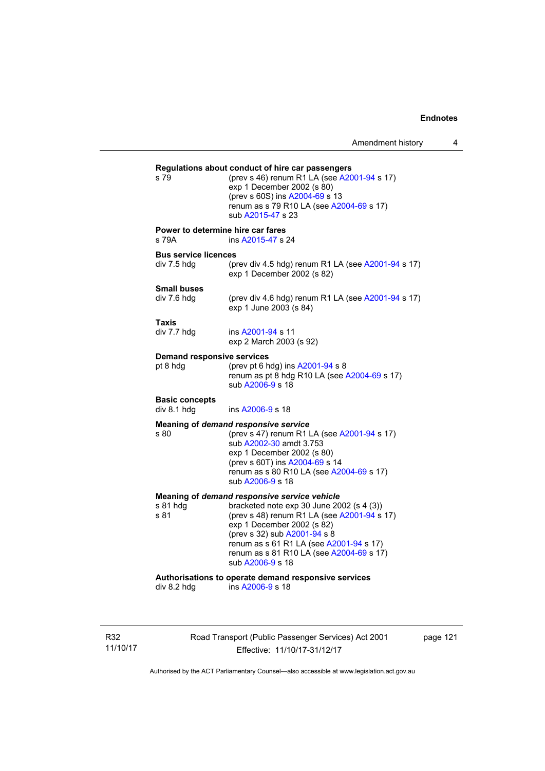**Regulations about conduct of hire car passengers**

s 79 — (prev s 46) renum R1 LA (see A2001-94 s 17)
exp 1 December 2002 (s 80)
(prev s 60S) ins A2004-69 s 13
renum as s 79 R10 LA (see A2004-69 s 17)
sub A2015-47 s 23

**Power to determine hire car fares**

s 79A — ins A2015-47 s 24

**Bus service licences**

div 7.5 hdg — (prev div 4.5 hdg) renum R1 LA (see A2001-94 s 17)
exp 1 December 2002 (s 82)

**Small buses**

div 7.6 hdg — (prev div 4.6 hdg) renum R1 LA (see A2001-94 s 17)
exp 1 June 2003 (s 84)

**Taxis**

div 7.7 hdg — ins A2001-94 s 11
exp 2 March 2003 (s 92)

**Demand responsive services**

pt 8 hdg — (prev pt 6 hdg) ins A2001-94 s 8
renum as pt 8 hdg R10 LA (see A2004-69 s 17)
sub A2006-9 s 18

**Basic concepts**

div 8.1 hdg — ins A2006-9 s 18

**Meaning of *demand responsive service***

s 80 — (prev s 47) renum R1 LA (see A2001-94 s 17)
sub A2002-30 amdt 3.753
exp 1 December 2002 (s 80)
(prev s 60T) ins A2004-69 s 14
renum as s 80 R10 LA (see A2004-69 s 17)
sub A2006-9 s 18

**Meaning of *demand responsive service vehicle***

s 81 hdg — bracketed note exp 30 June 2002 (s 4 (3))
s 81 — (prev s 48) renum R1 LA (see A2001-94 s 17)
exp 1 December 2002 (s 82)
(prev s 32) sub A2001-94 s 8
renum as s 61 R1 LA (see A2001-94 s 17)
renum as s 81 R10 LA (see A2004-69 s 17)
sub A2006-9 s 18

**Authorisations to operate demand responsive services**

div 8.2 hdg — ins A2006-9 s 18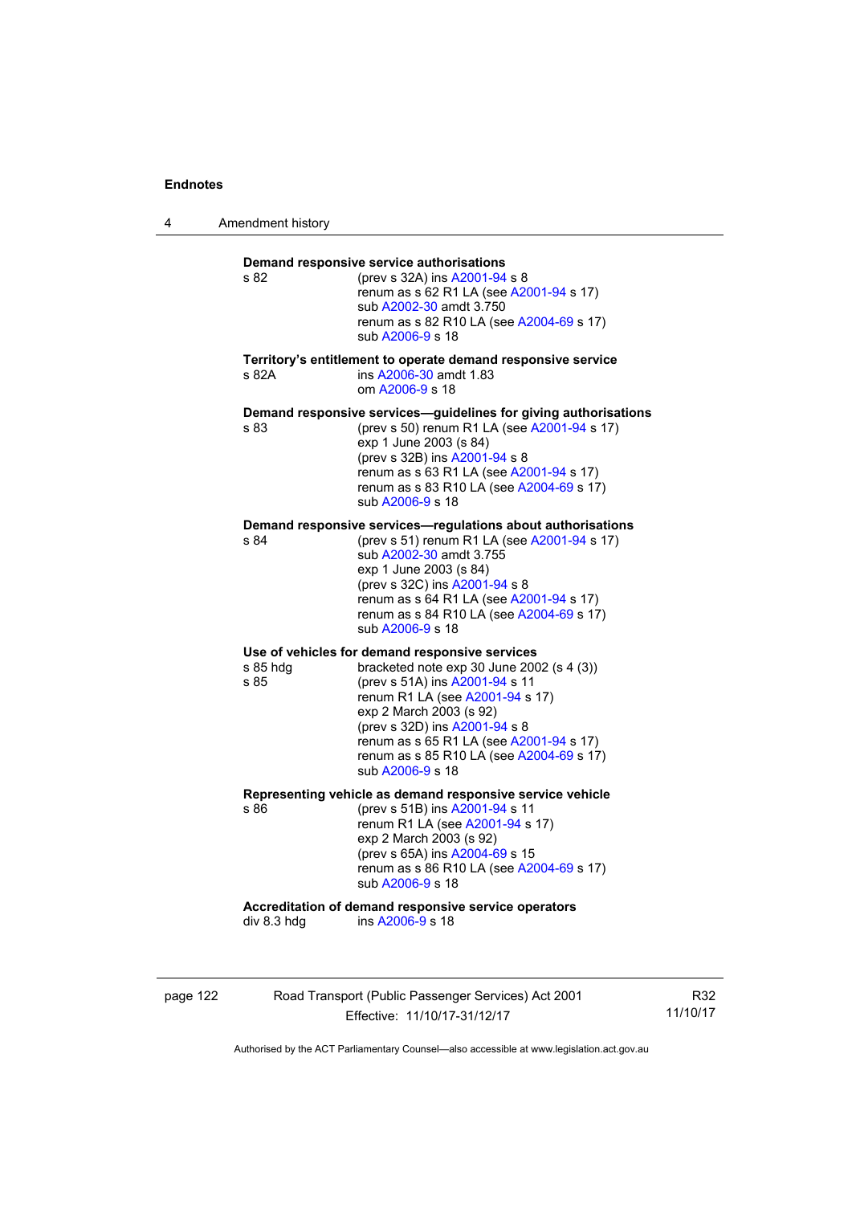**Demand responsive service authorisations**

s 82 (prev s 32A) ins A2001-94 s 8
renum as s 62 R1 LA (see A2001-94 s 17)
sub A2002-30 amdt 3.750
renum as s 82 R10 LA (see A2004-69 s 17)
sub A2006-9 s 18

**Territory's entitlement to operate demand responsive service**

s 82A ins A2006-30 amdt 1.83
om A2006-9 s 18

**Demand responsive services—guidelines for giving authorisations**

s 83 (prev s 50) renum R1 LA (see A2001-94 s 17)
exp 1 June 2003 (s 84)
(prev s 32B) ins A2001-94 s 8
renum as s 63 R1 LA (see A2001-94 s 17)
renum as s 83 R10 LA (see A2004-69 s 17)
sub A2006-9 s 18

**Demand responsive services—regulations about authorisations**

s 84 (prev s 51) renum R1 LA (see A2001-94 s 17)
sub A2002-30 amdt 3.755
exp 1 June 2003 (s 84)
(prev s 32C) ins A2001-94 s 8
renum as s 64 R1 LA (see A2001-94 s 17)
renum as s 84 R10 LA (see A2004-69 s 17)
sub A2006-9 s 18

**Use of vehicles for demand responsive services**

s 85 hdg bracketed note exp 30 June 2002 (s 4 (3))
s 85 (prev s 51A) ins A2001-94 s 11
renum R1 LA (see A2001-94 s 17)
exp 2 March 2003 (s 92)
(prev s 32D) ins A2001-94 s 8
renum as s 65 R1 LA (see A2001-94 s 17)
renum as s 85 R10 LA (see A2004-69 s 17)
sub A2006-9 s 18

**Representing vehicle as demand responsive service vehicle**

s 86 (prev s 51B) ins A2001-94 s 11
renum R1 LA (see A2001-94 s 17)
exp 2 March 2003 (s 92)
(prev s 65A) ins A2004-69 s 15
renum as s 86 R10 LA (see A2004-69 s 17)
sub A2006-9 s 18

**Accreditation of demand responsive service operators**

div 8.3 hdg ins A2006-9 s 18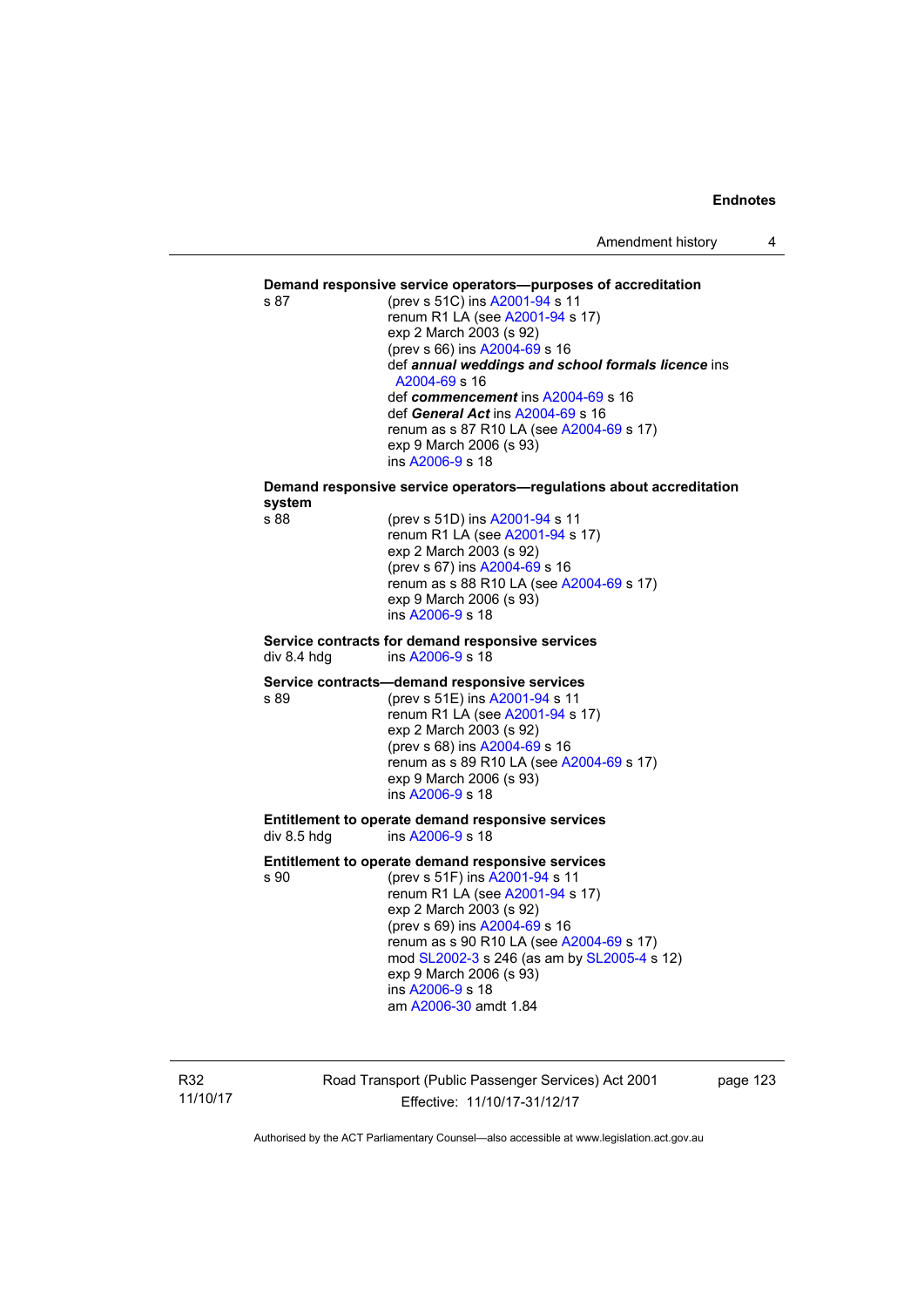**Demand responsive service operators—purposes of accreditation**

s 87 (prev s 51C) ins A2001-94 s 11
renum R1 LA (see A2001-94 s 17)
exp 2 March 2003 (s 92)
(prev s 66) ins A2004-69 s 16
def ***annual weddings and school formals licence*** ins A2004-69 s 16
def ***commencement*** ins A2004-69 s 16
def ***General Act*** ins A2004-69 s 16
renum as s 87 R10 LA (see A2004-69 s 17)
exp 9 March 2006 (s 93)
ins A2006-9 s 18

**Demand responsive service operators—regulations about accreditation system**

s 88 (prev s 51D) ins A2001-94 s 11
renum R1 LA (see A2001-94 s 17)
exp 2 March 2003 (s 92)
(prev s 67) ins A2004-69 s 16
renum as s 88 R10 LA (see A2004-69 s 17)
exp 9 March 2006 (s 93)
ins A2006-9 s 18

**Service contracts for demand responsive services**

div 8.4 hdg ins A2006-9 s 18

**Service contracts—demand responsive services**

s 89 (prev s 51E) ins A2001-94 s 11
renum R1 LA (see A2001-94 s 17)
exp 2 March 2003 (s 92)
(prev s 68) ins A2004-69 s 16
renum as s 89 R10 LA (see A2004-69 s 17)
exp 9 March 2006 (s 93)
ins A2006-9 s 18

**Entitlement to operate demand responsive services**

div 8.5 hdg ins A2006-9 s 18

**Entitlement to operate demand responsive services**

s 90 (prev s 51F) ins A2001-94 s 11
renum R1 LA (see A2001-94 s 17)
exp 2 March 2003 (s 92)
(prev s 69) ins A2004-69 s 16
renum as s 90 R10 LA (see A2004-69 s 17)
mod SL2002-3 s 246 (as am by SL2005-4 s 12)
exp 9 March 2006 (s 93)
ins A2006-9 s 18
am A2006-30 amdt 1.84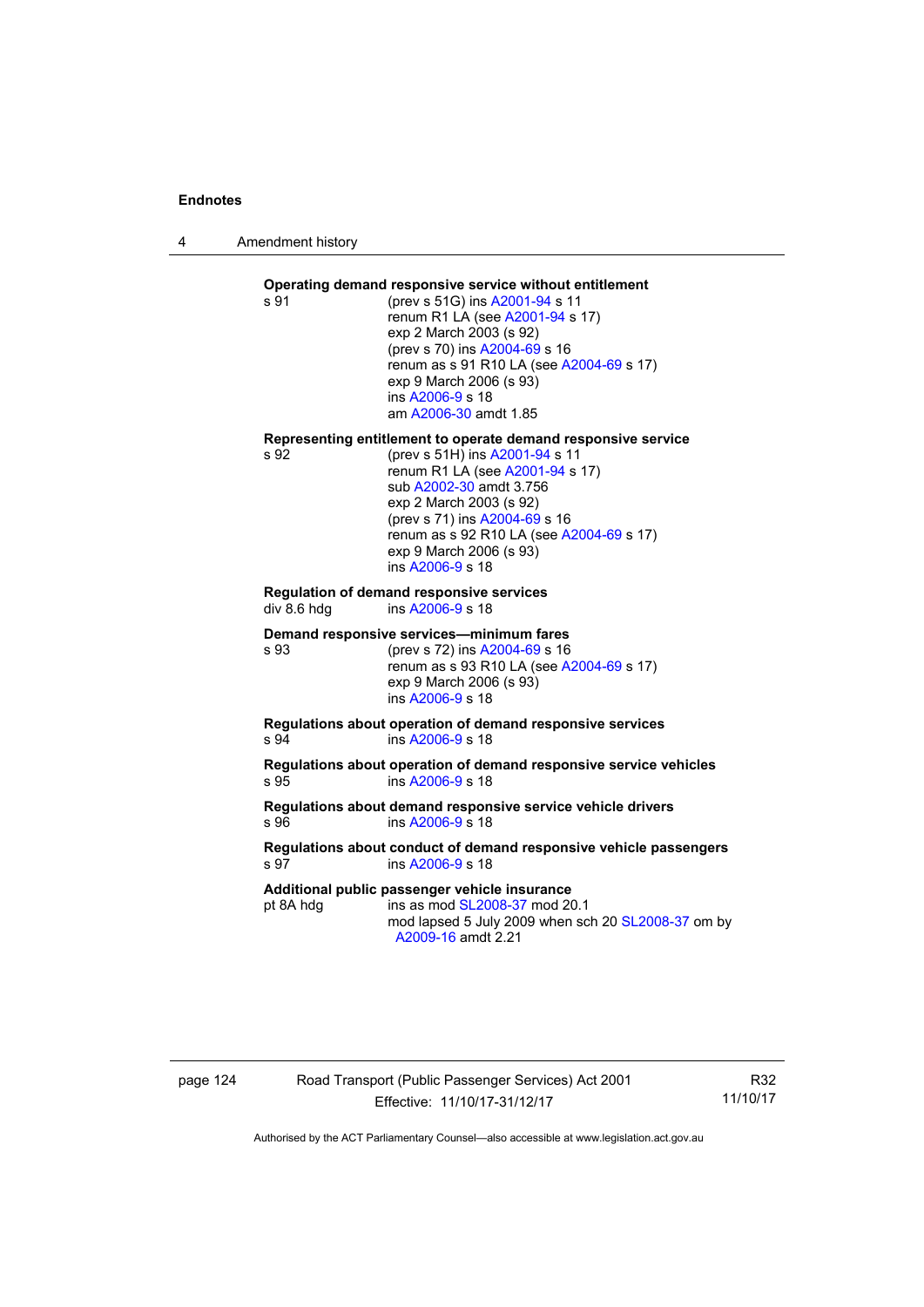**Operating demand responsive service without entitlement**

s 91 (prev s 51G) ins A2001-94 s 11
renum R1 LA (see A2001-94 s 17)
exp 2 March 2003 (s 92)
(prev s 70) ins A2004-69 s 16
renum as s 91 R10 LA (see A2004-69 s 17)
exp 9 March 2006 (s 93)
ins A2006-9 s 18
am A2006-30 amdt 1.85

**Representing entitlement to operate demand responsive service**

s 92 (prev s 51H) ins A2001-94 s 11
renum R1 LA (see A2001-94 s 17)
sub A2002-30 amdt 3.756
exp 2 March 2003 (s 92)
(prev s 71) ins A2004-69 s 16
renum as s 92 R10 LA (see A2004-69 s 17)
exp 9 March 2006 (s 93)
ins A2006-9 s 18

**Regulation of demand responsive services**

div 8.6 hdg ins A2006-9 s 18

**Demand responsive services—minimum fares**

s 93 (prev s 72) ins A2004-69 s 16
renum as s 93 R10 LA (see A2004-69 s 17)
exp 9 March 2006 (s 93)
ins A2006-9 s 18

**Regulations about operation of demand responsive services**

s 94 ins A2006-9 s 18

**Regulations about operation of demand responsive service vehicles**

s 95 ins A2006-9 s 18

**Regulations about demand responsive service vehicle drivers**

s 96 ins A2006-9 s 18

**Regulations about conduct of demand responsive vehicle passengers**

s 97 ins A2006-9 s 18

**Additional public passenger vehicle insurance**

pt 8A hdg ins as mod SL2008-37 mod 20.1
mod lapsed 5 July 2009 when sch 20 SL2008-37 om by A2009-16 amdt 2.21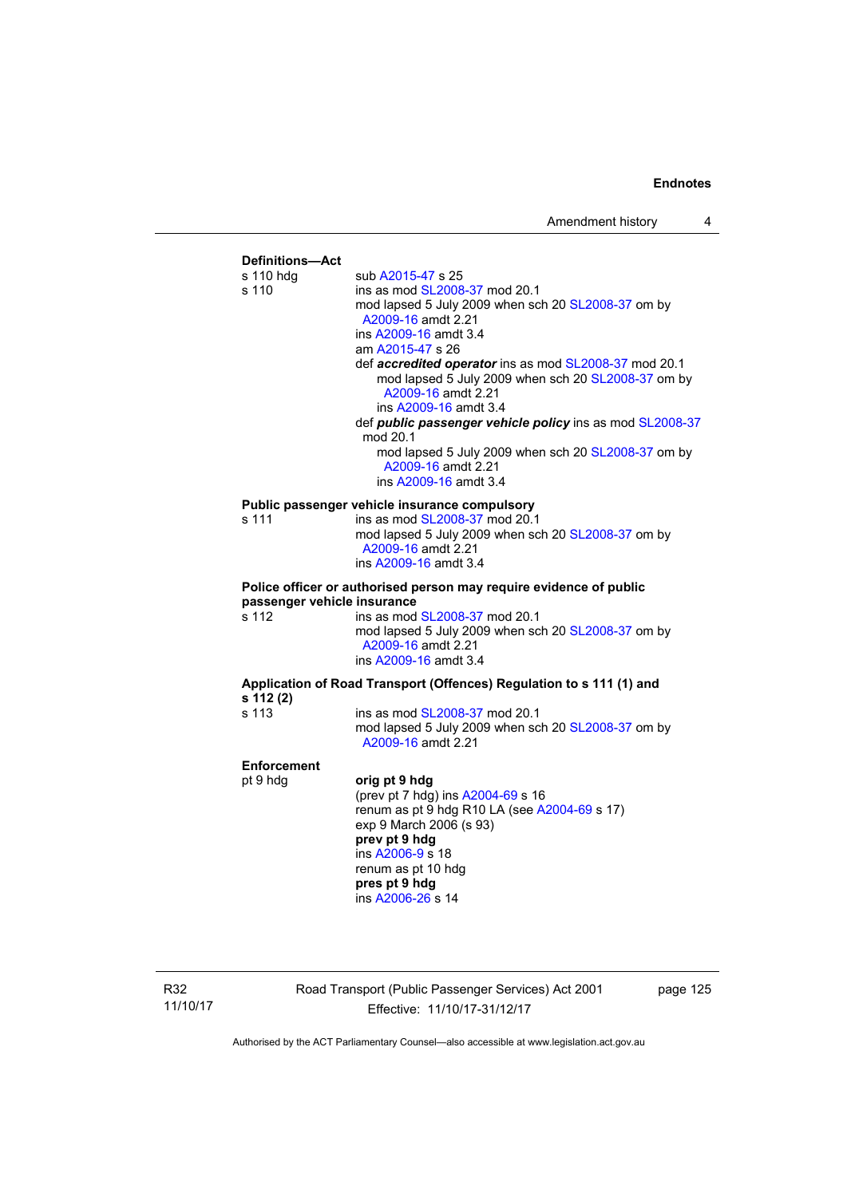**Definitions—Act**

s 110 hdg — sub A2015-47 s 25

s 110 — ins as mod SL2008-37 mod 20.1
mod lapsed 5 July 2009 when sch 20 SL2008-37 om by A2009-16 amdt 2.21
ins A2009-16 amdt 3.4
am A2015-47 s 26
def ***accredited operator*** ins as mod SL2008-37 mod 20.1
  mod lapsed 5 July 2009 when sch 20 SL2008-37 om by A2009-16 amdt 2.21
  ins A2009-16 amdt 3.4
def ***public passenger vehicle policy*** ins as mod SL2008-37 mod 20.1
  mod lapsed 5 July 2009 when sch 20 SL2008-37 om by A2009-16 amdt 2.21
  ins A2009-16 amdt 3.4

**Public passenger vehicle insurance compulsory**

s 111 — ins as mod SL2008-37 mod 20.1
mod lapsed 5 July 2009 when sch 20 SL2008-37 om by A2009-16 amdt 2.21
ins A2009-16 amdt 3.4

**Police officer or authorised person may require evidence of public passenger vehicle insurance**

s 112 — ins as mod SL2008-37 mod 20.1
mod lapsed 5 July 2009 when sch 20 SL2008-37 om by A2009-16 amdt 2.21
ins A2009-16 amdt 3.4

**Application of Road Transport (Offences) Regulation to s 111 (1) and s 112 (2)**

s 113 — ins as mod SL2008-37 mod 20.1
mod lapsed 5 July 2009 when sch 20 SL2008-37 om by A2009-16 amdt 2.21

**Enforcement**

pt 9 hdg — **orig pt 9 hdg**
(prev pt 7 hdg) ins A2004-69 s 16
renum as pt 9 hdg R10 LA (see A2004-69 s 17)
exp 9 March 2006 (s 93)
**prev pt 9 hdg**
ins A2006-9 s 18
renum as pt 10 hdg
**pres pt 9 hdg**
ins A2006-26 s 14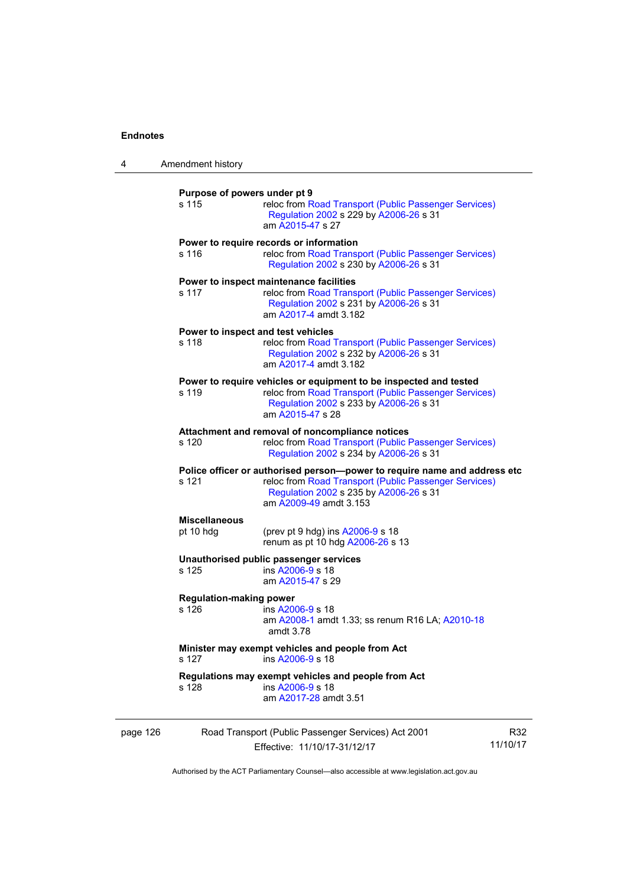**Purpose of powers under pt 9**

s 115 — reloc from Road Transport (Public Passenger Services) Regulation 2002 s 229 by A2006-26 s 31
am A2015-47 s 27

**Power to require records or information**

s 116 — reloc from Road Transport (Public Passenger Services) Regulation 2002 s 230 by A2006-26 s 31

**Power to inspect maintenance facilities**

s 117 — reloc from Road Transport (Public Passenger Services) Regulation 2002 s 231 by A2006-26 s 31
am A2017-4 amdt 3.182

**Power to inspect and test vehicles**

s 118 — reloc from Road Transport (Public Passenger Services) Regulation 2002 s 232 by A2006-26 s 31
am A2017-4 amdt 3.182

**Power to require vehicles or equipment to be inspected and tested**

s 119 — reloc from Road Transport (Public Passenger Services) Regulation 2002 s 233 by A2006-26 s 31
am A2015-47 s 28

**Attachment and removal of noncompliance notices**

s 120 — reloc from Road Transport (Public Passenger Services) Regulation 2002 s 234 by A2006-26 s 31

**Police officer or authorised person—power to require name and address etc**

s 121 — reloc from Road Transport (Public Passenger Services) Regulation 2002 s 235 by A2006-26 s 31
am A2009-49 amdt 3.153

**Miscellaneous**

pt 10 hdg — (prev pt 9 hdg) ins A2006-9 s 18
renum as pt 10 hdg A2006-26 s 13

**Unauthorised public passenger services**

s 125 — ins A2006-9 s 18
am A2015-47 s 29

**Regulation-making power**

s 126 — ins A2006-9 s 18
am A2008-1 amdt 1.33; ss renum R16 LA; A2010-18 amdt 3.78

**Minister may exempt vehicles and people from Act**

s 127 — ins A2006-9 s 18

**Regulations may exempt vehicles and people from Act**

s 128 — ins A2006-9 s 18
am A2017-28 amdt 3.51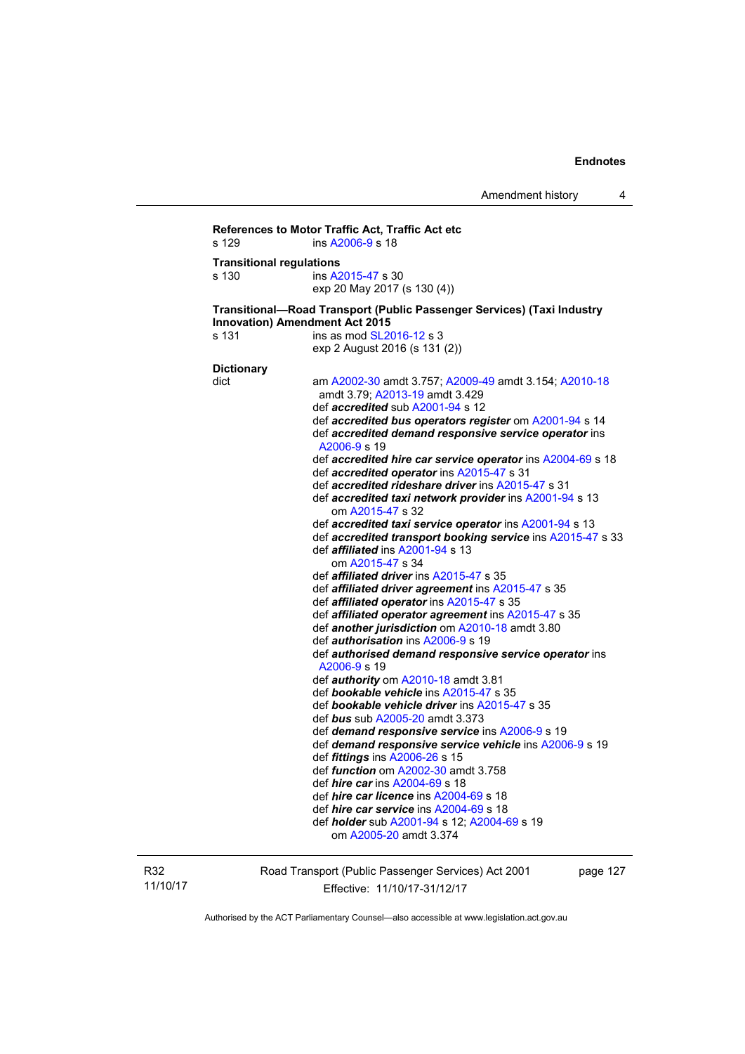**References to Motor Traffic Act, Traffic Act etc**
s 129 ins A2006-9 s 18

**Transitional regulations**
s 130 ins A2015-47 s 30
exp 20 May 2017 (s 130 (4))

**Transitional—Road Transport (Public Passenger Services) (Taxi Industry Innovation) Amendment Act 2015**
s 131 ins as mod SL2016-12 s 3
exp 2 August 2016 (s 131 (2))

**Dictionary**
dict am A2002-30 amdt 3.757; A2009-49 amdt 3.154; A2010-18 amdt 3.79; A2013-19 amdt 3.429
def ***accredited*** sub A2001-94 s 12
def ***accredited bus operators register*** om A2001-94 s 14
def ***accredited demand responsive service operator*** ins A2006-9 s 19
def ***accredited hire car service operator*** ins A2004-69 s 18
def ***accredited operator*** ins A2015-47 s 31
def ***accredited rideshare driver*** ins A2015-47 s 31
def ***accredited taxi network provider*** ins A2001-94 s 13
om A2015-47 s 32
def ***accredited taxi service operator*** ins A2001-94 s 13
def ***accredited transport booking service*** ins A2015-47 s 33
def ***affiliated*** ins A2001-94 s 13
om A2015-47 s 34
def ***affiliated driver*** ins A2015-47 s 35
def ***affiliated driver agreement*** ins A2015-47 s 35
def ***affiliated operator*** ins A2015-47 s 35
def ***affiliated operator agreement*** ins A2015-47 s 35
def ***another jurisdiction*** om A2010-18 amdt 3.80
def ***authorisation*** ins A2006-9 s 19
def ***authorised demand responsive service operator*** ins A2006-9 s 19
def ***authority*** om A2010-18 amdt 3.81
def ***bookable vehicle*** ins A2015-47 s 35
def ***bookable vehicle driver*** ins A2015-47 s 35
def ***bus*** sub A2005-20 amdt 3.373
def ***demand responsive service*** ins A2006-9 s 19
def ***demand responsive service vehicle*** ins A2006-9 s 19
def ***fittings*** ins A2006-26 s 15
def ***function*** om A2002-30 amdt 3.758
def ***hire car*** ins A2004-69 s 18
def ***hire car licence*** ins A2004-69 s 18
def ***hire car service*** ins A2004-69 s 18
def ***holder*** sub A2001-94 s 12; A2004-69 s 19
om A2005-20 amdt 3.374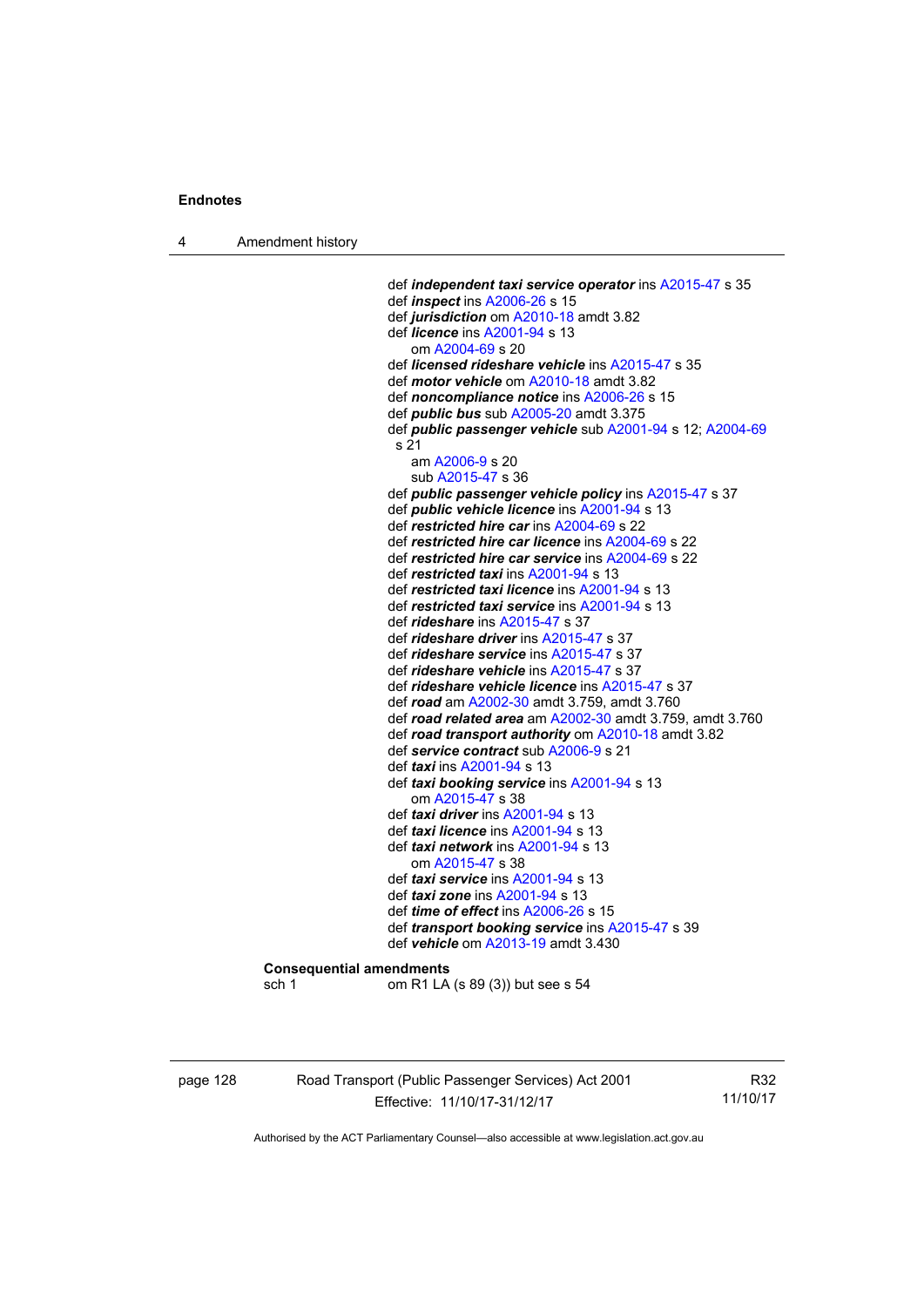def ***independent taxi service operator*** ins A2015-47 s 35
def ***inspect*** ins A2006-26 s 15
def ***jurisdiction*** om A2010-18 amdt 3.82
def ***licence*** ins A2001-94 s 13
om A2004-69 s 20
def ***licensed rideshare vehicle*** ins A2015-47 s 35
def ***motor vehicle*** om A2010-18 amdt 3.82
def ***noncompliance notice*** ins A2006-26 s 15
def ***public bus*** sub A2005-20 amdt 3.375
def ***public passenger vehicle*** sub A2001-94 s 12; A2004-69 s 21
am A2006-9 s 20
sub A2015-47 s 36
def ***public passenger vehicle policy*** ins A2015-47 s 37
def ***public vehicle licence*** ins A2001-94 s 13
def ***restricted hire car*** ins A2004-69 s 22
def ***restricted hire car licence*** ins A2004-69 s 22
def ***restricted hire car service*** ins A2004-69 s 22
def ***restricted taxi*** ins A2001-94 s 13
def ***restricted taxi licence*** ins A2001-94 s 13
def ***restricted taxi service*** ins A2001-94 s 13
def ***rideshare*** ins A2015-47 s 37
def ***rideshare driver*** ins A2015-47 s 37
def ***rideshare service*** ins A2015-47 s 37
def ***rideshare vehicle*** ins A2015-47 s 37
def ***rideshare vehicle licence*** ins A2015-47 s 37
def ***road*** am A2002-30 amdt 3.759, amdt 3.760
def ***road related area*** am A2002-30 amdt 3.759, amdt 3.760
def ***road transport authority*** om A2010-18 amdt 3.82
def ***service contract*** sub A2006-9 s 21
def ***taxi*** ins A2001-94 s 13
def ***taxi booking service*** ins A2001-94 s 13
om A2015-47 s 38
def ***taxi driver*** ins A2001-94 s 13
def ***taxi licence*** ins A2001-94 s 13
def ***taxi network*** ins A2001-94 s 13
om A2015-47 s 38
def ***taxi service*** ins A2001-94 s 13
def ***taxi zone*** ins A2001-94 s 13
def ***time of effect*** ins A2006-26 s 15
def ***transport booking service*** ins A2015-47 s 39
def ***vehicle*** om A2013-19 amdt 3.430

**Consequential amendments**
sch 1 om R1 LA (s 89 (3)) but see s 54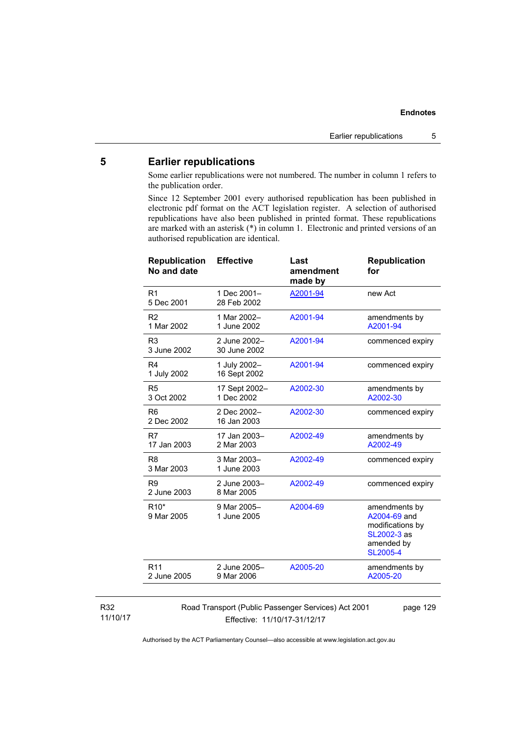## 5 Earlier republications

Some earlier republications were not numbered. The number in column 1 refers to the publication order.

Since 12 September 2001 every authorised republication has been published in electronic pdf format on the ACT legislation register. A selection of authorised republications have also been published in printed format. These republications are marked with an asterisk (*) in column 1. Electronic and printed versions of an authorised republication are identical.

| Republication No and date | Effective | Last amendment made by | Republication for |
|---|---|---|---|
| R1 5 Dec 2001 | 1 Dec 2001–28 Feb 2002 | A2001-94 | new Act |
| R2 1 Mar 2002 | 1 Mar 2002–1 June 2002 | A2001-94 | amendments by A2001-94 |
| R3 3 June 2002 | 2 June 2002–30 June 2002 | A2001-94 | commenced expiry |
| R4 1 July 2002 | 1 July 2002–16 Sept 2002 | A2001-94 | commenced expiry |
| R5 3 Oct 2002 | 17 Sept 2002–1 Dec 2002 | A2002-30 | amendments by A2002-30 |
| R6 2 Dec 2002 | 2 Dec 2002–16 Jan 2003 | A2002-30 | commenced expiry |
| R7 17 Jan 2003 | 17 Jan 2003–2 Mar 2003 | A2002-49 | amendments by A2002-49 |
| R8 3 Mar 2003 | 3 Mar 2003–1 June 2003 | A2002-49 | commenced expiry |
| R9 2 June 2003 | 2 June 2003–8 Mar 2005 | A2002-49 | commenced expiry |
| R10* 9 Mar 2005 | 9 Mar 2005–1 June 2005 | A2004-69 | amendments by A2004-69 and modifications by SL2002-3 as amended by SL2005-4 |
| R11 2 June 2005 | 2 June 2005–9 Mar 2006 | A2005-20 | amendments by A2005-20 |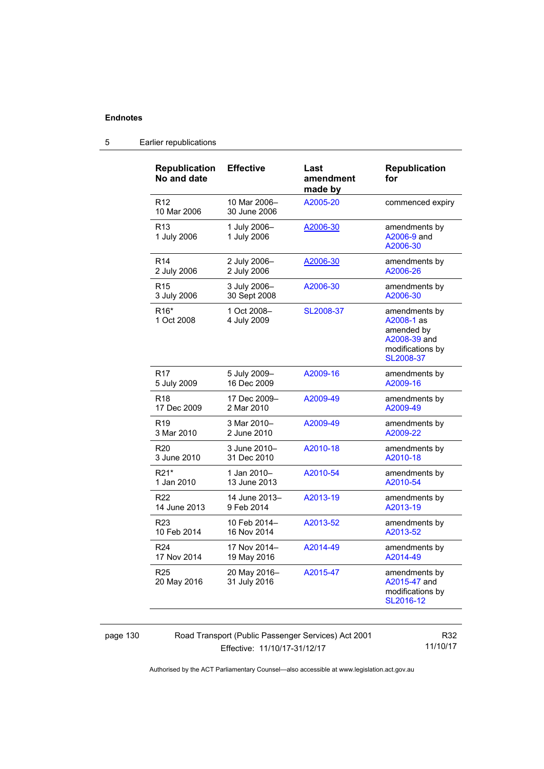## Endnotes

### 5 Earlier republications

| Republication No and date | Effective | Last amendment made by | Republication for |
|---|---|---|---|
| R12<br>10 Mar 2006 | 10 Mar 2006–<br>30 June 2006 | A2005-20 | commenced expiry |
| R13<br>1 July 2006 | 1 July 2006–<br>1 July 2006 | A2006-30 | amendments by A2006-9 and A2006-30 |
| R14<br>2 July 2006 | 2 July 2006–<br>2 July 2006 | A2006-30 | amendments by A2006-26 |
| R15<br>3 July 2006 | 3 July 2006–<br>30 Sept 2008 | A2006-30 | amendments by A2006-30 |
| R16*<br>1 Oct 2008 | 1 Oct 2008–<br>4 July 2009 | SL2008-37 | amendments by A2008-1 as amended by A2008-39 and modifications by SL2008-37 |
| R17<br>5 July 2009 | 5 July 2009–<br>16 Dec 2009 | A2009-16 | amendments by A2009-16 |
| R18<br>17 Dec 2009 | 17 Dec 2009–<br>2 Mar 2010 | A2009-49 | amendments by A2009-49 |
| R19<br>3 Mar 2010 | 3 Mar 2010–<br>2 June 2010 | A2009-49 | amendments by A2009-22 |
| R20<br>3 June 2010 | 3 June 2010–<br>31 Dec 2010 | A2010-18 | amendments by A2010-18 |
| R21*<br>1 Jan 2010 | 1 Jan 2010–<br>13 June 2013 | A2010-54 | amendments by A2010-54 |
| R22<br>14 June 2013 | 14 June 2013–<br>9 Feb 2014 | A2013-19 | amendments by A2013-19 |
| R23<br>10 Feb 2014 | 10 Feb 2014–<br>16 Nov 2014 | A2013-52 | amendments by A2013-52 |
| R24<br>17 Nov 2014 | 17 Nov 2014–<br>19 May 2016 | A2014-49 | amendments by A2014-49 |
| R25<br>20 May 2016 | 20 May 2016–<br>31 July 2016 | A2015-47 | amendments by A2015-47 and modifications by SL2016-12 |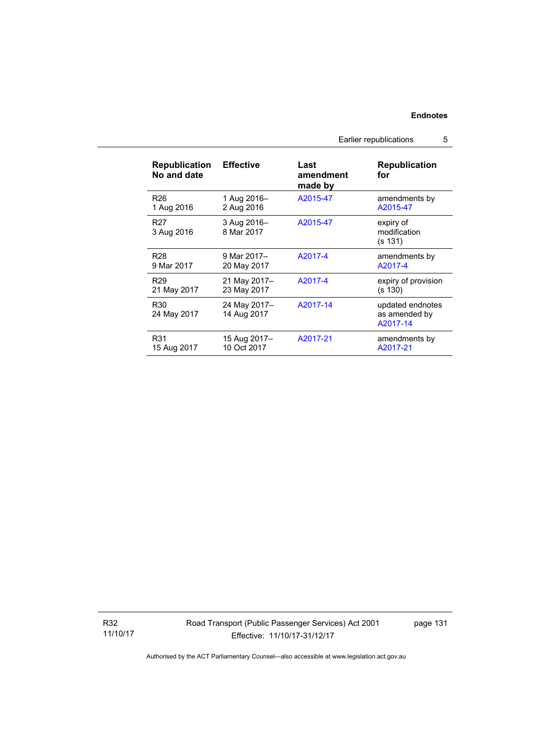| Republication No and date | Effective | Last amendment made by | Republication for |
|---|---|---|---|
| R26<br>1 Aug 2016 | 1 Aug 2016–<br>2 Aug 2016 | A2015-47 | amendments by A2015-47 |
| R27<br>3 Aug 2016 | 3 Aug 2016–<br>8 Mar 2017 | A2015-47 | expiry of modification (s 131) |
| R28<br>9 Mar 2017 | 9 Mar 2017–<br>20 May 2017 | A2017-4 | amendments by A2017-4 |
| R29<br>21 May 2017 | 21 May 2017–<br>23 May 2017 | A2017-4 | expiry of provision (s 130) |
| R30<br>24 May 2017 | 24 May 2017–<br>14 Aug 2017 | A2017-14 | updated endnotes as amended by A2017-14 |
| R31<br>15 Aug 2017 | 15 Aug 2017–<br>10 Oct 2017 | A2017-21 | amendments by A2017-21 |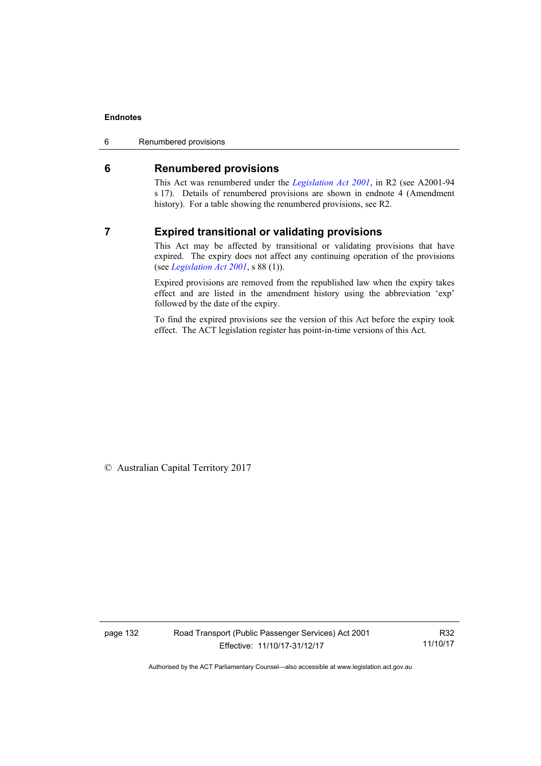## 6 Renumbered provisions

This Act was renumbered under the *Legislation Act 2001*, in R2 (see A2001-94 s 17). Details of renumbered provisions are shown in endnote 4 (Amendment history). For a table showing the renumbered provisions, see R2.

## 7 Expired transitional or validating provisions

This Act may be affected by transitional or validating provisions that have expired. The expiry does not affect any continuing operation of the provisions (see *Legislation Act 2001*, s 88 (1)).

Expired provisions are removed from the republished law when the expiry takes effect and are listed in the amendment history using the abbreviation 'exp' followed by the date of the expiry.

To find the expired provisions see the version of this Act before the expiry took effect. The ACT legislation register has point-in-time versions of this Act.

© Australian Capital Territory 2017